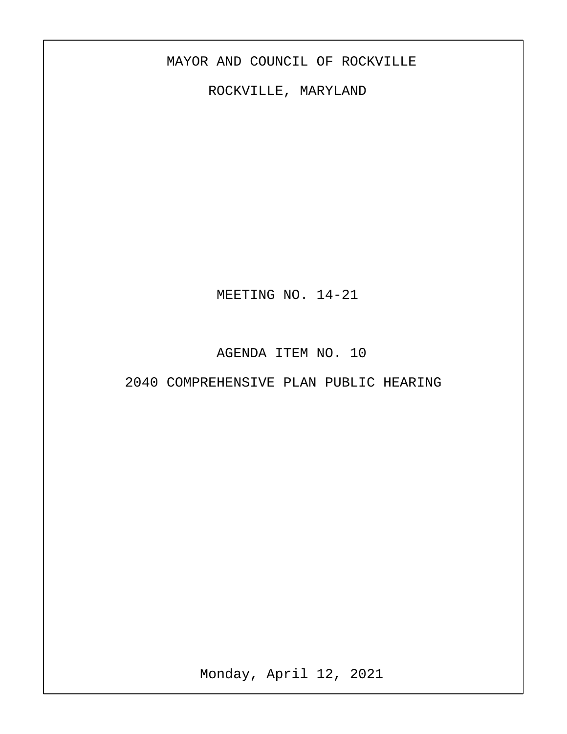MAYOR AND COUNCIL OF ROCKVILLE

ROCKVILLE, MARYLAND

MEETING NO. 14-21

AGENDA ITEM NO. 10

2040 COMPREHENSIVE PLAN PUBLIC HEARING

Monday, April 12, 2021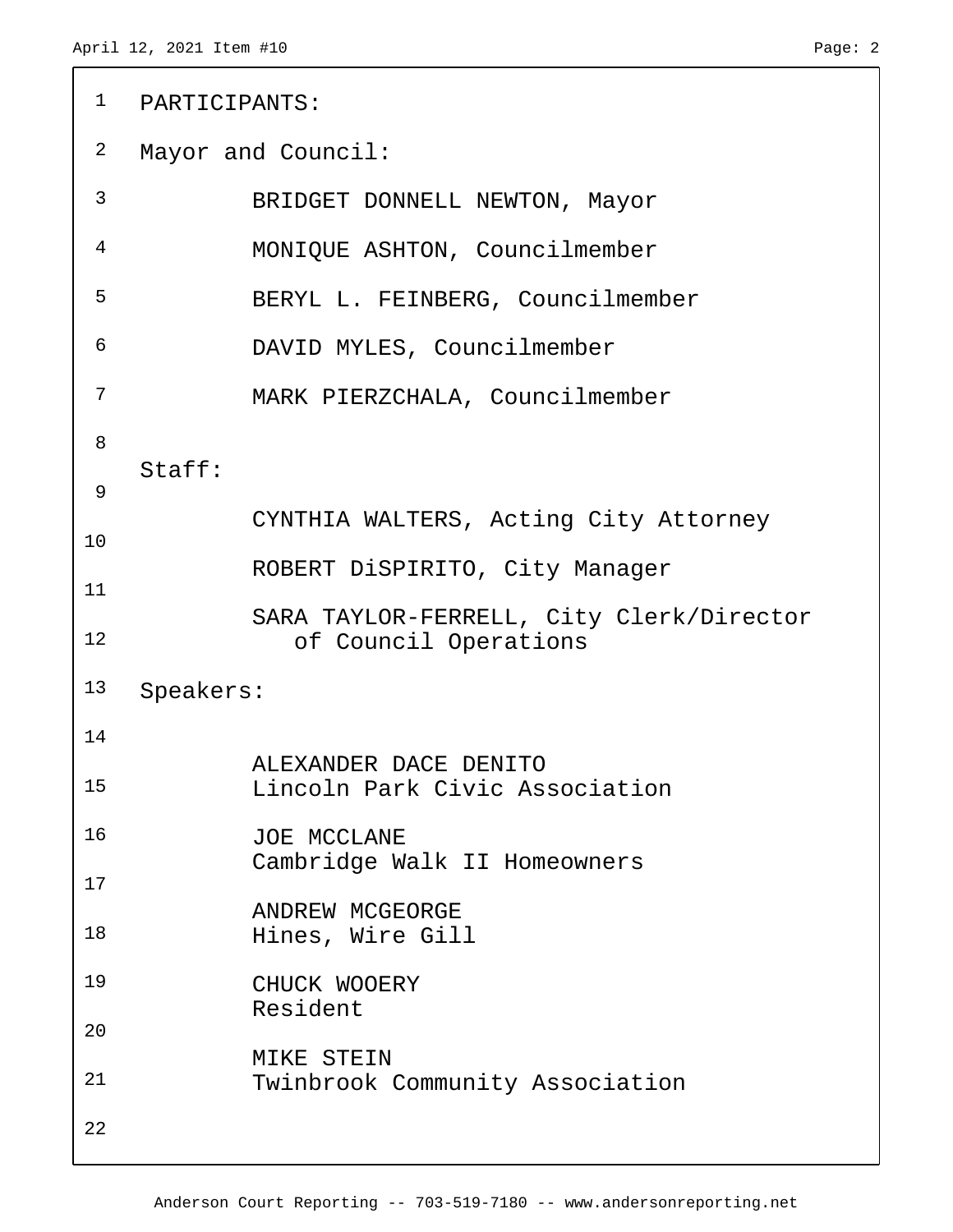PARTICIPANTS:

Mayor and Council:

BRIDGET DONNELL NEWTON, Mayor

MONIQUE ASHTON, Councilmember

BERYL L. FEINBERG, Councilmember

DAVID MYLES, Councilmember

MARK PIERZCHALA, Councilmember

Staff:

CYNTHIA WALTERS, Acting City Attorney

ROBERT DiSPIRITO, City Manager

SARA TAYLOR-FERRELL, City Clerk/Director of Council Operations

Speakers:

ALEXANDER DACE DENITO
Lincoln Park Civic Association

JOE MCCLANE
Cambridge Walk II Homeowners

ANDREW MCGEORGE
Hines, Wire Gill

CHUCK WOOERY
Resident

MIKE STEIN
Twinbrook Community Association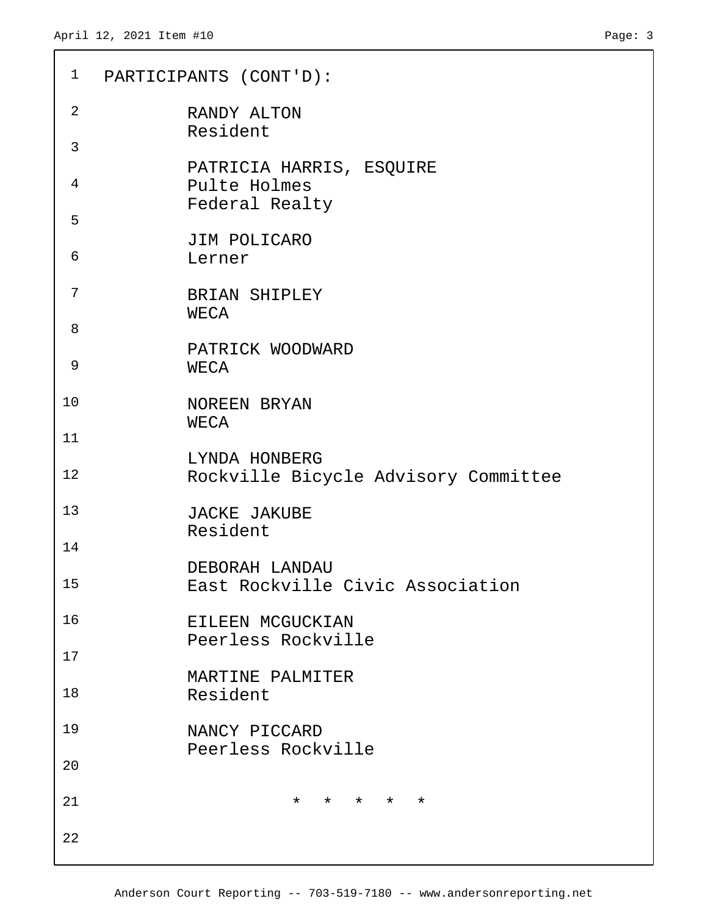PARTICIPANTS (CONT'D):

RANDY ALTON
Resident

PATRICIA HARRIS, ESQUIRE
Pulte Holmes
Federal Realty

JIM POLICARO
Lerner

BRIAN SHIPLEY
WECA

PATRICK WOODWARD
WECA

NOREEN BRYAN
WECA

LYNDA HONBERG
Rockville Bicycle Advisory Committee

JACKE JAKUBE
Resident

DEBORAH LANDAU
East Rockville Civic Association

EILEEN MCGUCKIAN
Peerless Rockville

MARTINE PALMITER
Resident

NANCY PICCARD
Peerless Rockville

\* \* \* \* \*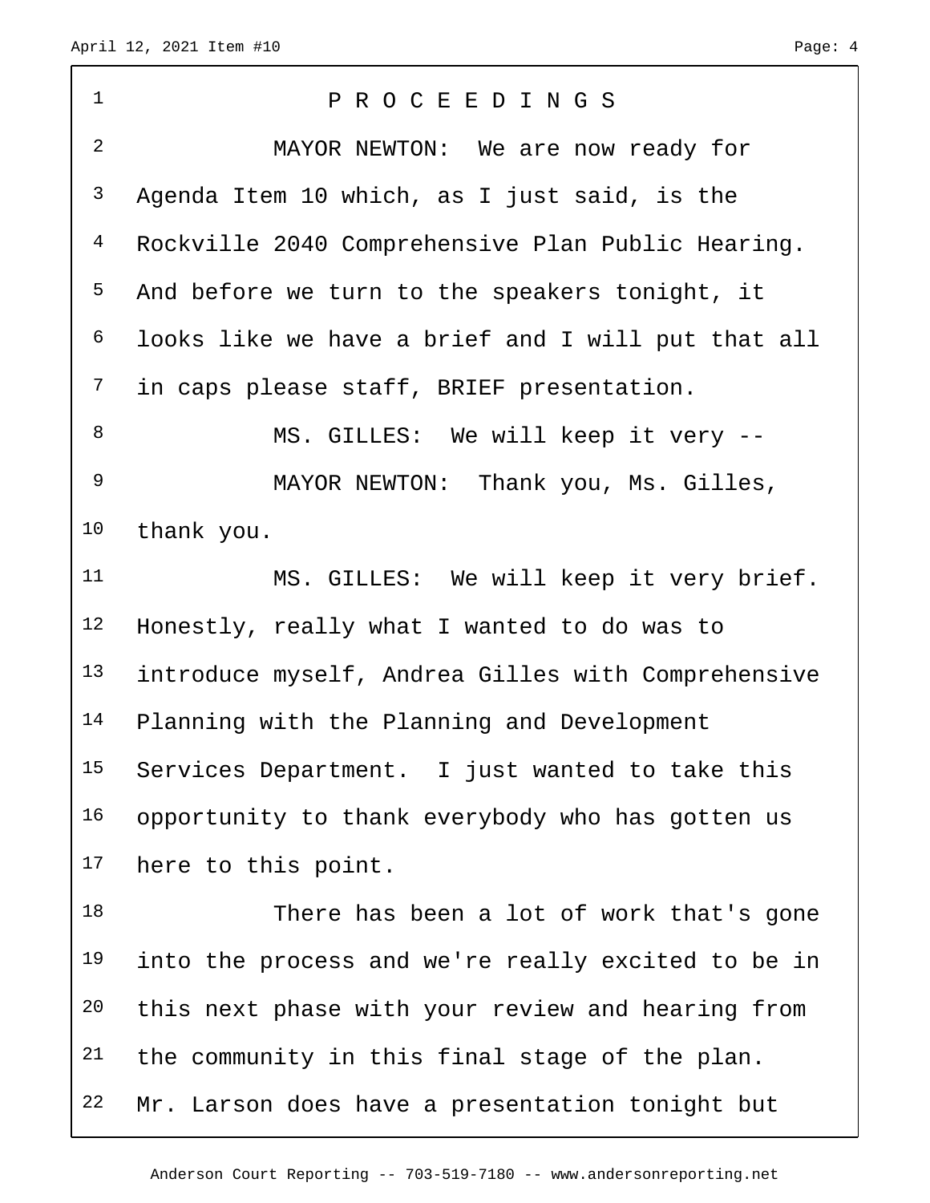# P R O C E E D I N G S

MAYOR NEWTON: We are now ready for Agenda Item 10 which, as I just said, is the Rockville 2040 Comprehensive Plan Public Hearing. And before we turn to the speakers tonight, it looks like we have a brief and I will put that all in caps please staff, BRIEF presentation.

MS. GILLES: We will keep it very --

MAYOR NEWTON: Thank you, Ms. Gilles, thank you.

MS. GILLES: We will keep it very brief. Honestly, really what I wanted to do was to introduce myself, Andrea Gilles with Comprehensive Planning with the Planning and Development Services Department. I just wanted to take this opportunity to thank everybody who has gotten us here to this point.

There has been a lot of work that's gone into the process and we're really excited to be in this next phase with your review and hearing from the community in this final stage of the plan. Mr. Larson does have a presentation tonight but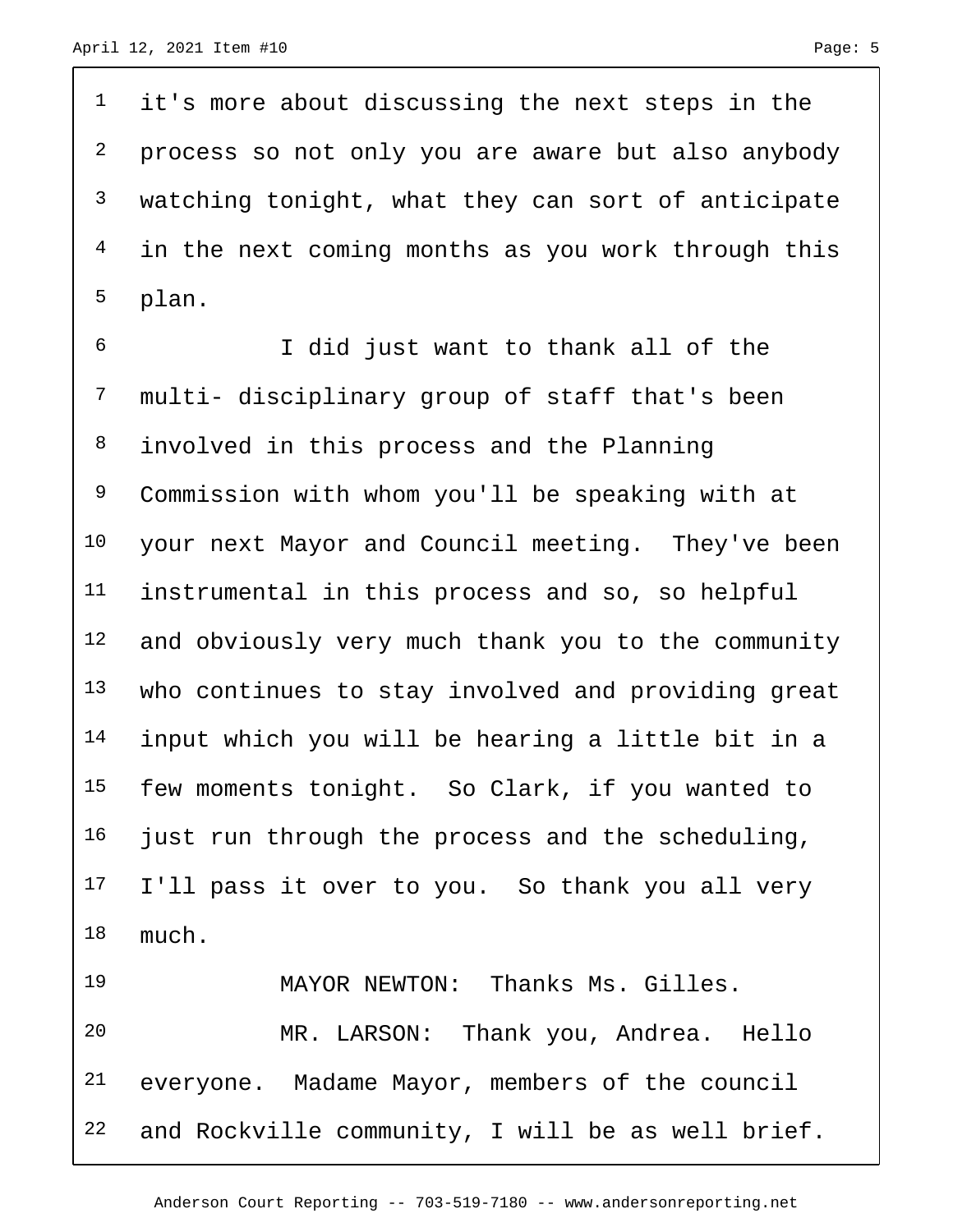it's more about discussing the next steps in the process so not only you are aware but also anybody watching tonight, what they can sort of anticipate in the next coming months as you work through this plan.

I did just want to thank all of the multi- disciplinary group of staff that's been involved in this process and the Planning Commission with whom you'll be speaking with at your next Mayor and Council meeting. They've been instrumental in this process and so, so helpful and obviously very much thank you to the community who continues to stay involved and providing great input which you will be hearing a little bit in a few moments tonight. So Clark, if you wanted to just run through the process and the scheduling, I'll pass it over to you. So thank you all very much.

MAYOR NEWTON: Thanks Ms. Gilles.

MR. LARSON: Thank you, Andrea. Hello everyone. Madame Mayor, members of the council and Rockville community, I will be as well brief.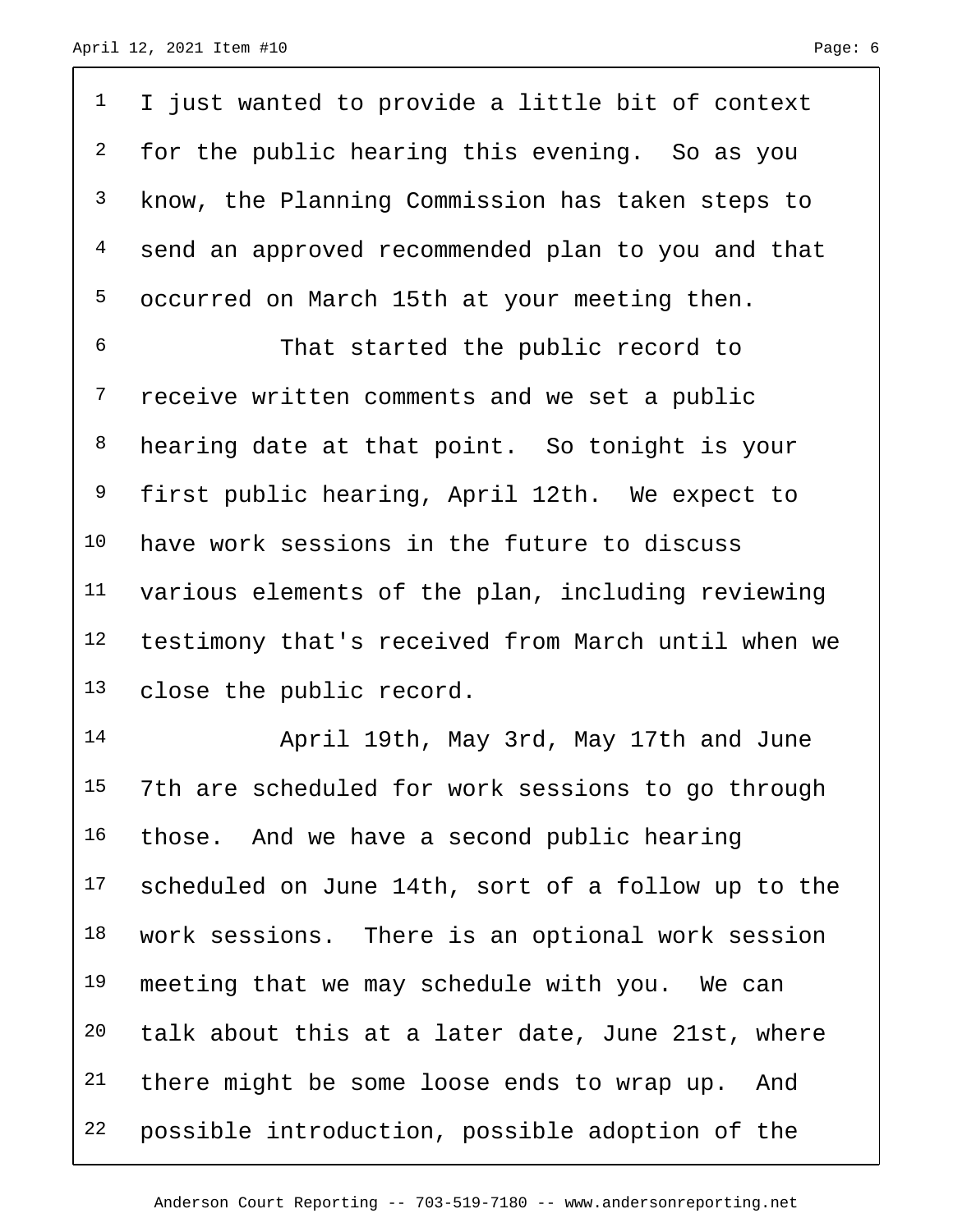I just wanted to provide a little bit of context for the public hearing this evening. So as you know, the Planning Commission has taken steps to send an approved recommended plan to you and that occurred on March 15th at your meeting then.

That started the public record to receive written comments and we set a public hearing date at that point. So tonight is your first public hearing, April 12th. We expect to have work sessions in the future to discuss various elements of the plan, including reviewing testimony that's received from March until when we close the public record.

April 19th, May 3rd, May 17th and June 7th are scheduled for work sessions to go through those. And we have a second public hearing scheduled on June 14th, sort of a follow up to the work sessions. There is an optional work session meeting that we may schedule with you. We can talk about this at a later date, June 21st, where there might be some loose ends to wrap up. And possible introduction, possible adoption of the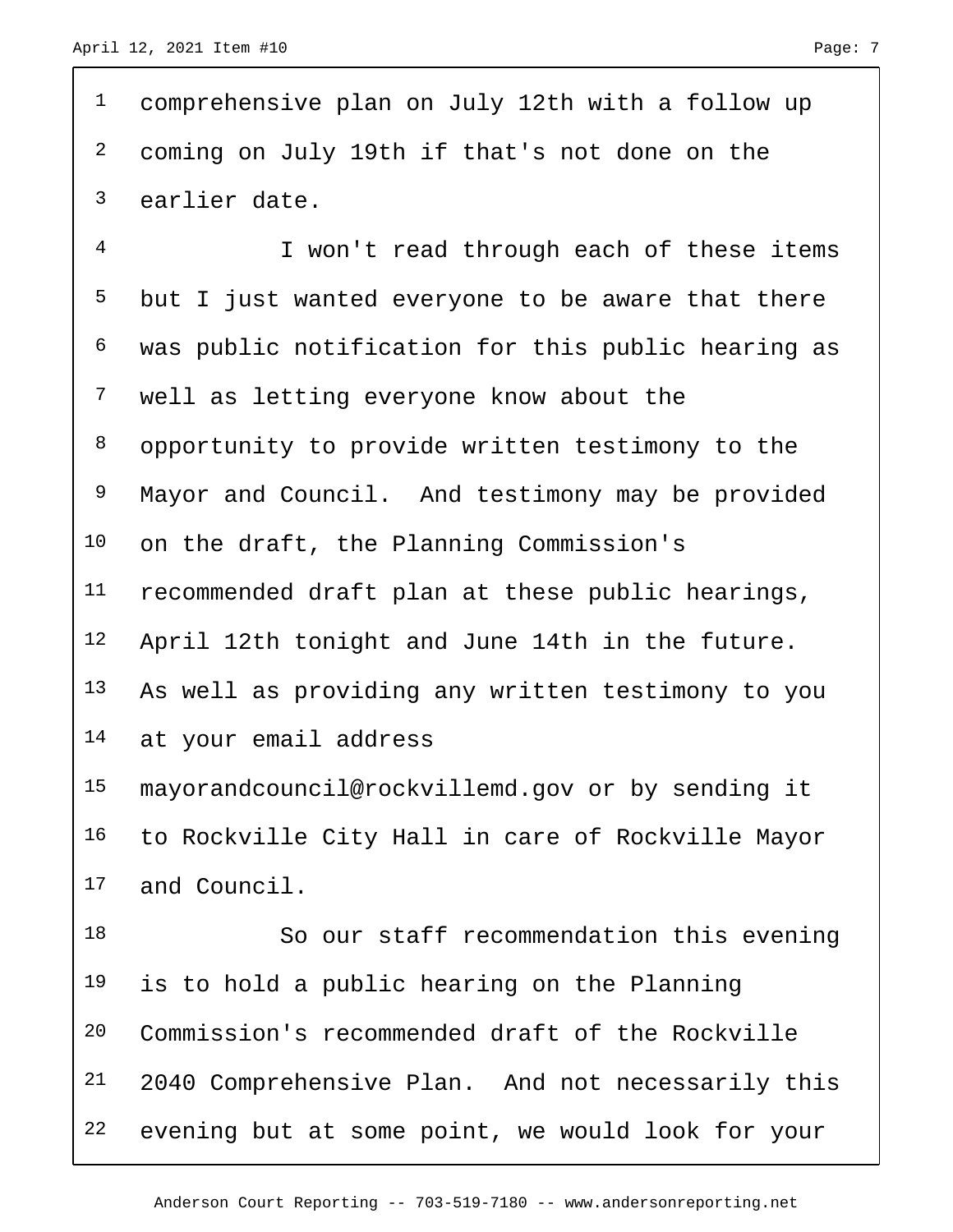comprehensive plan on July 12th with a follow up coming on July 19th if that's not done on the earlier date.

I won't read through each of these items but I just wanted everyone to be aware that there was public notification for this public hearing as well as letting everyone know about the opportunity to provide written testimony to the Mayor and Council. And testimony may be provided on the draft, the Planning Commission's recommended draft plan at these public hearings, April 12th tonight and June 14th in the future. As well as providing any written testimony to you at your email address mayorandcouncil@rockvillemd.gov or by sending it to Rockville City Hall in care of Rockville Mayor and Council.

So our staff recommendation this evening is to hold a public hearing on the Planning Commission's recommended draft of the Rockville 2040 Comprehensive Plan. And not necessarily this evening but at some point, we would look for your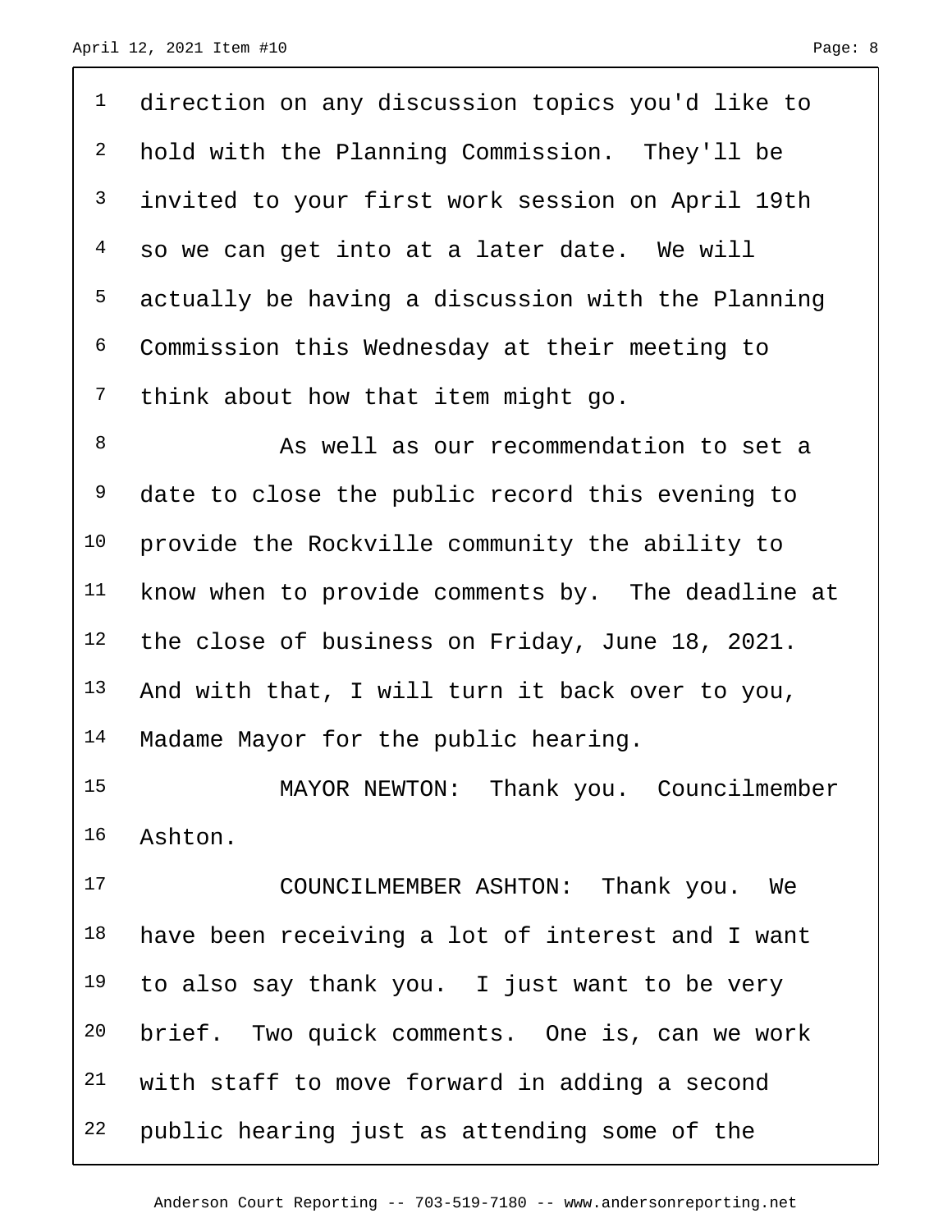direction on any discussion topics you'd like to hold with the Planning Commission. They'll be invited to your first work session on April 19th so we can get into at a later date. We will actually be having a discussion with the Planning Commission this Wednesday at their meeting to think about how that item might go.

As well as our recommendation to set a date to close the public record this evening to provide the Rockville community the ability to know when to provide comments by. The deadline at the close of business on Friday, June 18, 2021. And with that, I will turn it back over to you, Madame Mayor for the public hearing.

MAYOR NEWTON: Thank you. Councilmember Ashton.

COUNCILMEMBER ASHTON: Thank you. We have been receiving a lot of interest and I want to also say thank you. I just want to be very brief. Two quick comments. One is, can we work with staff to move forward in adding a second public hearing just as attending some of the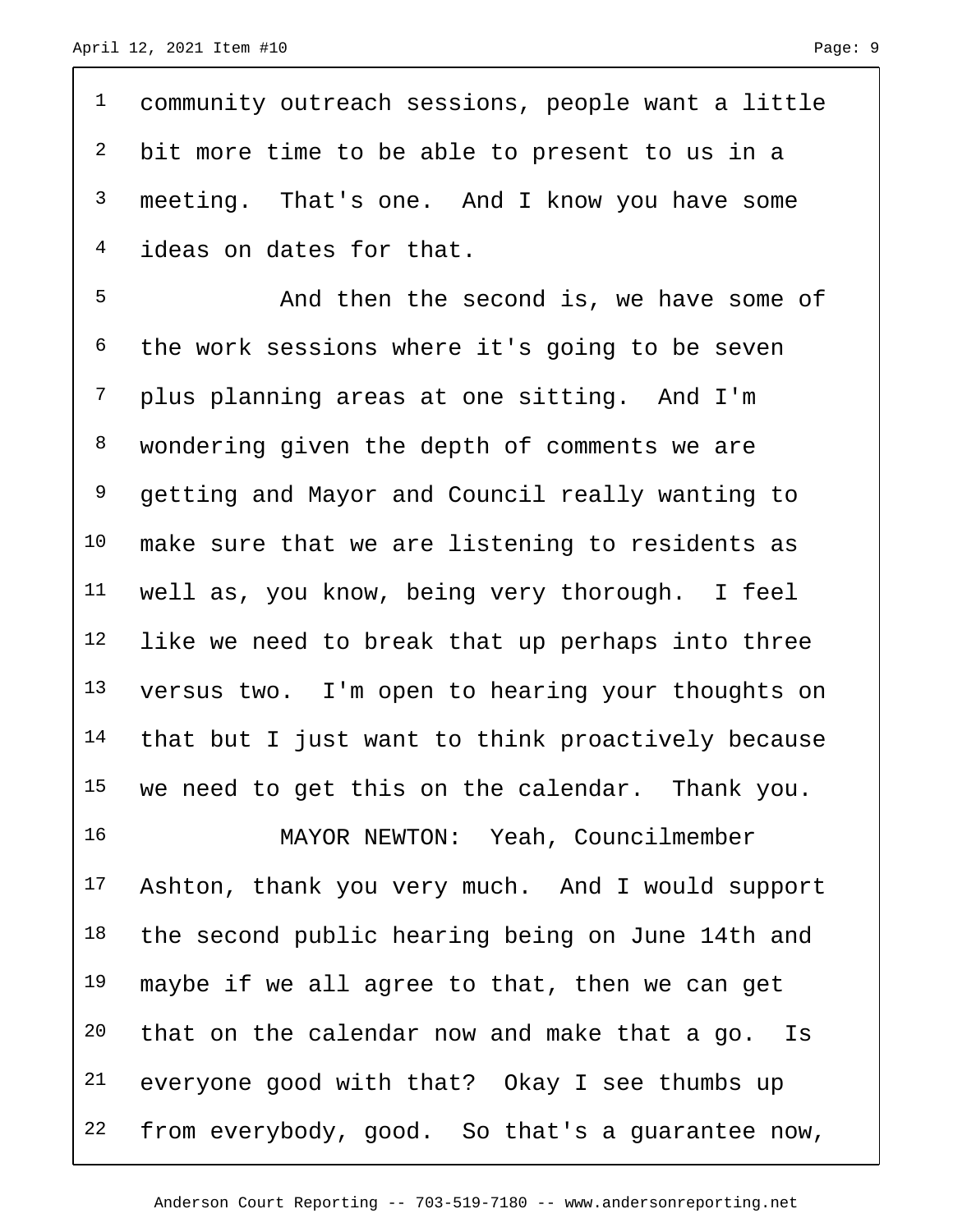community outreach sessions, people want a little bit more time to be able to present to us in a meeting. That's one. And I know you have some ideas on dates for that.

And then the second is, we have some of the work sessions where it's going to be seven plus planning areas at one sitting. And I'm wondering given the depth of comments we are getting and Mayor and Council really wanting to make sure that we are listening to residents as well as, you know, being very thorough. I feel like we need to break that up perhaps into three versus two. I'm open to hearing your thoughts on that but I just want to think proactively because we need to get this on the calendar. Thank you.

MAYOR NEWTON: Yeah, Councilmember Ashton, thank you very much. And I would support the second public hearing being on June 14th and maybe if we all agree to that, then we can get that on the calendar now and make that a go. Is everyone good with that? Okay I see thumbs up from everybody, good. So that's a guarantee now,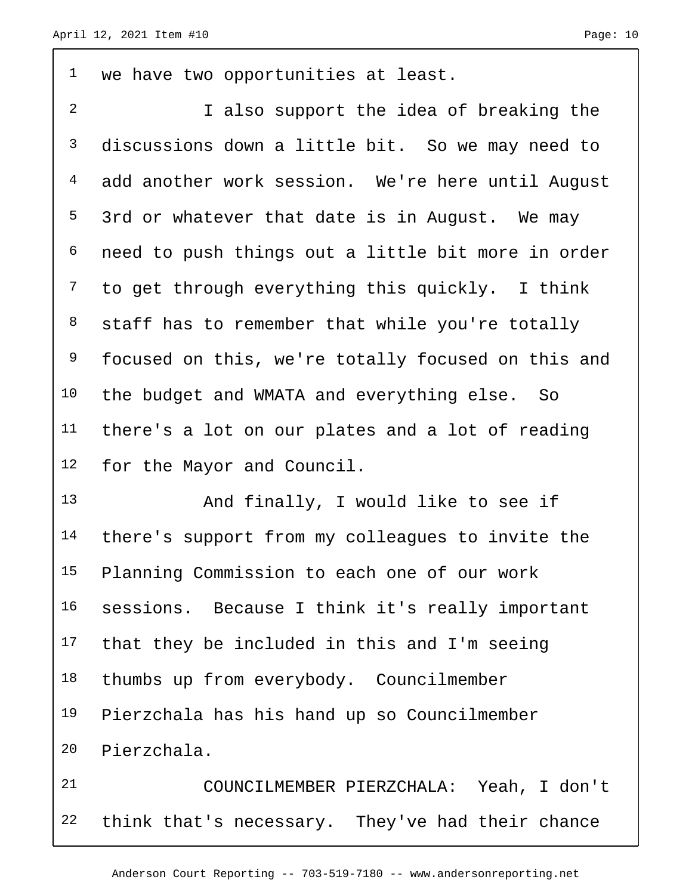we have two opportunities at least.

I also support the idea of breaking the discussions down a little bit. So we may need to add another work session. We're here until August 3rd or whatever that date is in August. We may need to push things out a little bit more in order to get through everything this quickly. I think staff has to remember that while you're totally focused on this, we're totally focused on this and the budget and WMATA and everything else. So there's a lot on our plates and a lot of reading for the Mayor and Council.

And finally, I would like to see if there's support from my colleagues to invite the Planning Commission to each one of our work sessions. Because I think it's really important that they be included in this and I'm seeing thumbs up from everybody. Councilmember Pierzchala has his hand up so Councilmember Pierzchala.

COUNCILMEMBER PIERZCHALA: Yeah, I don't think that's necessary. They've had their chance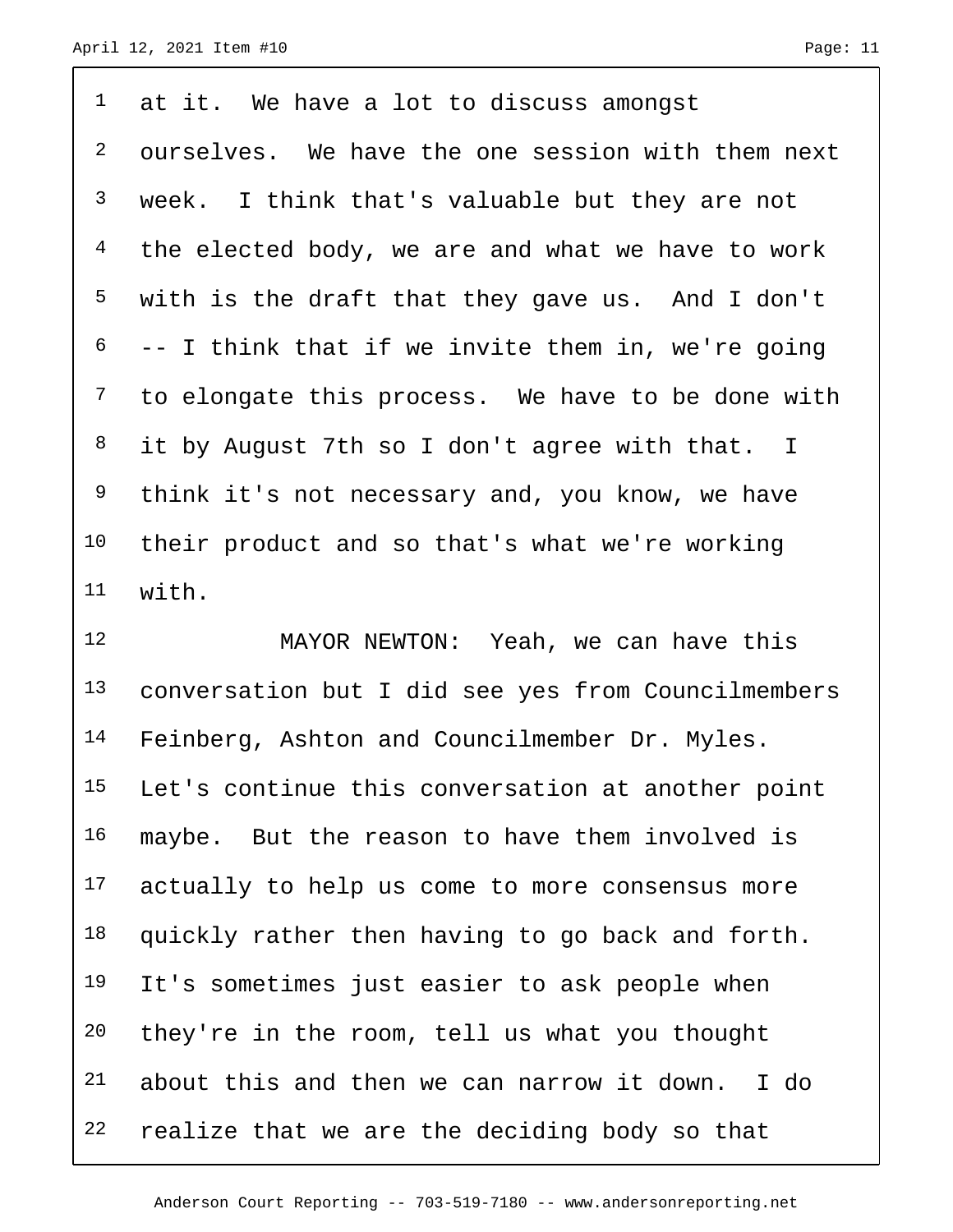at it. We have a lot to discuss amongst ourselves. We have the one session with them next week. I think that's valuable but they are not the elected body, we are and what we have to work with is the draft that they gave us. And I don't -- I think that if we invite them in, we're going to elongate this process. We have to be done with it by August 7th so I don't agree with that. I think it's not necessary and, you know, we have their product and so that's what we're working with.

MAYOR NEWTON: Yeah, we can have this conversation but I did see yes from Councilmembers Feinberg, Ashton and Councilmember Dr. Myles. Let's continue this conversation at another point maybe. But the reason to have them involved is actually to help us come to more consensus more quickly rather then having to go back and forth. It's sometimes just easier to ask people when they're in the room, tell us what you thought about this and then we can narrow it down. I do realize that we are the deciding body so that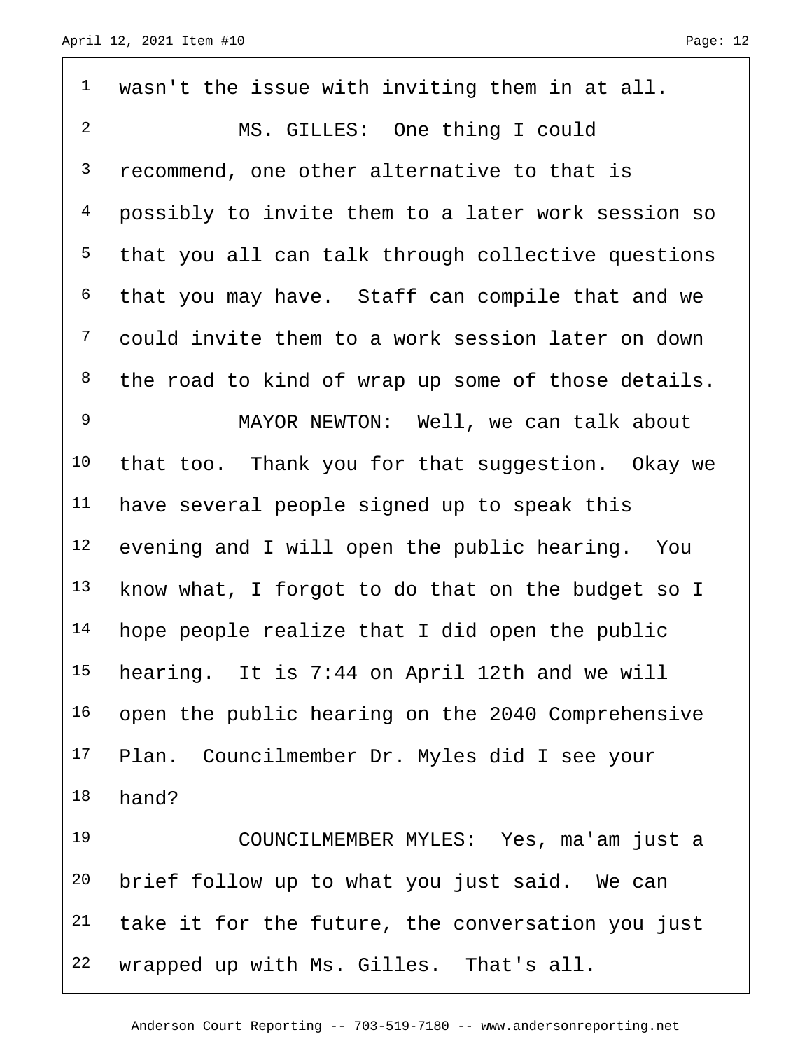wasn't the issue with inviting them in at all.

MS. GILLES: One thing I could recommend, one other alternative to that is possibly to invite them to a later work session so that you all can talk through collective questions that you may have. Staff can compile that and we could invite them to a work session later on down the road to kind of wrap up some of those details.

MAYOR NEWTON: Well, we can talk about that too. Thank you for that suggestion. Okay we have several people signed up to speak this evening and I will open the public hearing. You know what, I forgot to do that on the budget so I hope people realize that I did open the public hearing. It is 7:44 on April 12th and we will open the public hearing on the 2040 Comprehensive Plan. Councilmember Dr. Myles did I see your hand?

COUNCILMEMBER MYLES: Yes, ma'am just a brief follow up to what you just said. We can take it for the future, the conversation you just wrapped up with Ms. Gilles. That's all.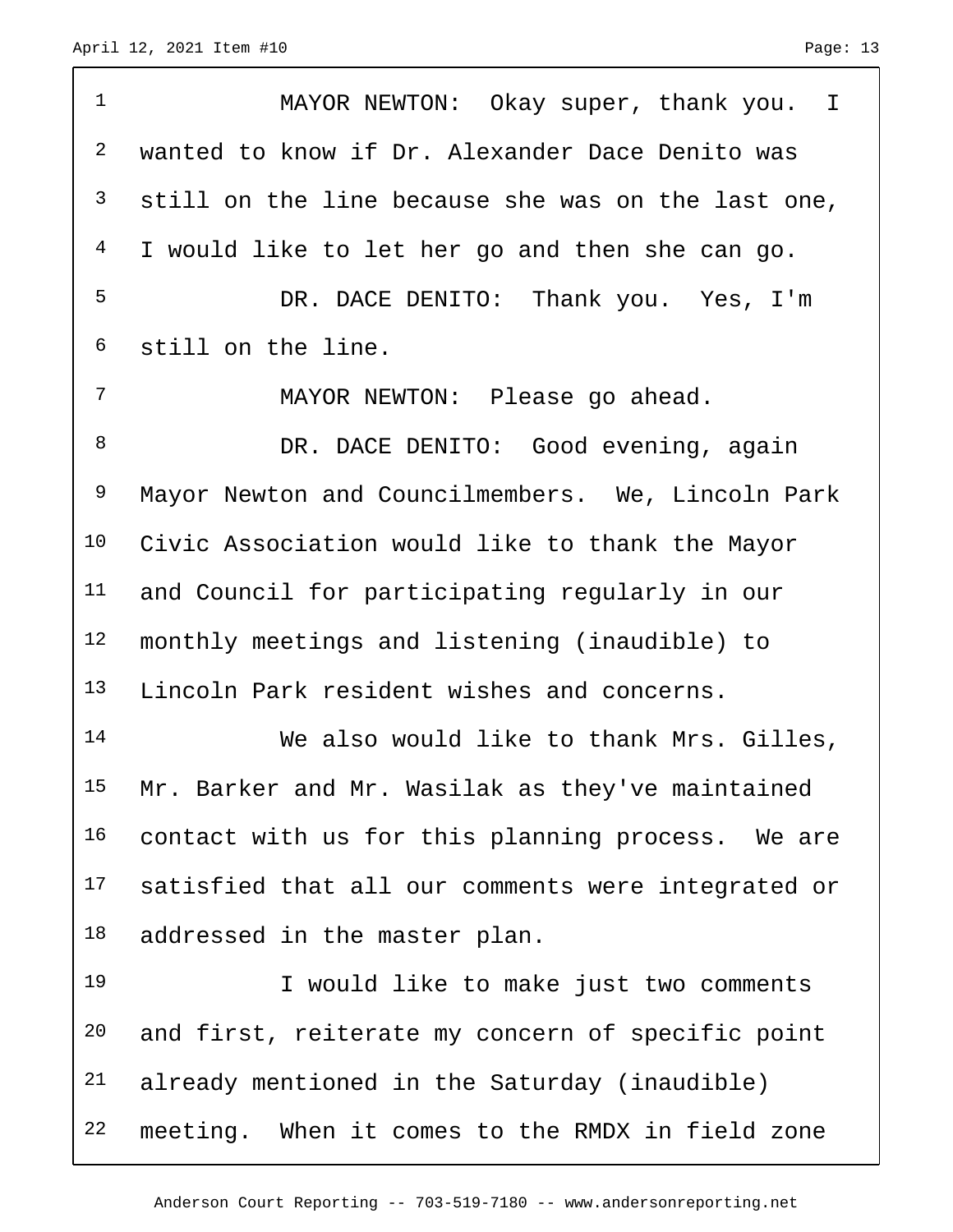MAYOR NEWTON: Okay super, thank you. I wanted to know if Dr. Alexander Dace Denito was still on the line because she was on the last one, I would like to let her go and then she can go.

DR. DACE DENITO: Thank you. Yes, I'm still on the line.

MAYOR NEWTON: Please go ahead.

DR. DACE DENITO: Good evening, again Mayor Newton and Councilmembers. We, Lincoln Park Civic Association would like to thank the Mayor and Council for participating regularly in our monthly meetings and listening (inaudible) to Lincoln Park resident wishes and concerns.

We also would like to thank Mrs. Gilles, Mr. Barker and Mr. Wasilak as they've maintained contact with us for this planning process. We are satisfied that all our comments were integrated or addressed in the master plan.

I would like to make just two comments and first, reiterate my concern of specific point already mentioned in the Saturday (inaudible) meeting. When it comes to the RMDX in field zone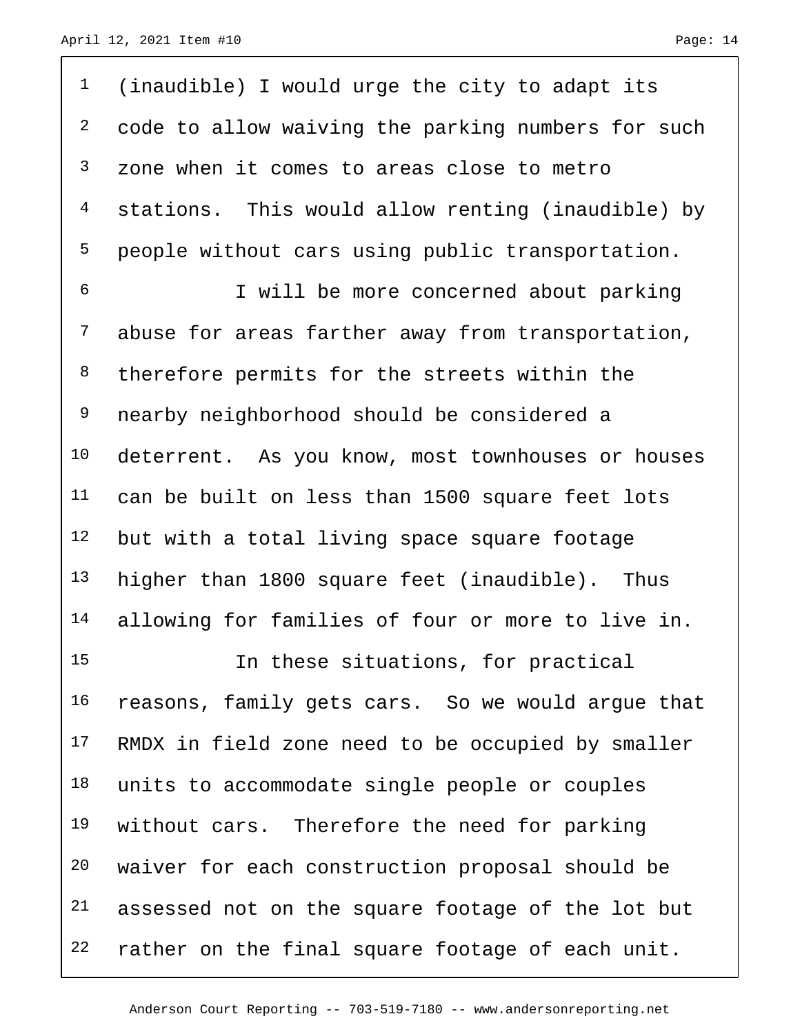(inaudible) I would urge the city to adapt its code to allow waiving the parking numbers for such zone when it comes to areas close to metro stations. This would allow renting (inaudible) by people without cars using public transportation.

I will be more concerned about parking abuse for areas farther away from transportation, therefore permits for the streets within the nearby neighborhood should be considered a deterrent. As you know, most townhouses or houses can be built on less than 1500 square feet lots but with a total living space square footage higher than 1800 square feet (inaudible). Thus allowing for families of four or more to live in.

In these situations, for practical reasons, family gets cars. So we would argue that RMDX in field zone need to be occupied by smaller units to accommodate single people or couples without cars. Therefore the need for parking waiver for each construction proposal should be assessed not on the square footage of the lot but rather on the final square footage of each unit.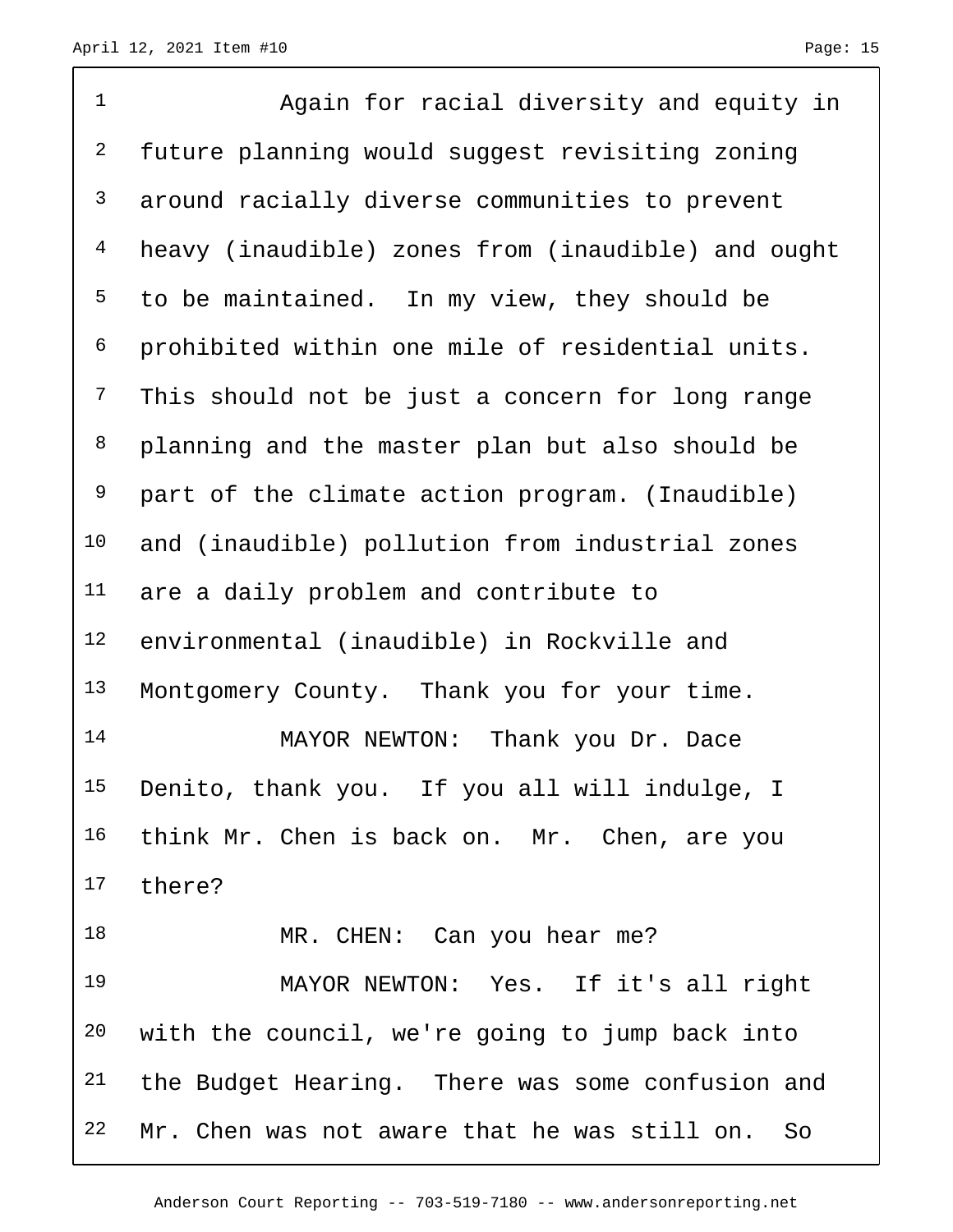Again for racial diversity and equity in future planning would suggest revisiting zoning around racially diverse communities to prevent heavy (inaudible) zones from (inaudible) and ought to be maintained. In my view, they should be prohibited within one mile of residential units. This should not be just a concern for long range planning and the master plan but also should be part of the climate action program. (Inaudible) and (inaudible) pollution from industrial zones are a daily problem and contribute to environmental (inaudible) in Rockville and Montgomery County. Thank you for your time.

MAYOR NEWTON: Thank you Dr. Dace Denito, thank you. If you all will indulge, I think Mr. Chen is back on. Mr. Chen, are you there?

MR. CHEN: Can you hear me?

MAYOR NEWTON: Yes. If it's all right with the council, we're going to jump back into the Budget Hearing. There was some confusion and Mr. Chen was not aware that he was still on. So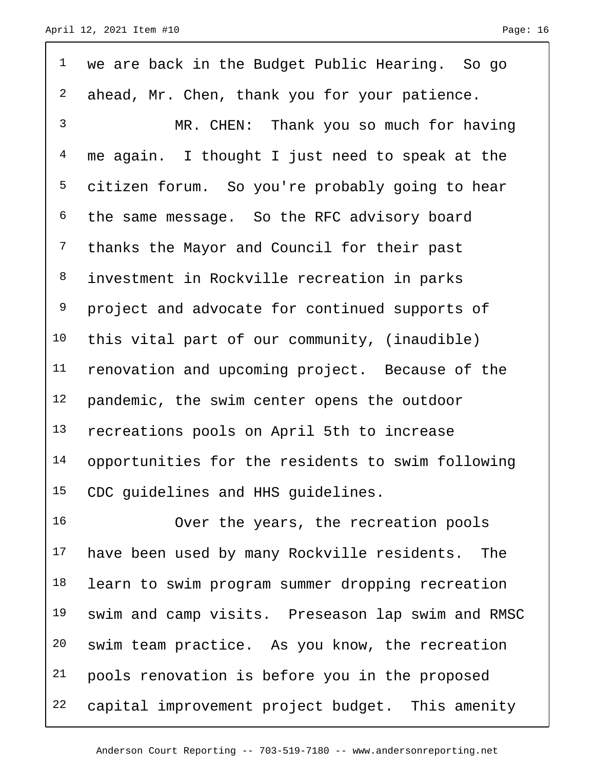we are back in the Budget Public Hearing. So go ahead, Mr. Chen, thank you for your patience.

MR. CHEN: Thank you so much for having me again. I thought I just need to speak at the citizen forum. So you're probably going to hear the same message. So the RFC advisory board thanks the Mayor and Council for their past investment in Rockville recreation in parks project and advocate for continued supports of this vital part of our community, (inaudible) renovation and upcoming project. Because of the pandemic, the swim center opens the outdoor recreations pools on April 5th to increase opportunities for the residents to swim following CDC guidelines and HHS guidelines.

Over the years, the recreation pools have been used by many Rockville residents. The learn to swim program summer dropping recreation swim and camp visits. Preseason lap swim and RMSC swim team practice. As you know, the recreation pools renovation is before you in the proposed capital improvement project budget. This amenity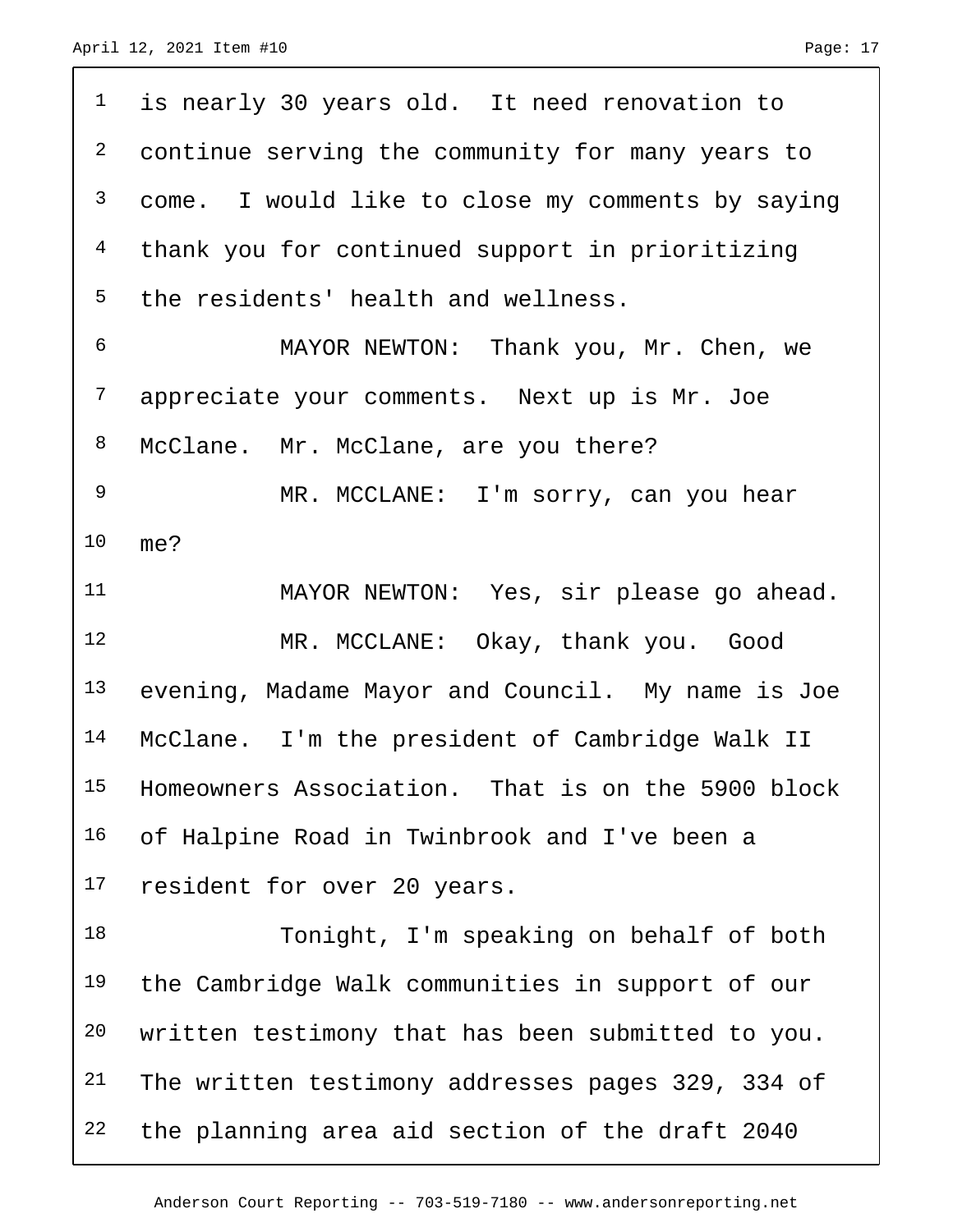is nearly 30 years old. It need renovation to continue serving the community for many years to come. I would like to close my comments by saying thank you for continued support in prioritizing the residents' health and wellness.

MAYOR NEWTON: Thank you, Mr. Chen, we appreciate your comments. Next up is Mr. Joe McClane. Mr. McClane, are you there?

MR. MCCLANE: I'm sorry, can you hear me?

MAYOR NEWTON: Yes, sir please go ahead.

MR. MCCLANE: Okay, thank you. Good evening, Madame Mayor and Council. My name is Joe McClane. I'm the president of Cambridge Walk II Homeowners Association. That is on the 5900 block of Halpine Road in Twinbrook and I've been a resident for over 20 years.

Tonight, I'm speaking on behalf of both the Cambridge Walk communities in support of our written testimony that has been submitted to you. The written testimony addresses pages 329, 334 of the planning area aid section of the draft 2040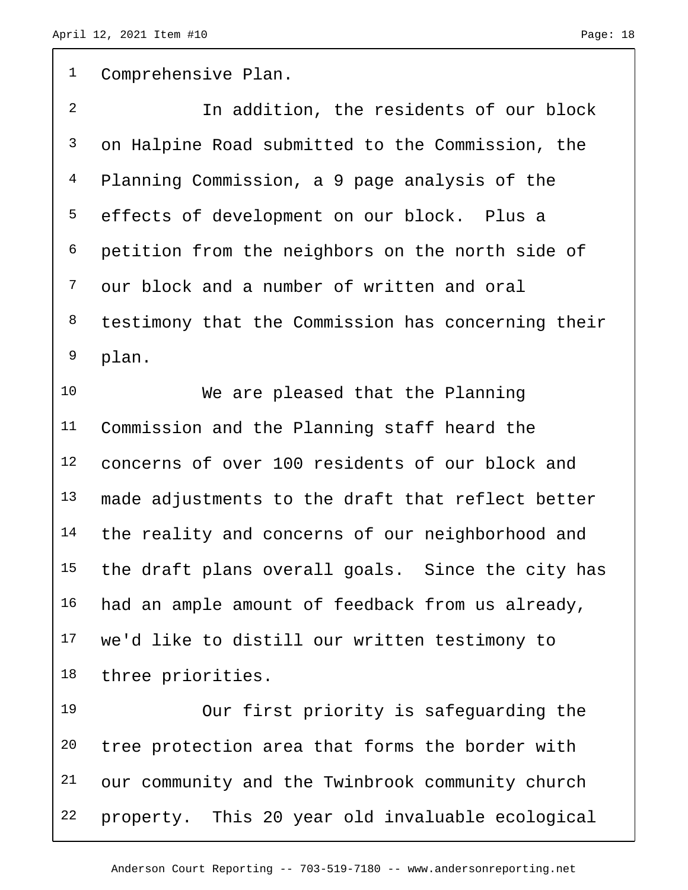Comprehensive Plan.

In addition, the residents of our block on Halpine Road submitted to the Commission, the Planning Commission, a 9 page analysis of the effects of development on our block. Plus a petition from the neighbors on the north side of our block and a number of written and oral testimony that the Commission has concerning their plan.

We are pleased that the Planning Commission and the Planning staff heard the concerns of over 100 residents of our block and made adjustments to the draft that reflect better the reality and concerns of our neighborhood and the draft plans overall goals. Since the city has had an ample amount of feedback from us already, we'd like to distill our written testimony to three priorities.

Our first priority is safeguarding the tree protection area that forms the border with our community and the Twinbrook community church property. This 20 year old invaluable ecological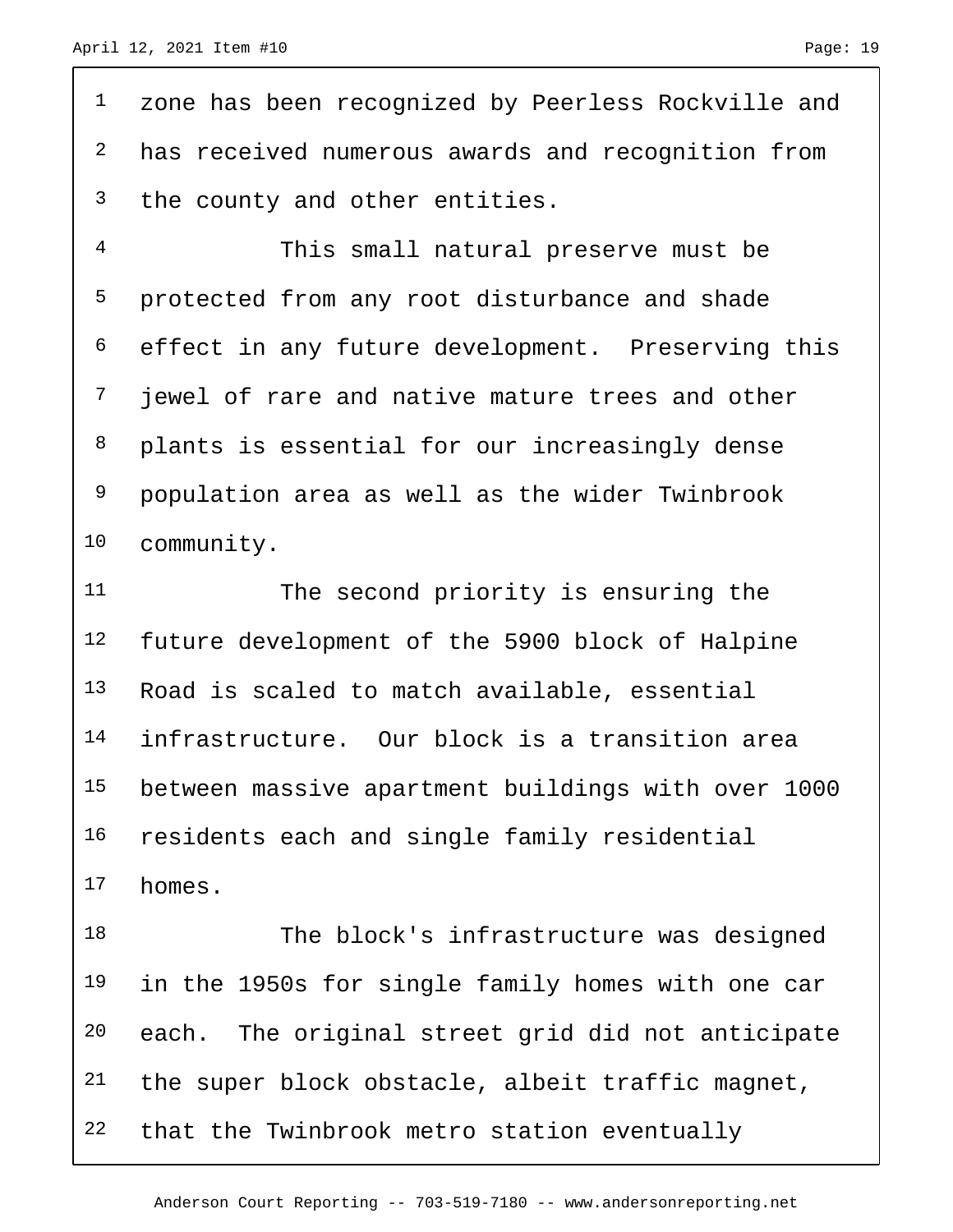zone has been recognized by Peerless Rockville and has received numerous awards and recognition from the county and other entities.

This small natural preserve must be protected from any root disturbance and shade effect in any future development. Preserving this jewel of rare and native mature trees and other plants is essential for our increasingly dense population area as well as the wider Twinbrook community.

The second priority is ensuring the future development of the 5900 block of Halpine Road is scaled to match available, essential infrastructure. Our block is a transition area between massive apartment buildings with over 1000 residents each and single family residential homes.

The block's infrastructure was designed in the 1950s for single family homes with one car each. The original street grid did not anticipate the super block obstacle, albeit traffic magnet, that the Twinbrook metro station eventually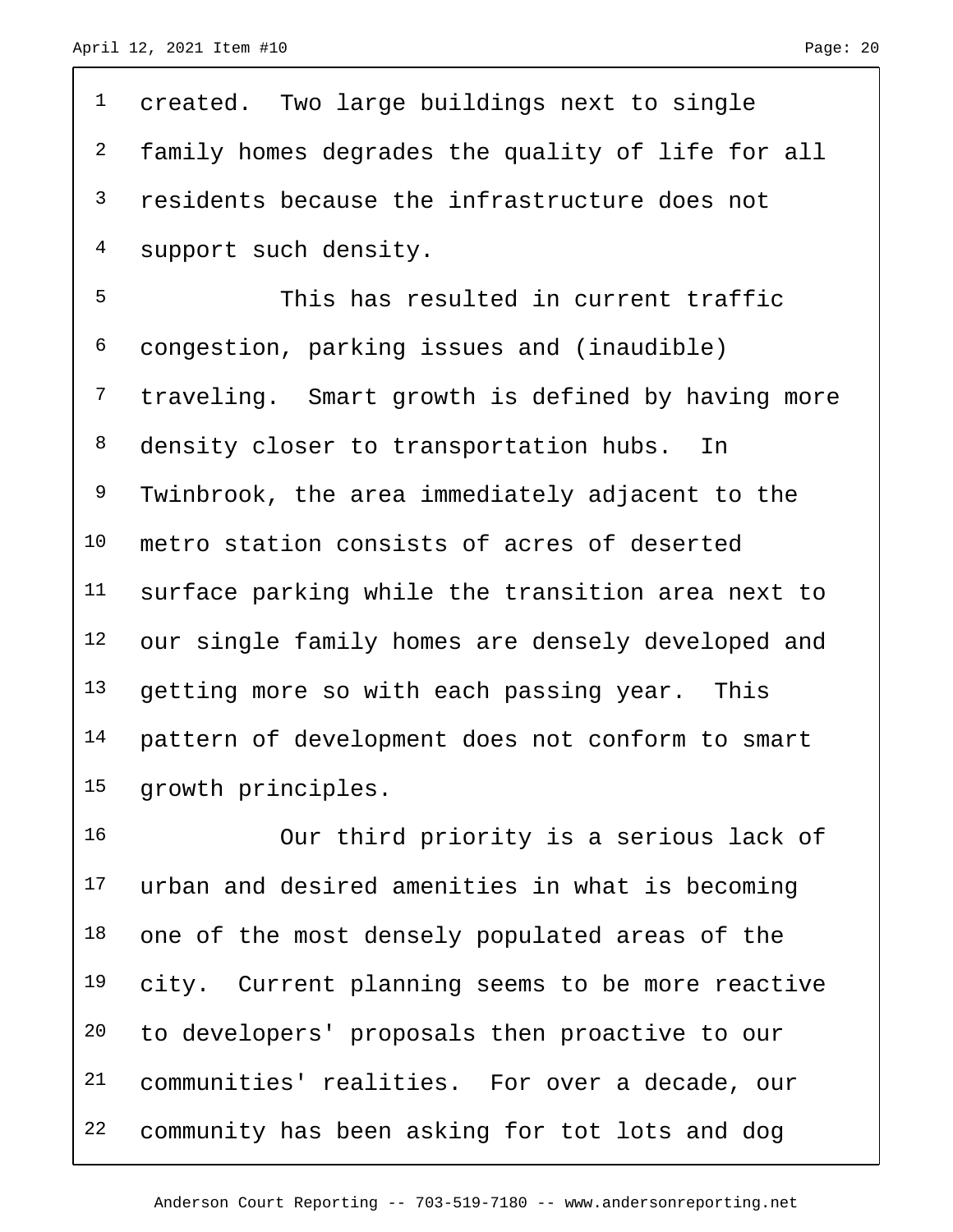created. Two large buildings next to single family homes degrades the quality of life for all residents because the infrastructure does not support such density.

This has resulted in current traffic congestion, parking issues and (inaudible) traveling. Smart growth is defined by having more density closer to transportation hubs. In Twinbrook, the area immediately adjacent to the metro station consists of acres of deserted surface parking while the transition area next to our single family homes are densely developed and getting more so with each passing year. This pattern of development does not conform to smart growth principles.

Our third priority is a serious lack of urban and desired amenities in what is becoming one of the most densely populated areas of the city. Current planning seems to be more reactive to developers' proposals then proactive to our communities' realities. For over a decade, our community has been asking for tot lots and dog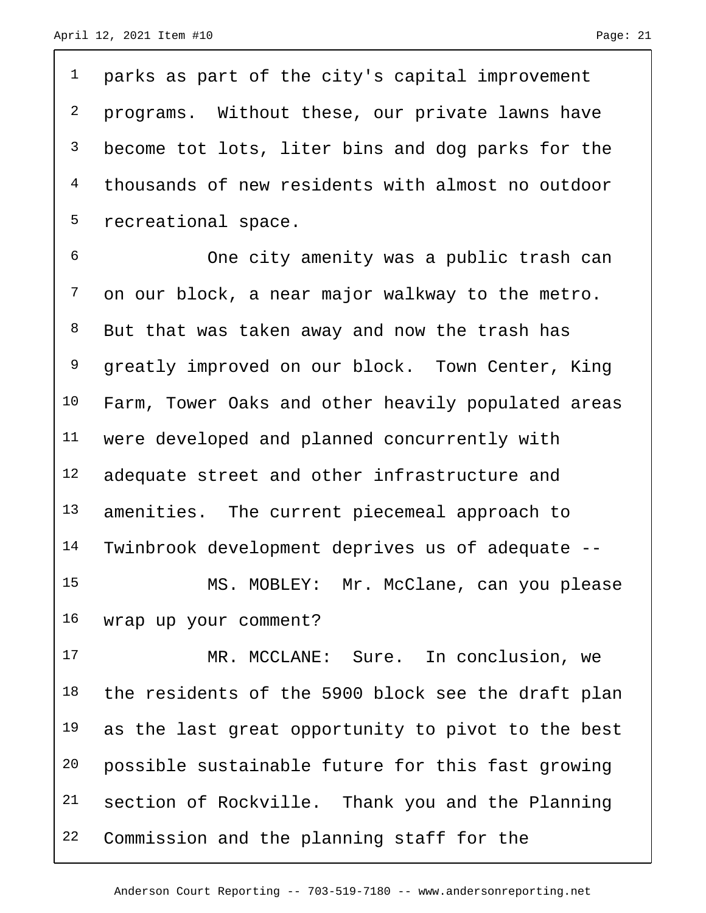parks as part of the city's capital improvement programs. Without these, our private lawns have become tot lots, liter bins and dog parks for the thousands of new residents with almost no outdoor recreational space.

One city amenity was a public trash can on our block, a near major walkway to the metro. But that was taken away and now the trash has greatly improved on our block. Town Center, King Farm, Tower Oaks and other heavily populated areas were developed and planned concurrently with adequate street and other infrastructure and amenities. The current piecemeal approach to Twinbrook development deprives us of adequate --

MS. MOBLEY: Mr. McClane, can you please wrap up your comment?

MR. MCCLANE: Sure. In conclusion, we the residents of the 5900 block see the draft plan as the last great opportunity to pivot to the best possible sustainable future for this fast growing section of Rockville. Thank you and the Planning Commission and the planning staff for the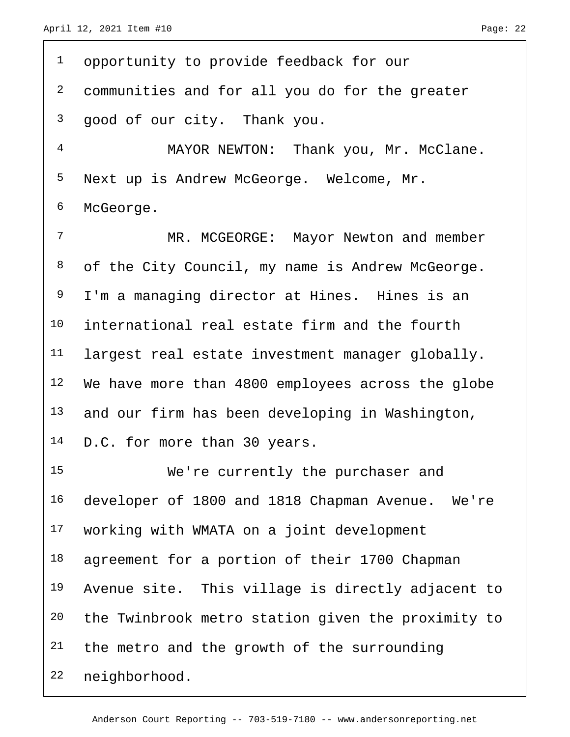opportunity to provide feedback for our communities and for all you do for the greater good of our city. Thank you.

MAYOR NEWTON: Thank you, Mr. McClane. Next up is Andrew McGeorge. Welcome, Mr. McGeorge.

MR. MCGEORGE: Mayor Newton and member of the City Council, my name is Andrew McGeorge. I'm a managing director at Hines. Hines is an international real estate firm and the fourth largest real estate investment manager globally. We have more than 4800 employees across the globe and our firm has been developing in Washington, D.C. for more than 30 years.

We're currently the purchaser and developer of 1800 and 1818 Chapman Avenue. We're working with WMATA on a joint development agreement for a portion of their 1700 Chapman Avenue site. This village is directly adjacent to the Twinbrook metro station given the proximity to the metro and the growth of the surrounding neighborhood.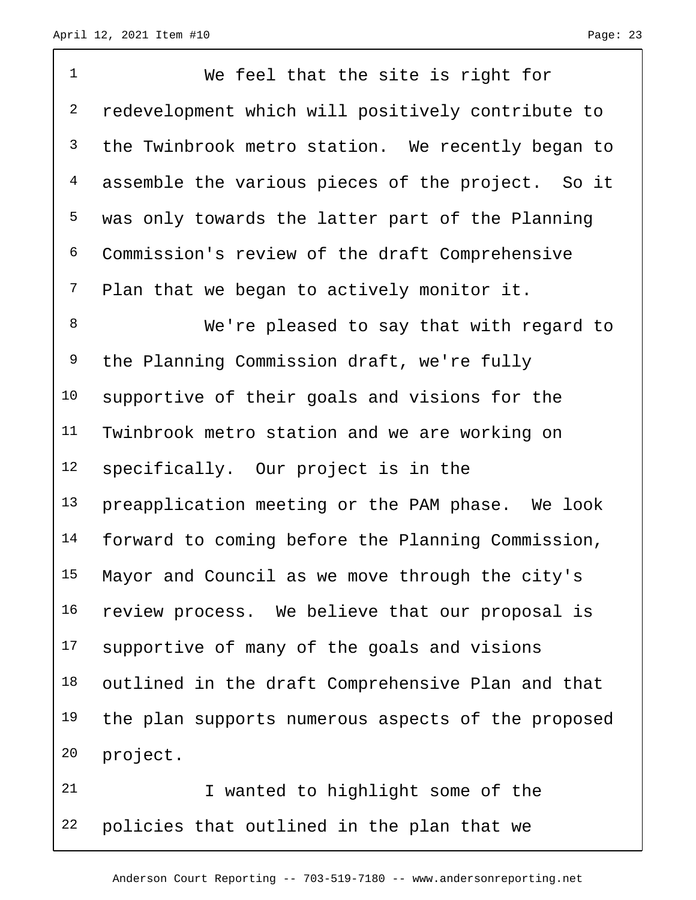We feel that the site is right for redevelopment which will positively contribute to the Twinbrook metro station. We recently began to assemble the various pieces of the project. So it was only towards the latter part of the Planning Commission's review of the draft Comprehensive Plan that we began to actively monitor it.

We're pleased to say that with regard to the Planning Commission draft, we're fully supportive of their goals and visions for the Twinbrook metro station and we are working on specifically. Our project is in the preapplication meeting or the PAM phase. We look forward to coming before the Planning Commission, Mayor and Council as we move through the city's review process. We believe that our proposal is supportive of many of the goals and visions outlined in the draft Comprehensive Plan and that the plan supports numerous aspects of the proposed project.

I wanted to highlight some of the policies that outlined in the plan that we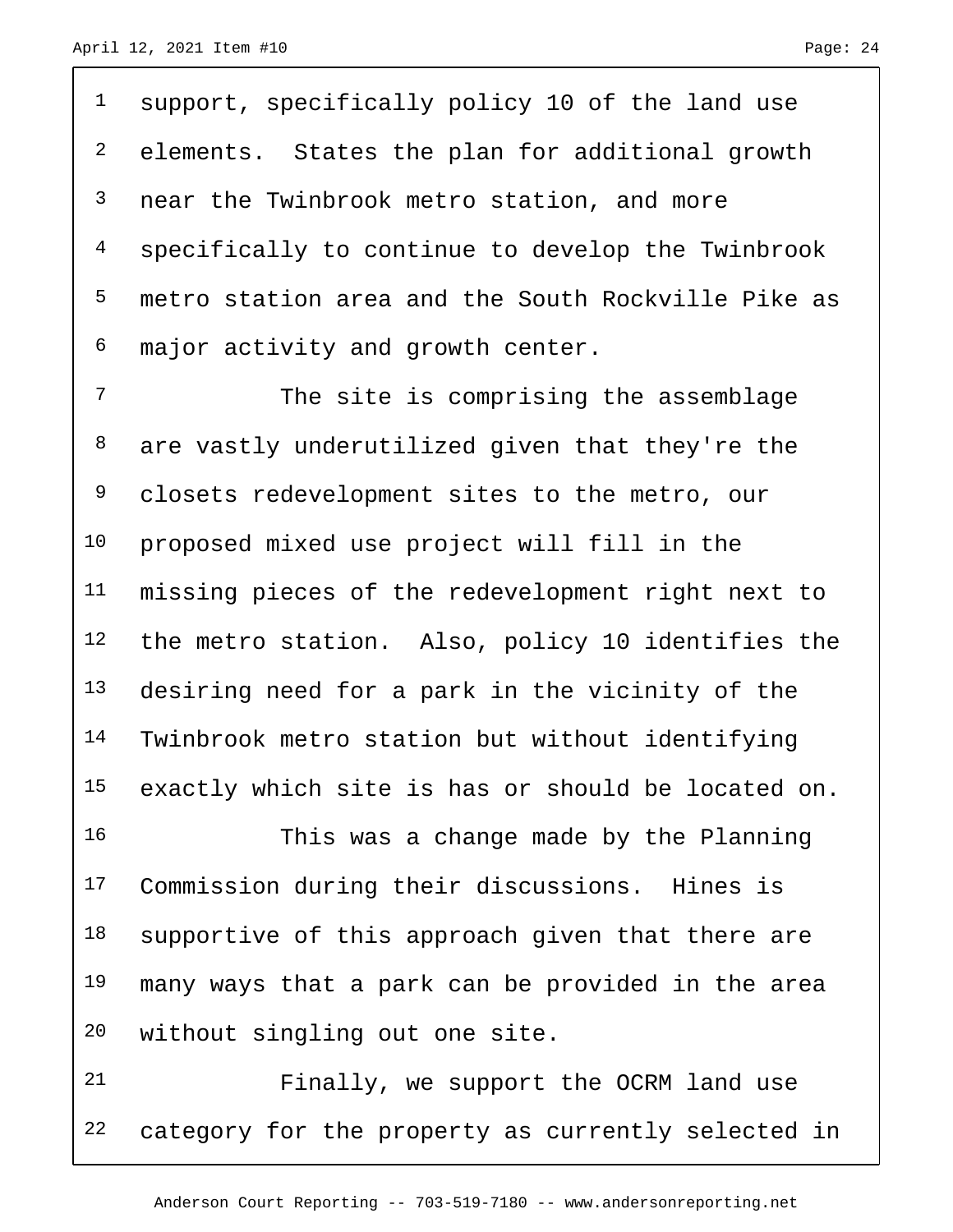support, specifically policy 10 of the land use elements. States the plan for additional growth near the Twinbrook metro station, and more specifically to continue to develop the Twinbrook metro station area and the South Rockville Pike as major activity and growth center.

The site is comprising the assemblage are vastly underutilized given that they're the closets redevelopment sites to the metro, our proposed mixed use project will fill in the missing pieces of the redevelopment right next to the metro station. Also, policy 10 identifies the desiring need for a park in the vicinity of the Twinbrook metro station but without identifying exactly which site is has or should be located on.

This was a change made by the Planning Commission during their discussions. Hines is supportive of this approach given that there are many ways that a park can be provided in the area without singling out one site.

Finally, we support the OCRM land use category for the property as currently selected in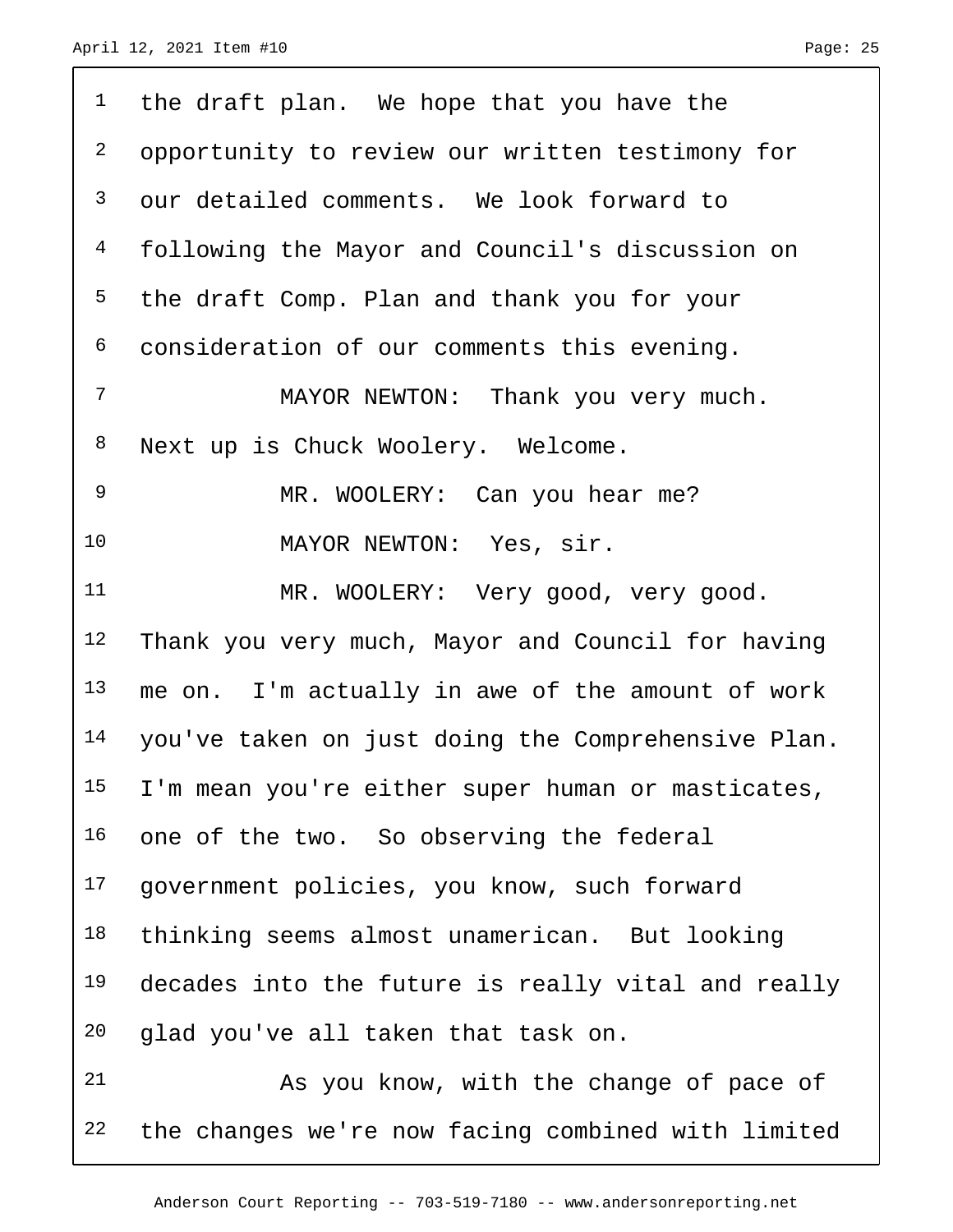the draft plan. We hope that you have the opportunity to review our written testimony for our detailed comments. We look forward to following the Mayor and Council's discussion on the draft Comp. Plan and thank you for your consideration of our comments this evening.

MAYOR NEWTON: Thank you very much. Next up is Chuck Woolery. Welcome.

MR. WOOLERY: Can you hear me?

MAYOR NEWTON: Yes, sir.

MR. WOOLERY: Very good, very good. Thank you very much, Mayor and Council for having me on. I'm actually in awe of the amount of work you've taken on just doing the Comprehensive Plan. I'm mean you're either super human or masticates, one of the two. So observing the federal government policies, you know, such forward thinking seems almost unamerican. But looking decades into the future is really vital and really glad you've all taken that task on.

As you know, with the change of pace of the changes we're now facing combined with limited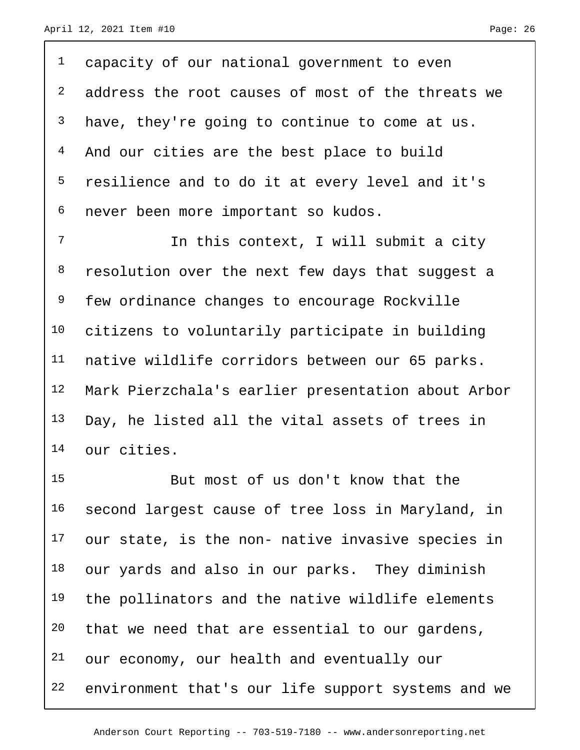capacity of our national government to even address the root causes of most of the threats we have, they're going to continue to come at us. And our cities are the best place to build resilience and to do it at every level and it's never been more important so kudos.

In this context, I will submit a city resolution over the next few days that suggest a few ordinance changes to encourage Rockville citizens to voluntarily participate in building native wildlife corridors between our 65 parks. Mark Pierzchala's earlier presentation about Arbor Day, he listed all the vital assets of trees in our cities.

But most of us don't know that the second largest cause of tree loss in Maryland, in our state, is the non- native invasive species in our yards and also in our parks. They diminish the pollinators and the native wildlife elements that we need that are essential to our gardens, our economy, our health and eventually our environment that's our life support systems and we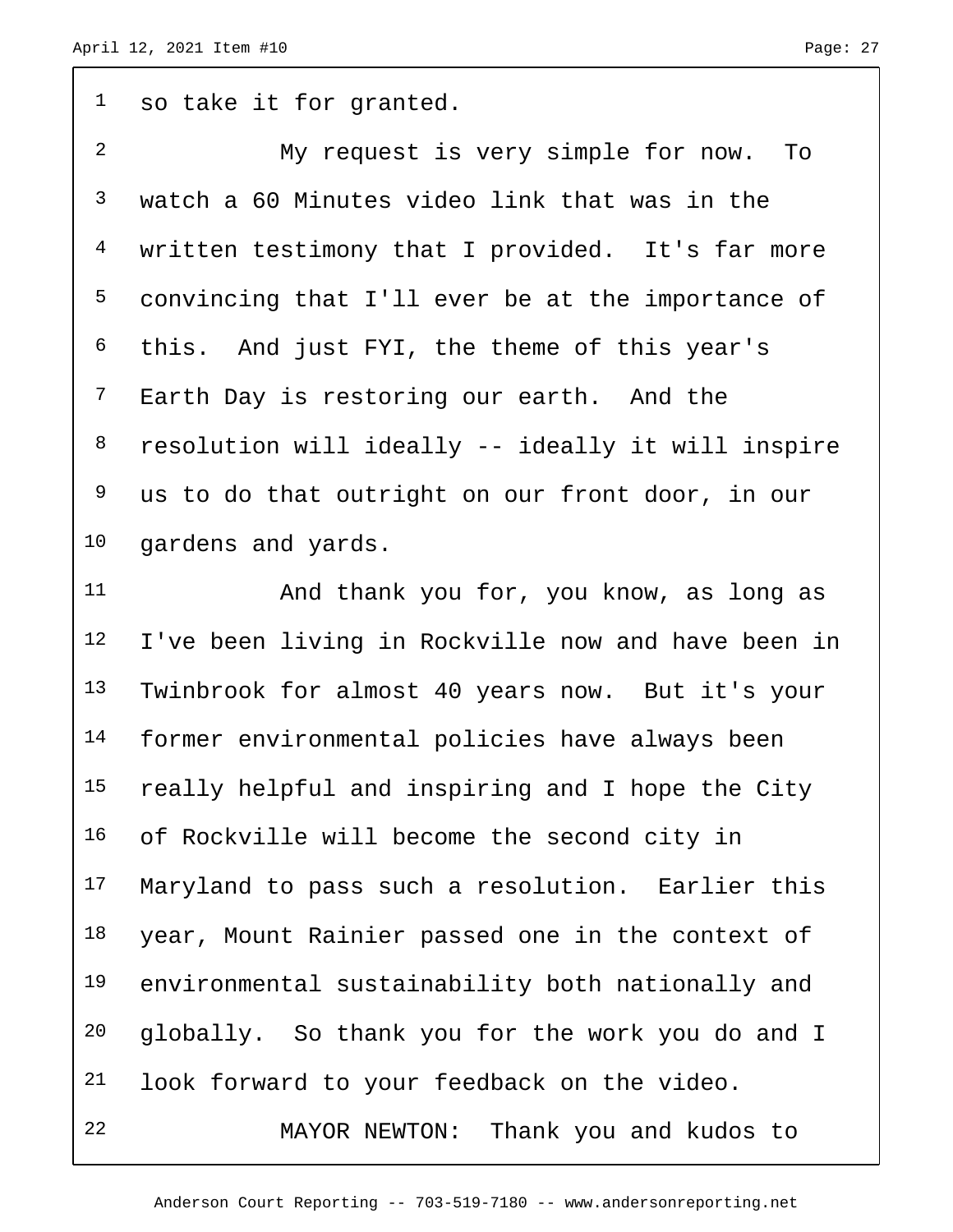so take it for granted.

My request is very simple for now. To watch a 60 Minutes video link that was in the written testimony that I provided. It's far more convincing that I'll ever be at the importance of this. And just FYI, the theme of this year's Earth Day is restoring our earth. And the resolution will ideally -- ideally it will inspire us to do that outright on our front door, in our gardens and yards.

And thank you for, you know, as long as I've been living in Rockville now and have been in Twinbrook for almost 40 years now. But it's your former environmental policies have always been really helpful and inspiring and I hope the City of Rockville will become the second city in Maryland to pass such a resolution. Earlier this year, Mount Rainier passed one in the context of environmental sustainability both nationally and globally. So thank you for the work you do and I look forward to your feedback on the video.

MAYOR NEWTON: Thank you and kudos to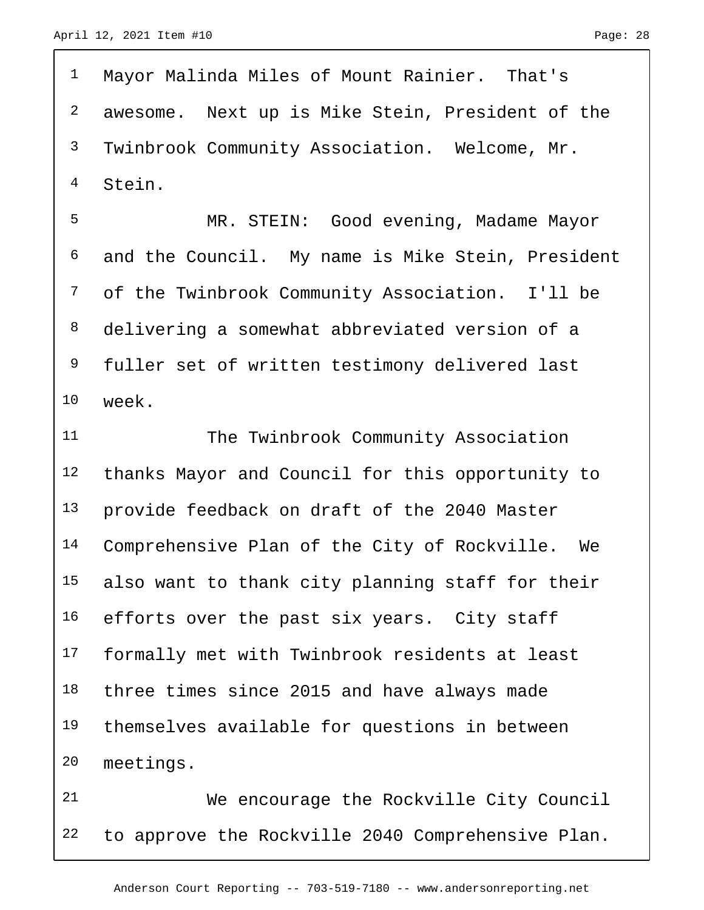Mayor Malinda Miles of Mount Rainier. That's awesome. Next up is Mike Stein, President of the Twinbrook Community Association. Welcome, Mr. Stein.

MR. STEIN: Good evening, Madame Mayor and the Council. My name is Mike Stein, President of the Twinbrook Community Association. I'll be delivering a somewhat abbreviated version of a fuller set of written testimony delivered last week.

The Twinbrook Community Association thanks Mayor and Council for this opportunity to provide feedback on draft of the 2040 Master Comprehensive Plan of the City of Rockville. We also want to thank city planning staff for their efforts over the past six years. City staff formally met with Twinbrook residents at least three times since 2015 and have always made themselves available for questions in between meetings.

We encourage the Rockville City Council to approve the Rockville 2040 Comprehensive Plan.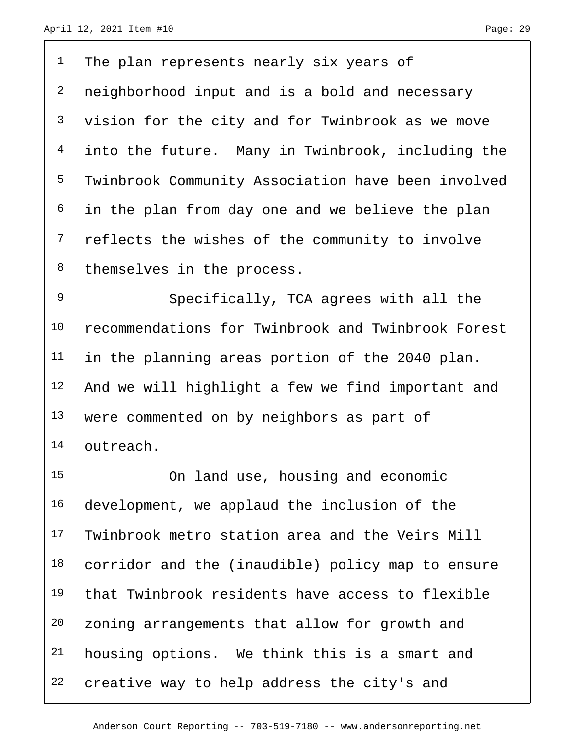The plan represents nearly six years of neighborhood input and is a bold and necessary vision for the city and for Twinbrook as we move into the future. Many in Twinbrook, including the Twinbrook Community Association have been involved in the plan from day one and we believe the plan reflects the wishes of the community to involve themselves in the process.

Specifically, TCA agrees with all the recommendations for Twinbrook and Twinbrook Forest in the planning areas portion of the 2040 plan. And we will highlight a few we find important and were commented on by neighbors as part of outreach.

On land use, housing and economic development, we applaud the inclusion of the Twinbrook metro station area and the Veirs Mill corridor and the (inaudible) policy map to ensure that Twinbrook residents have access to flexible zoning arrangements that allow for growth and housing options. We think this is a smart and creative way to help address the city's and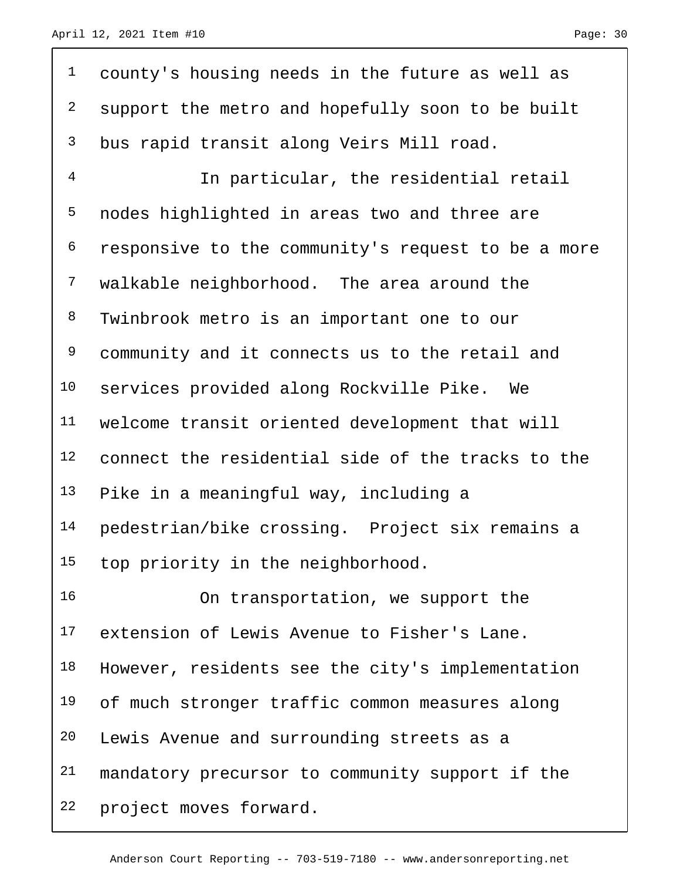county's housing needs in the future as well as support the metro and hopefully soon to be built bus rapid transit along Veirs Mill road.

In particular, the residential retail nodes highlighted in areas two and three are responsive to the community's request to be a more walkable neighborhood. The area around the Twinbrook metro is an important one to our community and it connects us to the retail and services provided along Rockville Pike. We welcome transit oriented development that will connect the residential side of the tracks to the Pike in a meaningful way, including a pedestrian/bike crossing. Project six remains a top priority in the neighborhood.

On transportation, we support the extension of Lewis Avenue to Fisher's Lane. However, residents see the city's implementation of much stronger traffic common measures along Lewis Avenue and surrounding streets as a mandatory precursor to community support if the project moves forward.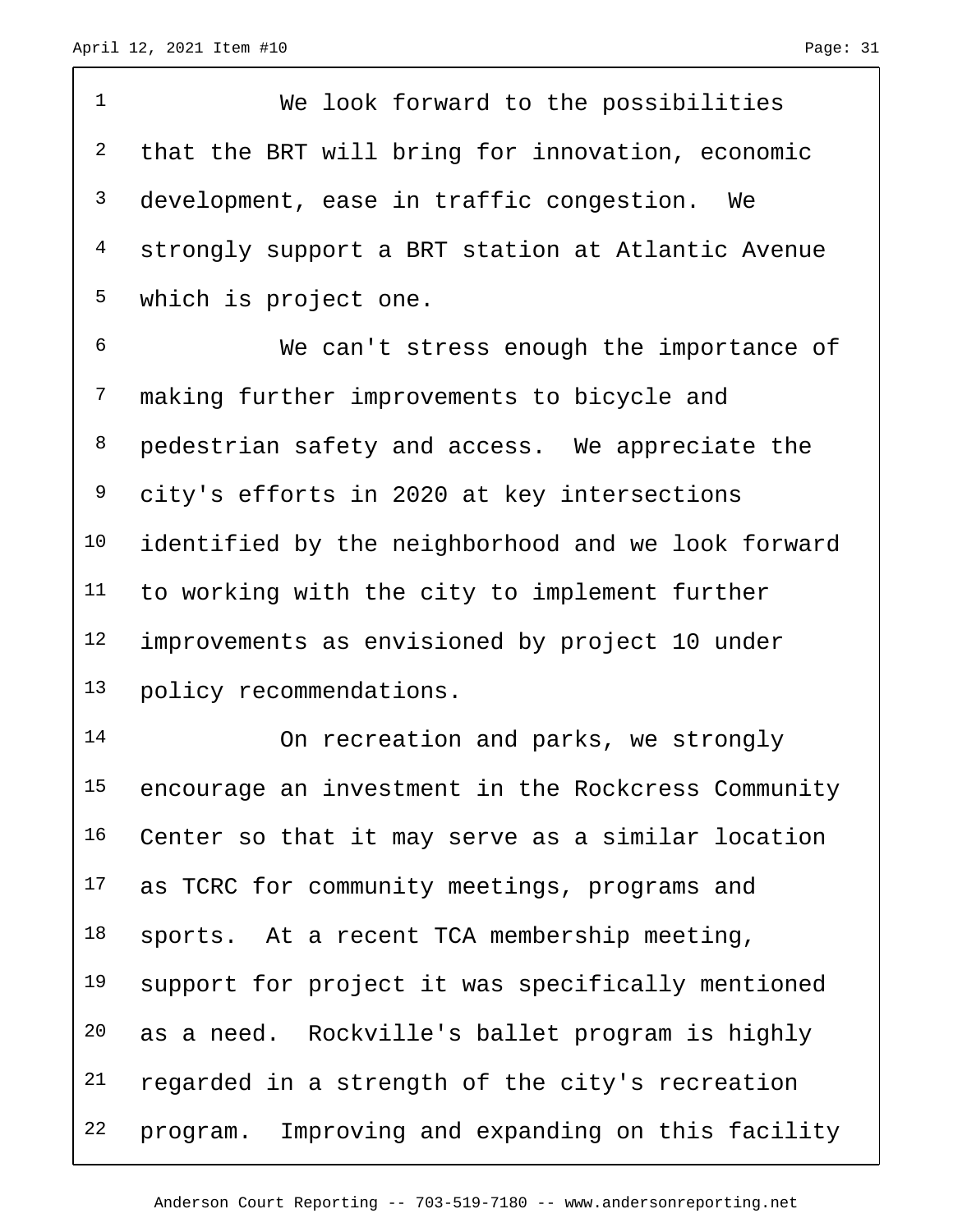We look forward to the possibilities that the BRT will bring for innovation, economic development, ease in traffic congestion. We strongly support a BRT station at Atlantic Avenue which is project one.

We can't stress enough the importance of making further improvements to bicycle and pedestrian safety and access. We appreciate the city's efforts in 2020 at key intersections identified by the neighborhood and we look forward to working with the city to implement further improvements as envisioned by project 10 under policy recommendations.

On recreation and parks, we strongly encourage an investment in the Rockcress Community Center so that it may serve as a similar location as TCRC for community meetings, programs and sports. At a recent TCA membership meeting, support for project it was specifically mentioned as a need. Rockville's ballet program is highly regarded in a strength of the city's recreation program. Improving and expanding on this facility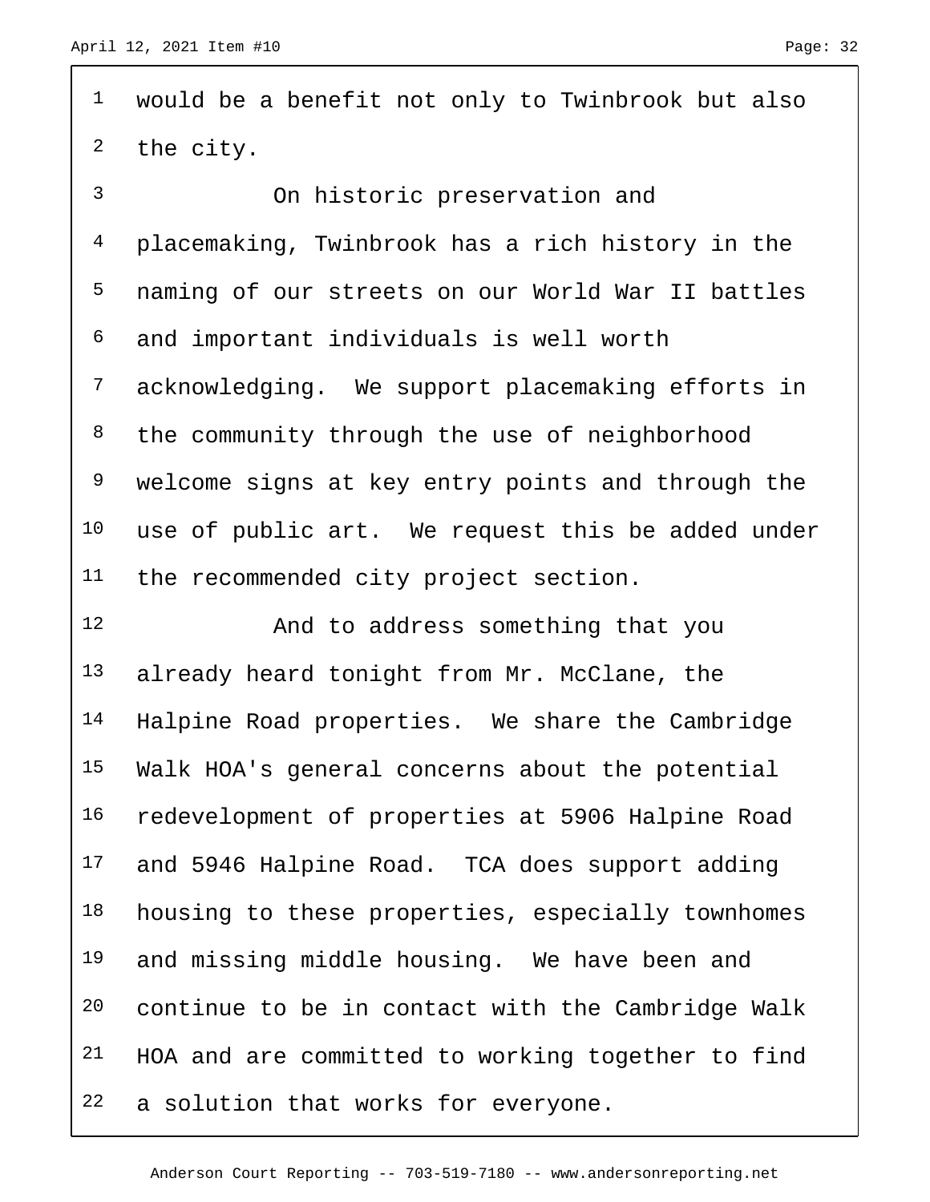would be a benefit not only to Twinbrook but also the city.

On historic preservation and placemaking, Twinbrook has a rich history in the naming of our streets on our World War II battles and important individuals is well worth acknowledging. We support placemaking efforts in the community through the use of neighborhood welcome signs at key entry points and through the use of public art. We request this be added under the recommended city project section.

And to address something that you already heard tonight from Mr. McClane, the Halpine Road properties. We share the Cambridge Walk HOA's general concerns about the potential redevelopment of properties at 5906 Halpine Road and 5946 Halpine Road. TCA does support adding housing to these properties, especially townhomes and missing middle housing. We have been and continue to be in contact with the Cambridge Walk HOA and are committed to working together to find a solution that works for everyone.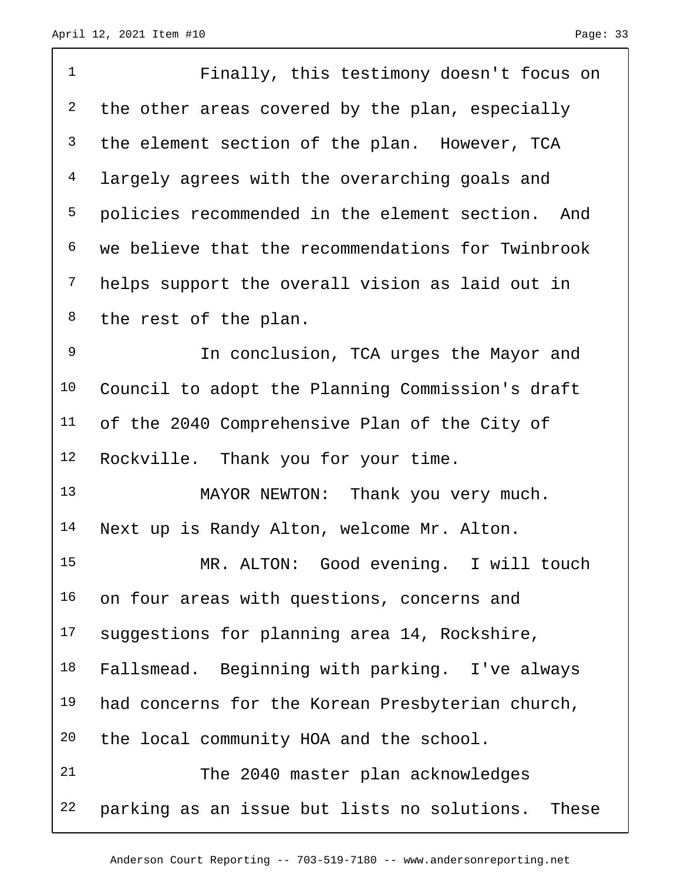Finally, this testimony doesn't focus on the other areas covered by the plan, especially the element section of the plan. However, TCA largely agrees with the overarching goals and policies recommended in the element section. And we believe that the recommendations for Twinbrook helps support the overall vision as laid out in the rest of the plan.

In conclusion, TCA urges the Mayor and Council to adopt the Planning Commission's draft of the 2040 Comprehensive Plan of the City of Rockville. Thank you for your time.

MAYOR NEWTON: Thank you very much. Next up is Randy Alton, welcome Mr. Alton.

MR. ALTON: Good evening. I will touch on four areas with questions, concerns and suggestions for planning area 14, Rockshire, Fallsmead. Beginning with parking. I've always had concerns for the Korean Presbyterian church, the local community HOA and the school.

The 2040 master plan acknowledges parking as an issue but lists no solutions. These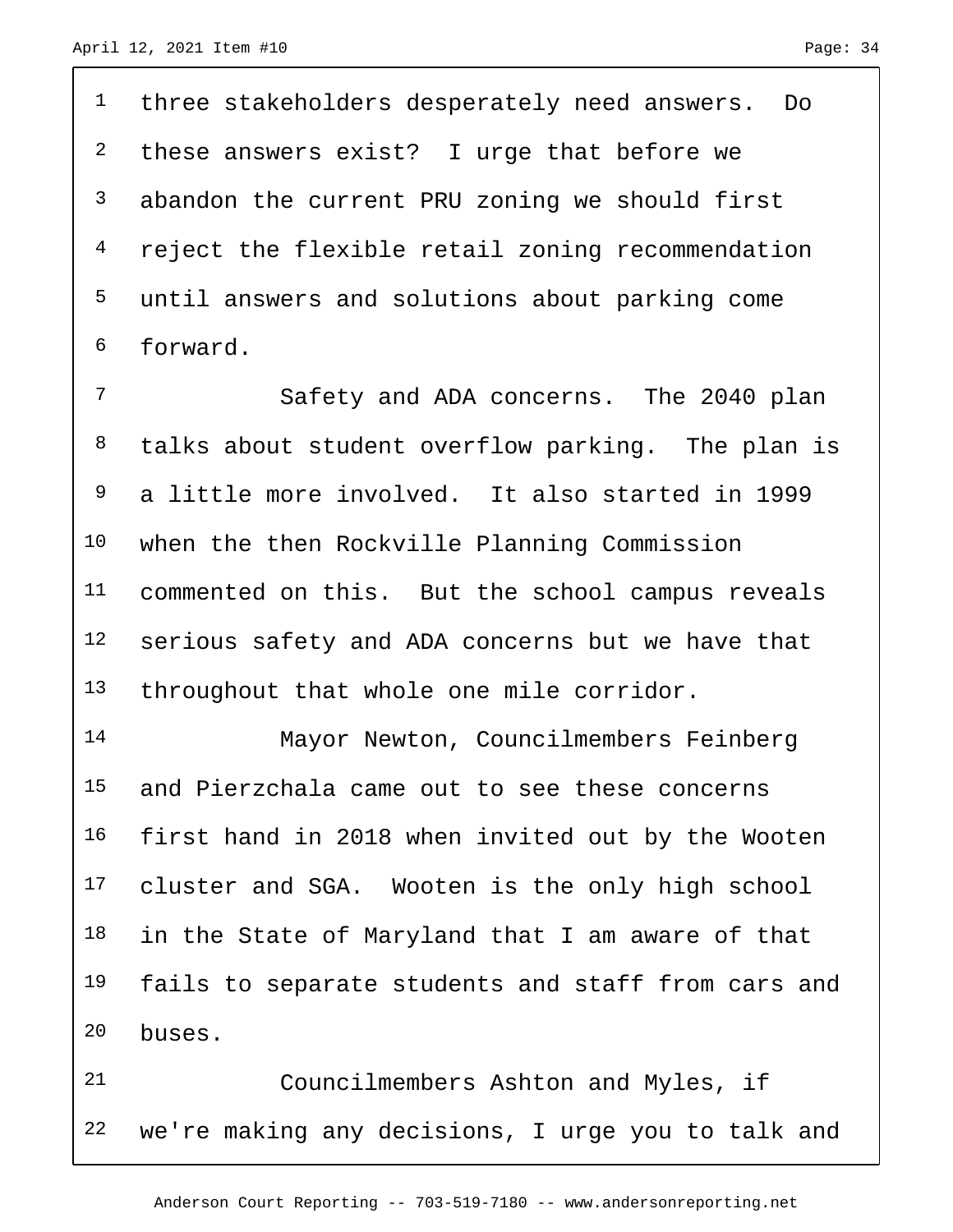three stakeholders desperately need answers. Do these answers exist? I urge that before we abandon the current PRU zoning we should first reject the flexible retail zoning recommendation until answers and solutions about parking come forward.

Safety and ADA concerns. The 2040 plan talks about student overflow parking. The plan is a little more involved. It also started in 1999 when the then Rockville Planning Commission commented on this. But the school campus reveals serious safety and ADA concerns but we have that throughout that whole one mile corridor.

Mayor Newton, Councilmembers Feinberg and Pierzchala came out to see these concerns first hand in 2018 when invited out by the Wooten cluster and SGA. Wooten is the only high school in the State of Maryland that I am aware of that fails to separate students and staff from cars and buses.

Councilmembers Ashton and Myles, if we're making any decisions, I urge you to talk and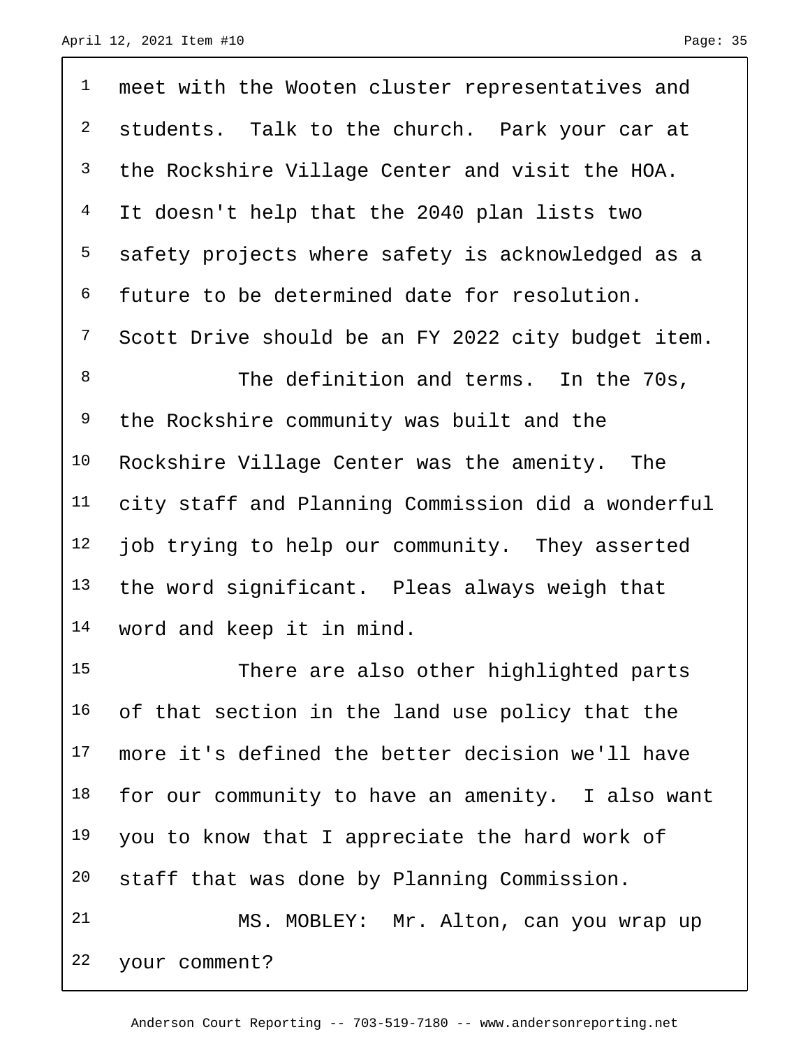meet with the Wooten cluster representatives and students. Talk to the church. Park your car at the Rockshire Village Center and visit the HOA. It doesn't help that the 2040 plan lists two safety projects where safety is acknowledged as a future to be determined date for resolution. Scott Drive should be an FY 2022 city budget item.

The definition and terms. In the 70s, the Rockshire community was built and the Rockshire Village Center was the amenity. The city staff and Planning Commission did a wonderful job trying to help our community. They asserted the word significant. Pleas always weigh that word and keep it in mind.

There are also other highlighted parts of that section in the land use policy that the more it's defined the better decision we'll have for our community to have an amenity. I also want you to know that I appreciate the hard work of staff that was done by Planning Commission.

MS. MOBLEY: Mr. Alton, can you wrap up your comment?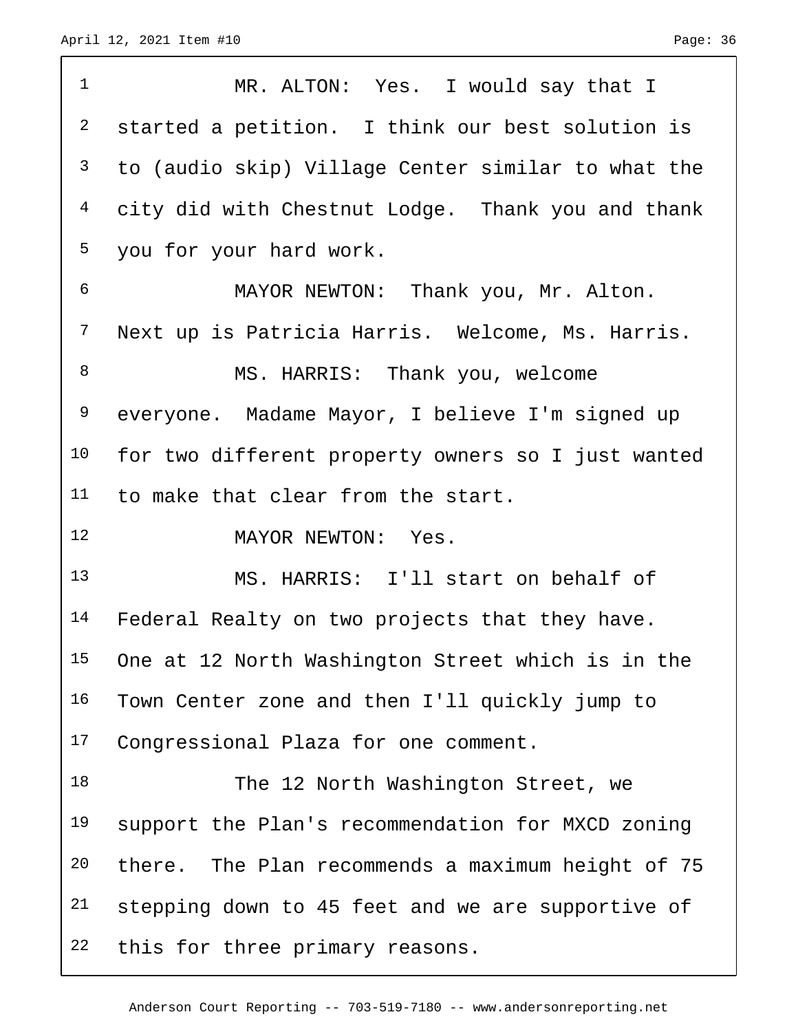MR. ALTON: Yes. I would say that I started a petition. I think our best solution is to (audio skip) Village Center similar to what the city did with Chestnut Lodge. Thank you and thank you for your hard work.

MAYOR NEWTON: Thank you, Mr. Alton. Next up is Patricia Harris. Welcome, Ms. Harris.

MS. HARRIS: Thank you, welcome everyone. Madame Mayor, I believe I'm signed up for two different property owners so I just wanted to make that clear from the start.

MAYOR NEWTON: Yes.

MS. HARRIS: I'll start on behalf of Federal Realty on two projects that they have. One at 12 North Washington Street which is in the Town Center zone and then I'll quickly jump to Congressional Plaza for one comment.

The 12 North Washington Street, we support the Plan's recommendation for MXCD zoning there. The Plan recommends a maximum height of 75 stepping down to 45 feet and we are supportive of this for three primary reasons.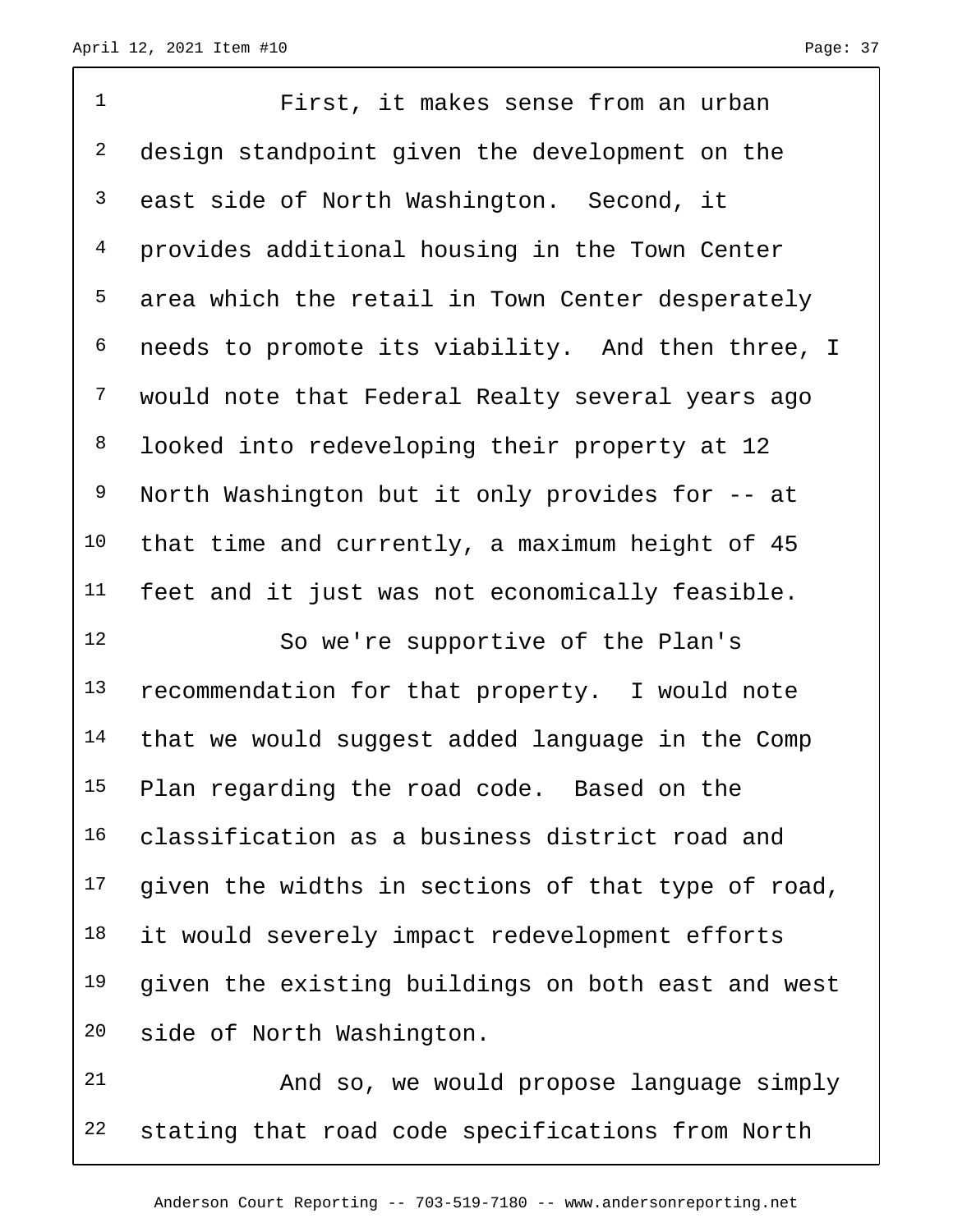First, it makes sense from an urban design standpoint given the development on the east side of North Washington. Second, it provides additional housing in the Town Center area which the retail in Town Center desperately needs to promote its viability. And then three, I would note that Federal Realty several years ago looked into redeveloping their property at 12 North Washington but it only provides for -- at that time and currently, a maximum height of 45 feet and it just was not economically feasible.

So we're supportive of the Plan's recommendation for that property. I would note that we would suggest added language in the Comp Plan regarding the road code. Based on the classification as a business district road and given the widths in sections of that type of road, it would severely impact redevelopment efforts given the existing buildings on both east and west side of North Washington.

And so, we would propose language simply stating that road code specifications from North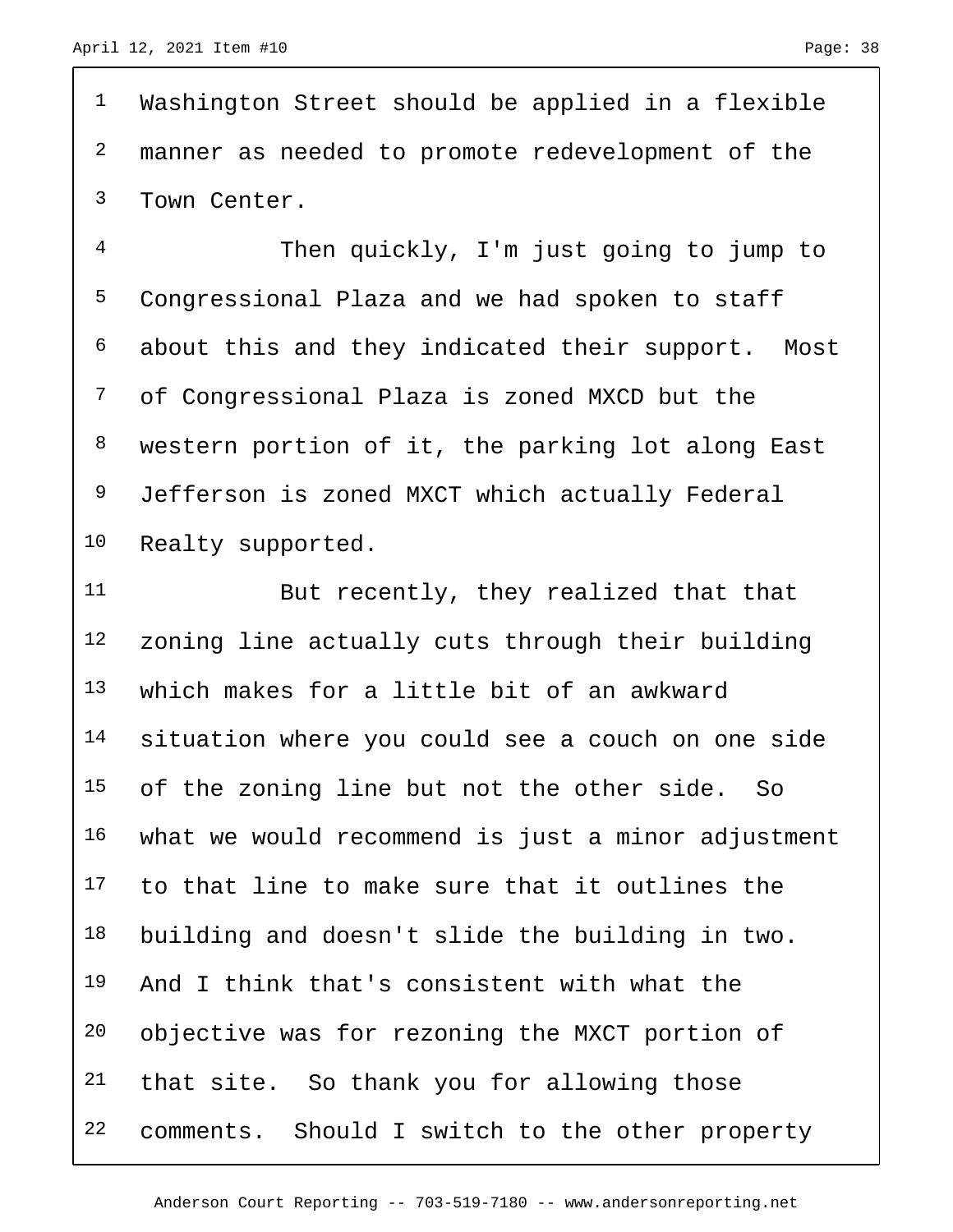Washington Street should be applied in a flexible manner as needed to promote redevelopment of the Town Center.

Then quickly, I'm just going to jump to Congressional Plaza and we had spoken to staff about this and they indicated their support. Most of Congressional Plaza is zoned MXCD but the western portion of it, the parking lot along East Jefferson is zoned MXCT which actually Federal Realty supported.

But recently, they realized that that zoning line actually cuts through their building which makes for a little bit of an awkward situation where you could see a couch on one side of the zoning line but not the other side. So what we would recommend is just a minor adjustment to that line to make sure that it outlines the building and doesn't slide the building in two. And I think that's consistent with what the objective was for rezoning the MXCT portion of that site. So thank you for allowing those comments. Should I switch to the other property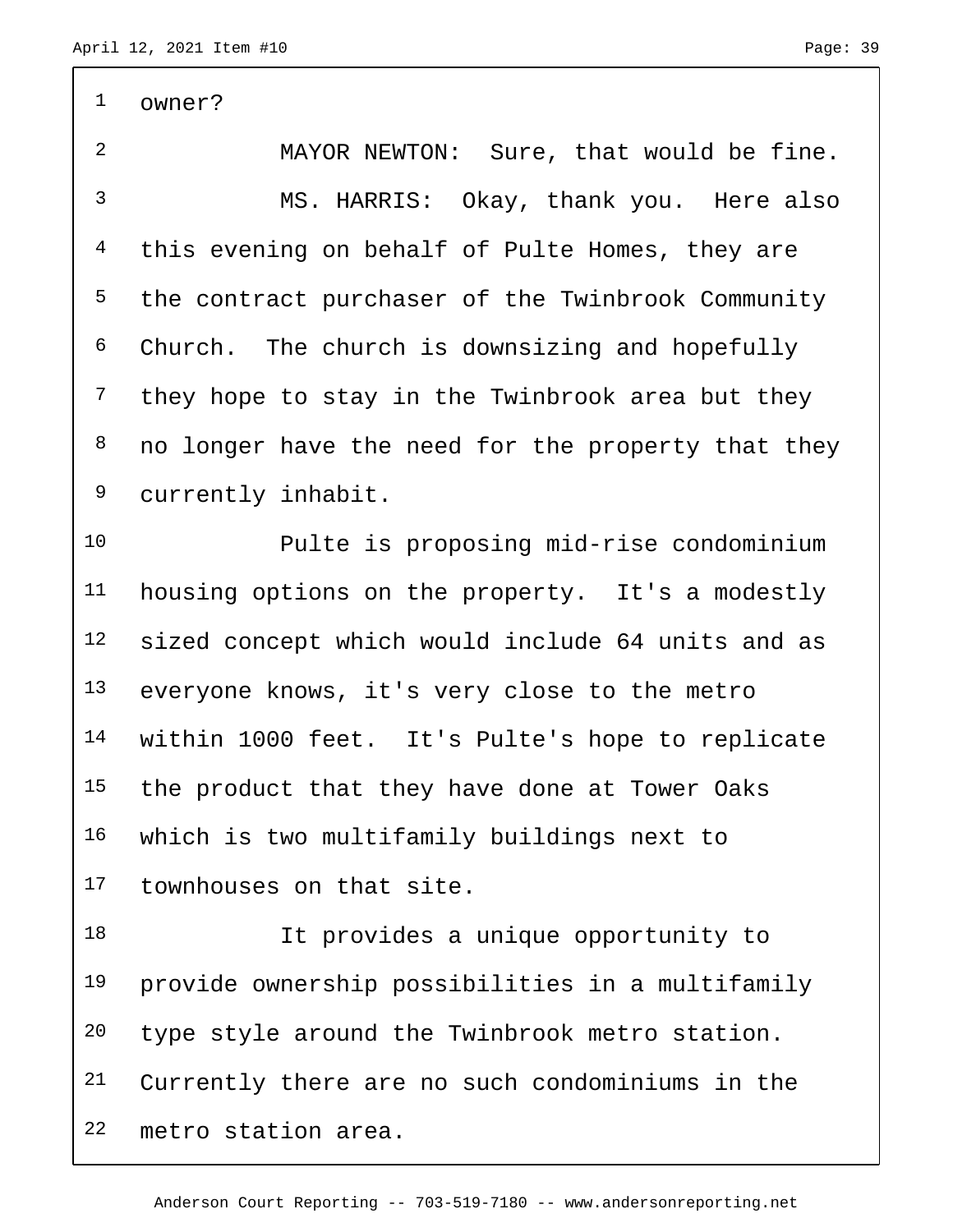owner?

MAYOR NEWTON: Sure, that would be fine.

MS. HARRIS: Okay, thank you. Here also this evening on behalf of Pulte Homes, they are the contract purchaser of the Twinbrook Community Church. The church is downsizing and hopefully they hope to stay in the Twinbrook area but they no longer have the need for the property that they currently inhabit.

Pulte is proposing mid-rise condominium housing options on the property. It's a modestly sized concept which would include 64 units and as everyone knows, it's very close to the metro within 1000 feet. It's Pulte's hope to replicate the product that they have done at Tower Oaks which is two multifamily buildings next to townhouses on that site.

It provides a unique opportunity to provide ownership possibilities in a multifamily type style around the Twinbrook metro station. Currently there are no such condominiums in the metro station area.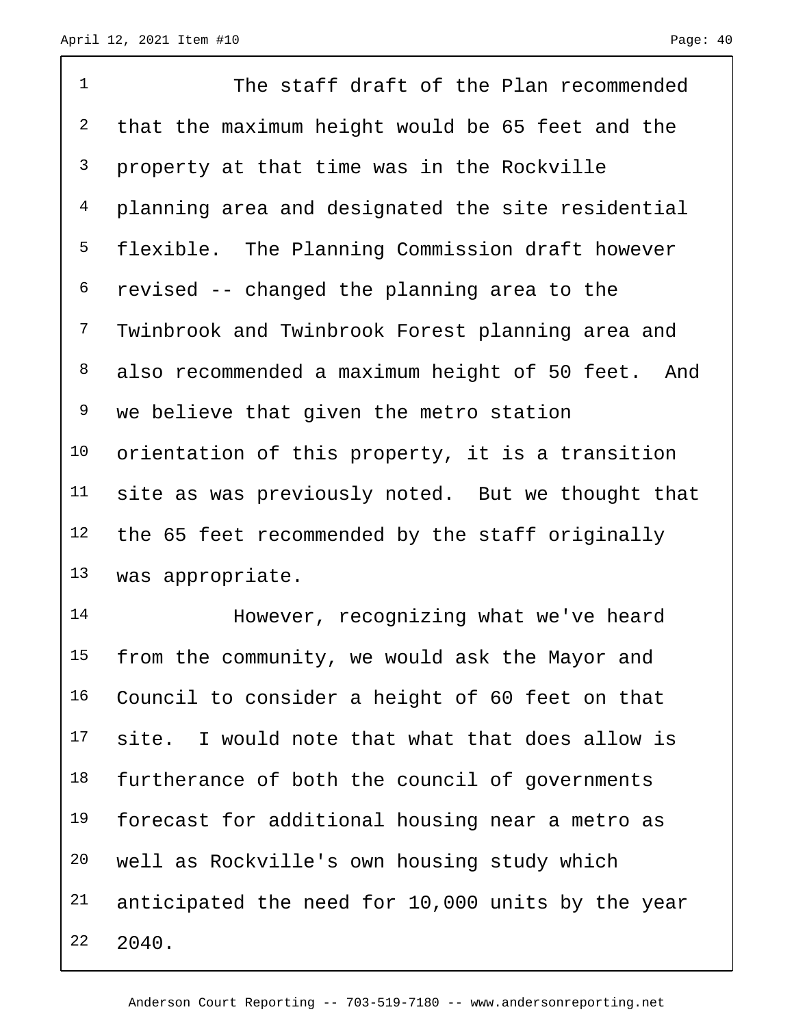The staff draft of the Plan recommended that the maximum height would be 65 feet and the property at that time was in the Rockville planning area and designated the site residential flexible. The Planning Commission draft however revised -- changed the planning area to the Twinbrook and Twinbrook Forest planning area and also recommended a maximum height of 50 feet. And we believe that given the metro station orientation of this property, it is a transition site as was previously noted. But we thought that the 65 feet recommended by the staff originally was appropriate.

However, recognizing what we've heard from the community, we would ask the Mayor and Council to consider a height of 60 feet on that site. I would note that what that does allow is furtherance of both the council of governments forecast for additional housing near a metro as well as Rockville's own housing study which anticipated the need for 10,000 units by the year 2040.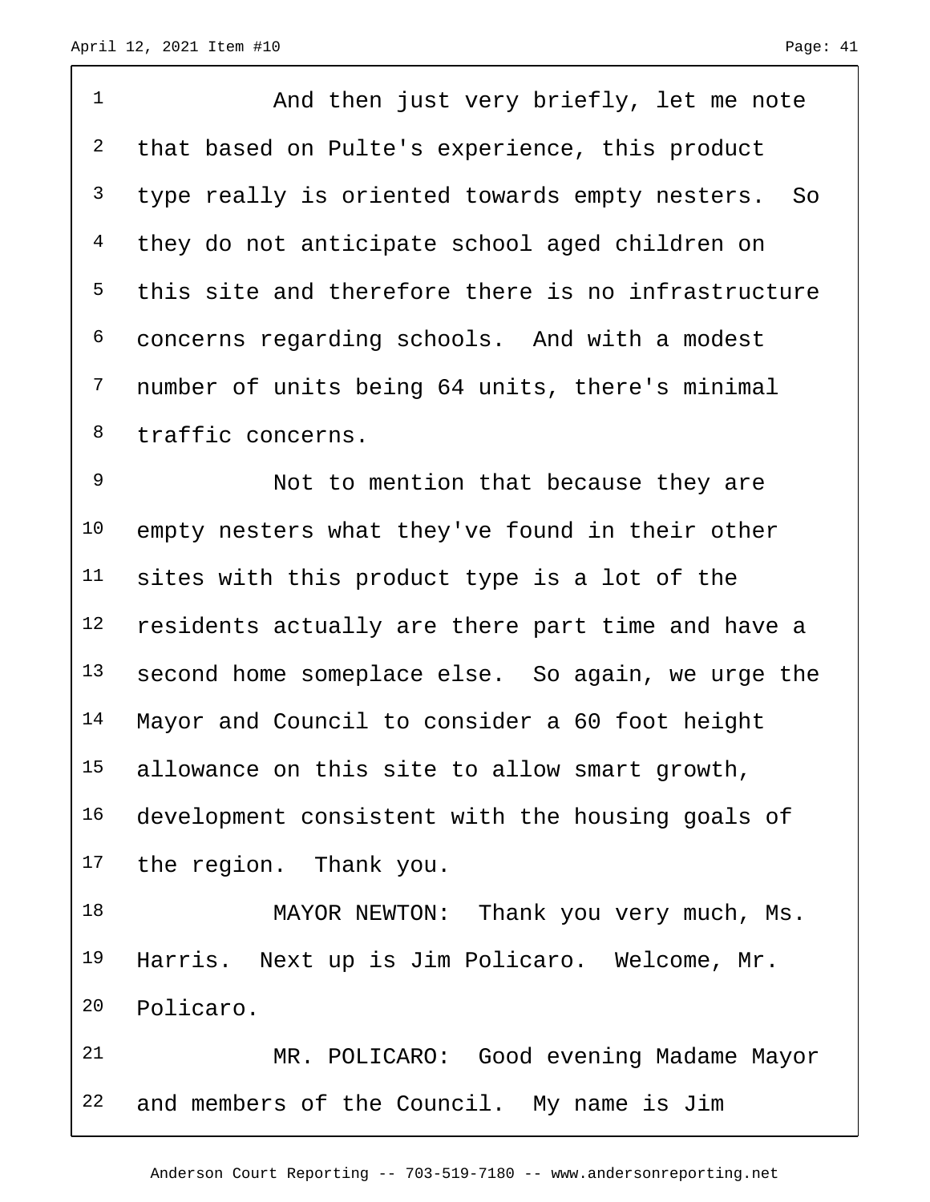And then just very briefly, let me note that based on Pulte's experience, this product type really is oriented towards empty nesters. So they do not anticipate school aged children on this site and therefore there is no infrastructure concerns regarding schools. And with a modest number of units being 64 units, there's minimal traffic concerns.

Not to mention that because they are empty nesters what they've found in their other sites with this product type is a lot of the residents actually are there part time and have a second home someplace else. So again, we urge the Mayor and Council to consider a 60 foot height allowance on this site to allow smart growth, development consistent with the housing goals of the region. Thank you.

MAYOR NEWTON: Thank you very much, Ms. Harris. Next up is Jim Policaro. Welcome, Mr. Policaro.

MR. POLICARO: Good evening Madame Mayor and members of the Council. My name is Jim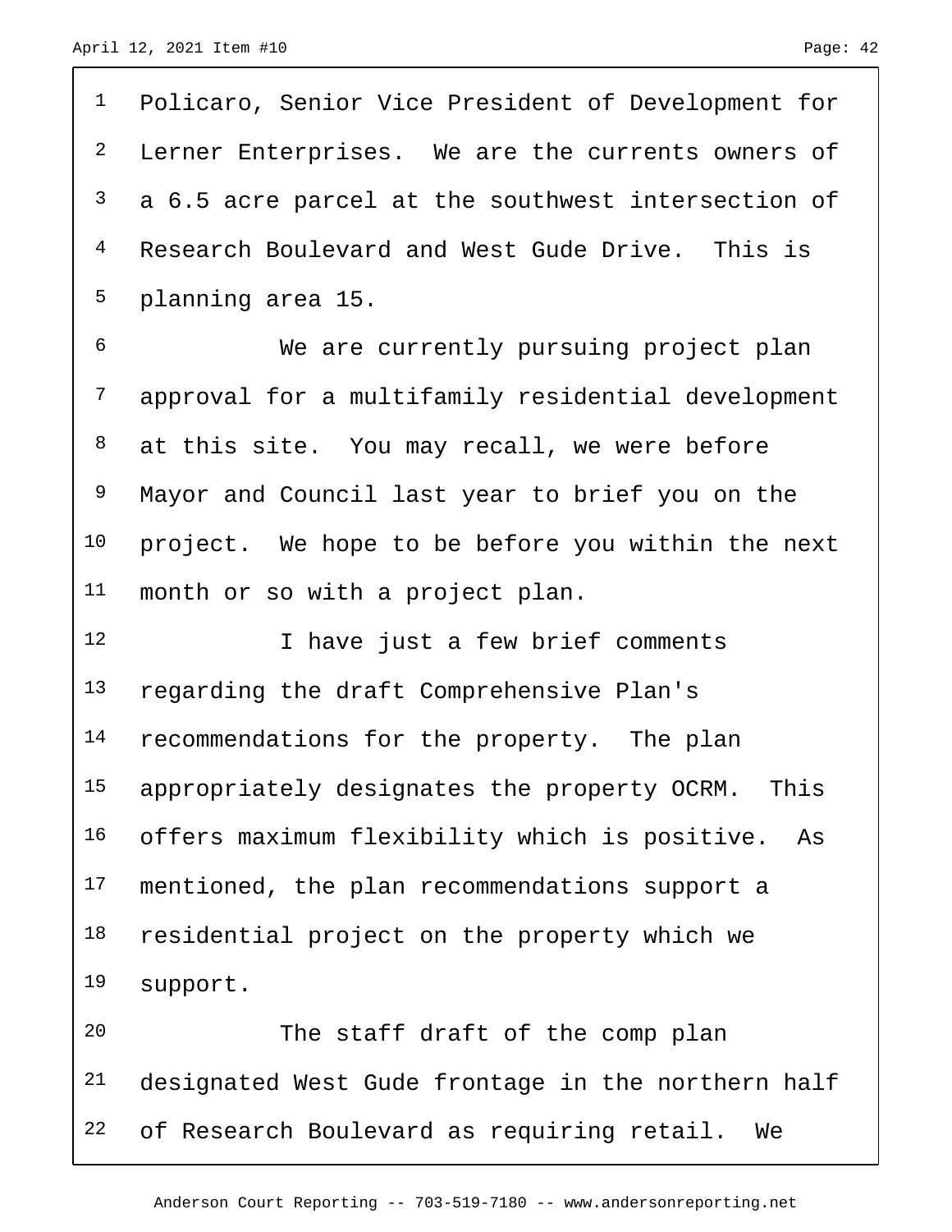Policaro, Senior Vice President of Development for Lerner Enterprises. We are the currents owners of a 6.5 acre parcel at the southwest intersection of Research Boulevard and West Gude Drive. This is planning area 15.

We are currently pursuing project plan approval for a multifamily residential development at this site. You may recall, we were before Mayor and Council last year to brief you on the project. We hope to be before you within the next month or so with a project plan.

I have just a few brief comments regarding the draft Comprehensive Plan's recommendations for the property. The plan appropriately designates the property OCRM. This offers maximum flexibility which is positive. As mentioned, the plan recommendations support a residential project on the property which we support.

The staff draft of the comp plan designated West Gude frontage in the northern half of Research Boulevard as requiring retail. We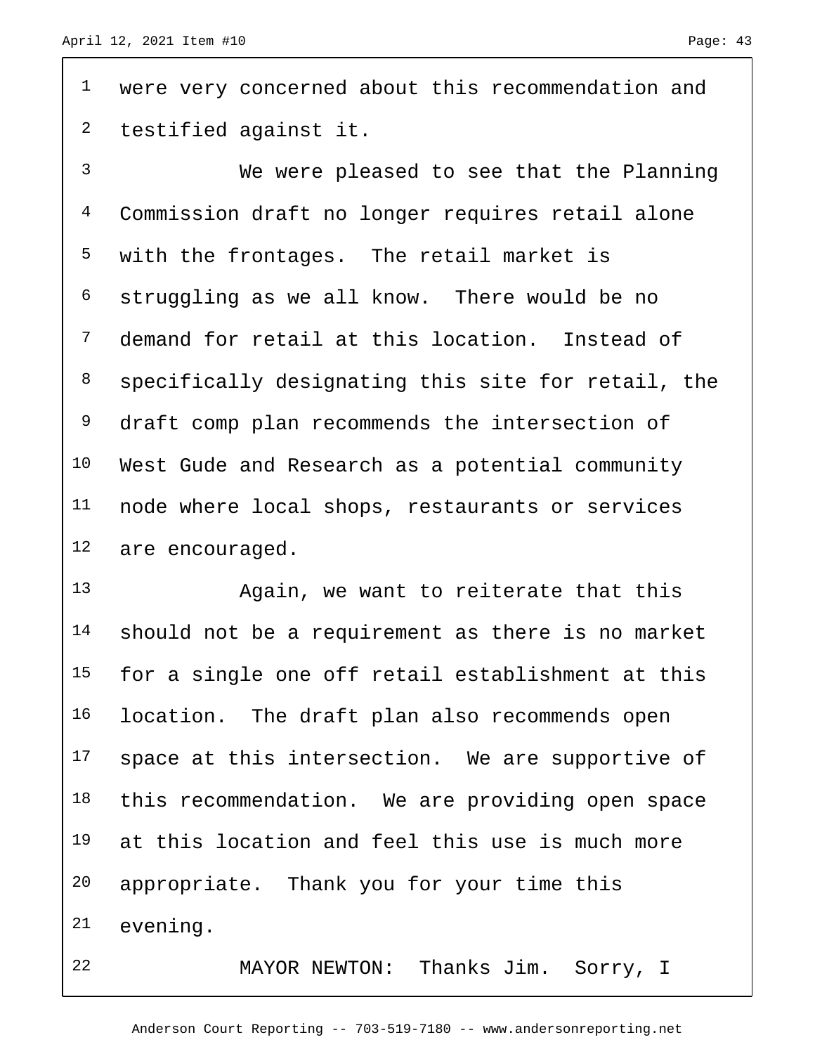were very concerned about this recommendation and testified against it.

We were pleased to see that the Planning Commission draft no longer requires retail alone with the frontages. The retail market is struggling as we all know. There would be no demand for retail at this location. Instead of specifically designating this site for retail, the draft comp plan recommends the intersection of West Gude and Research as a potential community node where local shops, restaurants or services are encouraged.

Again, we want to reiterate that this should not be a requirement as there is no market for a single one off retail establishment at this location. The draft plan also recommends open space at this intersection. We are supportive of this recommendation. We are providing open space at this location and feel this use is much more appropriate. Thank you for your time this evening.

MAYOR NEWTON: Thanks Jim. Sorry, I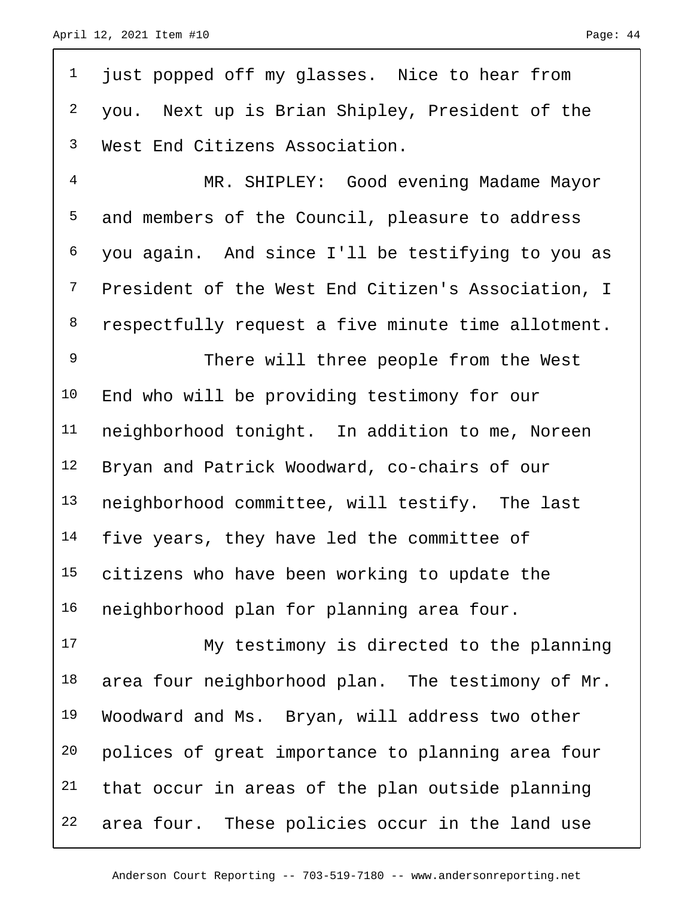just popped off my glasses. Nice to hear from you. Next up is Brian Shipley, President of the West End Citizens Association.

MR. SHIPLEY: Good evening Madame Mayor and members of the Council, pleasure to address you again. And since I'll be testifying to you as President of the West End Citizen's Association, I respectfully request a five minute time allotment.

There will three people from the West End who will be providing testimony for our neighborhood tonight. In addition to me, Noreen Bryan and Patrick Woodward, co-chairs of our neighborhood committee, will testify. The last five years, they have led the committee of citizens who have been working to update the neighborhood plan for planning area four.

My testimony is directed to the planning area four neighborhood plan. The testimony of Mr. Woodward and Ms. Bryan, will address two other polices of great importance to planning area four that occur in areas of the plan outside planning area four. These policies occur in the land use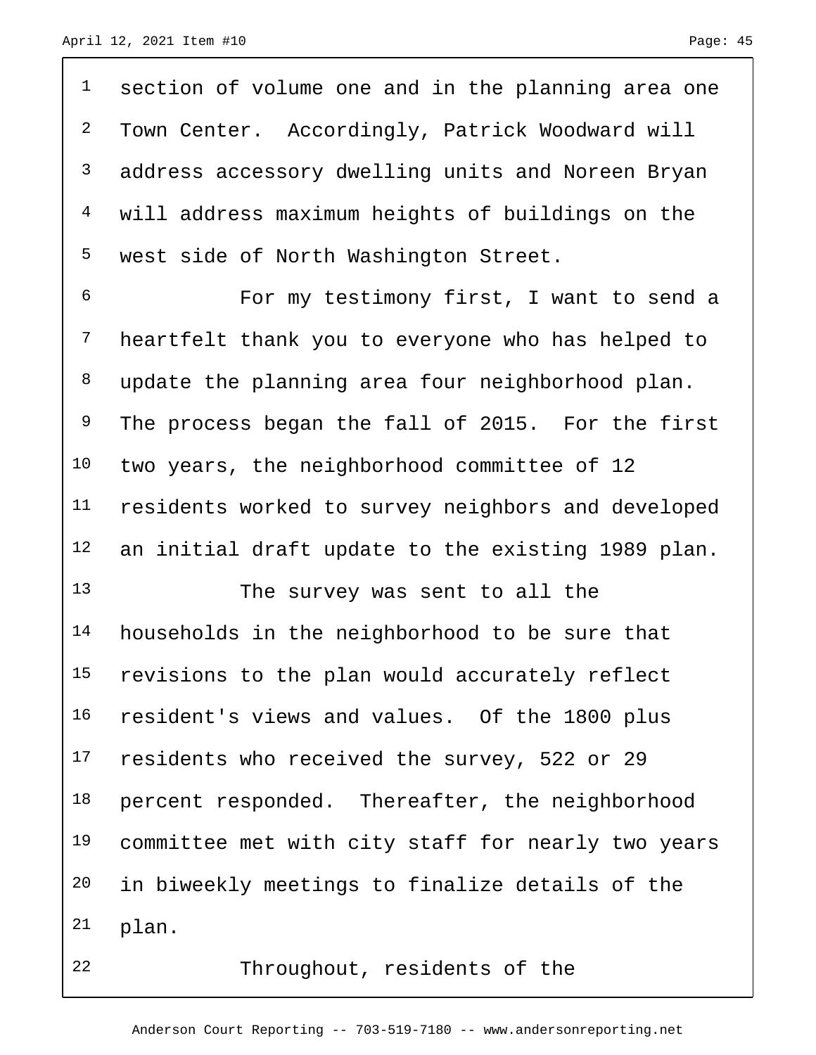section of volume one and in the planning area one Town Center. Accordingly, Patrick Woodward will address accessory dwelling units and Noreen Bryan will address maximum heights of buildings on the west side of North Washington Street.

For my testimony first, I want to send a heartfelt thank you to everyone who has helped to update the planning area four neighborhood plan. The process began the fall of 2015. For the first two years, the neighborhood committee of 12 residents worked to survey neighbors and developed an initial draft update to the existing 1989 plan.

The survey was sent to all the households in the neighborhood to be sure that revisions to the plan would accurately reflect resident's views and values. Of the 1800 plus residents who received the survey, 522 or 29 percent responded. Thereafter, the neighborhood committee met with city staff for nearly two years in biweekly meetings to finalize details of the plan.

Throughout, residents of the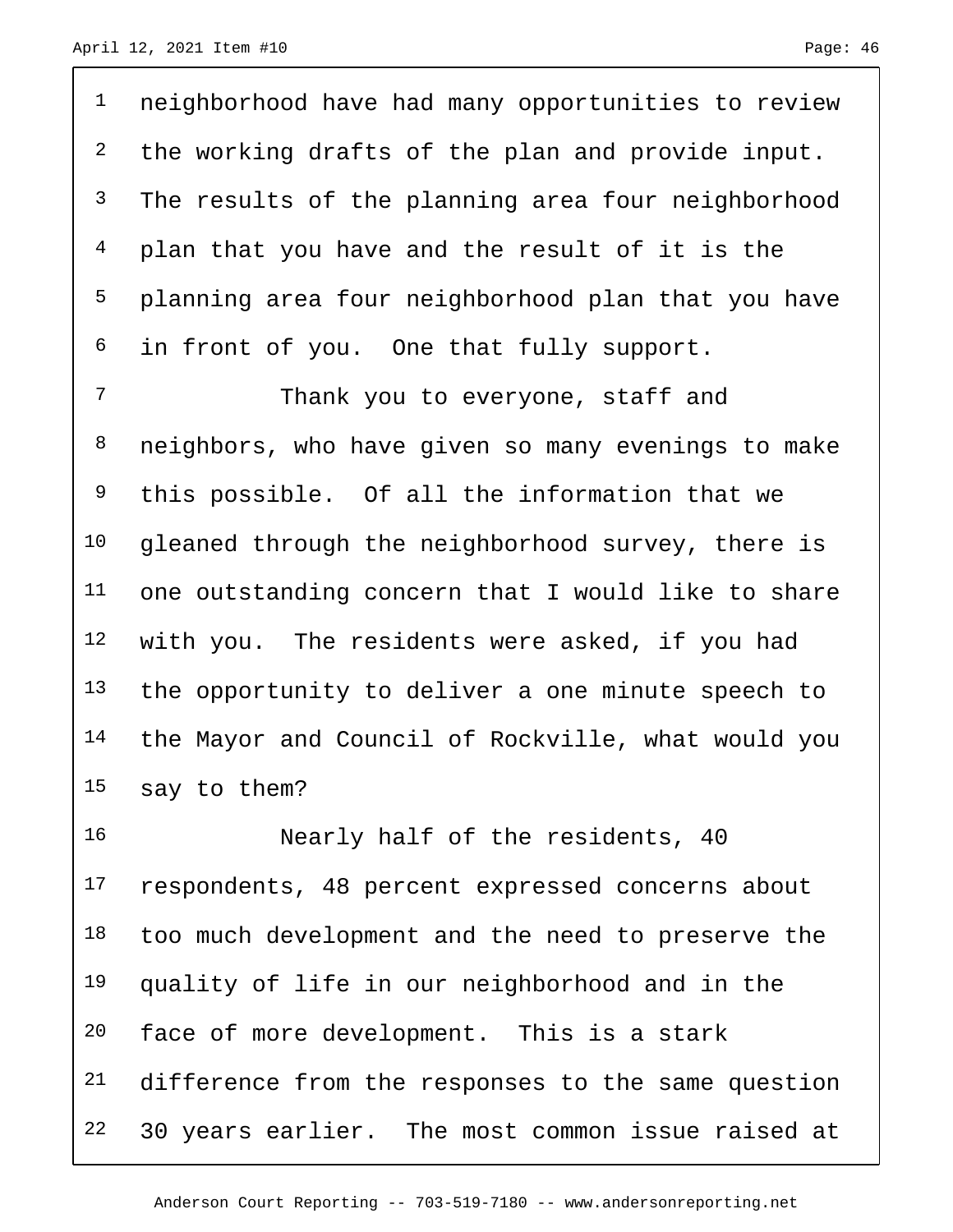neighborhood have had many opportunities to review the working drafts of the plan and provide input. The results of the planning area four neighborhood plan that you have and the result of it is the planning area four neighborhood plan that you have in front of you. One that fully support.

Thank you to everyone, staff and neighbors, who have given so many evenings to make this possible. Of all the information that we gleaned through the neighborhood survey, there is one outstanding concern that I would like to share with you. The residents were asked, if you had the opportunity to deliver a one minute speech to the Mayor and Council of Rockville, what would you say to them?

Nearly half of the residents, 40 respondents, 48 percent expressed concerns about too much development and the need to preserve the quality of life in our neighborhood and in the face of more development. This is a stark difference from the responses to the same question 30 years earlier. The most common issue raised at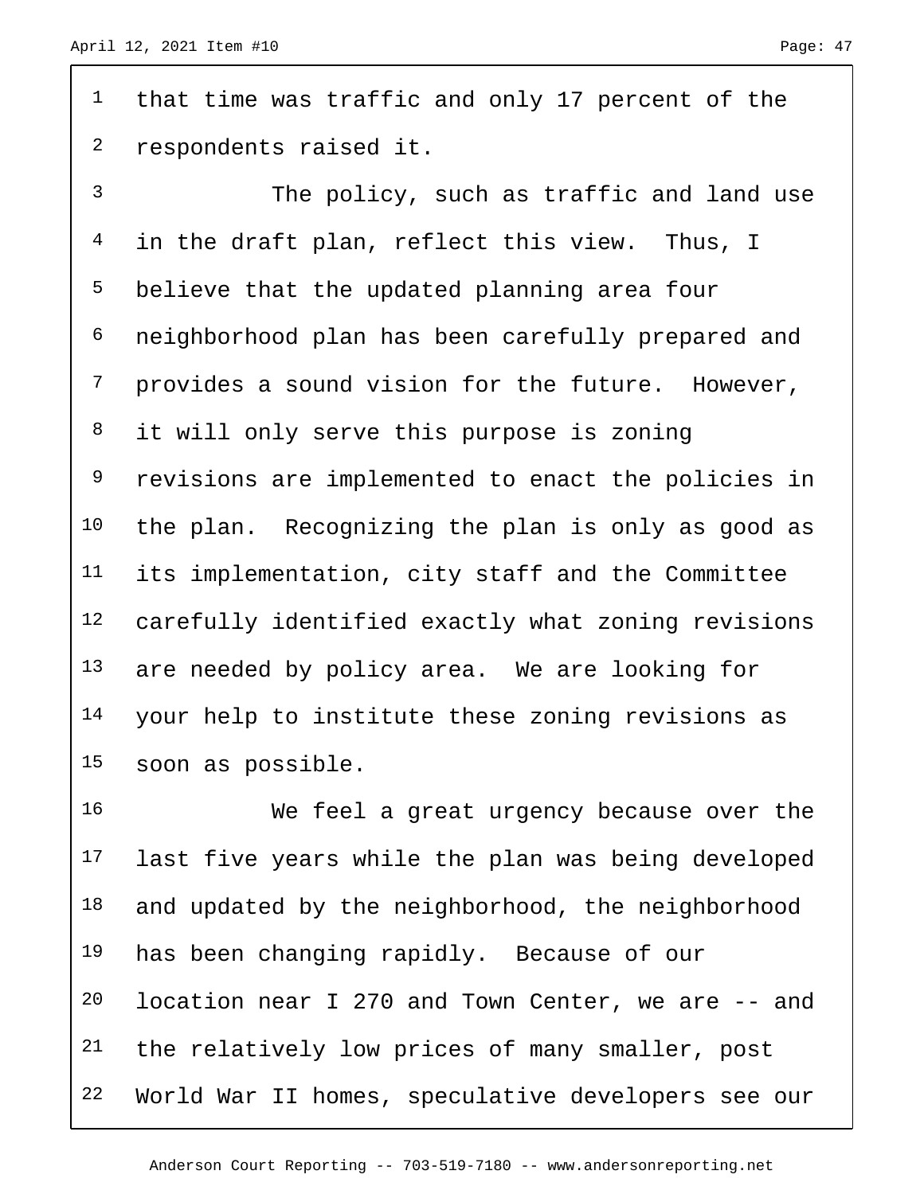that time was traffic and only 17 percent of the respondents raised it.

The policy, such as traffic and land use in the draft plan, reflect this view. Thus, I believe that the updated planning area four neighborhood plan has been carefully prepared and provides a sound vision for the future. However, it will only serve this purpose is zoning revisions are implemented to enact the policies in the plan. Recognizing the plan is only as good as its implementation, city staff and the Committee carefully identified exactly what zoning revisions are needed by policy area. We are looking for your help to institute these zoning revisions as soon as possible.

We feel a great urgency because over the last five years while the plan was being developed and updated by the neighborhood, the neighborhood has been changing rapidly. Because of our location near I 270 and Town Center, we are -- and the relatively low prices of many smaller, post World War II homes, speculative developers see our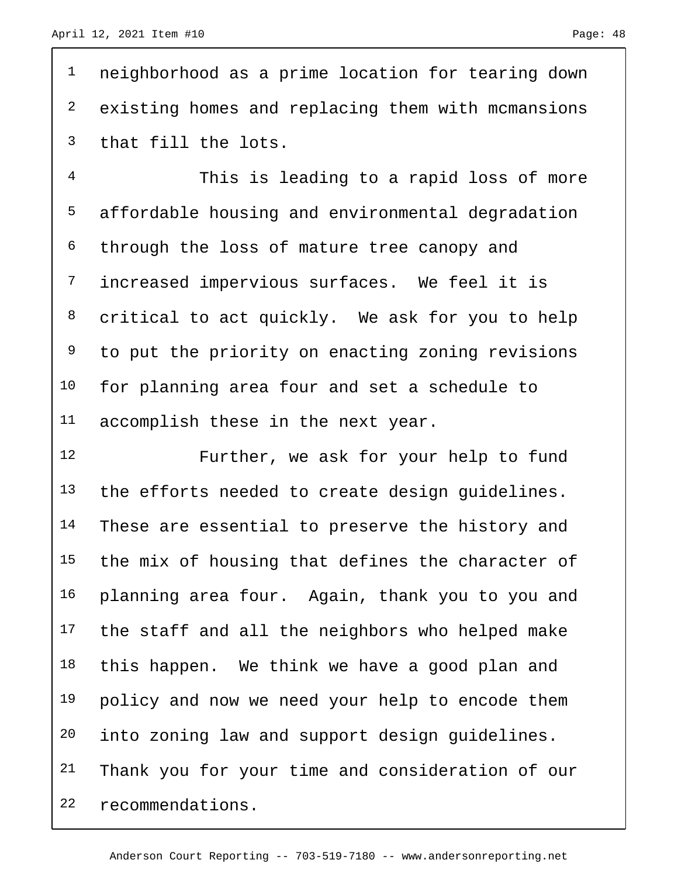neighborhood as a prime location for tearing down existing homes and replacing them with mcmansions that fill the lots.

This is leading to a rapid loss of more affordable housing and environmental degradation through the loss of mature tree canopy and increased impervious surfaces. We feel it is critical to act quickly. We ask for you to help to put the priority on enacting zoning revisions for planning area four and set a schedule to accomplish these in the next year.

Further, we ask for your help to fund the efforts needed to create design guidelines. These are essential to preserve the history and the mix of housing that defines the character of planning area four. Again, thank you to you and the staff and all the neighbors who helped make this happen. We think we have a good plan and policy and now we need your help to encode them into zoning law and support design guidelines. Thank you for your time and consideration of our recommendations.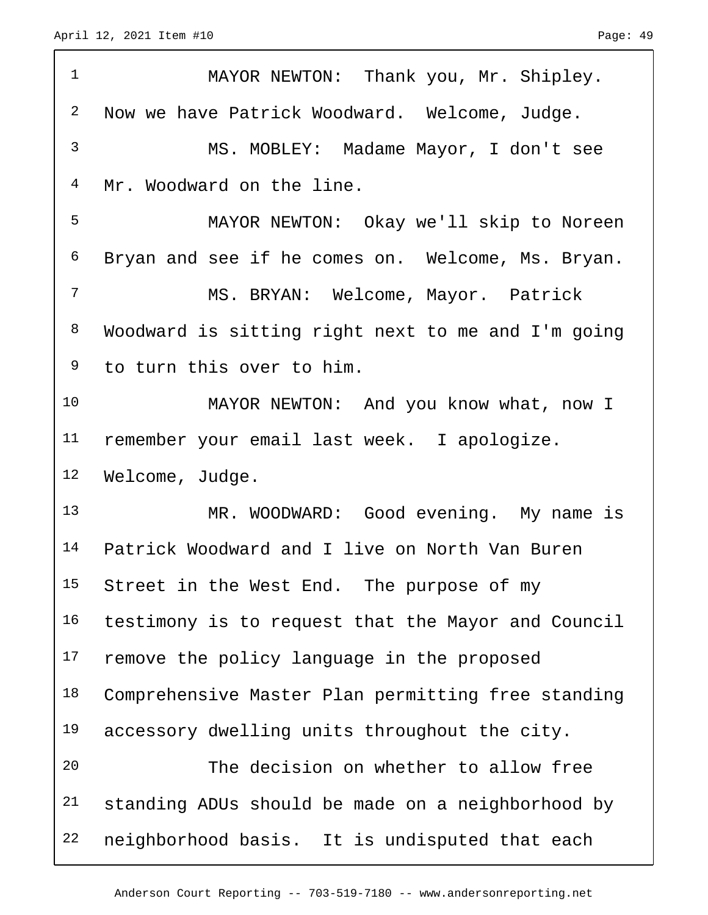MAYOR NEWTON: Thank you, Mr. Shipley. Now we have Patrick Woodward. Welcome, Judge.

MS. MOBLEY: Madame Mayor, I don't see Mr. Woodward on the line.

MAYOR NEWTON: Okay we'll skip to Noreen Bryan and see if he comes on. Welcome, Ms. Bryan.

MS. BRYAN: Welcome, Mayor. Patrick Woodward is sitting right next to me and I'm going to turn this over to him.

MAYOR NEWTON: And you know what, now I remember your email last week. I apologize. Welcome, Judge.

MR. WOODWARD: Good evening. My name is Patrick Woodward and I live on North Van Buren Street in the West End. The purpose of my testimony is to request that the Mayor and Council remove the policy language in the proposed Comprehensive Master Plan permitting free standing accessory dwelling units throughout the city.

The decision on whether to allow free standing ADUs should be made on a neighborhood by neighborhood basis. It is undisputed that each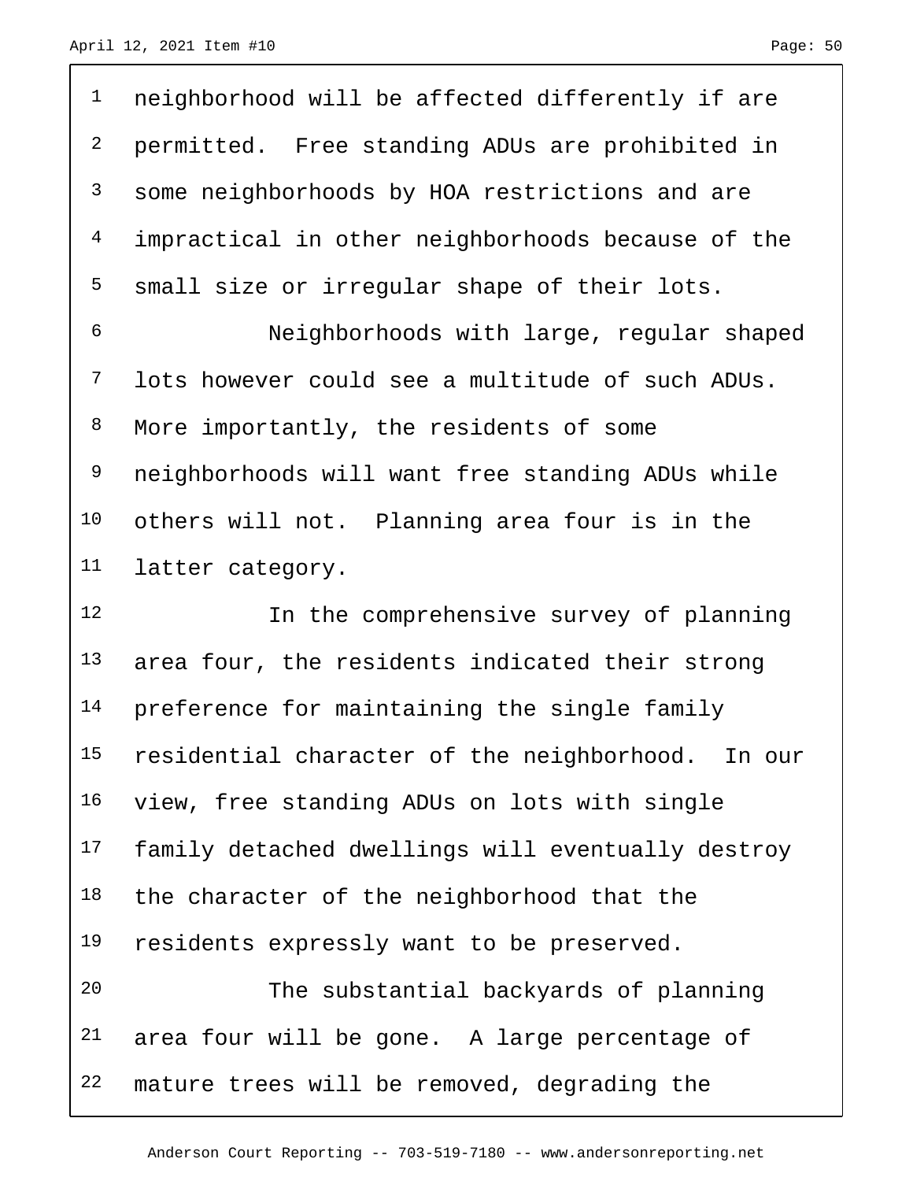neighborhood will be affected differently if are permitted. Free standing ADUs are prohibited in some neighborhoods by HOA restrictions and are impractical in other neighborhoods because of the small size or irregular shape of their lots.

Neighborhoods with large, regular shaped lots however could see a multitude of such ADUs. More importantly, the residents of some neighborhoods will want free standing ADUs while others will not. Planning area four is in the latter category.

In the comprehensive survey of planning area four, the residents indicated their strong preference for maintaining the single family residential character of the neighborhood. In our view, free standing ADUs on lots with single family detached dwellings will eventually destroy the character of the neighborhood that the residents expressly want to be preserved.

The substantial backyards of planning area four will be gone. A large percentage of mature trees will be removed, degrading the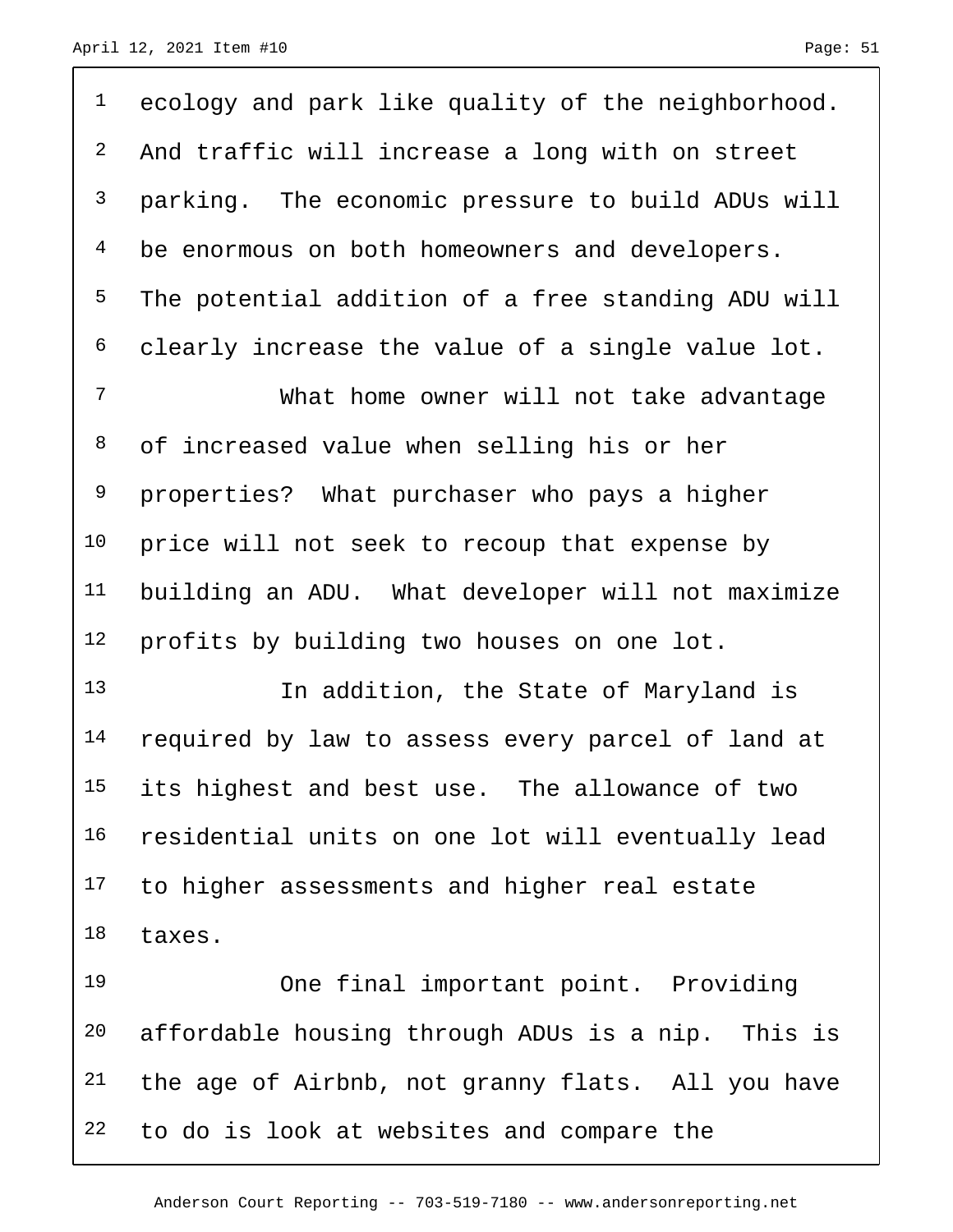ecology and park like quality of the neighborhood. And traffic will increase a long with on street parking. The economic pressure to build ADUs will be enormous on both homeowners and developers. The potential addition of a free standing ADU will clearly increase the value of a single value lot.

What home owner will not take advantage of increased value when selling his or her properties? What purchaser who pays a higher price will not seek to recoup that expense by building an ADU. What developer will not maximize profits by building two houses on one lot.

In addition, the State of Maryland is required by law to assess every parcel of land at its highest and best use. The allowance of two residential units on one lot will eventually lead to higher assessments and higher real estate taxes.

One final important point. Providing affordable housing through ADUs is a nip. This is the age of Airbnb, not granny flats. All you have to do is look at websites and compare the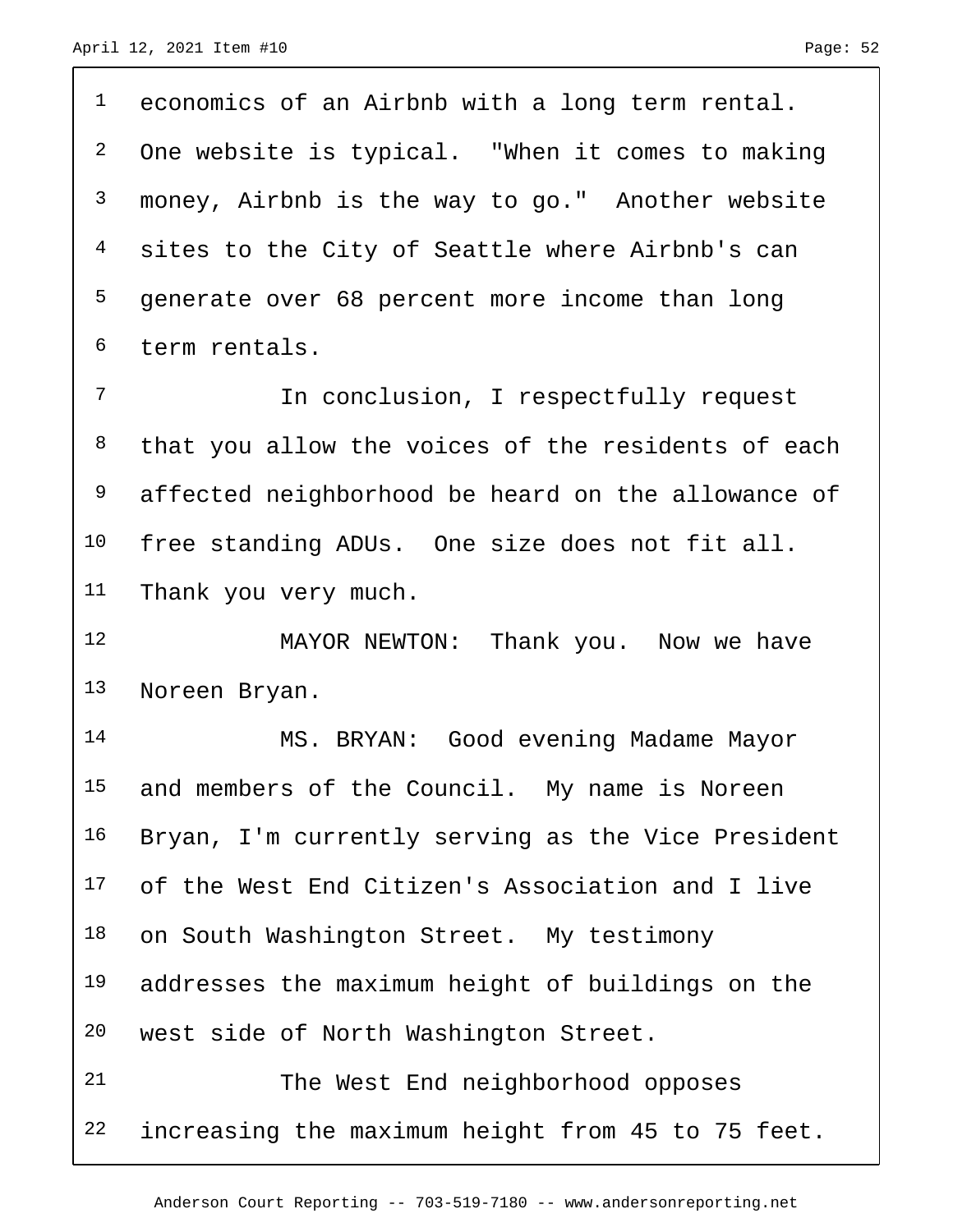economics of an Airbnb with a long term rental. One website is typical. "When it comes to making money, Airbnb is the way to go." Another website sites to the City of Seattle where Airbnb's can generate over 68 percent more income than long term rentals.

In conclusion, I respectfully request that you allow the voices of the residents of each affected neighborhood be heard on the allowance of free standing ADUs. One size does not fit all. Thank you very much.

MAYOR NEWTON: Thank you. Now we have Noreen Bryan.

MS. BRYAN: Good evening Madame Mayor and members of the Council. My name is Noreen Bryan, I'm currently serving as the Vice President of the West End Citizen's Association and I live on South Washington Street. My testimony addresses the maximum height of buildings on the west side of North Washington Street.

The West End neighborhood opposes increasing the maximum height from 45 to 75 feet.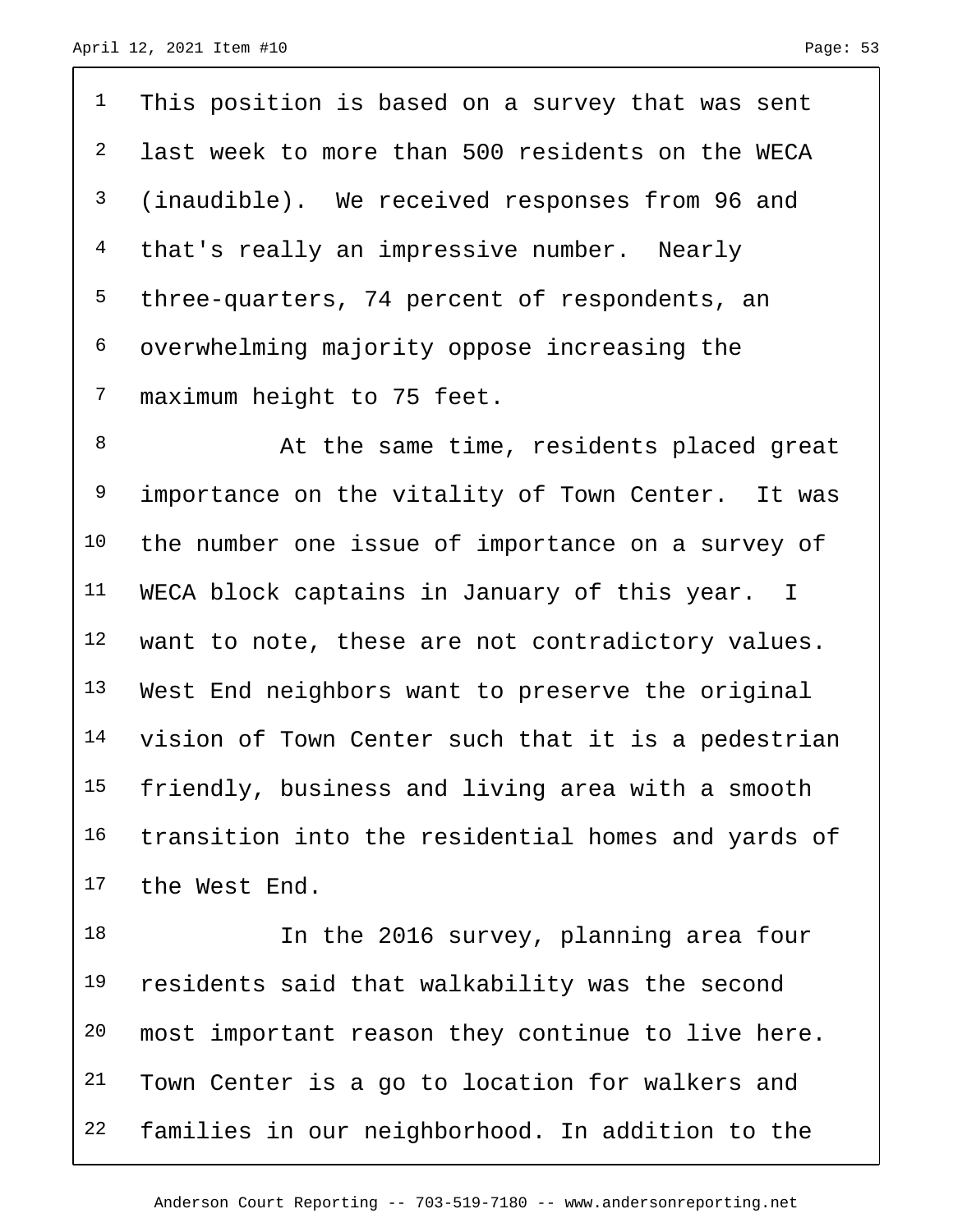This position is based on a survey that was sent last week to more than 500 residents on the WECA (inaudible). We received responses from 96 and that's really an impressive number. Nearly three-quarters, 74 percent of respondents, an overwhelming majority oppose increasing the maximum height to 75 feet.

At the same time, residents placed great importance on the vitality of Town Center. It was the number one issue of importance on a survey of WECA block captains in January of this year. I want to note, these are not contradictory values. West End neighbors want to preserve the original vision of Town Center such that it is a pedestrian friendly, business and living area with a smooth transition into the residential homes and yards of the West End.

In the 2016 survey, planning area four residents said that walkability was the second most important reason they continue to live here. Town Center is a go to location for walkers and families in our neighborhood. In addition to the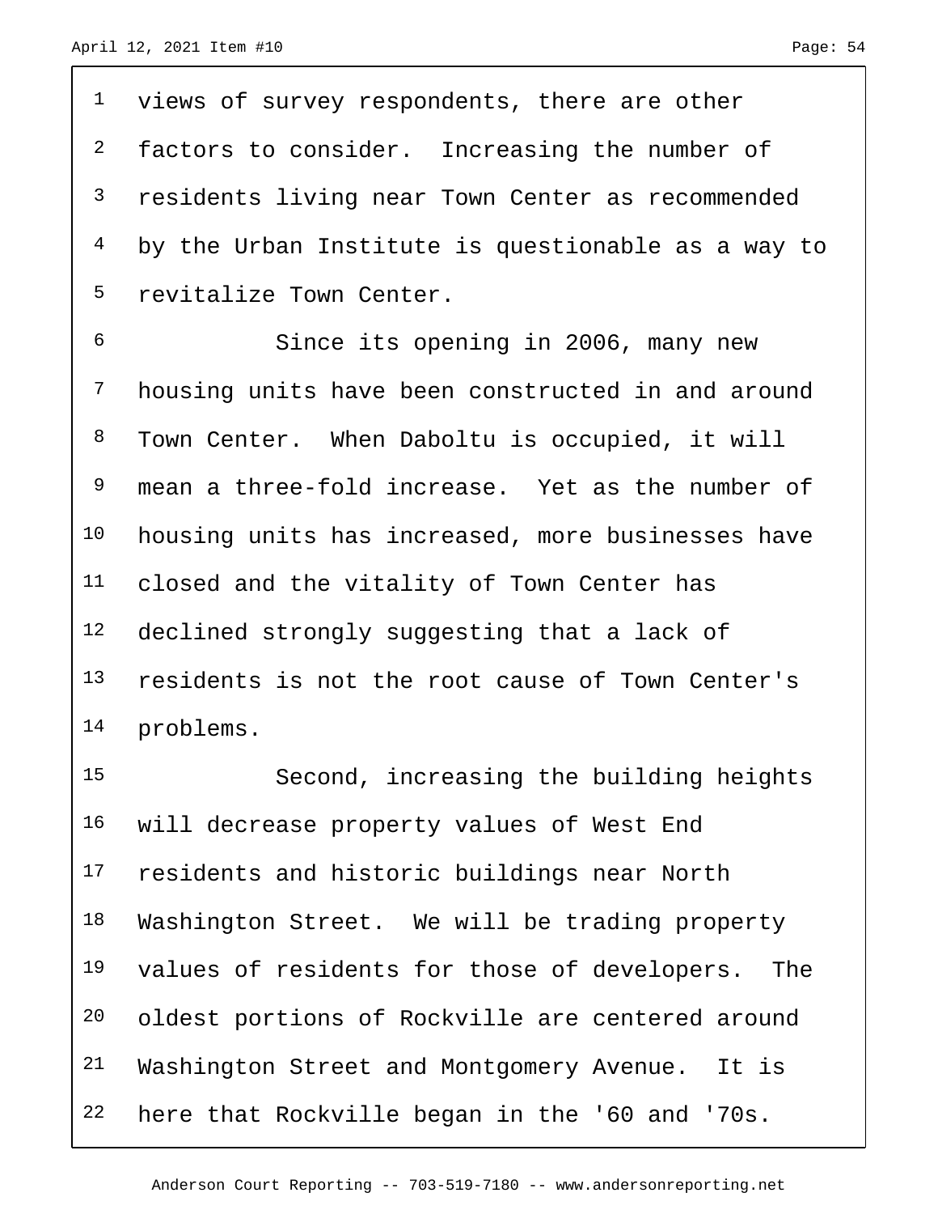views of survey respondents, there are other factors to consider. Increasing the number of residents living near Town Center as recommended by the Urban Institute is questionable as a way to revitalize Town Center.

Since its opening in 2006, many new housing units have been constructed in and around Town Center. When Daboltu is occupied, it will mean a three-fold increase. Yet as the number of housing units has increased, more businesses have closed and the vitality of Town Center has declined strongly suggesting that a lack of residents is not the root cause of Town Center's problems.

Second, increasing the building heights will decrease property values of West End residents and historic buildings near North Washington Street. We will be trading property values of residents for those of developers. The oldest portions of Rockville are centered around Washington Street and Montgomery Avenue. It is here that Rockville began in the '60 and '70s.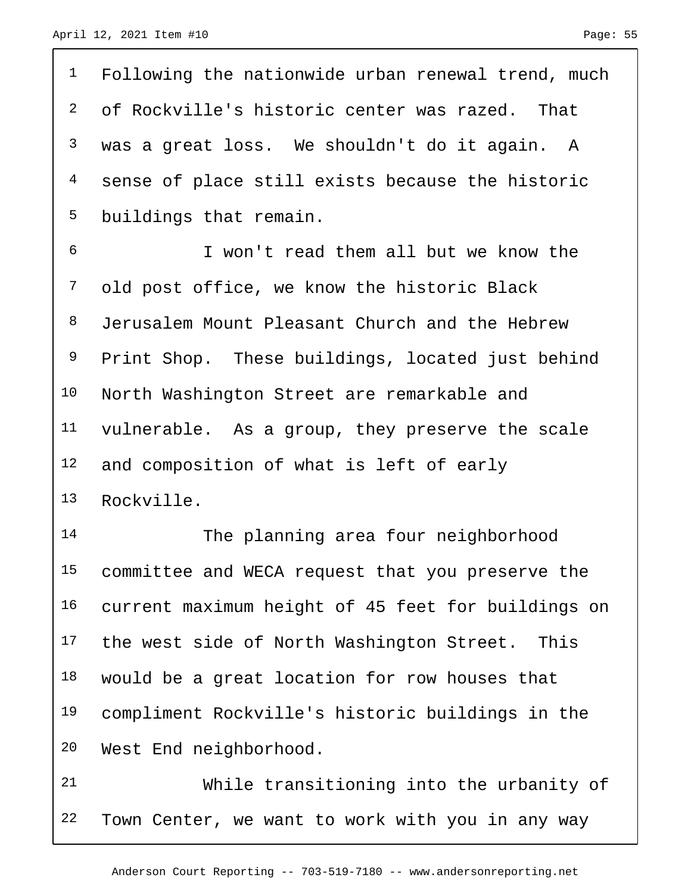Following the nationwide urban renewal trend, much of Rockville's historic center was razed. That was a great loss. We shouldn't do it again. A sense of place still exists because the historic buildings that remain.

I won't read them all but we know the old post office, we know the historic Black Jerusalem Mount Pleasant Church and the Hebrew Print Shop. These buildings, located just behind North Washington Street are remarkable and vulnerable. As a group, they preserve the scale and composition of what is left of early Rockville.

The planning area four neighborhood committee and WECA request that you preserve the current maximum height of 45 feet for buildings on the west side of North Washington Street. This would be a great location for row houses that compliment Rockville's historic buildings in the West End neighborhood.

While transitioning into the urbanity of Town Center, we want to work with you in any way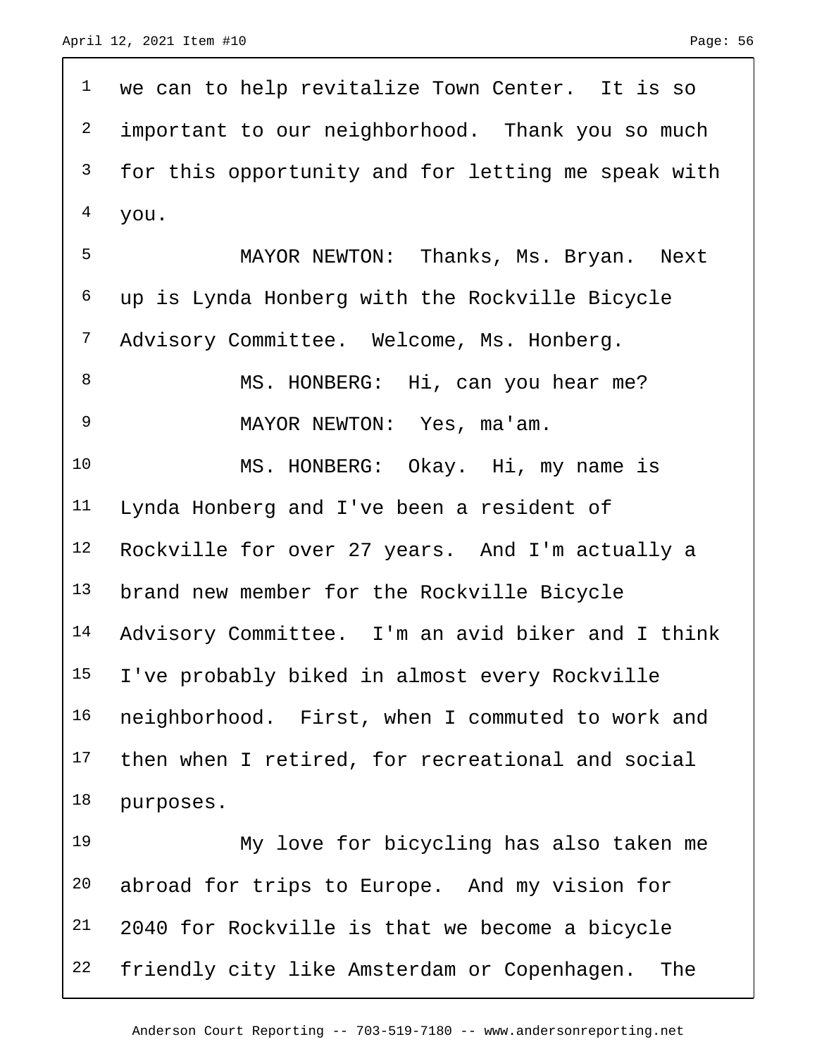we can to help revitalize Town Center. It is so important to our neighborhood. Thank you so much for this opportunity and for letting me speak with you.

MAYOR NEWTON: Thanks, Ms. Bryan. Next up is Lynda Honberg with the Rockville Bicycle Advisory Committee. Welcome, Ms. Honberg.

MS. HONBERG: Hi, can you hear me?

MAYOR NEWTON: Yes, ma'am.

MS. HONBERG: Okay. Hi, my name is Lynda Honberg and I've been a resident of Rockville for over 27 years. And I'm actually a brand new member for the Rockville Bicycle Advisory Committee. I'm an avid biker and I think I've probably biked in almost every Rockville neighborhood. First, when I commuted to work and then when I retired, for recreational and social purposes.

My love for bicycling has also taken me abroad for trips to Europe. And my vision for 2040 for Rockville is that we become a bicycle friendly city like Amsterdam or Copenhagen. The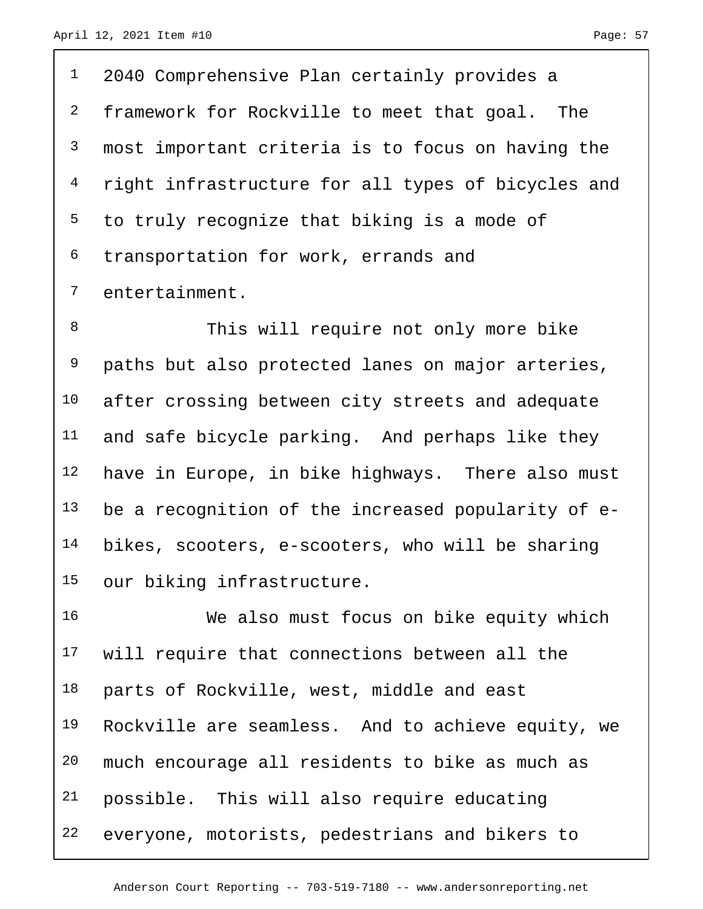2040 Comprehensive Plan certainly provides a framework for Rockville to meet that goal. The most important criteria is to focus on having the right infrastructure for all types of bicycles and to truly recognize that biking is a mode of transportation for work, errands and entertainment.

This will require not only more bike paths but also protected lanes on major arteries, after crossing between city streets and adequate and safe bicycle parking. And perhaps like they have in Europe, in bike highways. There also must be a recognition of the increased popularity of e-bikes, scooters, e-scooters, who will be sharing our biking infrastructure.

We also must focus on bike equity which will require that connections between all the parts of Rockville, west, middle and east Rockville are seamless. And to achieve equity, we much encourage all residents to bike as much as possible. This will also require educating everyone, motorists, pedestrians and bikers to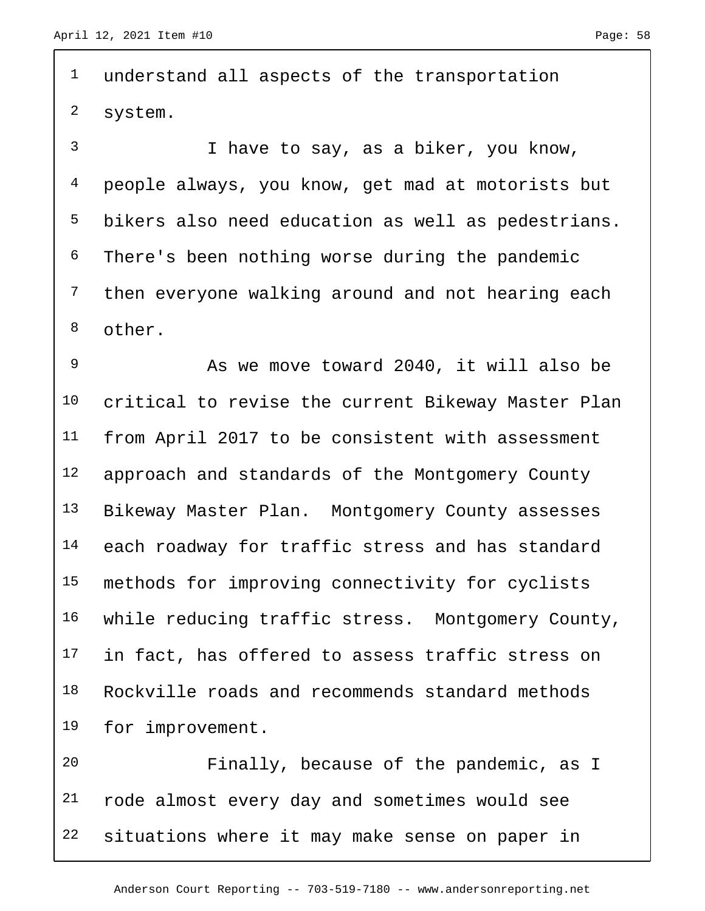understand all aspects of the transportation system.

I have to say, as a biker, you know, people always, you know, get mad at motorists but bikers also need education as well as pedestrians. There's been nothing worse during the pandemic then everyone walking around and not hearing each other.

As we move toward 2040, it will also be critical to revise the current Bikeway Master Plan from April 2017 to be consistent with assessment approach and standards of the Montgomery County Bikeway Master Plan. Montgomery County assesses each roadway for traffic stress and has standard methods for improving connectivity for cyclists while reducing traffic stress. Montgomery County, in fact, has offered to assess traffic stress on Rockville roads and recommends standard methods for improvement.

Finally, because of the pandemic, as I rode almost every day and sometimes would see situations where it may make sense on paper in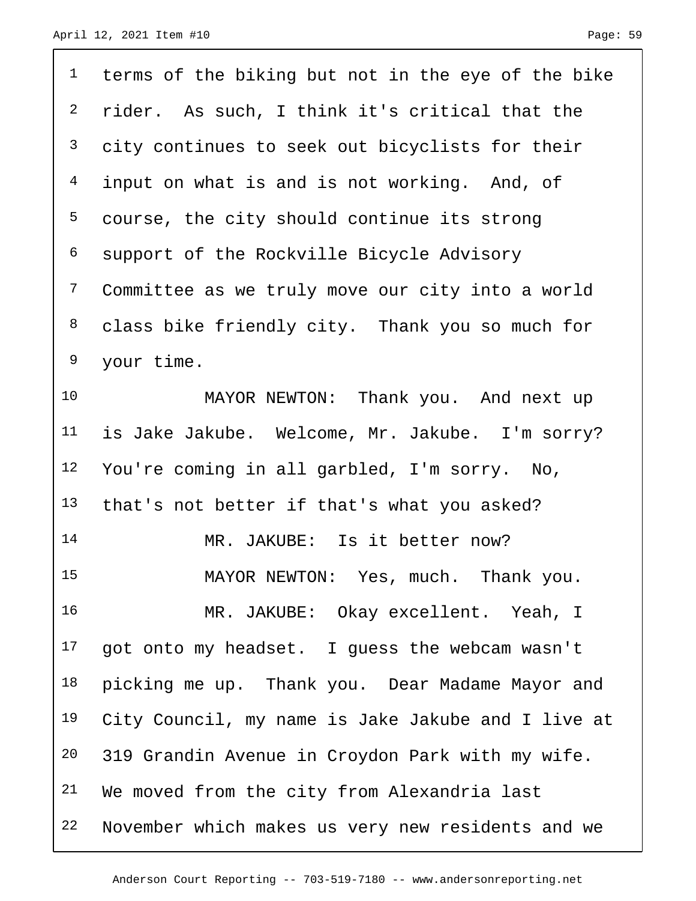terms of the biking but not in the eye of the bike rider. As such, I think it's critical that the city continues to seek out bicyclists for their input on what is and is not working. And, of course, the city should continue its strong support of the Rockville Bicycle Advisory Committee as we truly move our city into a world class bike friendly city. Thank you so much for your time.

MAYOR NEWTON: Thank you. And next up is Jake Jakube. Welcome, Mr. Jakube. I'm sorry? You're coming in all garbled, I'm sorry. No, that's not better if that's what you asked?

MR. JAKUBE: Is it better now?

MAYOR NEWTON: Yes, much. Thank you.

MR. JAKUBE: Okay excellent. Yeah, I got onto my headset. I guess the webcam wasn't picking me up. Thank you. Dear Madame Mayor and City Council, my name is Jake Jakube and I live at 319 Grandin Avenue in Croydon Park with my wife. We moved from the city from Alexandria last November which makes us very new residents and we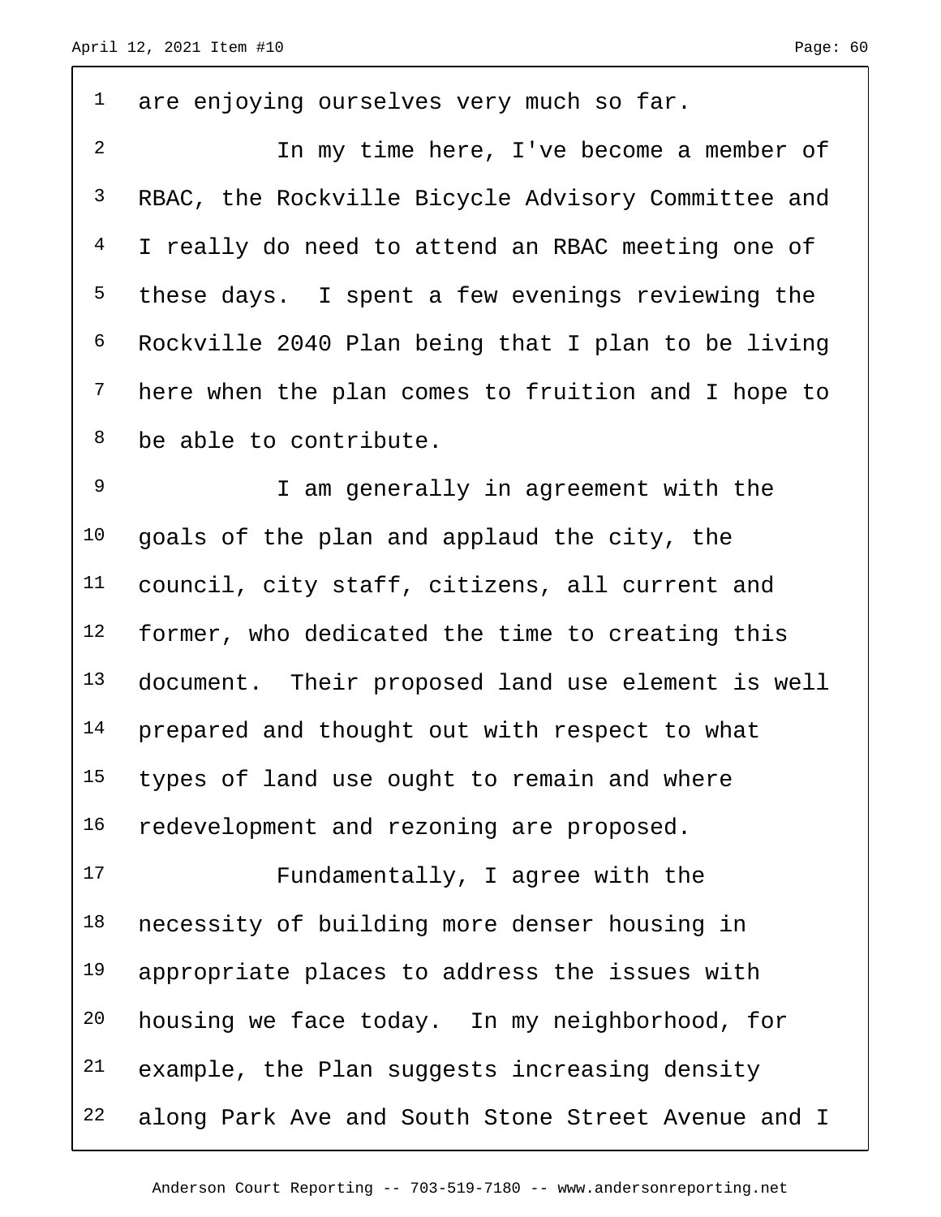are enjoying ourselves very much so far.

In my time here, I've become a member of RBAC, the Rockville Bicycle Advisory Committee and I really do need to attend an RBAC meeting one of these days. I spent a few evenings reviewing the Rockville 2040 Plan being that I plan to be living here when the plan comes to fruition and I hope to be able to contribute.

I am generally in agreement with the goals of the plan and applaud the city, the council, city staff, citizens, all current and former, who dedicated the time to creating this document. Their proposed land use element is well prepared and thought out with respect to what types of land use ought to remain and where redevelopment and rezoning are proposed.

Fundamentally, I agree with the necessity of building more denser housing in appropriate places to address the issues with housing we face today. In my neighborhood, for example, the Plan suggests increasing density along Park Ave and South Stone Street Avenue and I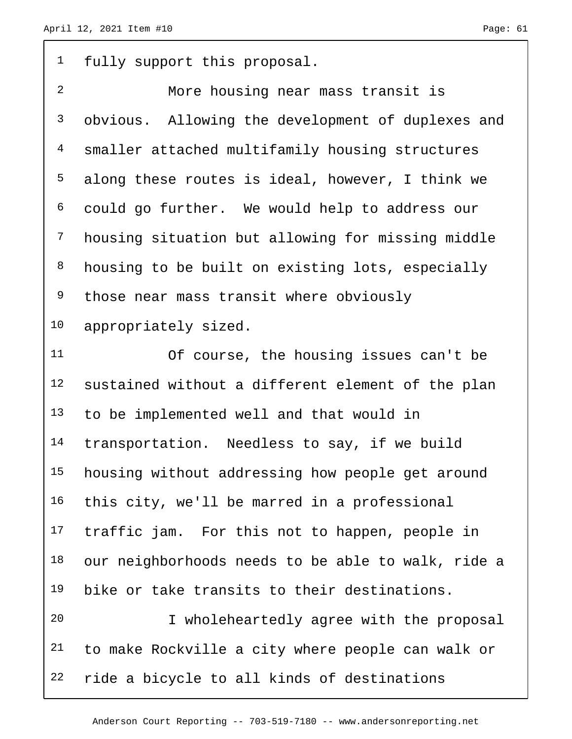fully support this proposal.

More housing near mass transit is obvious. Allowing the development of duplexes and smaller attached multifamily housing structures along these routes is ideal, however, I think we could go further. We would help to address our housing situation but allowing for missing middle housing to be built on existing lots, especially those near mass transit where obviously appropriately sized.

Of course, the housing issues can't be sustained without a different element of the plan to be implemented well and that would in transportation. Needless to say, if we build housing without addressing how people get around this city, we'll be marred in a professional traffic jam. For this not to happen, people in our neighborhoods needs to be able to walk, ride a bike or take transits to their destinations.

I wholeheartedly agree with the proposal to make Rockville a city where people can walk or ride a bicycle to all kinds of destinations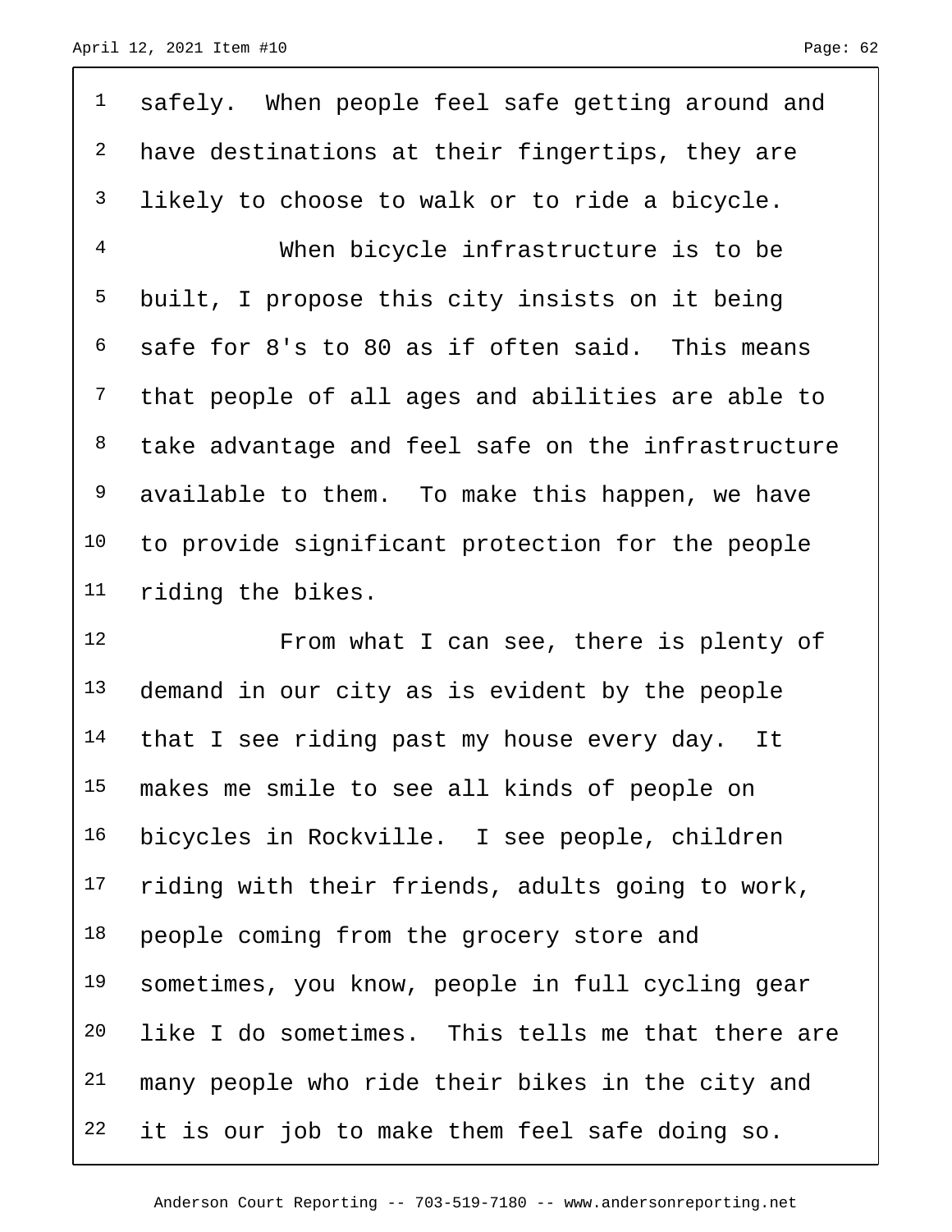safely. When people feel safe getting around and have destinations at their fingertips, they are likely to choose to walk or to ride a bicycle.

When bicycle infrastructure is to be built, I propose this city insists on it being safe for 8's to 80 as if often said. This means that people of all ages and abilities are able to take advantage and feel safe on the infrastructure available to them. To make this happen, we have to provide significant protection for the people riding the bikes.

From what I can see, there is plenty of demand in our city as is evident by the people that I see riding past my house every day. It makes me smile to see all kinds of people on bicycles in Rockville. I see people, children riding with their friends, adults going to work, people coming from the grocery store and sometimes, you know, people in full cycling gear like I do sometimes. This tells me that there are many people who ride their bikes in the city and it is our job to make them feel safe doing so.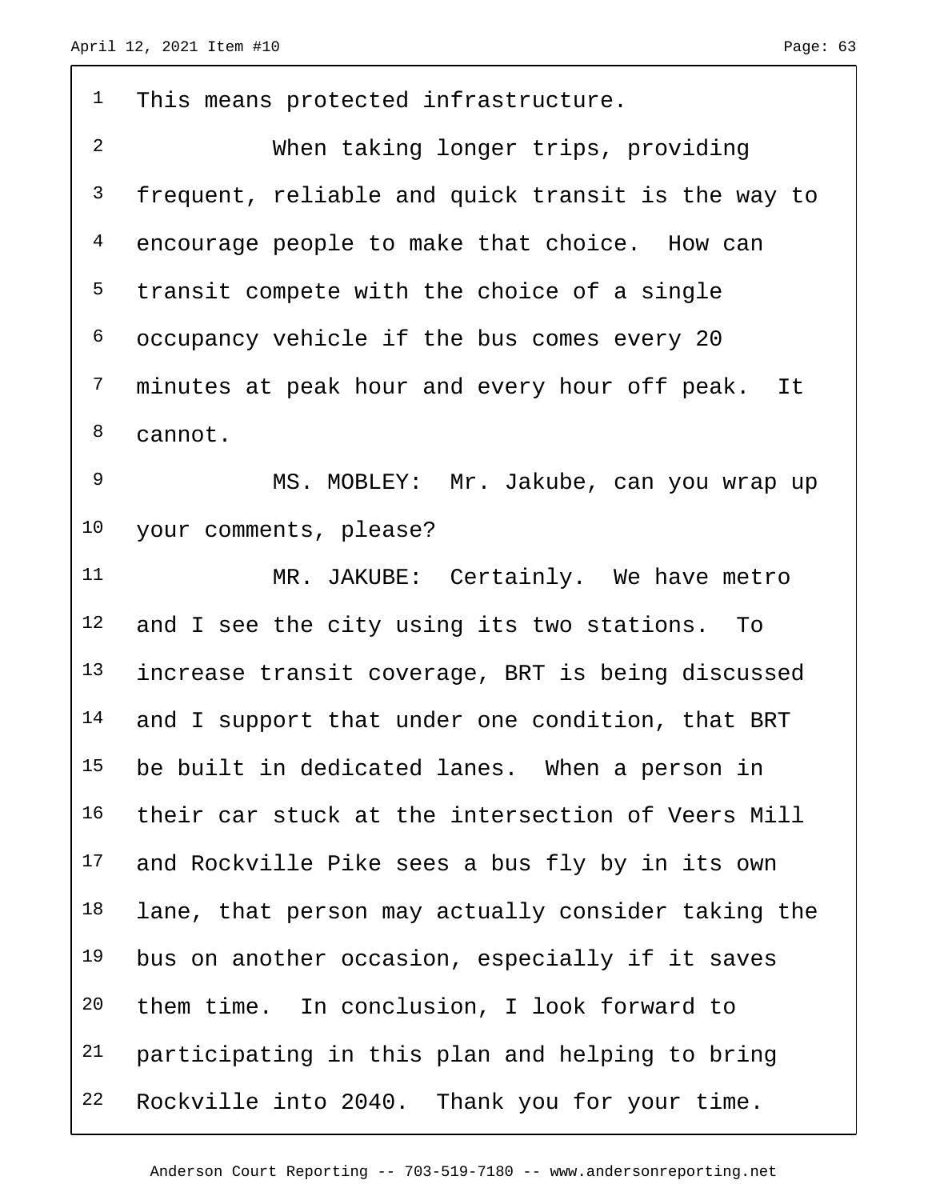This means protected infrastructure.

When taking longer trips, providing frequent, reliable and quick transit is the way to encourage people to make that choice. How can transit compete with the choice of a single occupancy vehicle if the bus comes every 20 minutes at peak hour and every hour off peak. It cannot.

MS. MOBLEY: Mr. Jakube, can you wrap up your comments, please?

MR. JAKUBE: Certainly. We have metro and I see the city using its two stations. To increase transit coverage, BRT is being discussed and I support that under one condition, that BRT be built in dedicated lanes. When a person in their car stuck at the intersection of Veers Mill and Rockville Pike sees a bus fly by in its own lane, that person may actually consider taking the bus on another occasion, especially if it saves them time. In conclusion, I look forward to participating in this plan and helping to bring Rockville into 2040. Thank you for your time.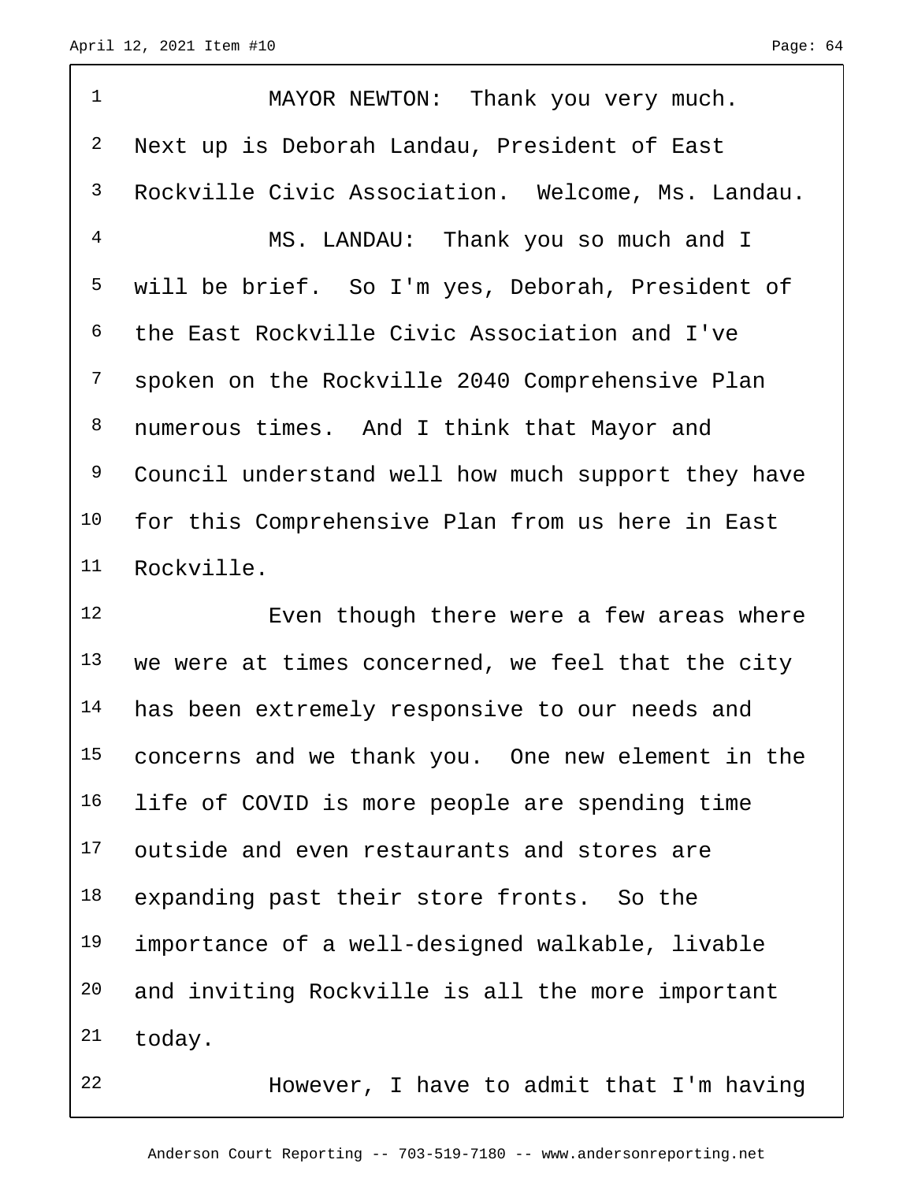MAYOR NEWTON: Thank you very much. Next up is Deborah Landau, President of East Rockville Civic Association. Welcome, Ms. Landau.

MS. LANDAU: Thank you so much and I will be brief. So I'm yes, Deborah, President of the East Rockville Civic Association and I've spoken on the Rockville 2040 Comprehensive Plan numerous times. And I think that Mayor and Council understand well how much support they have for this Comprehensive Plan from us here in East Rockville.

Even though there were a few areas where we were at times concerned, we feel that the city has been extremely responsive to our needs and concerns and we thank you. One new element in the life of COVID is more people are spending time outside and even restaurants and stores are expanding past their store fronts. So the importance of a well-designed walkable, livable and inviting Rockville is all the more important today.

However, I have to admit that I'm having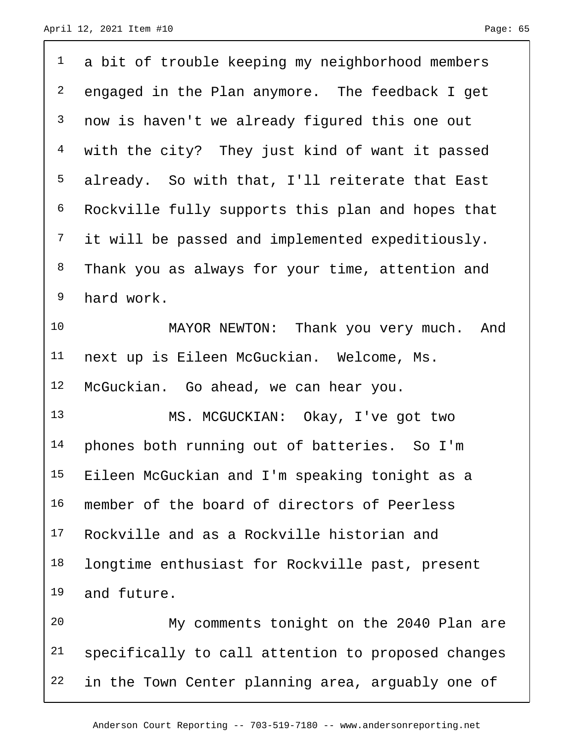a bit of trouble keeping my neighborhood members engaged in the Plan anymore. The feedback I get now is haven't we already figured this one out with the city? They just kind of want it passed already. So with that, I'll reiterate that East Rockville fully supports this plan and hopes that it will be passed and implemented expeditiously. Thank you as always for your time, attention and hard work.

MAYOR NEWTON: Thank you very much. And next up is Eileen McGuckian. Welcome, Ms. McGuckian. Go ahead, we can hear you.

MS. MCGUCKIAN: Okay, I've got two phones both running out of batteries. So I'm Eileen McGuckian and I'm speaking tonight as a member of the board of directors of Peerless Rockville and as a Rockville historian and longtime enthusiast for Rockville past, present and future.

My comments tonight on the 2040 Plan are specifically to call attention to proposed changes in the Town Center planning area, arguably one of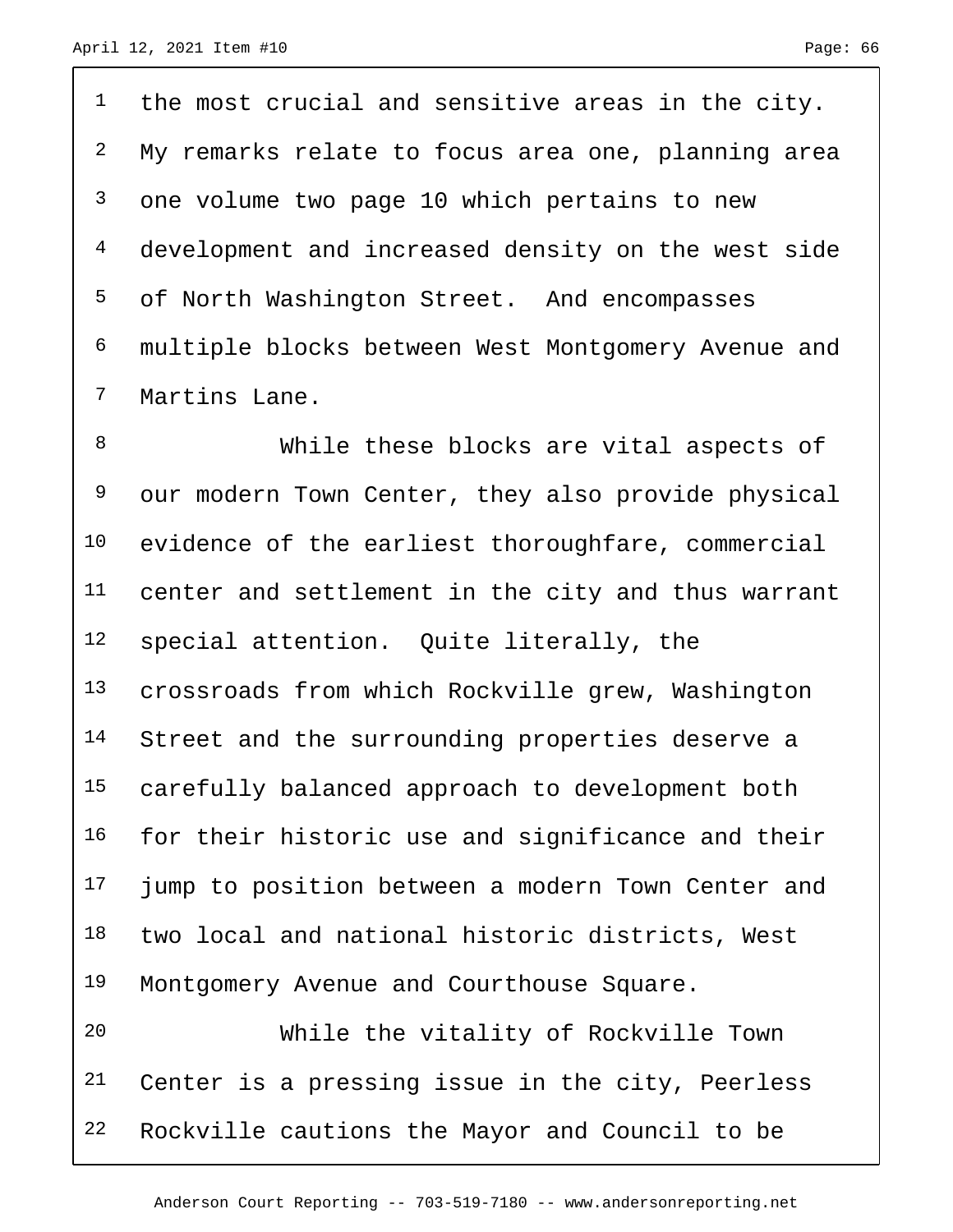the most crucial and sensitive areas in the city. My remarks relate to focus area one, planning area one volume two page 10 which pertains to new development and increased density on the west side of North Washington Street. And encompasses multiple blocks between West Montgomery Avenue and Martins Lane.

While these blocks are vital aspects of our modern Town Center, they also provide physical evidence of the earliest thoroughfare, commercial center and settlement in the city and thus warrant special attention. Quite literally, the crossroads from which Rockville grew, Washington Street and the surrounding properties deserve a carefully balanced approach to development both for their historic use and significance and their jump to position between a modern Town Center and two local and national historic districts, West Montgomery Avenue and Courthouse Square.

While the vitality of Rockville Town Center is a pressing issue in the city, Peerless Rockville cautions the Mayor and Council to be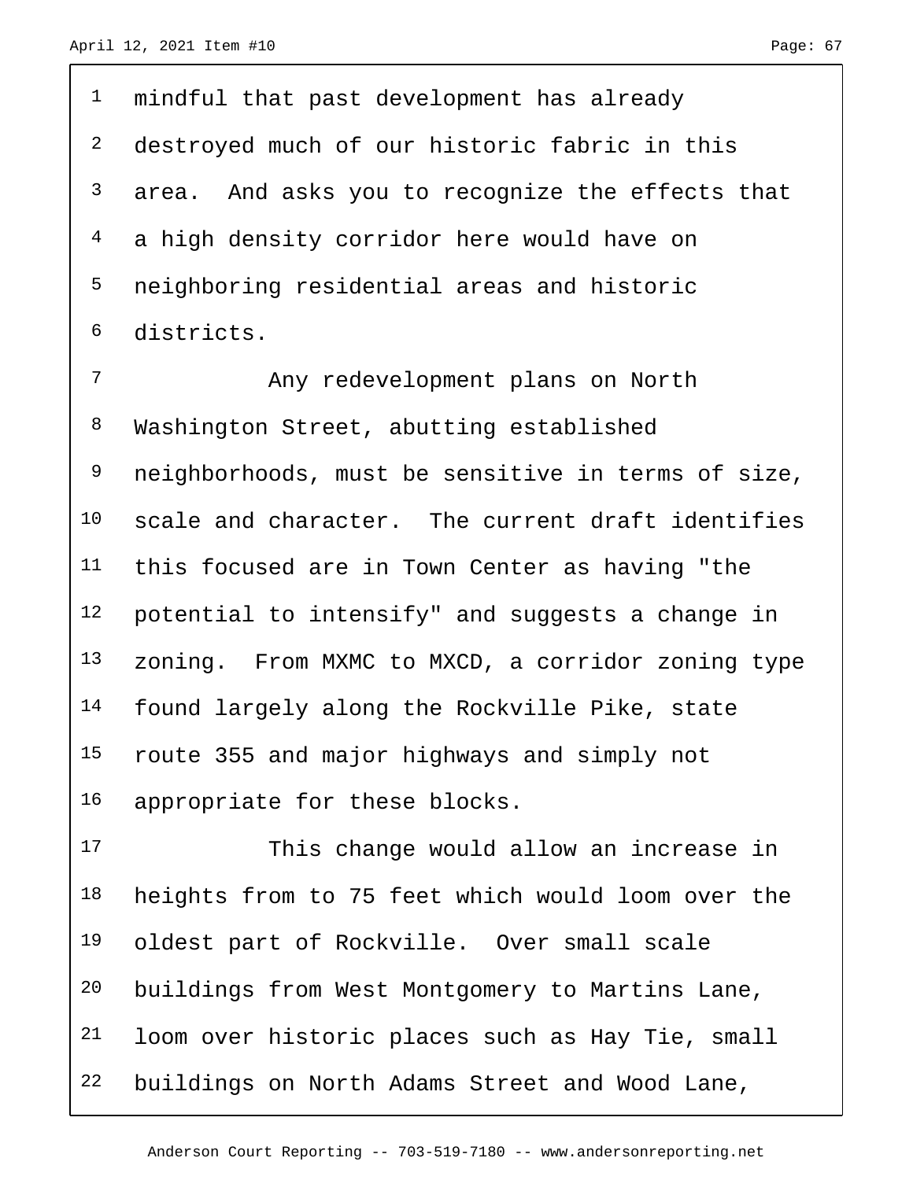mindful that past development has already destroyed much of our historic fabric in this area. And asks you to recognize the effects that a high density corridor here would have on neighboring residential areas and historic districts.

Any redevelopment plans on North Washington Street, abutting established neighborhoods, must be sensitive in terms of size, scale and character. The current draft identifies this focused are in Town Center as having "the potential to intensify" and suggests a change in zoning. From MXMC to MXCD, a corridor zoning type found largely along the Rockville Pike, state route 355 and major highways and simply not appropriate for these blocks.

This change would allow an increase in heights from to 75 feet which would loom over the oldest part of Rockville. Over small scale buildings from West Montgomery to Martins Lane, loom over historic places such as Hay Tie, small buildings on North Adams Street and Wood Lane,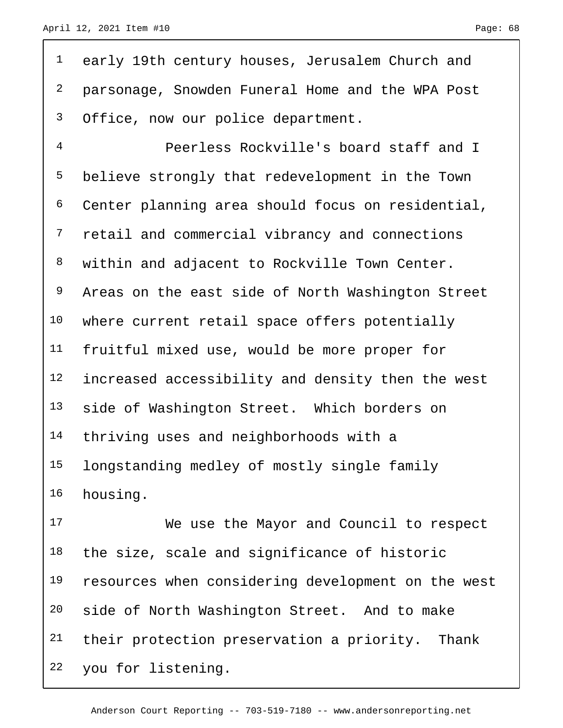early 19th century houses, Jerusalem Church and parsonage, Snowden Funeral Home and the WPA Post Office, now our police department.

Peerless Rockville's board staff and I believe strongly that redevelopment in the Town Center planning area should focus on residential, retail and commercial vibrancy and connections within and adjacent to Rockville Town Center. Areas on the east side of North Washington Street where current retail space offers potentially fruitful mixed use, would be more proper for increased accessibility and density then the west side of Washington Street. Which borders on thriving uses and neighborhoods with a longstanding medley of mostly single family housing.

We use the Mayor and Council to respect the size, scale and significance of historic resources when considering development on the west side of North Washington Street. And to make their protection preservation a priority. Thank you for listening.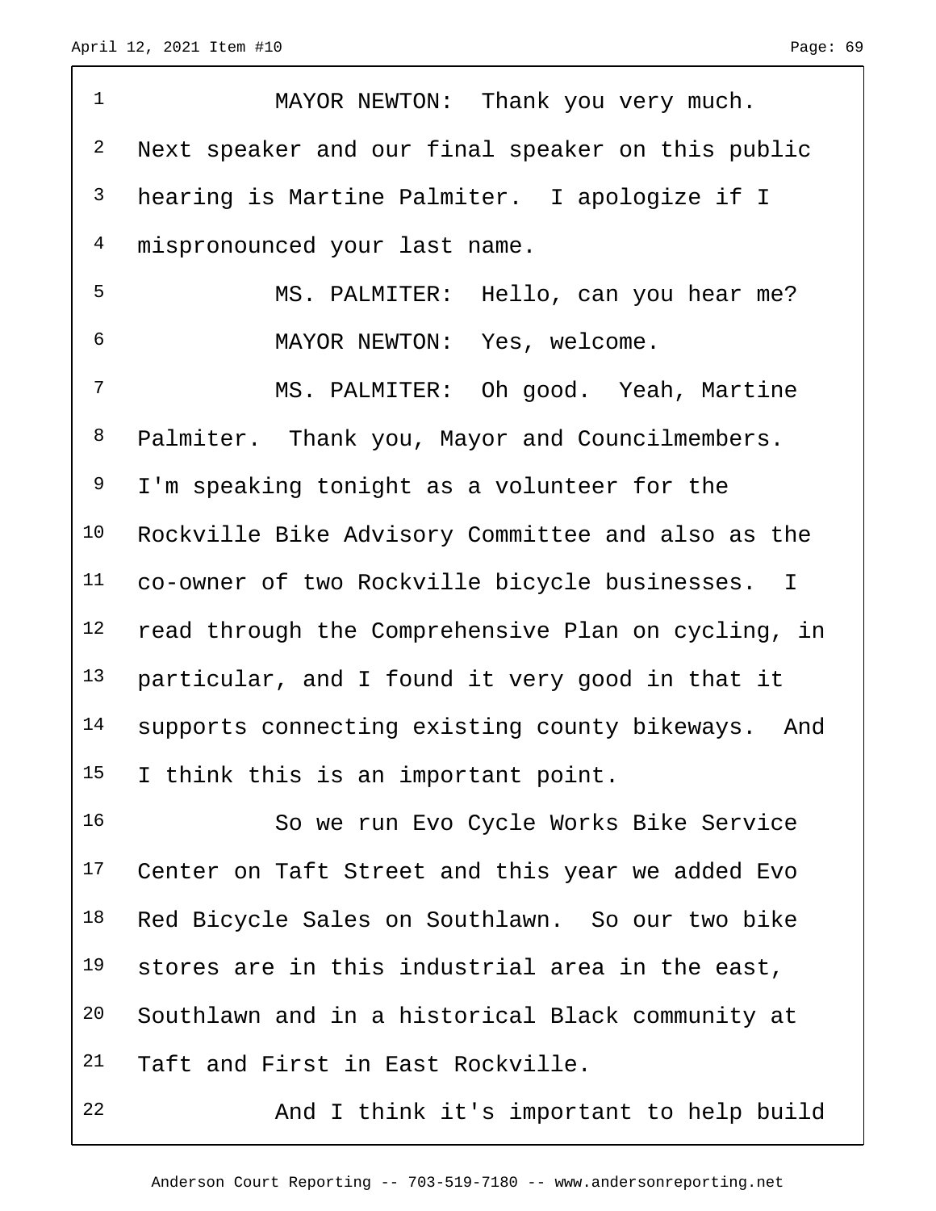MAYOR NEWTON: Thank you very much. Next speaker and our final speaker on this public hearing is Martine Palmiter. I apologize if I mispronounced your last name.

MS. PALMITER: Hello, can you hear me?

MAYOR NEWTON: Yes, welcome.

MS. PALMITER: Oh good. Yeah, Martine Palmiter. Thank you, Mayor and Councilmembers. I'm speaking tonight as a volunteer for the Rockville Bike Advisory Committee and also as the co-owner of two Rockville bicycle businesses. I read through the Comprehensive Plan on cycling, in particular, and I found it very good in that it supports connecting existing county bikeways. And I think this is an important point.

So we run Evo Cycle Works Bike Service Center on Taft Street and this year we added Evo Red Bicycle Sales on Southlawn. So our two bike stores are in this industrial area in the east, Southlawn and in a historical Black community at Taft and First in East Rockville.

And I think it's important to help build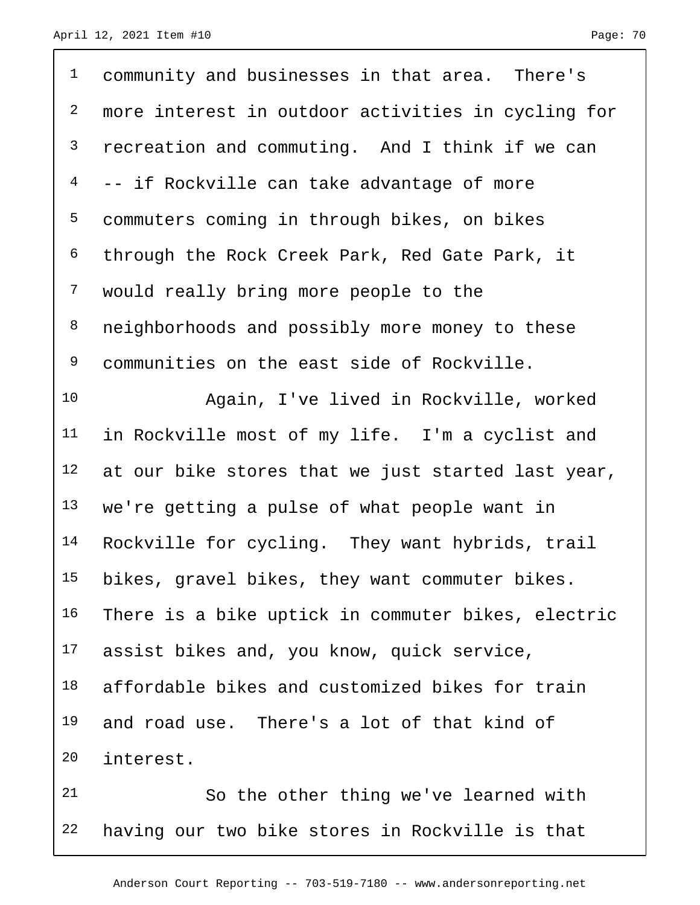community and businesses in that area. There's more interest in outdoor activities in cycling for recreation and commuting. And I think if we can -- if Rockville can take advantage of more commuters coming in through bikes, on bikes through the Rock Creek Park, Red Gate Park, it would really bring more people to the neighborhoods and possibly more money to these communities on the east side of Rockville.

Again, I've lived in Rockville, worked in Rockville most of my life. I'm a cyclist and at our bike stores that we just started last year, we're getting a pulse of what people want in Rockville for cycling. They want hybrids, trail bikes, gravel bikes, they want commuter bikes. There is a bike uptick in commuter bikes, electric assist bikes and, you know, quick service, affordable bikes and customized bikes for train and road use. There's a lot of that kind of interest.

So the other thing we've learned with having our two bike stores in Rockville is that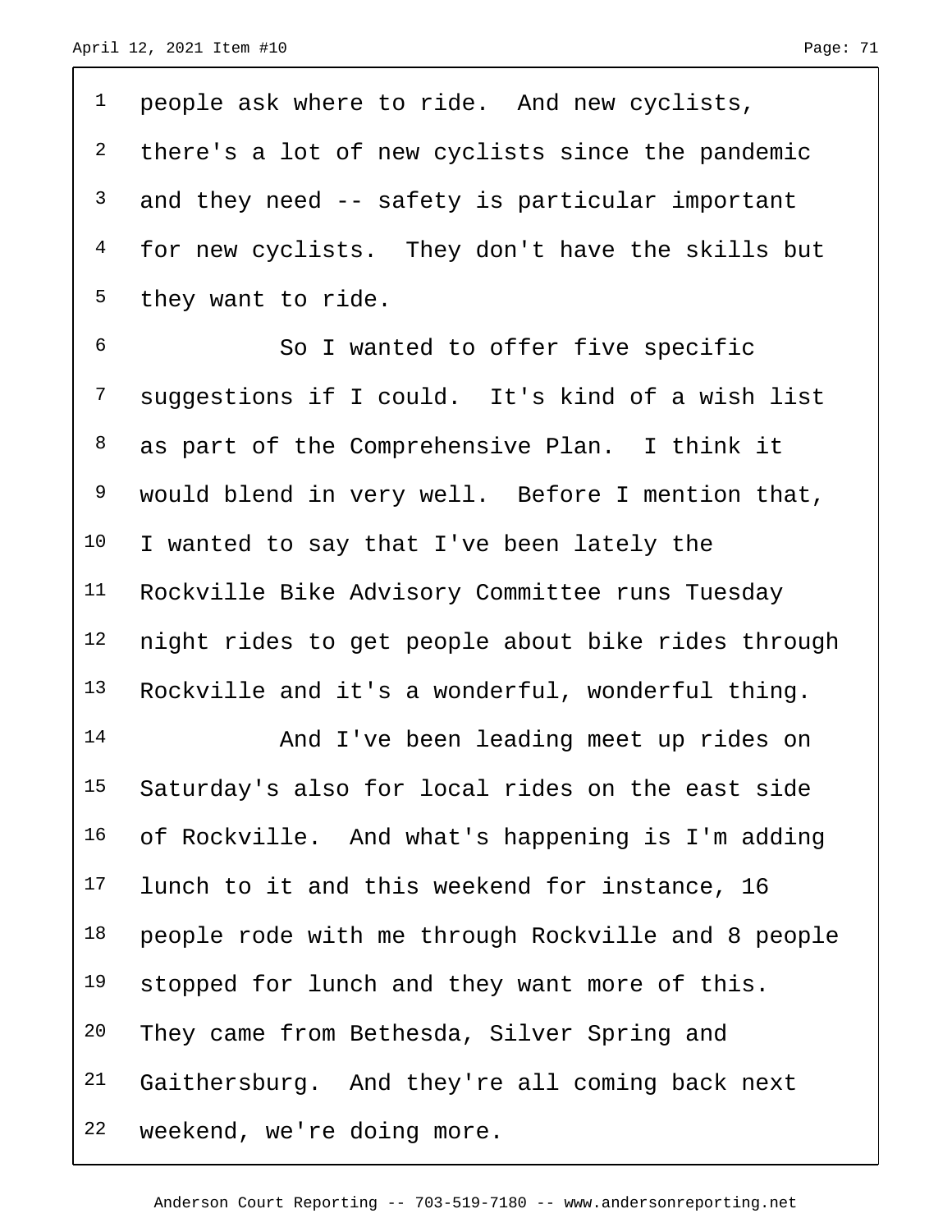people ask where to ride. And new cyclists, there's a lot of new cyclists since the pandemic and they need -- safety is particular important for new cyclists. They don't have the skills but they want to ride.

So I wanted to offer five specific suggestions if I could. It's kind of a wish list as part of the Comprehensive Plan. I think it would blend in very well. Before I mention that, I wanted to say that I've been lately the Rockville Bike Advisory Committee runs Tuesday night rides to get people about bike rides through Rockville and it's a wonderful, wonderful thing.

And I've been leading meet up rides on Saturday's also for local rides on the east side of Rockville. And what's happening is I'm adding lunch to it and this weekend for instance, 16 people rode with me through Rockville and 8 people stopped for lunch and they want more of this. They came from Bethesda, Silver Spring and Gaithersburg. And they're all coming back next weekend, we're doing more.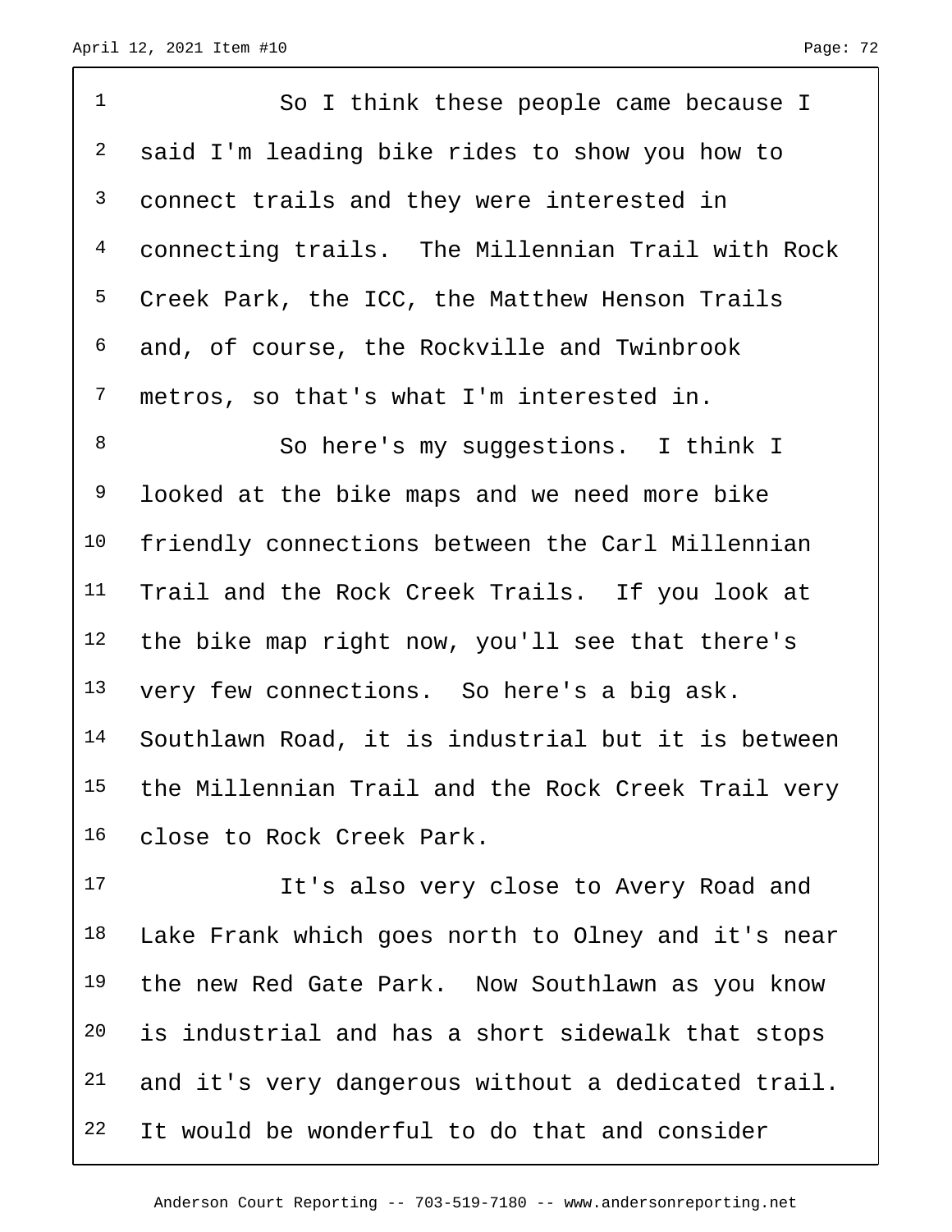So I think these people came because I said I'm leading bike rides to show you how to connect trails and they were interested in connecting trails. The Millennian Trail with Rock Creek Park, the ICC, the Matthew Henson Trails and, of course, the Rockville and Twinbrook metros, so that's what I'm interested in.

So here's my suggestions. I think I looked at the bike maps and we need more bike friendly connections between the Carl Millennian Trail and the Rock Creek Trails. If you look at the bike map right now, you'll see that there's very few connections. So here's a big ask. Southlawn Road, it is industrial but it is between the Millennian Trail and the Rock Creek Trail very close to Rock Creek Park.

It's also very close to Avery Road and Lake Frank which goes north to Olney and it's near the new Red Gate Park. Now Southlawn as you know is industrial and has a short sidewalk that stops and it's very dangerous without a dedicated trail. It would be wonderful to do that and consider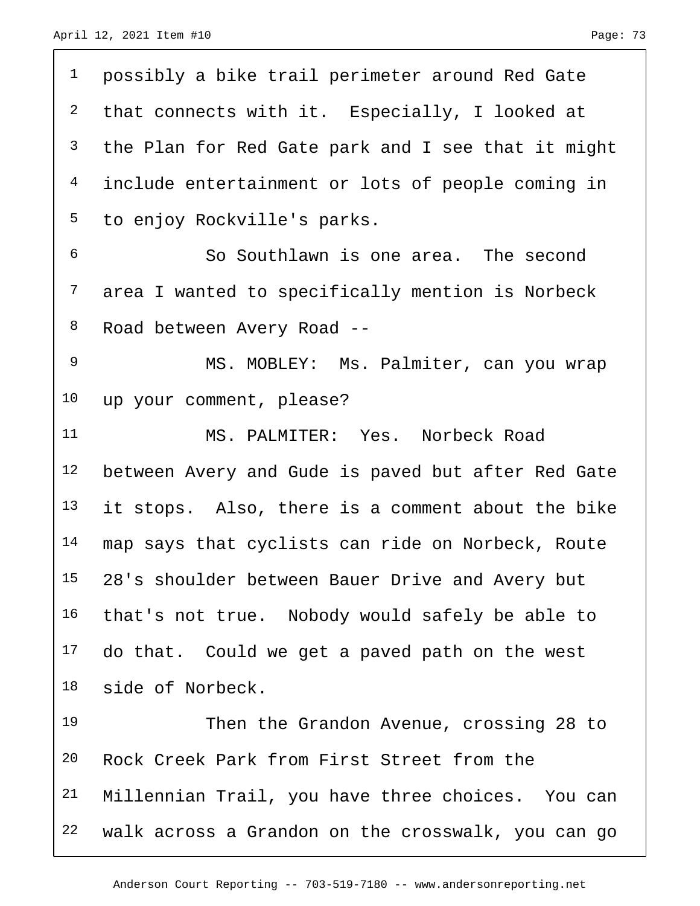possibly a bike trail perimeter around Red Gate that connects with it. Especially, I looked at the Plan for Red Gate park and I see that it might include entertainment or lots of people coming in to enjoy Rockville's parks.

So Southlawn is one area. The second area I wanted to specifically mention is Norbeck Road between Avery Road --

MS. MOBLEY: Ms. Palmiter, can you wrap up your comment, please?

MS. PALMITER: Yes. Norbeck Road between Avery and Gude is paved but after Red Gate it stops. Also, there is a comment about the bike map says that cyclists can ride on Norbeck, Route 28's shoulder between Bauer Drive and Avery but that's not true. Nobody would safely be able to do that. Could we get a paved path on the west side of Norbeck.

Then the Grandon Avenue, crossing 28 to Rock Creek Park from First Street from the Millennian Trail, you have three choices. You can walk across a Grandon on the crosswalk, you can go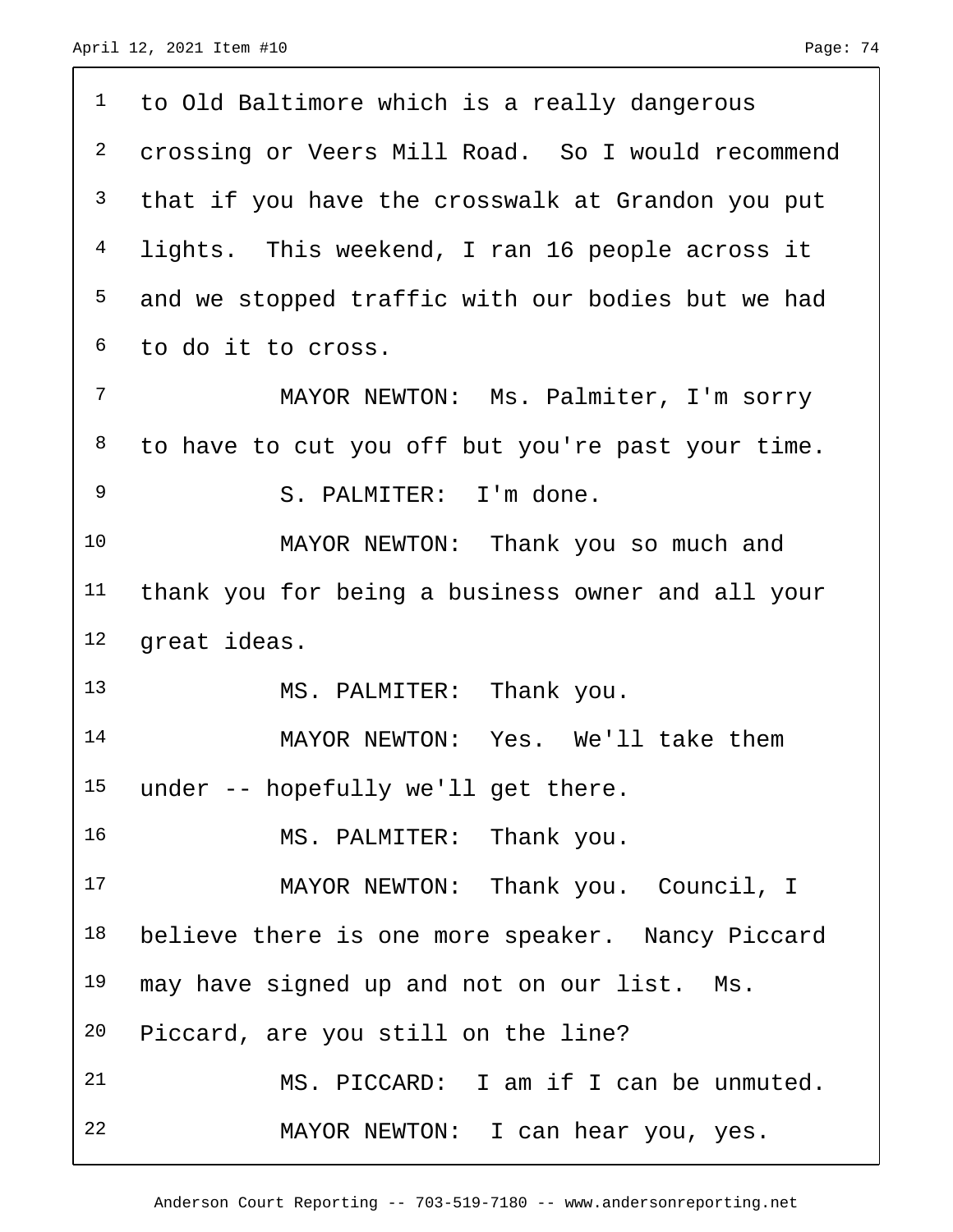to Old Baltimore which is a really dangerous crossing or Veers Mill Road. So I would recommend that if you have the crosswalk at Grandon you put lights. This weekend, I ran 16 people across it and we stopped traffic with our bodies but we had to do it to cross.

MAYOR NEWTON: Ms. Palmiter, I'm sorry to have to cut you off but you're past your time.

S. PALMITER: I'm done.

MAYOR NEWTON: Thank you so much and thank you for being a business owner and all your great ideas.

MS. PALMITER: Thank you.

MAYOR NEWTON: Yes. We'll take them under -- hopefully we'll get there.

MS. PALMITER: Thank you.

MAYOR NEWTON: Thank you. Council, I believe there is one more speaker. Nancy Piccard may have signed up and not on our list. Ms. Piccard, are you still on the line?

MS. PICCARD: I am if I can be unmuted.

MAYOR NEWTON: I can hear you, yes.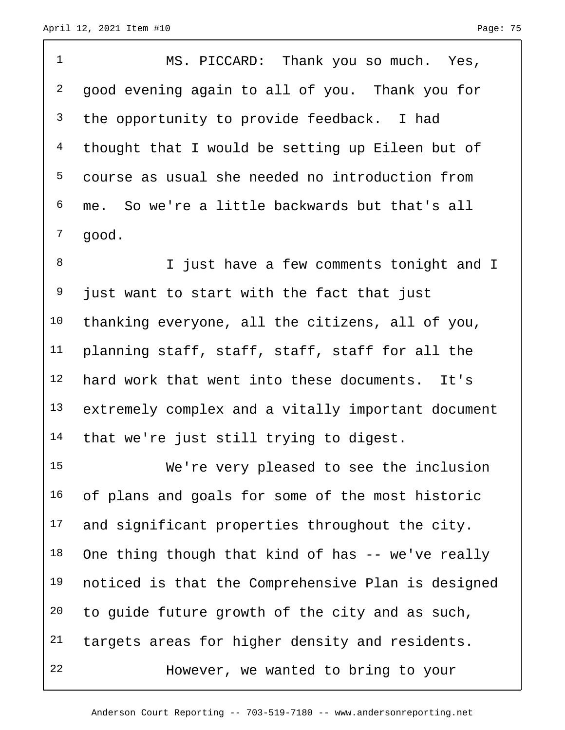MS. PICCARD: Thank you so much. Yes, good evening again to all of you. Thank you for the opportunity to provide feedback. I had thought that I would be setting up Eileen but of course as usual she needed no introduction from me. So we're a little backwards but that's all good.

I just have a few comments tonight and I just want to start with the fact that just thanking everyone, all the citizens, all of you, planning staff, staff, staff, staff for all the hard work that went into these documents. It's extremely complex and a vitally important document that we're just still trying to digest.

We're very pleased to see the inclusion of plans and goals for some of the most historic and significant properties throughout the city. One thing though that kind of has -- we've really noticed is that the Comprehensive Plan is designed to guide future growth of the city and as such, targets areas for higher density and residents.

However, we wanted to bring to your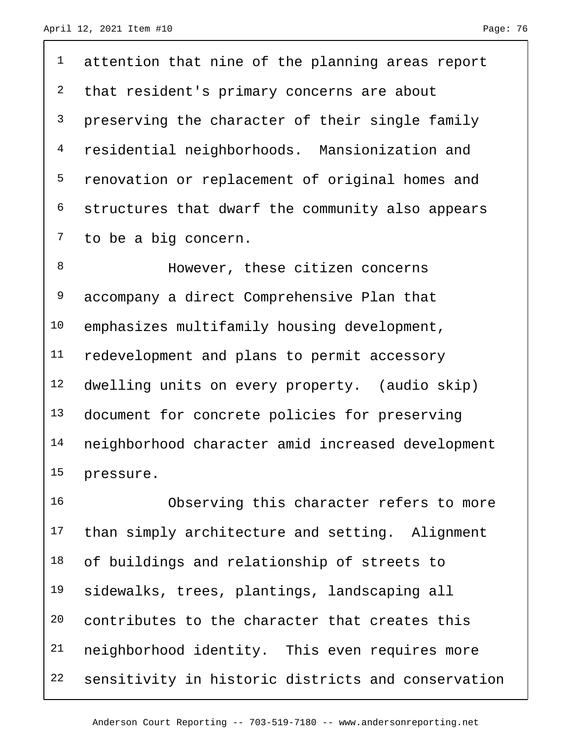attention that nine of the planning areas report that resident's primary concerns are about preserving the character of their single family residential neighborhoods. Mansionization and renovation or replacement of original homes and structures that dwarf the community also appears to be a big concern.

However, these citizen concerns accompany a direct Comprehensive Plan that emphasizes multifamily housing development, redevelopment and plans to permit accessory dwelling units on every property. (audio skip) document for concrete policies for preserving neighborhood character amid increased development pressure.

Observing this character refers to more than simply architecture and setting. Alignment of buildings and relationship of streets to sidewalks, trees, plantings, landscaping all contributes to the character that creates this neighborhood identity. This even requires more sensitivity in historic districts and conservation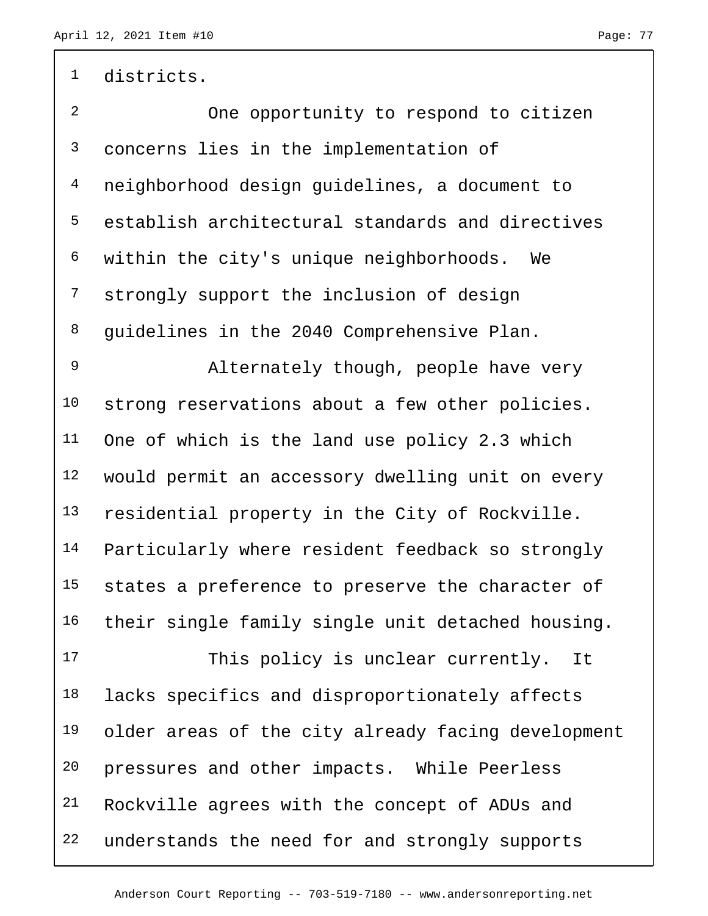districts.

One opportunity to respond to citizen concerns lies in the implementation of neighborhood design guidelines, a document to establish architectural standards and directives within the city's unique neighborhoods. We strongly support the inclusion of design guidelines in the 2040 Comprehensive Plan.

Alternately though, people have very strong reservations about a few other policies. One of which is the land use policy 2.3 which would permit an accessory dwelling unit on every residential property in the City of Rockville. Particularly where resident feedback so strongly states a preference to preserve the character of their single family single unit detached housing.

This policy is unclear currently. It lacks specifics and disproportionately affects older areas of the city already facing development pressures and other impacts. While Peerless Rockville agrees with the concept of ADUs and understands the need for and strongly supports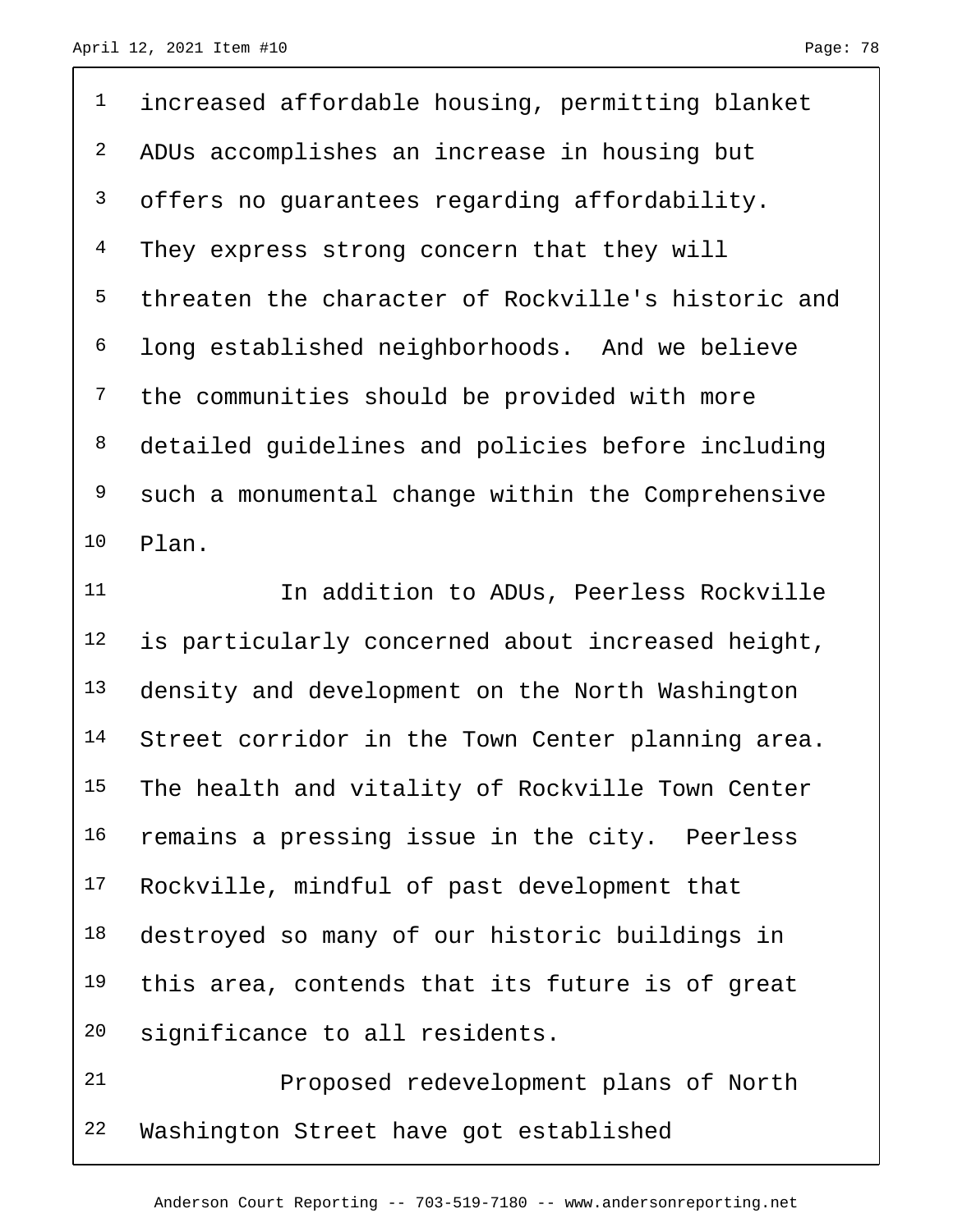increased affordable housing, permitting blanket ADUs accomplishes an increase in housing but offers no guarantees regarding affordability. They express strong concern that they will threaten the character of Rockville's historic and long established neighborhoods. And we believe the communities should be provided with more detailed guidelines and policies before including such a monumental change within the Comprehensive Plan.

In addition to ADUs, Peerless Rockville is particularly concerned about increased height, density and development on the North Washington Street corridor in the Town Center planning area. The health and vitality of Rockville Town Center remains a pressing issue in the city. Peerless Rockville, mindful of past development that destroyed so many of our historic buildings in this area, contends that its future is of great significance to all residents.

Proposed redevelopment plans of North Washington Street have got established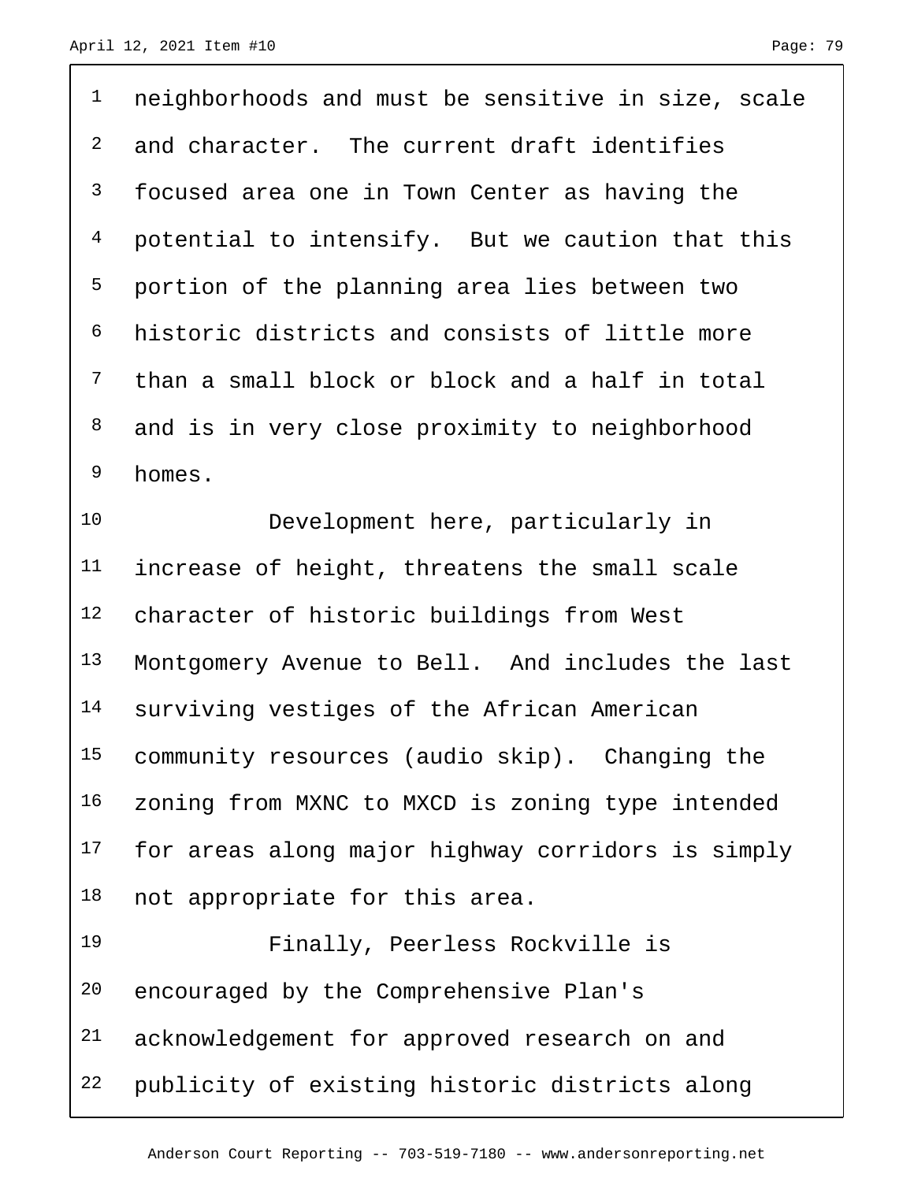neighborhoods and must be sensitive in size, scale and character. The current draft identifies focused area one in Town Center as having the potential to intensify. But we caution that this portion of the planning area lies between two historic districts and consists of little more than a small block or block and a half in total and is in very close proximity to neighborhood homes.

Development here, particularly in increase of height, threatens the small scale character of historic buildings from West Montgomery Avenue to Bell. And includes the last surviving vestiges of the African American community resources (audio skip). Changing the zoning from MXNC to MXCD is zoning type intended for areas along major highway corridors is simply not appropriate for this area.

Finally, Peerless Rockville is encouraged by the Comprehensive Plan's acknowledgement for approved research on and publicity of existing historic districts along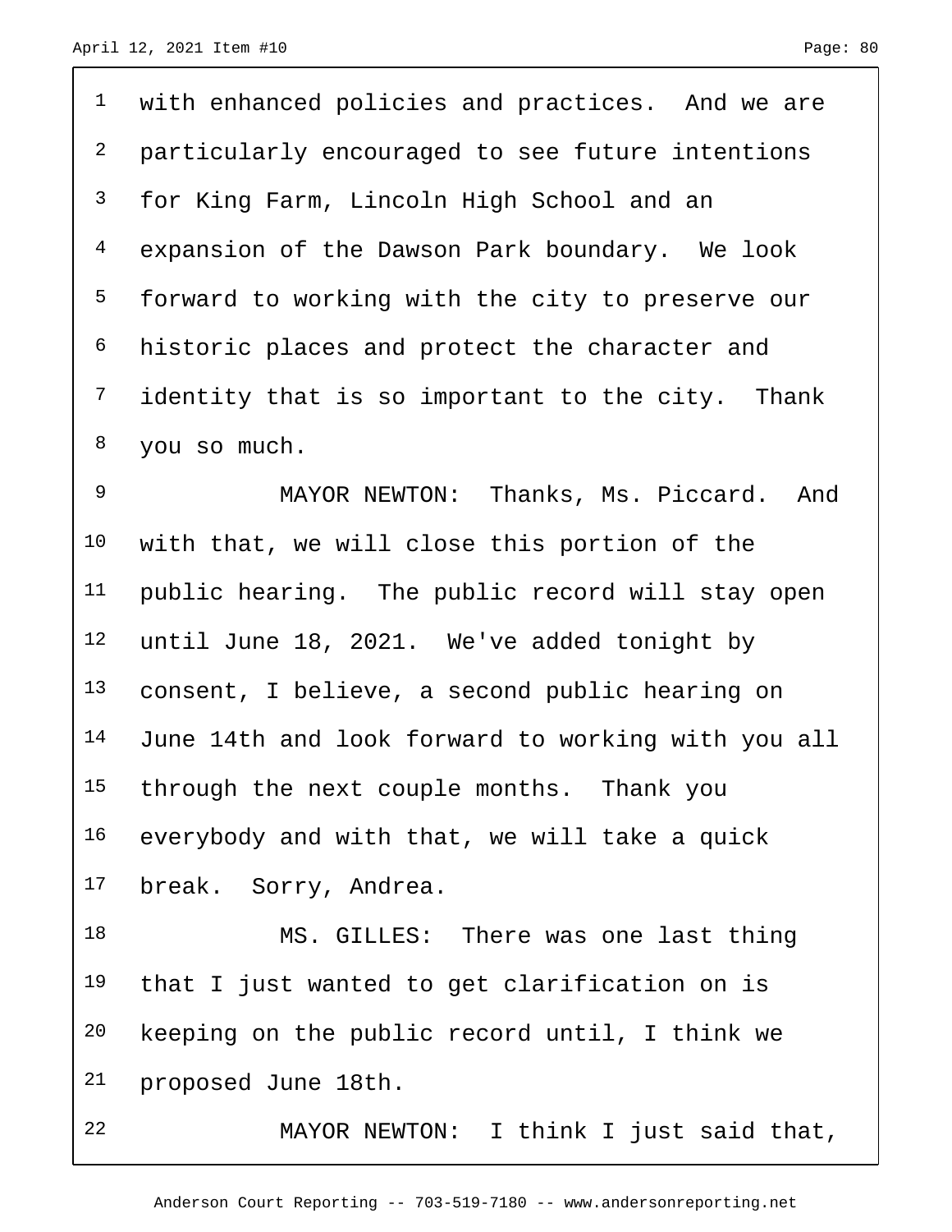1 with enhanced policies and practices. And we are
2 particularly encouraged to see future intentions
3 for King Farm, Lincoln High School and an
4 expansion of the Dawson Park boundary. We look
5 forward to working with the city to preserve our
6 historic places and protect the character and
7 identity that is so important to the city. Thank
8 you so much.

9 MAYOR NEWTON: Thanks, Ms. Piccard. And
10 with that, we will close this portion of the
11 public hearing. The public record will stay open
12 until June 18, 2021. We've added tonight by
13 consent, I believe, a second public hearing on
14 June 14th and look forward to working with you all
15 through the next couple months. Thank you
16 everybody and with that, we will take a quick
17 break. Sorry, Andrea.

18 MS. GILLES: There was one last thing
19 that I just wanted to get clarification on is
20 keeping on the public record until, I think we
21 proposed June 18th.

22 MAYOR NEWTON: I think I just said that,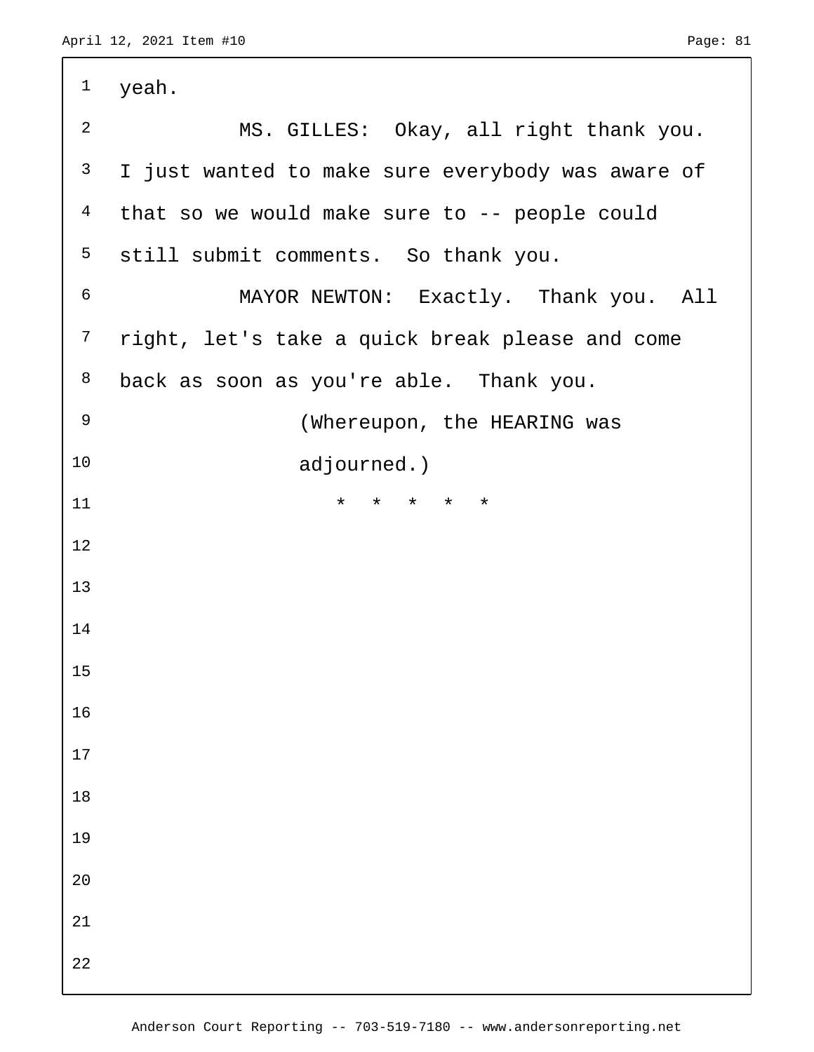yeah.

MS. GILLES: Okay, all right thank you. I just wanted to make sure everybody was aware of that so we would make sure to -- people could still submit comments. So thank you.

MAYOR NEWTON: Exactly. Thank you. All right, let's take a quick break please and come back as soon as you're able. Thank you.

(Whereupon, the HEARING was adjourned.)

* * * * *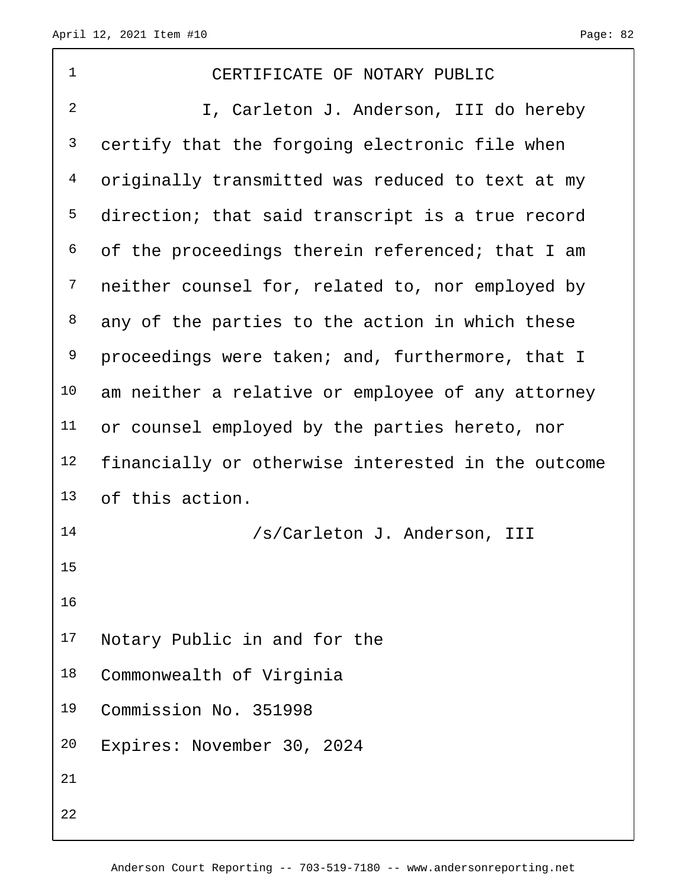# CERTIFICATE OF NOTARY PUBLIC

I, Carleton J. Anderson, III do hereby certify that the forgoing electronic file when originally transmitted was reduced to text at my direction; that said transcript is a true record of the proceedings therein referenced; that I am neither counsel for, related to, nor employed by any of the parties to the action in which these proceedings were taken; and, furthermore, that I am neither a relative or employee of any attorney or counsel employed by the parties hereto, nor financially or otherwise interested in the outcome of this action.

/s/Carleton J. Anderson, III

Notary Public in and for the
Commonwealth of Virginia
Commission No. 351998
Expires: November 30, 2024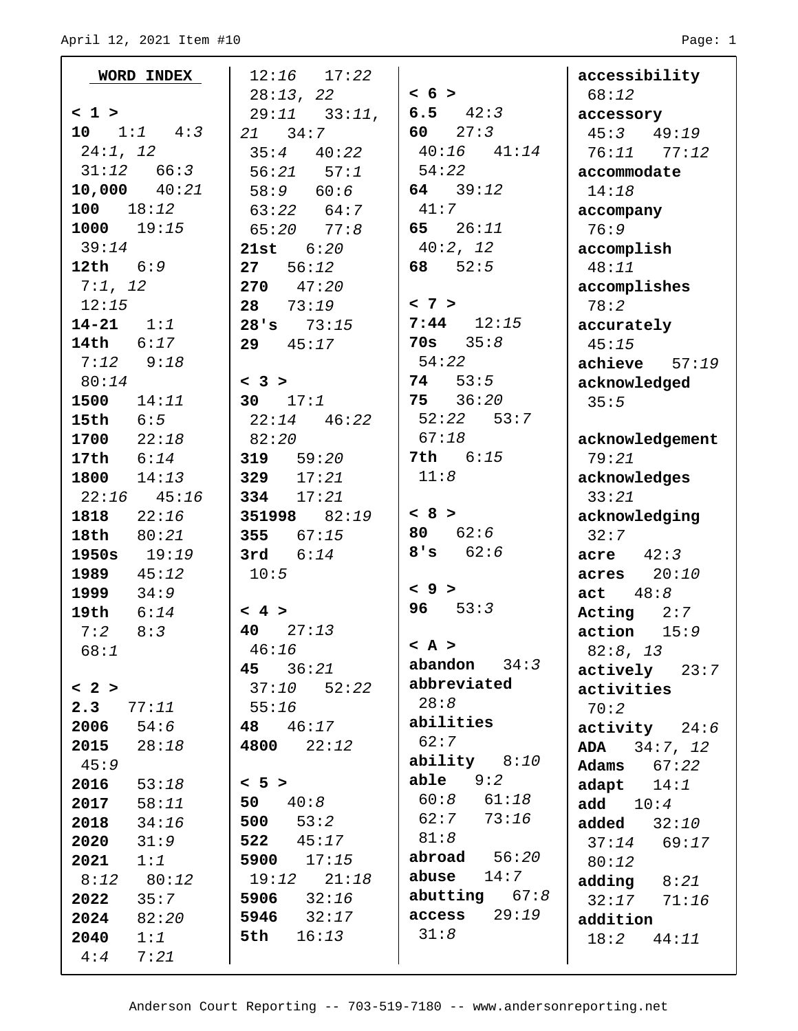**WORD INDEX**

**< 1 >**

**10** 1:*1* 4:*3* 24:*1, 12* 31:*12* 66:*3*
**10,000** 40:*21*
**100** 18:*12*
**1000** 19:*15* 39:*14*
**12th** 6:*9* 7:*1, 12* 12:*15*
**14-21** 1:*1*
**14th** 6:*17* 7:*12* 9:*18* 80:*14*
**1500** 14:*11*
**15th** 6:*5*
**1700** 22:*18*
**17th** 6:*14*
**1800** 14:*13* 22:*16* 45:*16*
**1818** 22:*16*
**18th** 80:*21*
**1950s** 19:*19*
**1989** 45:*12*
**1999** 34:*9*
**19th** 6:*14* 7:*2* 8:*3* 68:*1*

**< 2 >**

**2.3** 77:*11*
**2006** 54:*6*
**2015** 28:*18* 45:*9*
**2016** 53:*18*
**2017** 58:*11*
**2018** 34:*16*
**2020** 31:*9*
**2021** 1:*1* 8:*12* 80:*12*
**2022** 35:*7*
**2024** 82:*20*
**2040** 1:*1* 4:*4* 7:*21* 12:*16* 17:*22* 28:*13, 22* 29:*11* 33:*11, 21* 34:*7* 35:*4* 40:*22* 56:*21* 57:*1* 58:*9* 60:*6* 63:*22* 64:*7* 65:*20* 77:*8*
**21st** 6:*20*
**27** 56:*12*
**270** 47:*20*
**28** 73:*19*
**28's** 73:*15*
**29** 45:*17*

**< 3 >**

**30** 17:*1* 22:*14* 46:*22* 82:*20*
**319** 59:*20*
**329** 17:*21*
**334** 17:*21*
**351998** 82:*19*
**355** 67:*15*
**3rd** 6:*14* 10:*5*

**< 4 >**

**40** 27:*13* 46:*16*
**45** 36:*21* 37:*10* 52:*22* 55:*16*
**48** 46:*17*
**4800** 22:*12*

**< 5 >**

**50** 40:*8*
**500** 53:*2*
**522** 45:*17*
**5900** 17:*15* 19:*12* 21:*18*
**5906** 32:*16*
**5946** 32:*17*
**5th** 16:*13*

**< 6 >**

**6.5** 42:*3*
**60** 27:*3* 40:*16* 41:*14* 54:*22*
**64** 39:*12* 41:*7*
**65** 26:*11* 40:*2, 12*
**68** 52:*5*

**< 7 >**

**7:44** 12:*15*
**70s** 35:*8* 54:*22*
**74** 53:*5*
**75** 36:*20* 52:*22* 53:*7* 67:*18*
**7th** 6:*15* 11:*8*

**< 8 >**

**80** 62:*6*
**8's** 62:*6*

**< 9 >**

**96** 53:*3*

**< A >**

**abandon** 34:*3*
**abbreviated** 28:*8*
**abilities** 62:*7*
**ability** 8:*10*
**able** 9:*2* 60:*8* 61:*18* 62:*7* 73:*16* 81:*8*
**abroad** 56:*20*
**abuse** 14:*7*
**abutting** 67:*8*
**access** 29:*19* 31:*8*
**accessibility** 68:*12*
**accessory** 45:*3* 49:*19* 76:*11* 77:*12*
**accommodate** 14:*18*
**accompany** 76:*9*
**accomplish** 48:*11*
**accomplishes** 78:*2*
**accurately** 45:*15*
**achieve** 57:*19*
**acknowledged** 35:*5*
**acknowledgement** 79:*21*
**acknowledges** 33:*21*
**acknowledging** 32:*7*
**acre** 42:*3*
**acres** 20:*10*
**act** 48:*8*
**Acting** 2:*7*
**action** 15:*9* 82:*8, 13*
**actively** 23:*7*
**activities** 70:*2*
**activity** 24:*6*
**ADA** 34:*7, 12*
**Adams** 67:*22*
**adapt** 14:*1*
**add** 10:*4*
**added** 32:*10* 37:*14* 69:*17* 80:*12*
**adding** 8:*21* 32:*17* 71:*16*
**addition** 18:*2* 44:*11*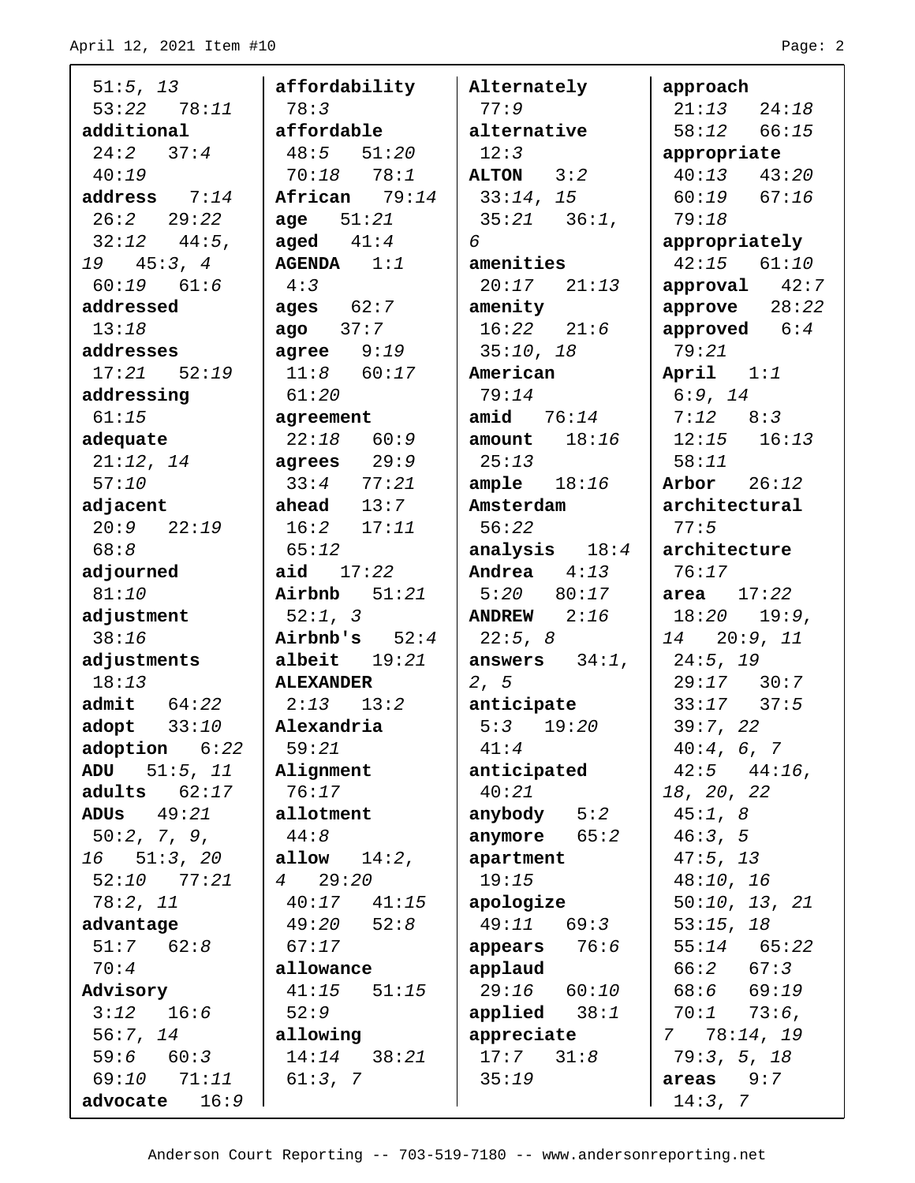51:*5*, *13*
53:*22* 78:*11*
**additional** 24:*2* 37:*4* 40:*19*
**address** 7:*14* 26:*2* 29:*22* 32:*12* 44:*5*, *19* 45:*3*, *4* 60:*19* 61:*6*
**addressed** 13:*18*
**addresses** 17:*21* 52:*19*
**addressing** 61:*15*
**adequate** 21:*12*, *14* 57:*10*
**adjacent** 20:*9* 22:*19* 68:*8*
**adjourned** 81:*10*
**adjustment** 38:*16*
**adjustments** 18:*13*
**admit** 64:*22*
**adopt** 33:*10*
**adoption** 6:*22*
**ADU** 51:*5*, *11*
**adults** 62:*17*
**ADUs** 49:*21* 50:*2*, *7*, *9*, *16* 51:*3*, *20* 52:*10* 77:*21* 78:*2*, *11*
**advantage** 51:*7* 62:*8* 70:*4*
**Advisory** 3:*12* 16:*6* 56:*7*, *14* 59:*6* 60:*3* 69:*10* 71:*11*
**advocate** 16:*9*
**affordability** 78:*3*
**affordable** 48:*5* 51:*20* 70:*18* 78:*1*
**African** 79:*14*
**age** 51:*21*
**aged** 41:*4*
**AGENDA** 1:*1* 4:*3*
**ages** 62:*7*
**ago** 37:*7*
**agree** 9:*19* 11:*8* 60:*17* 61:*20*
**agreement** 22:*18* 60:*9*
**agrees** 29:*9* 33:*4* 77:*21*
**ahead** 13:*7* 16:*2* 17:*11* 65:*12*
**aid** 17:*22*
**Airbnb** 51:*21* 52:*1*, *3*
**Airbnb's** 52:*4*
**albeit** 19:*21*
**ALEXANDER** 2:*13* 13:*2*
**Alexandria** 59:*21*
**Alignment** 76:*17*
**allotment** 44:*8*
**allow** 14:*2*, *4* 29:*20* 40:*17* 41:*15* 49:*20* 52:*8* 67:*17*
**allowance** 41:*15* 51:*15* 52:*9*
**allowing** 14:*14* 38:*21* 61:*3*, *7*
**Alternately** 77:*9*
**alternative** 12:*3*
**ALTON** 3:*2* 33:*14*, *15* 35:*21* 36:*1*, *6*
**amenities** 20:*17* 21:*13*
**amenity** 16:*22* 21:*6* 35:*10*, *18*
**American** 79:*14*
**amid** 76:*14*
**amount** 18:*16* 25:*13*
**ample** 18:*16*
**Amsterdam** 56:*22*
**analysis** 18:*4*
**Andrea** 4:*13* 5:*20* 80:*17*
**ANDREW** 2:*16* 22:*5*, *8*
**answers** 34:*1*, *2*, *5*
**anticipate** 5:*3* 19:*20* 41:*4*
**anticipated** 40:*21*
**anybody** 5:*2*
**anymore** 65:*2*
**apartment** 19:*15*
**apologize** 49:*11* 69:*3*
**appears** 76:*6*
**applaud** 29:*16* 60:*10*
**applied** 38:*1*
**appreciate** 17:*7* 31:*8* 35:*19*
**approach** 21:*13* 24:*18* 58:*12* 66:*15*
**appropriate** 40:*13* 43:*20* 60:*19* 67:*16* 79:*18*
**appropriately** 42:*15* 61:*10*
**approval** 42:*7*
**approve** 28:*22*
**approved** 6:*4* 79:*21*
**April** 1:*1* 6:*9*, *14* 7:*12* 8:*3* 12:*15* 16:*13* 58:*11*
**Arbor** 26:*12*
**architectural** 77:*5*
**architecture** 76:*17*
**area** 17:*22* 18:*20* 19:*9*, *14* 20:*9*, *11* 24:*5*, *19* 29:*17* 30:*7* 33:*17* 37:*5* 39:*7*, *22* 40:*4*, *6*, *7* 42:*5* 44:*16*, *18*, *20*, *22* 45:*1*, *8* 46:*3*, *5* 47:*5*, *13* 48:*10*, *16* 50:*10*, *13*, *21* 53:*15*, *18* 55:*14* 65:*22* 66:*2* 67:*3* 68:*6* 69:*19* 70:*1* 73:*6*, *7* 78:*14*, *19* 79:*3*, *5*, *18*
**areas** 9:*7* 14:*3*, *7*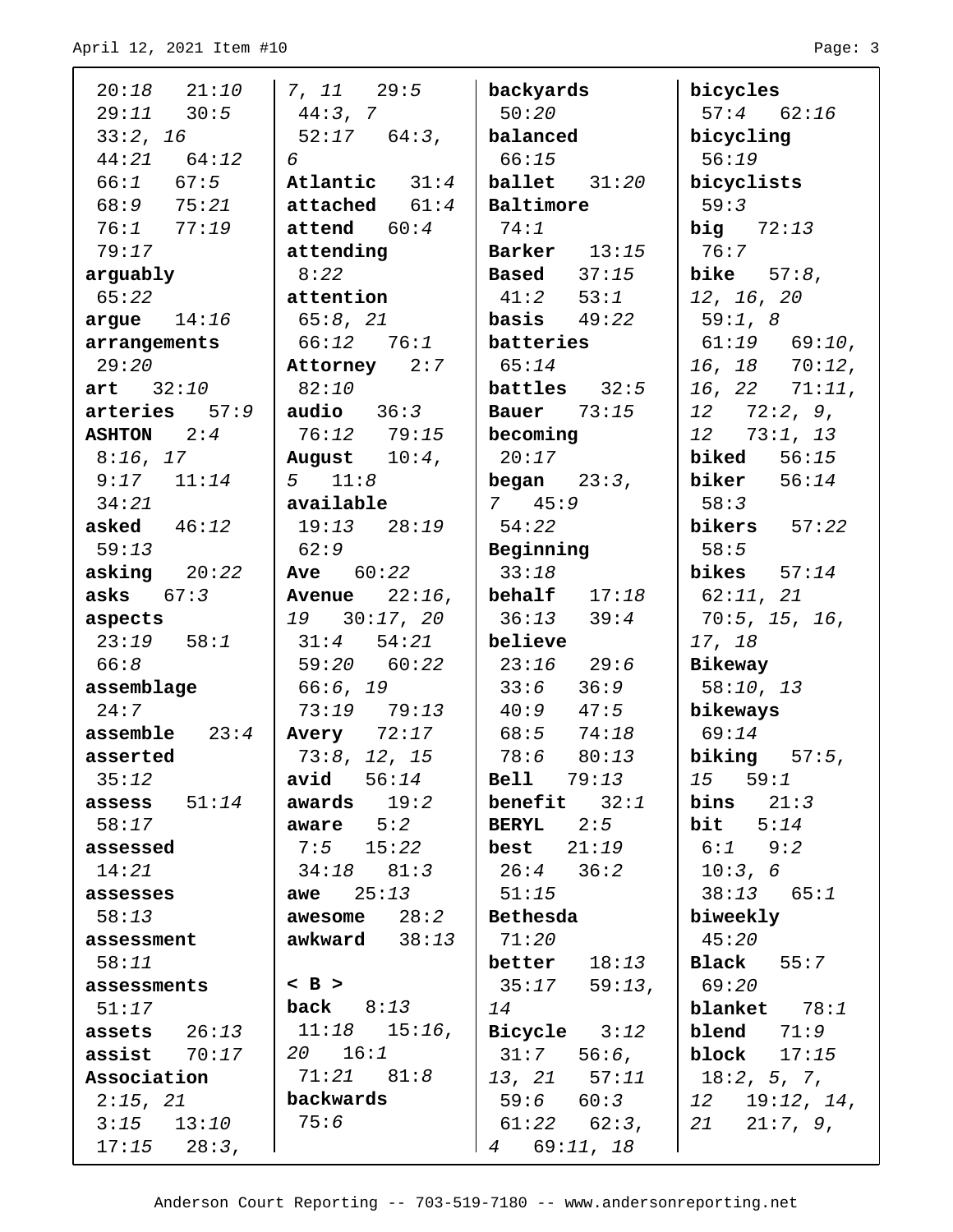20:18 21:10
29:11 30:5
33:2, 16
44:21 64:12
66:1 67:5
68:9 75:21
76:1 77:19
79:17
**arguably**
65:22
**argue** 14:16
**arrangements**
29:20
**art** 32:10
**arteries** 57:9
**ASHTON** 2:4
8:16, 17
9:17 11:14
34:21
**asked** 46:12
59:13
**asking** 20:22
**asks** 67:3
**aspects**
23:19 58:1
66:8
**assemblage**
24:7
**assemble** 23:4
**asserted**
35:12
**assess** 51:14
58:17
**assessed**
14:21
**assesses**
58:13
**assessment**
58:11
**assessments**
51:17
**assets** 26:13
**assist** 70:17
**Association**
2:15, 21
3:15 13:10
17:15 28:3,
7, 11 29:5
44:3, 7
52:17 64:3,
6
**Atlantic** 31:4
**attached** 61:4
**attend** 60:4
**attending**
8:22
**attention**
65:8, 21
66:12 76:1
**Attorney** 2:7
82:10
**audio** 36:3
76:12 79:15
**August** 10:4,
5 11:8
**available**
19:13 28:19
62:9
**Ave** 60:22
**Avenue** 22:16,
19 30:17, 20
31:4 54:21
59:20 60:22
66:6, 19
73:19 79:13
**Avery** 72:17
73:8, 12, 15
**avid** 56:14
**awards** 19:2
**aware** 5:2
7:5 15:22
34:18 81:3
**awe** 25:13
**awesome** 28:2
**awkward** 38:13

**< B >**
**back** 8:13
11:18 15:16,
20 16:1
71:21 81:8
**backwards**
75:6
**backyards**
50:20
**balanced**
66:15
**ballet** 31:20
**Baltimore**
74:1
**Barker** 13:15
**Based** 37:15
41:2 53:1
**basis** 49:22
**batteries**
65:14
**battles** 32:5
**Bauer** 73:15
**becoming**
20:17
**began** 23:3,
7 45:9
54:22
**Beginning**
33:18
**behalf** 17:18
36:13 39:4
**believe**
23:16 29:6
33:6 36:9
40:9 47:5
68:5 74:18
78:6 80:13
**Bell** 79:13
**benefit** 32:1
**BERYL** 2:5
**best** 21:19
26:4 36:2
51:15
**Bethesda**
71:20
**better** 18:13
35:17 59:13,
14
**Bicycle** 3:12
31:7 56:6,
13, 21 57:11
59:6 60:3
61:22 62:3,
4 69:11, 18
**bicycles**
57:4 62:16
**bicycling**
56:19
**bicyclists**
59:3
**big** 72:13
76:7
**bike** 57:8,
12, 16, 20
59:1, 8
61:19 69:10,
16, 18 70:12,
16, 22 71:11,
12 72:2, 9,
12 73:1, 13
**biked** 56:15
**biker** 56:14
58:3
**bikers** 57:22
58:5
**bikes** 57:14
62:11, 21
70:5, 15, 16,
17, 18
**Bikeway**
58:10, 13
**bikeways**
69:14
**biking** 57:5,
15 59:1
**bins** 21:3
**bit** 5:14
6:1 9:2
10:3, 6
38:13 65:1
**biweekly**
45:20
**Black** 55:7
69:20
**blanket** 78:1
**blend** 71:9
**block** 17:15
18:2, 5, 7,
12 19:12, 14,
21 21:7, 9,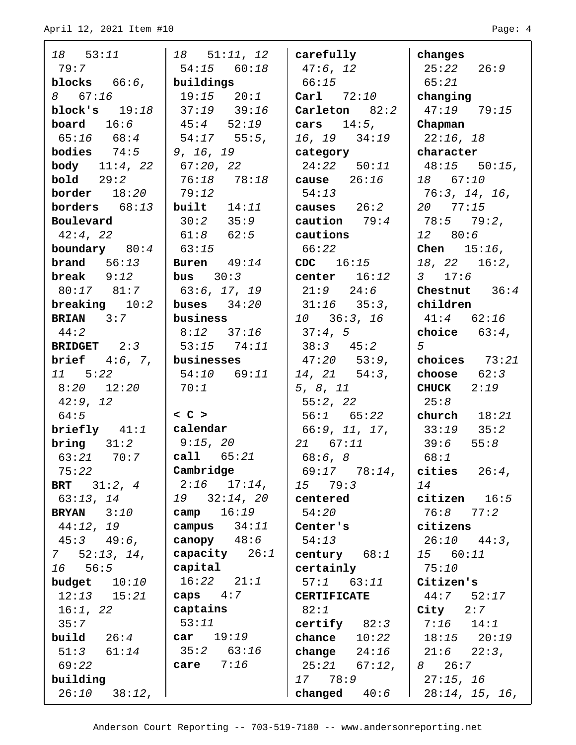18 53:11
79:7
**blocks** 66:6, 8 67:16
**block's** 19:18
**board** 16:6
65:16 68:4
**bodies** 74:5
**body** 11:4, 22
**bold** 29:2
**border** 18:20
**borders** 68:13
**Boulevard**
42:4, 22
**boundary** 80:4
**brand** 56:13
**break** 9:12
80:17 81:7
**breaking** 10:2
**BRIAN** 3:7
44:2
**BRIDGET** 2:3
**brief** 4:6, 7, 11 5:22
8:20 12:20
42:9, 12
64:5
**briefly** 41:1
**bring** 31:2
63:21 70:7
75:22
**BRT** 31:2, 4
63:13, 14
**BRYAN** 3:10
44:12, 19
45:3 49:6, 7 52:13, 14, 16 56:5
**budget** 10:10
12:13 15:21
16:1, 22
35:7
**build** 26:4
51:3 61:14
69:22
**building**
26:10 38:12, 18 51:11, 12
54:15 60:18
**buildings**
19:15 20:1
37:19 39:16
45:4 52:19
54:17 55:5, 9, 16, 19
67:20, 22
76:18 78:18
79:12
**built** 14:11
30:2 35:9
61:8 62:5
63:15
**Buren** 49:14
**bus** 30:3
63:6, 17, 19
**buses** 34:20
**business**
8:12 37:16
53:15 74:11
**businesses**
54:10 69:11
70:1

**< C >**
**calendar**
9:15, 20
**call** 65:21
**Cambridge**
2:16 17:14, 19 32:14, 20
**camp** 16:19
**campus** 34:11
**canopy** 48:6
**capacity** 26:1
**capital**
16:22 21:1
**caps** 4:7
**captains**
53:11
**car** 19:19
35:2 63:16
**care** 7:16
**carefully**
47:6, 12
66:15
**Carl** 72:10
**Carleton** 82:2
**cars** 14:5, 16, 19 34:19
**category**
24:22 50:11
**cause** 26:16
54:13
**causes** 26:2
**caution** 79:4
**cautions**
66:22
**CDC** 16:15
**center** 16:12
21:9 24:6
31:16 35:3, 10 36:3, 16
37:4, 5
38:3 45:2
47:20 53:9, 14, 21 54:3, 5, 8, 11
55:2, 22
56:1 65:22
66:9, 11, 17, 21 67:11
68:6, 8
69:17 78:14, 15 79:3
**centered**
54:20
**Center's**
54:13
**century** 68:1
**certainly**
57:1 63:11
**CERTIFICATE**
82:1
**certify** 82:3
**chance** 10:22
**change** 24:16
25:21 67:12, 17 78:9
**changed** 40:6
**changes**
25:22 26:9
65:21
**changing**
47:19 79:15
**Chapman**
22:16, 18
**character**
48:15 50:15, 18 67:10
76:3, 14, 16, 20 77:15
78:5 79:2, 12 80:6
**Chen** 15:16, 18, 22 16:2, 3 17:6
**Chestnut** 36:4
**children**
41:4 62:16
**choice** 63:4, 5
**choices** 73:21
**choose** 62:3
**CHUCK** 2:19
25:8
**church** 18:21
33:19 35:2
39:6 55:8
68:1
**cities** 26:4, 14
**citizen** 16:5
76:8 77:2
**citizens**
26:10 44:3, 15 60:11
75:10
**Citizen's**
44:7 52:17
**City** 2:7
7:16 14:1
18:15 20:19
21:6 22:3, 8 26:7
27:15, 16
28:14, 15, 16,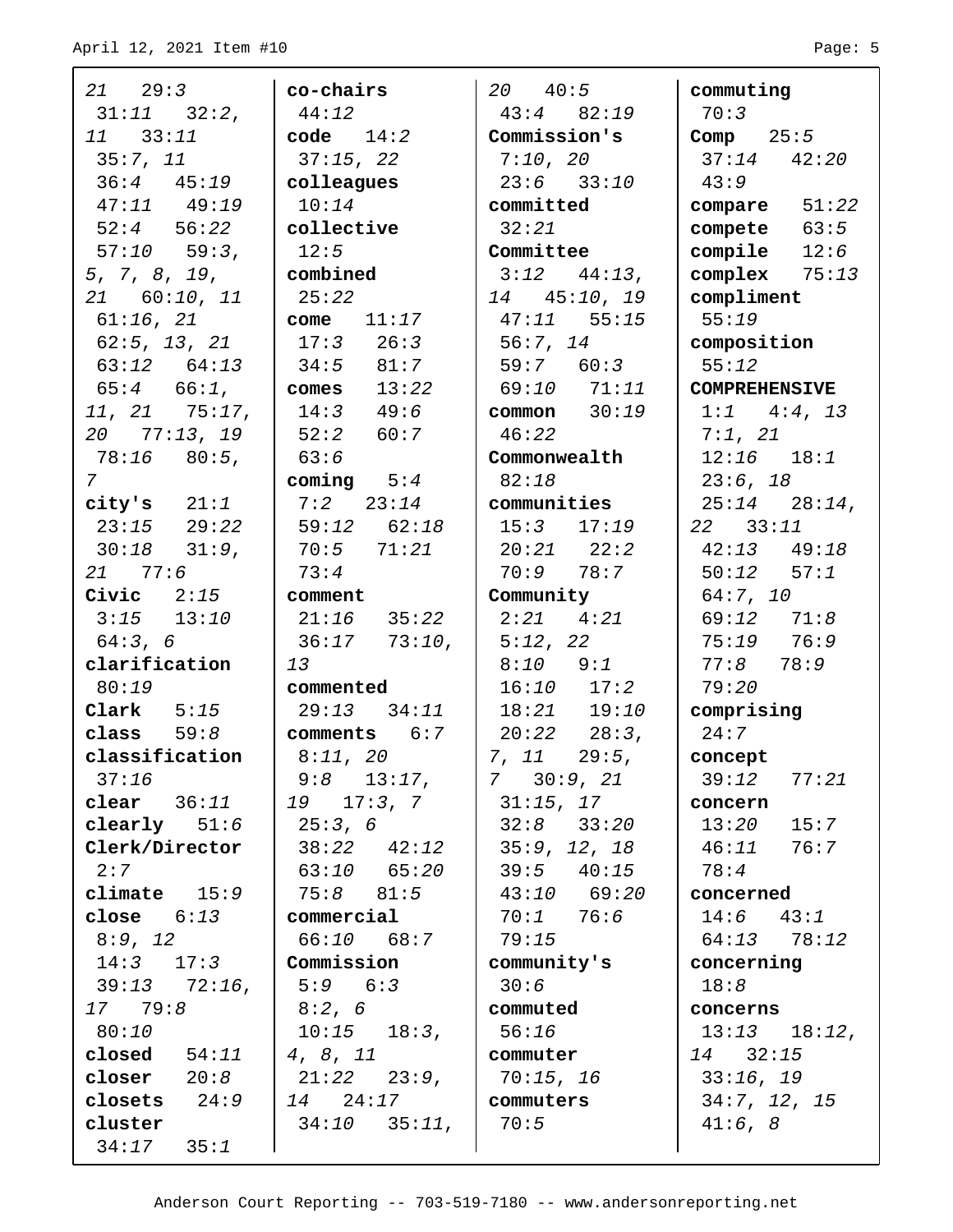21 29:3
31:11 32:2, 11 33:11
35:7, 11
36:4 45:19
47:11 49:19
52:4 56:22
57:10 59:3, 5, 7, 8, 19, 21 60:10, 11
61:16, 21
62:5, 13, 21
63:12 64:13
65:4 66:1, 11, 21 75:17, 20 77:13, 19
78:16 80:5, 7

**city's** 21:1
23:15 29:22
30:18 31:9, 21 77:6

**Civic** 2:15
3:15 13:10
64:3, 6

**clarification**
80:19

**Clark** 5:15

**class** 59:8

**classification**
37:16

**clear** 36:11

**clearly** 51:6

**Clerk/Director**
2:7

**climate** 15:9

**close** 6:13
8:9, 12
14:3 17:3
39:13 72:16, 17 79:8
80:10

**closed** 54:11

**closer** 20:8

**closets** 24:9

**cluster**
34:17 35:1

**co-chairs**
44:12

**code** 14:2
37:15, 22

**colleagues**
10:14

**collective**
12:5

**combined**
25:22

**come** 11:17
17:3 26:3
34:5 81:7

**comes** 13:22
14:3 49:6
52:2 60:7
63:6

**coming** 5:4
7:2 23:14
59:12 62:18
70:5 71:21
73:4

**comment**
21:16 35:22
36:17 73:10, 13

**commented**
29:13 34:11

**comments** 6:7
8:11, 20
9:8 13:17, 19 17:3, 7
25:3, 6
38:22 42:12
63:10 65:20
75:8 81:5

**commercial**
66:10 68:7

**Commission**
5:9 6:3
8:2, 6
10:15 18:3, 4, 8, 11
21:22 23:9, 14 24:17
34:10 35:11, 20 40:5
43:4 82:19

**Commission's**
7:10, 20
23:6 33:10

**committed**
32:21

**Committee**
3:12 44:13, 14 45:10, 19
47:11 55:15
56:7, 14
59:7 60:3
69:10 71:11

**common** 30:19
46:22

**Commonwealth**
82:18

**communities**
15:3 17:19
20:21 22:2
70:9 78:7

**Community**
2:21 4:21
5:12, 22
8:10 9:1
16:10 17:2
18:21 19:10
20:22 28:3, 7, 11 29:5, 7 30:9, 21
31:15, 17
32:8 33:20
35:9, 12, 18
39:5 40:15
43:10 69:20
70:1 76:6
79:15

**community's**
30:6

**commuted**
56:16

**commuter**
70:15, 16

**commuters**
70:5

**commuting**
70:3

**Comp** 25:5
37:14 42:20
43:9

**compare** 51:22

**compete** 63:5

**compile** 12:6

**complex** 75:13

**compliment**
55:19

**composition**
55:12

**COMPREHENSIVE**
1:1 4:4, 13
7:1, 21
12:16 18:1
23:6, 18
25:14 28:14, 22 33:11
42:13 49:18
50:12 57:1
64:7, 10
69:12 71:8
75:19 76:9
77:8 78:9
79:20

**comprising**
24:7

**concept**
39:12 77:21

**concern**
13:20 15:7
46:11 76:7
78:4

**concerned**
14:6 43:1
64:13 78:12

**concerning**
18:8

**concerns**
13:13 18:12, 14 32:15
33:16, 19
34:7, 12, 15
41:6, 8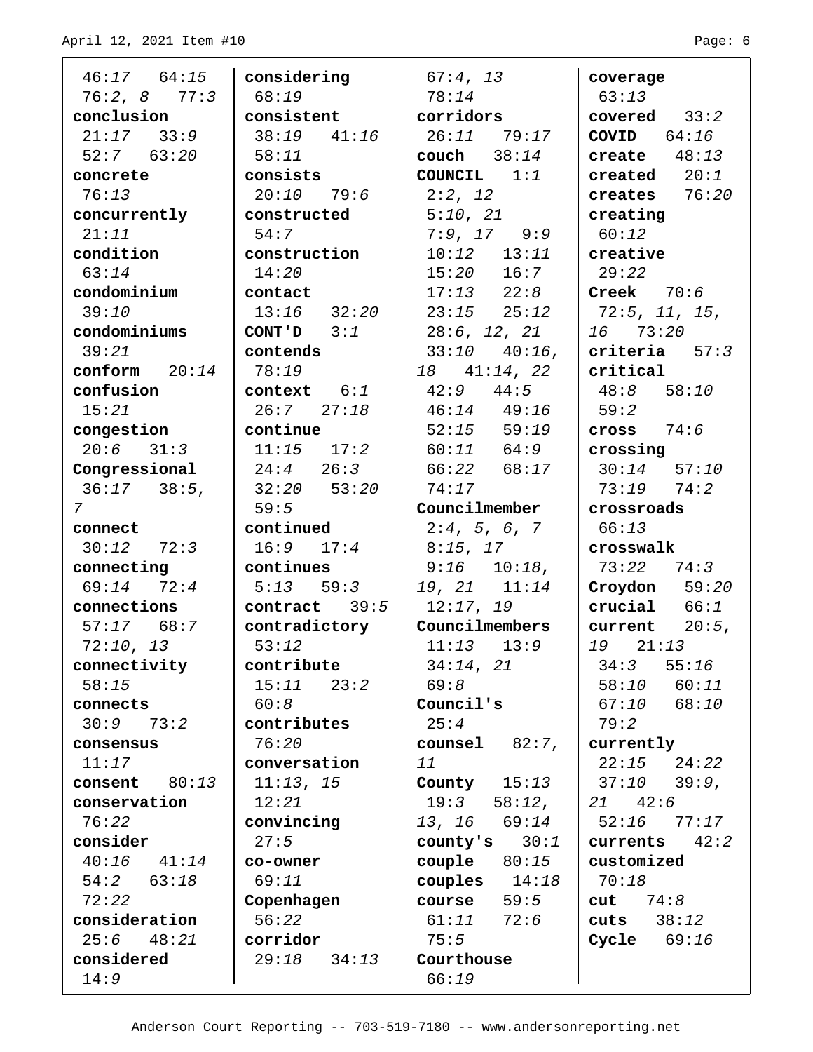46:17 64:15 76:2, 8 77:3
**conclusion** 21:17 33:9 52:7 63:20
**concrete** 76:13
**concurrently** 21:11
**condition** 63:14
**condominium** 39:10
**condominiums** 39:21
**conform** 20:14
**confusion** 15:21
**congestion** 20:6 31:3
**Congressional** 36:17 38:5, 7
**connect** 30:12 72:3
**connecting** 69:14 72:4
**connections** 57:17 68:7 72:10, 13
**connectivity** 58:15
**connects** 30:9 73:2
**consensus** 11:17
**consent** 80:13
**conservation** 76:22
**consider** 40:16 41:14 54:2 63:18 72:22
**consideration** 25:6 48:21
**considered** 14:9

**considering** 68:19
**consistent** 38:19 41:16 58:11
**consists** 20:10 79:6
**constructed** 54:7
**construction** 14:20
**contact** 13:16 32:20
**CONT'D** 3:1
**contends** 78:19
**context** 6:1 26:7 27:18
**continue** 11:15 17:2 24:4 26:3 32:20 53:20 59:5
**continued** 16:9 17:4
**continues** 5:13 59:3
**contract** 39:5
**contradictory** 53:12
**contribute** 15:11 23:2 60:8
**contributes** 76:20
**conversation** 11:13, 15 12:21
**convincing** 27:5
**co-owner** 69:11
**Copenhagen** 56:22
**corridor** 29:18 34:13

67:4, 13 78:14
**corridors** 26:11 79:17
**couch** 38:14
**COUNCIL** 1:1 2:2, 12 5:10, 21 7:9, 17 9:9 10:12 13:11 15:20 16:7 17:13 22:8 23:15 25:12 28:6, 12, 21 33:10 40:16, 18 41:14, 22 42:9 44:5 46:14 49:16 52:15 59:19 60:11 64:9 66:22 68:17 74:17
**Councilmember** 2:4, 5, 6, 7 8:15, 17 9:16 10:18, 19, 21 11:14 12:17, 19
**Councilmembers** 11:13 13:9 34:14, 21 69:8
**Council's** 25:4
**counsel** 82:7, 11
**County** 15:13 19:3 58:12, 13, 16 69:14
**county's** 30:1
**couple** 80:15
**couples** 14:18
**course** 59:5 61:11 72:6 75:5
**Courthouse** 66:19

**coverage** 63:13
**covered** 33:2
**COVID** 64:16
**create** 48:13
**created** 20:1
**creates** 76:20
**creating** 60:12
**creative** 29:22
**Creek** 70:6 72:5, 11, 15, 16 73:20
**criteria** 57:3
**critical** 48:8 58:10 59:2
**cross** 74:6
**crossing** 30:14 57:10 73:19 74:2
**crossroads** 66:13
**crosswalk** 73:22 74:3
**Croydon** 59:20
**crucial** 66:1
**current** 20:5, 19 21:13 34:3 55:16 58:10 60:11 67:10 68:10 79:2
**currently** 22:15 24:22 37:10 39:9, 21 42:6 52:16 77:17
**currents** 42:2
**customized** 70:18
**cut** 74:8
**cuts** 38:12
**Cycle** 69:16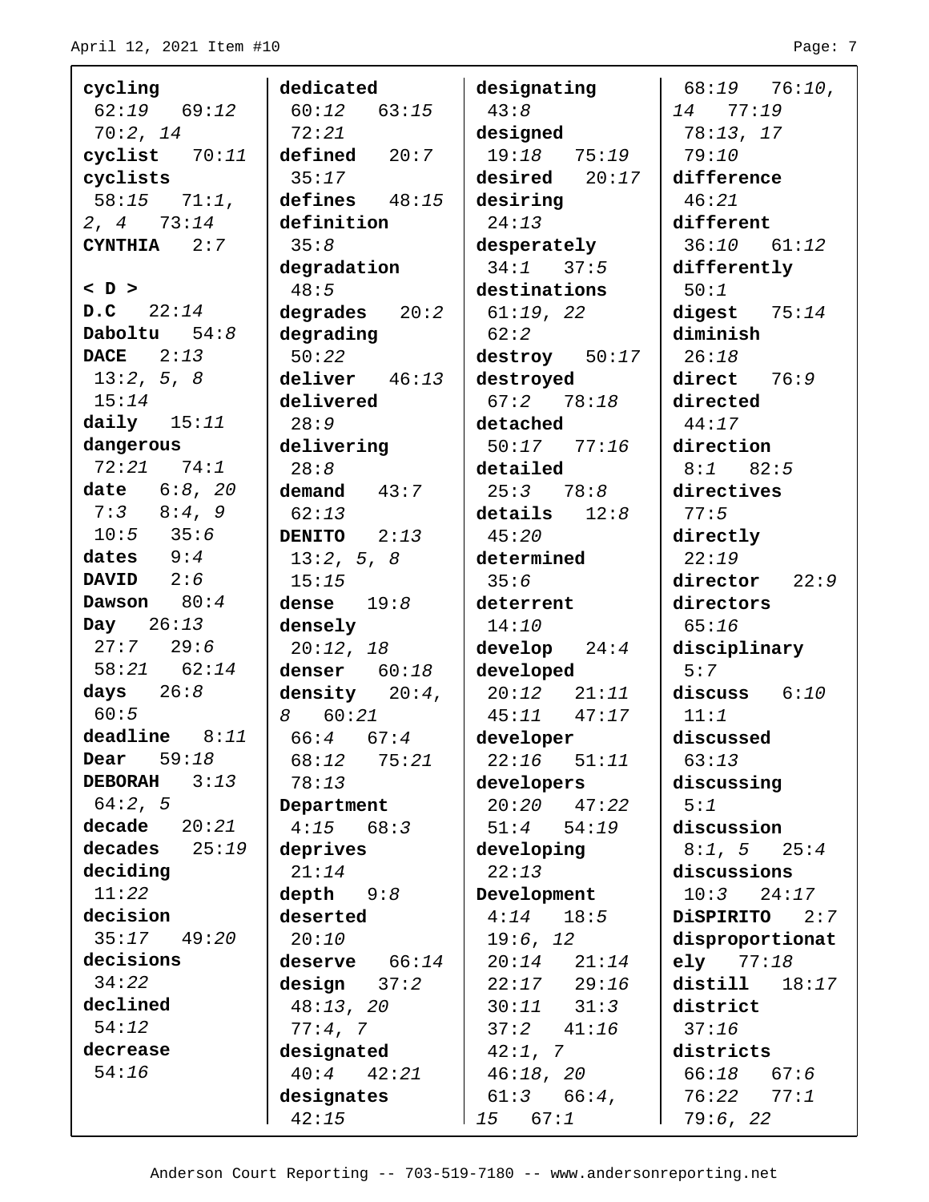**cycling** 62:19 69:12 70:2, 14
**cyclist** 70:11
**cyclists** 58:15 71:1, 2, 4 73:14
**CYNTHIA** 2:7

**< D >**

**D.C** 22:14
**Daboltu** 54:8
**DACE** 2:13 13:2, 5, 8 15:14
**daily** 15:11
**dangerous** 72:21 74:1
**date** 6:8, 20 7:3 8:4, 9 10:5 35:6
**dates** 9:4
**DAVID** 2:6
**Dawson** 80:4
**Day** 26:13 27:7 29:6 58:21 62:14
**days** 26:8 60:5
**deadline** 8:11
**Dear** 59:18
**DEBORAH** 3:13 64:2, 5
**decade** 20:21
**decades** 25:19
**deciding** 11:22
**decision** 35:17 49:20
**decisions** 34:22
**declined** 54:12
**decrease** 54:16
**dedicated** 60:12 63:15 72:21
**defined** 20:7 35:17
**defines** 48:15
**definition** 35:8
**degradation** 48:5
**degrades** 20:2
**degrading** 50:22
**deliver** 46:13
**delivered** 28:9
**delivering** 28:8
**demand** 43:7 62:13
**DENITO** 2:13 13:2, 5, 8 15:15
**dense** 19:8
**densely** 20:12, 18
**denser** 60:18
**density** 20:4, 8 60:21 66:4 67:4 68:12 75:21 78:13
**Department** 4:15 68:3
**deprives** 21:14
**depth** 9:8
**deserted** 20:10
**deserve** 66:14
**design** 37:2 48:13, 20 77:4, 7
**designated** 40:4 42:21
**designates** 42:15
**designating** 43:8
**designed** 19:18 75:19
**desired** 20:17
**desiring** 24:13
**desperately** 34:1 37:5
**destinations** 61:19, 22 62:2
**destroy** 50:17
**destroyed** 67:2 78:18
**detached** 50:17 77:16
**detailed** 25:3 78:8
**details** 12:8 45:20
**determined** 35:6
**deterrent** 14:10
**develop** 24:4
**developed** 20:12 21:11 45:11 47:17
**developer** 22:16 51:11
**developers** 20:20 47:22 51:4 54:19
**developing** 22:13
**Development** 4:14 18:5 19:6, 12 20:14 21:14 22:17 29:16 30:11 31:3 37:2 41:16 42:1, 7 46:18, 20 61:3 66:4, 15 67:1 68:19 76:10, 14 77:19 78:13, 17 79:10
**difference** 46:21
**different** 36:10 61:12
**differently** 50:1
**digest** 75:14
**diminish** 26:18
**direct** 76:9
**directed** 44:17
**direction** 8:1 82:5
**directives** 77:5
**directly** 22:19
**director** 22:9
**directors** 65:16
**disciplinary** 5:7
**discuss** 6:10 11:1
**discussed** 63:13
**discussing** 5:1
**discussion** 8:1, 5 25:4
**discussions** 10:3 24:17
**DiSPIRITO** 2:7
**disproportionately** 77:18
**distill** 18:17
**district** 37:16
**districts** 66:18 67:6 76:22 77:1 79:6, 22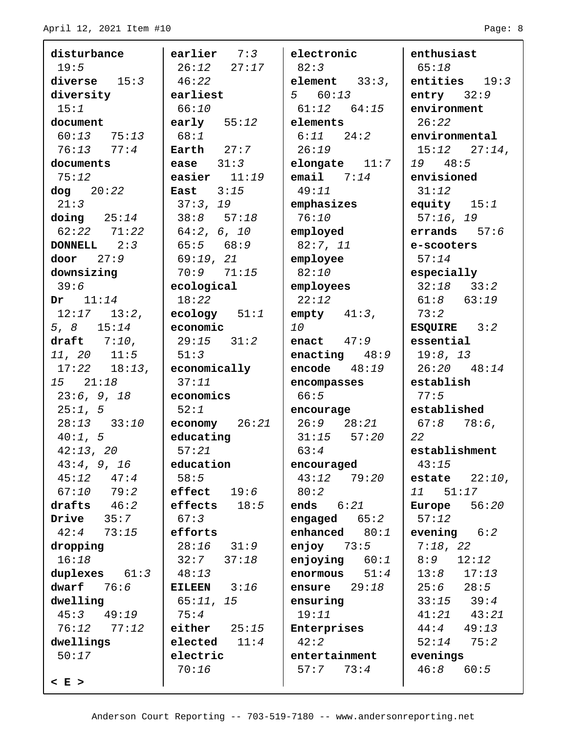**disturbance** 19:5
**diverse** 15:3
**diversity** 15:1
**document** 60:13 75:13 76:13 77:4
**documents** 75:12
**dog** 20:22 21:3
**doing** 25:14 62:22 71:22
**DONNELL** 2:3
**door** 27:9
**downsizing** 39:6
**Dr** 11:14 12:17 13:2, 5, 8 15:14
**draft** 7:10, 11, 20 11:5 17:22 18:13, 15 21:18 23:6, 9, 18 25:1, 5 28:13 33:10 40:1, 5 42:13, 20 43:4, 9, 16 45:12 47:4 67:10 79:2
**drafts** 46:2
**Drive** 35:7 42:4 73:15
**dropping** 16:18
**duplexes** 61:3
**dwarf** 76:6
**dwelling** 45:3 49:19 76:12 77:12
**dwellings** 50:17

< E >

**earlier** 7:3 26:12 27:17 46:22
**earliest** 66:10
**early** 55:12 68:1
**Earth** 27:7
**ease** 31:3
**easier** 11:19
**East** 3:15 37:3, 19 38:8 57:18 64:2, 6, 10 65:5 68:9 69:19, 21 70:9 71:15
**ecological** 18:22
**ecology** 51:1
**economic** 29:15 31:2 51:3
**economically** 37:11
**economics** 52:1
**economy** 26:21
**educating** 57:21
**education** 58:5
**effect** 19:6
**effects** 18:5 67:3
**efforts** 28:16 31:9 32:7 37:18 48:13
**EILEEN** 3:16 65:11, 15 75:4
**either** 25:15
**elected** 11:4
**electric** 70:16

**electronic** 82:3
**element** 33:3, 5 60:13 61:12 64:15
**elements** 6:11 24:2 26:19
**elongate** 11:7
**email** 7:14 49:11
**emphasizes** 76:10
**employed** 82:7, 11
**employee** 82:10
**employees** 22:12
**empty** 41:3, 10
**enact** 47:9
**enacting** 48:9
**encode** 48:19
**encompasses** 66:5
**encourage** 26:9 28:21 31:15 57:20 63:4
**encouraged** 43:12 79:20 80:2
**ends** 6:21
**engaged** 65:2
**enhanced** 80:1
**enjoy** 73:5
**enjoying** 60:1
**enormous** 51:4
**ensure** 29:18
**ensuring** 19:11
**Enterprises** 42:2
**entertainment** 57:7 73:4

**enthusiast** 65:18
**entities** 19:3
**entry** 32:9
**environment** 26:22
**environmental** 15:12 27:14, 19 48:5
**envisioned** 31:12
**equity** 15:1 57:16, 19
**errands** 57:6
**e-scooters** 57:14
**especially** 32:18 33:2 61:8 63:19 73:2
**ESQUIRE** 3:2
**essential** 19:8, 13 26:20 48:14
**establish** 77:5
**established** 67:8 78:6, 22
**establishment** 43:15
**estate** 22:10, 11 51:17
**Europe** 56:20 57:12
**evening** 6:2 7:18, 22 8:9 12:12 13:8 17:13 25:6 28:5 33:15 39:4 41:21 43:21 44:4 49:13 52:14 75:2
**evenings** 46:8 60:5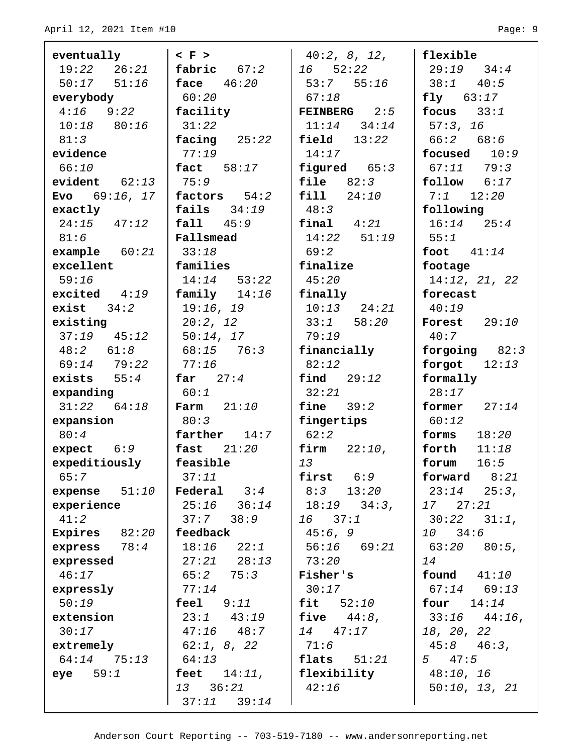**eventually** 19:22 26:21 50:17 51:16
**everybody** 4:16 9:22 10:18 80:16 81:3
**evidence** 66:10
**evident** 62:13
**Evo** 69:16, 17
**exactly** 24:15 47:12 81:6
**example** 60:21
**excellent** 59:16
**excited** 4:19
**exist** 34:2
**existing** 37:19 45:12 48:2 61:8 69:14 79:22
**exists** 55:4
**expanding** 31:22 64:18
**expansion** 80:4
**expect** 6:9
**expeditiously** 65:7
**expense** 51:10
**experience** 41:2
**Expires** 82:20
**express** 78:4
**expressed** 46:17
**expressly** 50:19
**extension** 30:17
**extremely** 64:14 75:13
**eye** 59:1

**< F >**
**fabric** 67:2
**face** 46:20 60:20
**facility** 31:22
**facing** 25:22 77:19
**fact** 58:17 75:9
**factors** 54:2
**fails** 34:19
**fall** 45:9
**Fallsmead** 33:18
**families** 14:14 53:22
**family** 14:16 19:16, 19 20:2, 12 50:14, 17 68:15 76:3 77:16
**far** 27:4 60:1
**Farm** 21:10 80:3
**farther** 14:7
**fast** 21:20
**feasible** 37:11
**Federal** 3:4 25:16 36:14 37:7 38:9
**feedback** 18:16 22:1 27:21 28:13 65:2 75:3 77:14
**feel** 9:11 23:1 43:19 47:16 48:7 62:1, 8, 22 64:13
**feet** 14:11, 13 36:21 37:11 39:14 40:2, 8, 12, 16 52:22 53:7 55:16 67:18
**FEINBERG** 2:5 11:14 34:14
**field** 13:22 14:17
**figured** 65:3
**file** 82:3
**fill** 24:10 48:3
**final** 4:21 14:22 51:19 69:2
**finalize** 45:20
**finally** 10:13 24:21 33:1 58:20 79:19
**financially** 82:12
**find** 29:12 32:21
**fine** 39:2
**fingertips** 62:2
**firm** 22:10, 13
**first** 6:9 8:3 13:20 18:19 34:3, 16 37:1 45:6, 9 56:16 69:21 73:20
**Fisher's** 30:17
**fit** 52:10
**five** 44:8, 14 47:17 71:6
**flats** 51:21
**flexibility** 42:16

**flexible** 29:19 34:4 38:1 40:5
**fly** 63:17
**focus** 33:1 57:3, 16 66:2 68:6
**focused** 10:9 67:11 79:3
**follow** 6:17 7:1 12:20
**following** 16:14 25:4 55:1
**foot** 41:14
**footage** 14:12, 21, 22
**forecast** 40:19
**Forest** 29:10 40:7
**forgoing** 82:3
**forgot** 12:13
**formally** 28:17
**former** 27:14 60:12
**forms** 18:20
**forth** 11:18
**forum** 16:5
**forward** 8:21 23:14 25:3, 17 27:21 30:22 31:1, 10 34:6 63:20 80:5, 14
**found** 41:10 67:14 69:13
**four** 14:14 33:16 44:16, 18, 20, 22 45:8 46:3, 5 47:5 48:10, 16 50:10, 13, 21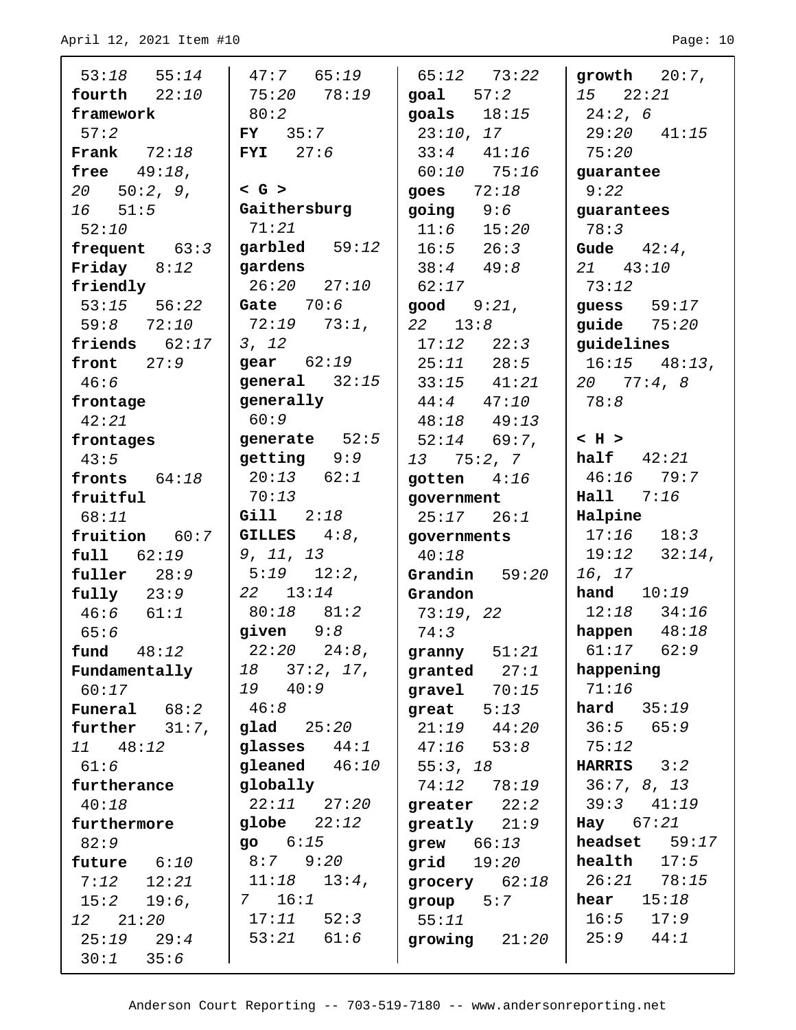53:18 55:14
**fourth** 22:10
**framework** 57:2
**Frank** 72:18
**free** 49:18, 20 50:2, 9, 16 51:5 52:10
**frequent** 63:3
**Friday** 8:12
**friendly** 53:15 56:22 59:8 72:10
**friends** 62:17
**front** 27:9 46:6
**frontage** 42:21
**frontages** 43:5
**fronts** 64:18
**fruitful** 68:11
**fruition** 60:7
**full** 62:19
**fuller** 28:9
**fully** 23:9 46:6 61:1 65:6
**fund** 48:12
**Fundamentally** 60:17
**Funeral** 68:2
**further** 31:7, 11 48:12 61:6
**furtherance** 40:18
**furthermore** 82:9
**future** 6:10 7:12 12:21 15:2 19:6, 12 21:20 25:19 29:4 30:1 35:6 47:7 65:19 75:20 78:19 80:2
**FY** 35:7
**FYI** 27:6

< G >

**Gaithersburg** 71:21
**garbled** 59:12
**gardens** 26:20 27:10
**Gate** 70:6 72:19 73:1, 3, 12
**gear** 62:19
**general** 32:15
**generally** 60:9
**generate** 52:5
**getting** 9:9 20:13 62:1 70:13
**Gill** 2:18
**GILLES** 4:8, 9, 11, 13 5:19 12:2, 22 13:14 80:18 81:2
**given** 9:8 22:20 24:8, 18 37:2, 17, 19 40:9 46:8
**glad** 25:20
**glasses** 44:1
**gleaned** 46:10
**globally** 22:11 27:20
**globe** 22:12
**go** 6:15 8:7 9:20 11:18 13:4, 7 16:1 17:11 52:3 53:21 61:6 65:12 73:22
**goal** 57:2
**goals** 18:15 23:10, 17 33:4 41:16 60:10 75:16
**goes** 72:18
**going** 9:6 11:6 15:20 16:5 26:3 38:4 49:8 62:17
**good** 9:21, 22 13:8 17:12 22:3 25:11 28:5 33:15 41:21 44:4 47:10 48:18 49:13 52:14 69:7, 13 75:2, 7
**gotten** 4:16
**government** 25:17 26:1
**governments** 40:18
**Grandin** 59:20
**Grandon** 73:19, 22 74:3
**granny** 51:21
**granted** 27:1
**gravel** 70:15
**great** 5:13 21:19 44:20 47:16 53:8 55:3, 18 74:12 78:19
**greater** 22:2
**greatly** 21:9
**grew** 66:13
**grid** 19:20
**grocery** 62:18
**group** 5:7 55:11
**growing** 21:20
**growth** 20:7, 15 22:21 24:2, 6 29:20 41:15 75:20
**guarantee** 9:22
**guarantees** 78:3
**Gude** 42:4, 21 43:10 73:12
**guess** 59:17
**guide** 75:20
**guidelines** 16:15 48:13, 20 77:4, 8 78:8

< H >

**half** 42:21 46:16 79:7
**Hall** 7:16
**Halpine** 17:16 18:3 19:12 32:14, 16, 17
**hand** 10:19 12:18 34:16
**happen** 48:18 61:17 62:9
**happening** 71:16
**hard** 35:19 36:5 65:9 75:12
**HARRIS** 3:2 36:7, 8, 13 39:3 41:19
**Hay** 67:21
**headset** 59:17
**health** 17:5 26:21 78:15
**hear** 15:18 16:5 17:9 25:9 44:1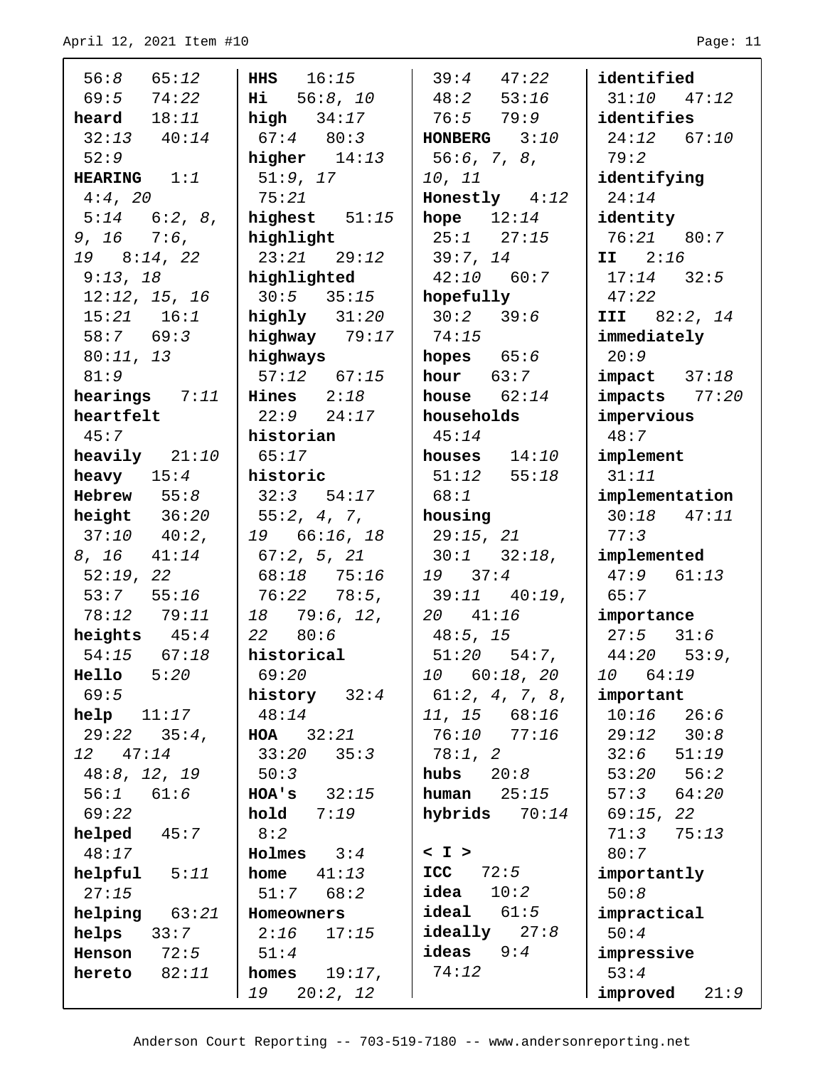56:8 65:12
69:5 74:22
**heard** 18:11
32:13 40:14
52:9
**HEARING** 1:1
4:4, 20
5:14 6:2, 8, 9, 16 7:6, 19 8:14, 22
9:13, 18
12:12, 15, 16
15:21 16:1
58:7 69:3
80:11, 13
81:9
**hearings** 7:11
**heartfelt** 45:7
**heavily** 21:10
**heavy** 15:4
**Hebrew** 55:8
**height** 36:20
37:10 40:2, 8, 16 41:14
52:19, 22
53:7 55:16
78:12 79:11
**heights** 45:4
54:15 67:18
**Hello** 5:20
69:5
**help** 11:17
29:22 35:4, 12 47:14
48:8, 12, 19
56:1 61:6
69:22
**helped** 45:7
48:17
**helpful** 5:11
27:15
**helping** 63:21
**helps** 33:7
**Henson** 72:5
**hereto** 82:11

**HHS** 16:15
**Hi** 56:8, 10
**high** 34:17
67:4 80:3
**higher** 14:13
51:9, 17
75:21
**highest** 51:15
**highlight** 23:21 29:12
**highlighted** 30:5 35:15
**highly** 31:20
**highway** 79:17
**highways** 57:12 67:15
**Hines** 2:18
22:9 24:17
**historian** 65:17
**historic** 32:3 54:17
55:2, 4, 7, 19 66:16, 18
67:2, 5, 21
68:18 75:16
76:22 78:5, 18 79:6, 12, 22 80:6
**historical** 69:20
**history** 32:4
48:14
**HOA** 32:21
33:20 35:3
50:3
**HOA's** 32:15
**hold** 7:19
8:2
**Holmes** 3:4
**home** 41:13
51:7 68:2
**Homeowners** 2:16 17:15
51:4
**homes** 19:17, 19 20:2, 12

39:4 47:22
48:2 53:16
76:5 79:9
**HONBERG** 3:10
56:6, 7, 8, 10, 11
**Honestly** 4:12
**hope** 12:14
25:1 27:15
39:7, 14
42:10 60:7
**hopefully** 30:2 39:6
74:15
**hopes** 65:6
**hour** 63:7
**house** 62:14
**households** 45:14
**houses** 14:10
51:12 55:18
68:1
**housing** 29:15, 21
30:1 32:18, 19 37:4
39:11 40:19, 20 41:16
48:5, 15
51:20 54:7, 10 60:18, 20
61:2, 4, 7, 8, 11, 15 68:16
76:10 77:16
78:1, 2
**hubs** 20:8
**human** 25:15
**hybrids** 70:14

**< I >**
**ICC** 72:5
**idea** 10:2
**ideal** 61:5
**ideally** 27:8
**ideas** 9:4
74:12

**identified** 31:10 47:12
**identifies** 24:12 67:10
79:2
**identifying** 24:14
**identity** 76:21 80:7
**II** 2:16
17:14 32:5
47:22
**III** 82:2, 14
**immediately** 20:9
**impact** 37:18
**impacts** 77:20
**impervious** 48:7
**implement** 31:11
**implementation** 30:18 47:11
77:3
**implemented** 47:9 61:13
65:7
**importance** 27:5 31:6
44:20 53:9, 10 64:19
**important** 10:16 26:6
29:12 30:8
32:6 51:19
53:20 56:2
57:3 64:20
69:15, 22
71:3 75:13
80:7
**importantly** 50:8
**impractical** 50:4
**impressive** 53:4
**improved** 21:9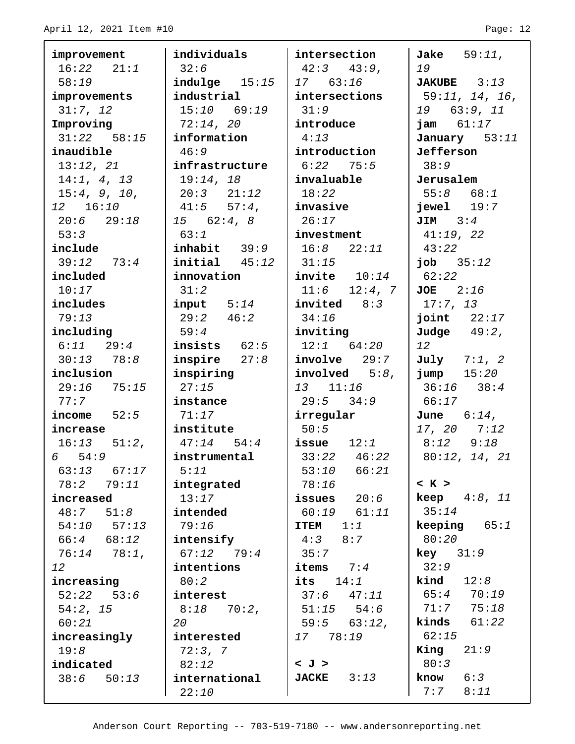**improvement** 16:22 21:1 58:19
**improvements** 31:7, 12
**Improving** 31:22 58:15
**inaudible** 13:12, 21 14:1, 4, 13 15:4, 9, 10, 12 16:10 20:6 29:18 53:3
**include** 39:12 73:4
**included** 10:17
**includes** 79:13
**including** 6:11 29:4 30:13 78:8
**inclusion** 29:16 75:15 77:7
**income** 52:5
**increase** 16:13 51:2, 6 54:9 63:13 67:17 78:2 79:11
**increased** 48:7 51:8 54:10 57:13 66:4 68:12 76:14 78:1, 12
**increasing** 52:22 53:6 54:2, 15 60:21
**increasingly** 19:8
**indicated** 38:6 50:13
**individuals** 32:6
**indulge** 15:15
**industrial** 15:10 69:19 72:14, 20
**information** 46:9
**infrastructure** 19:14, 18 20:3 21:12 41:5 57:4, 15 62:4, 8 63:1
**inhabit** 39:9
**initial** 45:12
**innovation** 31:2
**input** 5:14 29:2 46:2 59:4
**insists** 62:5
**inspire** 27:8
**inspiring** 27:15
**instance** 71:17
**institute** 47:14 54:4
**instrumental** 5:11
**integrated** 13:17
**intended** 79:16
**intensify** 67:12 79:4
**intentions** 80:2
**interest** 8:18 70:2, 20
**interested** 72:3, 7 82:12
**international** 22:10
**intersection** 42:3 43:9, 17 63:16
**intersections** 31:9
**introduce** 4:13
**introduction** 6:22 75:5
**invaluable** 18:22
**invasive** 26:17
**investment** 16:8 22:11 31:15
**invite** 10:14 11:6 12:4, 7
**invited** 8:3 34:16
**inviting** 12:1 64:20
**involve** 29:7
**involved** 5:8, 13 11:16 29:5 34:9
**irregular** 50:5
**issue** 12:1 33:22 46:22 53:10 66:21 78:16
**issues** 20:6 60:19 61:11
**ITEM** 1:1 4:3 8:7 35:7
**items** 7:4
**its** 14:1 37:6 47:11 51:15 54:6 59:5 63:12, 17 78:19

**< J >**
**JACKE** 3:13
**Jake** 59:11, 19
**JAKUBE** 3:13 59:11, 14, 16, 19 63:9, 11
**jam** 61:17
**January** 53:11
**Jefferson** 38:9
**Jerusalem** 55:8 68:1
**jewel** 19:7
**JIM** 3:4 41:19, 22 43:22
**job** 35:12 62:22
**JOE** 2:16 17:7, 13
**joint** 22:17
**Judge** 49:2, 12
**July** 7:1, 2
**jump** 15:20 36:16 38:4 66:17
**June** 6:14, 17, 20 7:12 8:12 9:18 80:12, 14, 21

**< K >**
**keep** 4:8, 11 35:14
**keeping** 65:1 80:20
**key** 31:9 32:9
**kind** 12:8 65:4 70:19 71:7 75:18
**kinds** 61:22 62:15
**King** 21:9 80:3
**know** 6:3 7:7 8:11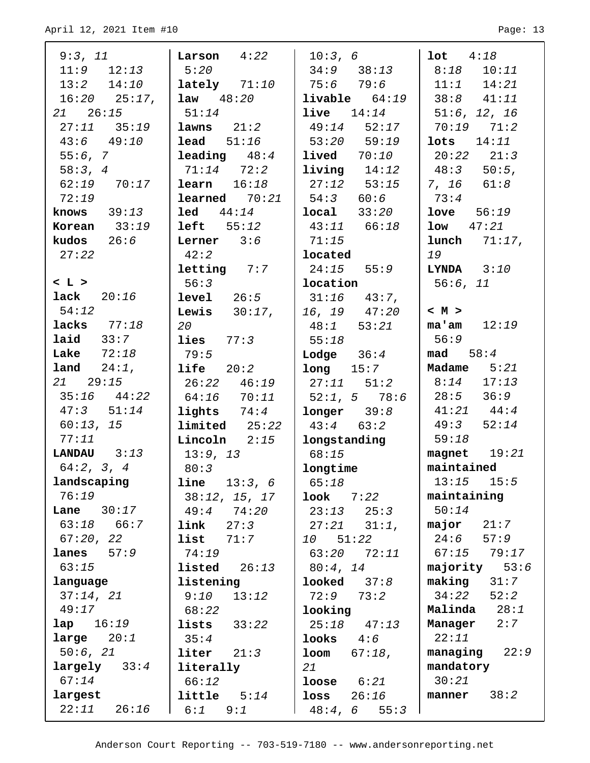9:3, 11
11:9 12:13
13:2 14:10
16:20 25:17, 21 26:15
27:11 35:19
43:6 49:10
55:6, 7
58:3, 4
62:19 70:17
72:19

**knows** 39:13
**Korean** 33:19
**kudos** 26:6
27:22

**< L >**

**lack** 20:16
54:12
**lacks** 77:18
**laid** 33:7
**Lake** 72:18
**land** 24:1, 21 29:15
35:16 44:22
47:3 51:14
60:13, 15
77:11
**LANDAU** 3:13
64:2, 3, 4
**landscaping**
76:19
**Lane** 30:17
63:18 66:7
67:20, 22
**lanes** 57:9
63:15
**language**
37:14, 21
49:17
**lap** 16:19
**large** 20:1
50:6, 21
**largely** 33:4
67:14
**largest**
22:11 26:16
**Larson** 4:22
5:20
**lately** 71:10
**law** 48:20
51:14
**lawns** 21:2
**lead** 51:16
**leading** 48:4
71:14 72:2
**learn** 16:18
**learned** 70:21
**led** 44:14
**left** 55:12
**Lerner** 3:6
42:2
**letting** 7:7
56:3
**level** 26:5
**Lewis** 30:17, 20
**lies** 77:3
79:5
**life** 20:2
26:22 46:19
64:16 70:11
**lights** 74:4
**limited** 25:22
**Lincoln** 2:15
13:9, 13
80:3
**line** 13:3, 6
38:12, 15, 17
49:4 74:20
**link** 27:3
**list** 71:7
74:19
**listed** 26:13
**listening**
9:10 13:12
68:22
**lists** 33:22
35:4
**liter** 21:3
**literally**
66:12
**little** 5:14
6:1 9:1
10:3, 6
34:9 38:13
75:6 79:6
**livable** 64:19
**live** 14:14
49:14 52:17
53:20 59:19
**lived** 70:10
**living** 14:12
27:12 53:15
54:3 60:6
**local** 33:20
43:11 66:18
71:15
**located**
24:15 55:9
**location**
31:16 43:7, 16, 19 47:20
48:1 53:21
55:18
**Lodge** 36:4
**long** 15:7
27:11 51:2
52:1, 5 78:6
**longer** 39:8
43:4 63:2
**longstanding**
68:15
**longtime**
65:18
**look** 7:22
23:13 25:3
27:21 31:1, 10 51:22
63:20 72:11
80:4, 14
**looked** 37:8
72:9 73:2
**looking**
25:18 47:13
**looks** 4:6
**loom** 67:18, 21
**loose** 6:21
**loss** 26:16
48:4, 6 55:3
**lot** 4:18
8:18 10:11
11:1 14:21
38:8 41:11
51:6, 12, 16
70:19 71:2
**lots** 14:11
20:22 21:3
48:3 50:5, 7, 16 61:8
73:4
**love** 56:19
**low** 47:21
**lunch** 71:17, 19
**LYNDA** 3:10
56:6, 11

**< M >**

**ma'am** 12:19
56:9
**mad** 58:4
**Madame** 5:21
8:14 17:13
28:5 36:9
41:21 44:4
49:3 52:14
59:18
**magnet** 19:21
**maintained**
13:15 15:5
**maintaining**
50:14
**major** 21:7
24:6 57:9
67:15 79:17
**majority** 53:6
**making** 31:7
34:22 52:2
**Malinda** 28:1
**Manager** 2:7
22:11
**managing** 22:9
**mandatory**
30:21
**manner** 38:2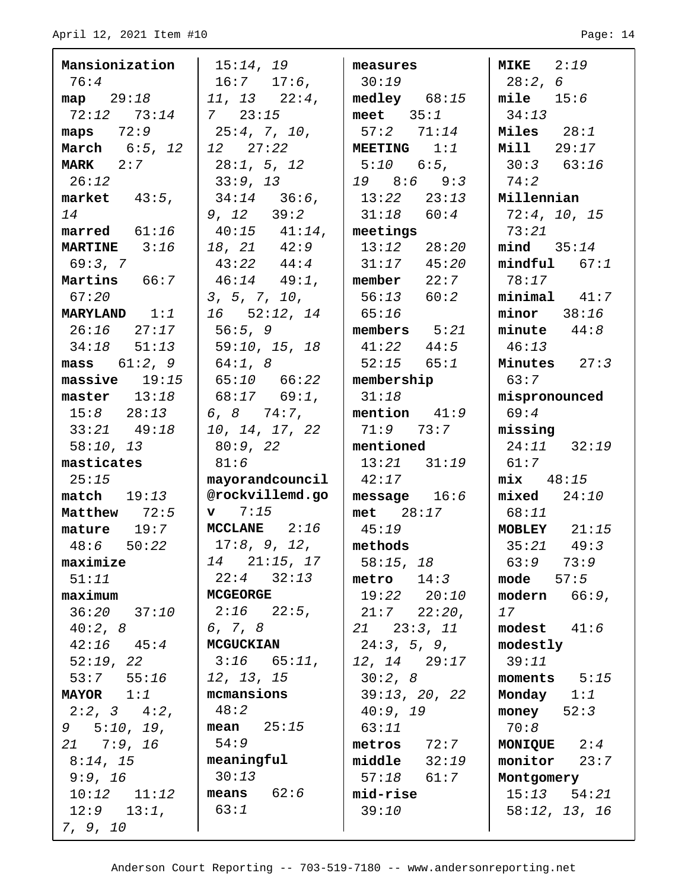**Mansionization** 76:4
**map** 29:18 72:12 73:14
**maps** 72:9
**March** 6:5, 12
**MARK** 2:7 26:12
**market** 43:5, 14
**marred** 61:16
**MARTINE** 3:16 69:3, 7
**Martins** 66:7 67:20
**MARYLAND** 1:1 26:16 27:17 34:18 51:13
**mass** 61:2, 9
**massive** 19:15
**master** 13:18 15:8 28:13 33:21 49:18 58:10, 13
**masticates** 25:15
**match** 19:13
**Matthew** 72:5
**mature** 19:7 48:6 50:22
**maximize** 51:11
**maximum** 36:20 37:10 40:2, 8 42:16 45:4 52:19, 22 53:7 55:16
**MAYOR** 1:1 2:2, 3 4:2, 9 5:10, 19, 21 7:9, 16 8:14, 15 9:9, 16 10:12 11:12 12:9 13:1, 7, 9, 10 15:14, 19 16:7 17:6, 11, 13 22:4, 7 23:15 25:4, 7, 10, 12 27:22 28:1, 5, 12 33:9, 13 34:14 36:6, 9, 12 39:2 40:15 41:14, 18, 21 42:9 43:22 44:4 46:14 49:1, 3, 5, 7, 10, 16 52:12, 14 56:5, 9 59:10, 15, 18 64:1, 8 65:10 66:22 68:17 69:1, 6, 8 74:7, 10, 14, 17, 22 80:9, 22 81:6
**mayorandcouncil@rockvillemd.gov** 7:15
**MCCLANE** 2:16 17:8, 9, 12, 14 21:15, 17 22:4 32:13
**MCGEORGE** 2:16 22:5, 6, 7, 8
**MCGUCKIAN** 3:16 65:11, 12, 13, 15
**mcmansions** 48:2
**mean** 25:15 54:9
**meaningful** 30:13
**means** 62:6 63:1
**measures** 30:19
**medley** 68:15
**meet** 35:1 57:2 71:14
**MEETING** 1:1 5:10 6:5, 19 8:6 9:3 13:22 23:13 31:18 60:4
**meetings** 13:12 28:20 31:17 45:20
**member** 22:7 56:13 60:2 65:16
**members** 5:21 41:22 44:5 52:15 65:1
**membership** 31:18
**mention** 41:9 71:9 73:7
**mentioned** 13:21 31:19 42:17
**message** 16:6
**met** 28:17 45:19
**methods** 58:15, 18
**metro** 14:3 19:22 20:10 21:7 22:20, 21 23:3, 11 24:3, 5, 9, 12, 14 29:17 30:2, 8 39:13, 20, 22 40:9, 19 63:11
**metros** 72:7
**middle** 32:19 57:18 61:7
**mid-rise** 39:10
**MIKE** 2:19 28:2, 6
**mile** 15:6 34:13
**Miles** 28:1
**Mill** 29:17 30:3 63:16 74:2
**Millennian** 72:4, 10, 15 73:21
**mind** 35:14
**mindful** 67:1 78:17
**minimal** 41:7
**minor** 38:16
**minute** 44:8 46:13
**Minutes** 27:3 63:7
**mispronounced** 69:4
**missing** 24:11 32:19 61:7
**mix** 48:15
**mixed** 24:10 68:11
**MOBLEY** 21:15 35:21 49:3 63:9 73:9
**mode** 57:5
**modern** 66:9, 17
**modest** 41:6
**modestly** 39:11
**moments** 5:15
**Monday** 1:1
**money** 52:3 70:8
**MONIQUE** 2:4
**monitor** 23:7
**Montgomery** 15:13 54:21 58:12, 13, 16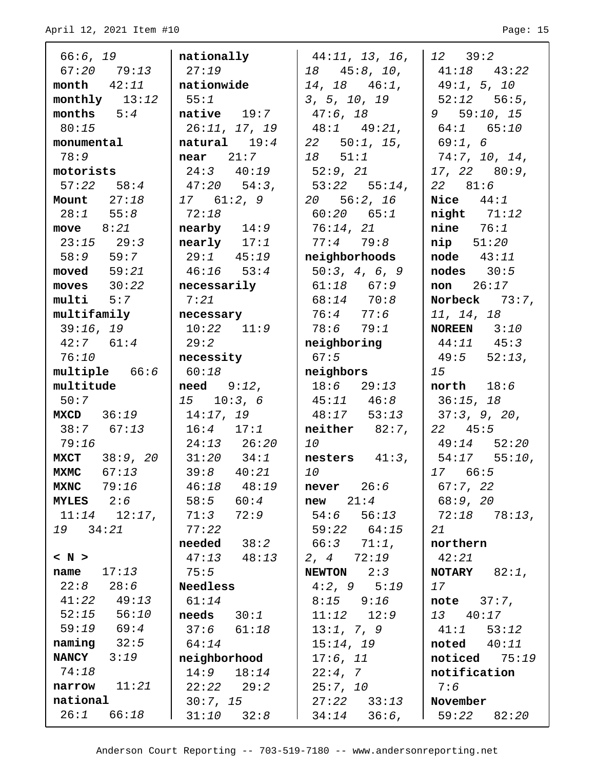66:*6*, *19*
67:*20* 79:*13*
**month** 42:*11*
**monthly** 13:*12*
**months** 5:*4*
80:*15*
**monumental**
78:*9*
**motorists**
57:*22* 58:*4*
**Mount** 27:*18*
28:*1* 55:*8*
**move** 8:*21*
23:*15* 29:*3*
58:*9* 59:*7*
**moved** 59:*21*
**moves** 30:*22*
**multi** 5:*7*
**multifamily**
39:*16*, *19*
42:*7* 61:*4*
76:*10*
**multiple** 66:*6*
**multitude**
50:*7*
**MXCD** 36:*19*
38:*7* 67:*13*
79:*16*
**MXCT** 38:*9*, *20*
**MXMC** 67:*13*
**MXNC** 79:*16*
**MYLES** 2:*6*
11:*14* 12:*17*,
*19* 34:*21*

**< N >**
**name** 17:*13*
22:*8* 28:*6*
41:*22* 49:*13*
52:*15* 56:*10*
59:*19* 69:*4*
**naming** 32:*5*
**NANCY** 3:*19*
74:*18*
**narrow** 11:*21*
**national**
26:*1* 66:*18*
**nationally**
27:*19*
**nationwide**
55:*1*
**native** 19:*7*
26:*11*, *17*, *19*
**natural** 19:*4*
**near** 21:*7*
24:*3* 40:*19*
47:*20* 54:*3*,
*17* 61:*2*, *9*
72:*18*
**nearby** 14:*9*
**nearly** 17:*1*
29:*1* 45:*19*
46:*16* 53:*4*
**necessarily**
7:*21*
**necessary**
10:*22* 11:*9*
29:*2*
**necessity**
60:*18*
**need** 9:*12*,
*15* 10:*3*, *6*
14:*17*, *19*
16:*4* 17:*1*
24:*13* 26:*20*
31:*20* 34:*1*
39:*8* 40:*21*
46:*18* 48:*19*
58:*5* 60:*4*
71:*3* 72:*9*
77:*22*
**needed** 38:*2*
47:*13* 48:*13*
75:*5*
**Needless**
61:*14*
**needs** 30:*1*
37:*6* 61:*18*
64:*14*
**neighborhood**
14:*9* 18:*14*
22:*22* 29:*2*
30:*7*, *15*
31:*10* 32:*8*
44:*11*, *13*, *16*,
*18* 45:*8*, *10*,
*14*, *18* 46:*1*,
*3*, *5*, *10*, *19*
47:*6*, *18*
48:*1* 49:*21*,
*22* 50:*1*, *15*,
*18* 51:*1*
52:*9*, *21*
53:*22* 55:*14*,
*20* 56:*2*, *16*
60:*20* 65:*1*
76:*14*, *21*
77:*4* 79:*8*
**neighborhoods**
50:*3*, *4*, *6*, *9*
61:*18* 67:*9*
68:*14* 70:*8*
76:*4* 77:*6*
78:*6* 79:*1*
**neighboring**
67:*5*
**neighbors**
18:*6* 29:*13*
45:*11* 46:*8*
48:*17* 53:*13*
**neither** 82:*7*,
*10*
**nesters** 41:*3*,
*10*
**never** 26:*6*
**new** 21:*4*
54:*6* 56:*13*
59:*22* 64:*15*
66:*3* 71:*1*,
*2*, *4* 72:*19*
**NEWTON** 2:*3*
4:*2*, *9* 5:*19*
8:*15* 9:*16*
11:*12* 12:*9*
13:*1*, *7*, *9*
15:*14*, *19*
17:*6*, *11*
22:*4*, *7*
25:*7*, *10*
27:*22* 33:*13*
34:*14* 36:*6*,
*12* 39:*2*
41:*18* 43:*22*
49:*1*, *5*, *10*
52:*12* 56:*5*,
*9* 59:*10*, *15*
64:*1* 65:*10*
69:*1*, *6*
74:*7*, *10*, *14*,
*17*, *22* 80:*9*,
*22* 81:*6*
**Nice** 44:*1*
**night** 71:*12*
**nine** 76:*1*
**nip** 51:*20*
**node** 43:*11*
**nodes** 30:*5*
**non** 26:*17*
**Norbeck** 73:*7*,
*11*, *14*, *18*
**NOREEN** 3:*10*
44:*11* 45:*3*
49:*5* 52:*13*,
*15*
**north** 18:*6*
36:*15*, *18*
37:*3*, *9*, *20*,
*22* 45:*5*
49:*14* 52:*20*
54:*17* 55:*10*,
*17* 66:*5*
67:*7*, *22*
68:*9*, *20*
72:*18* 78:*13*,
*21*
**northern**
42:*21*
**NOTARY** 82:*1*,
*17*
**note** 37:*7*,
*13* 40:*17*
41:*1* 53:*12*
**noted** 40:*11*
**noticed** 75:*19*
**notification**
7:*6*
**November**
59:*22* 82:*20*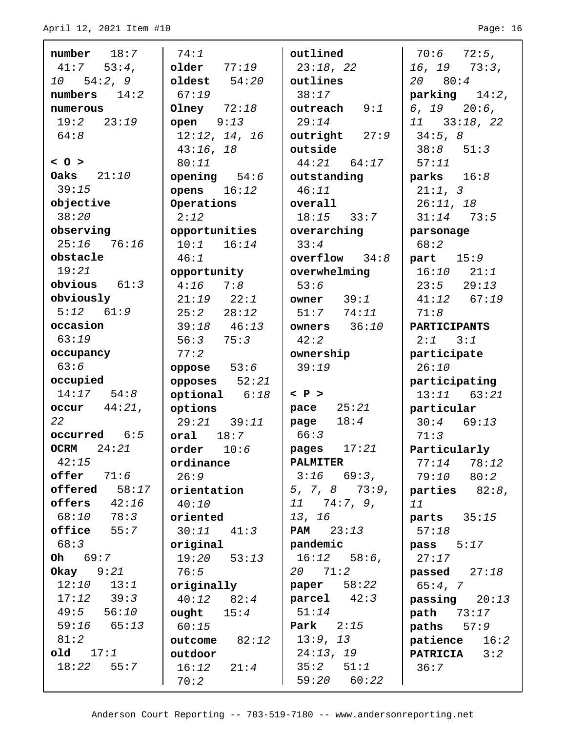**number** 18:7 41:7 53:4, 10 54:2, 9
**numbers** 14:2
**numerous** 19:2 23:19 64:8

**< O >**
**Oaks** 21:10 39:15
**objective** 38:20
**observing** 25:16 76:16
**obstacle** 19:21
**obvious** 61:3
**obviously** 5:12 61:9
**occasion** 63:19
**occupancy** 63:6
**occupied** 14:17 54:8
**occur** 44:21, 22
**occurred** 6:5
**OCRM** 24:21 42:15
**offer** 71:6
**offered** 58:17
**offers** 42:16 68:10 78:3
**office** 55:7 68:3
**Oh** 69:7
**Okay** 9:21 12:10 13:1 17:12 39:3 49:5 56:10 59:16 65:13 81:2
**old** 17:1 18:22 55:7 74:1
**older** 77:19
**oldest** 54:20 67:19
**Olney** 72:18
**open** 9:13 12:12, 14, 16 43:16, 18 80:11
**opening** 54:6
**opens** 16:12
**Operations** 2:12
**opportunities** 10:1 16:14 46:1
**opportunity** 4:16 7:8 21:19 22:1 25:2 28:12 39:18 46:13 56:3 75:3 77:2
**oppose** 53:6
**opposes** 52:21
**optional** 6:18
**options** 29:21 39:11
**oral** 18:7
**order** 10:6
**ordinance** 26:9
**orientation** 40:10
**oriented** 30:11 41:3
**original** 19:20 53:13 76:5
**originally** 40:12 82:4
**ought** 15:4 60:15
**outcome** 82:12
**outdoor** 16:12 21:4 70:2
**outlined** 23:18, 22
**outlines** 38:17
**outreach** 9:1 29:14
**outright** 27:9
**outside** 44:21 64:17
**outstanding** 46:11
**overall** 18:15 33:7
**overarching** 33:4
**overflow** 34:8
**overwhelming** 53:6
**owner** 39:1 51:7 74:11
**owners** 36:10 42:2
**ownership** 39:19

**< P >**
**pace** 25:21
**page** 18:4 66:3
**pages** 17:21
**PALMITER** 3:16 69:3, 5, 7, 8 73:9, 11 74:7, 9, 13, 16
**PAM** 23:13
**pandemic** 16:12 58:6, 20 71:2
**paper** 58:22
**parcel** 42:3 51:14
**Park** 2:15 13:9, 13 24:13, 19 35:2 51:1 59:20 60:22 70:6 72:5, 16, 19 73:3, 20 80:4
**parking** 14:2, 6, 19 20:6, 11 33:18, 22 34:5, 8 38:8 51:3 57:11
**parks** 16:8 21:1, 3 26:11, 18 31:14 73:5
**parsonage** 68:2
**part** 15:9 16:10 21:1 23:5 29:13 41:12 67:19 71:8
**PARTICIPANTS** 2:1 3:1
**participate** 26:10
**participating** 13:11 63:21
**particular** 30:4 69:13 71:3
**Particularly** 77:14 78:12 79:10 80:2
**parties** 82:8, 11
**parts** 35:15 57:18
**pass** 5:17 27:17
**passed** 27:18 65:4, 7
**passing** 20:13
**path** 73:17
**paths** 57:9
**patience** 16:2
**PATRICIA** 3:2 36:7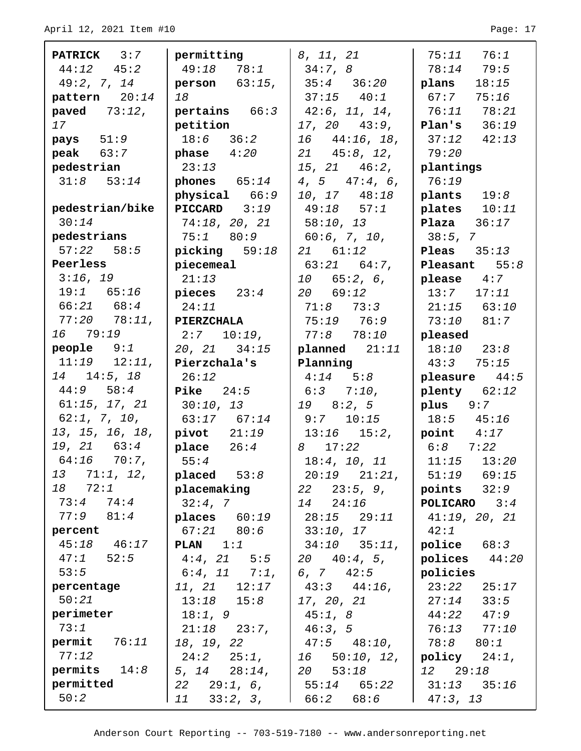**PATRICK** 3:7 44:12 45:2 49:2, 7, 14
**pattern** 20:14
**paved** 73:12, 17
**pays** 51:9
**peak** 63:7
**pedestrian** 31:8 53:14
**pedestrian/bike** 30:14
**pedestrians** 57:22 58:5
**Peerless** 3:16, 19 19:1 65:16 66:21 68:4 77:20 78:11, 16 79:19
**people** 9:1 11:19 12:11, 14 14:5, 18 44:9 58:4 61:15, 17, 21 62:1, 7, 10, 13, 15, 16, 18, 19, 21 63:4 64:16 70:7, 13 71:1, 12, 18 72:1 73:4 74:4 77:9 81:4
**percent** 45:18 46:17 47:1 52:5 53:5
**percentage** 50:21
**perimeter** 73:1
**permit** 76:11 77:12
**permits** 14:8
**permitted** 50:2
**permitting** 49:18 78:1
**person** 63:15, 18
**pertains** 66:3
**petition** 18:6 36:2
**phase** 4:20 23:13
**phones** 65:14
**physical** 66:9
**PICCARD** 3:19 74:18, 20, 21 75:1 80:9
**picking** 59:18
**piecemeal** 21:13
**pieces** 23:4 24:11
**PIERZCHALA** 2:7 10:19, 20, 21 34:15
**Pierzchala's** 26:12
**Pike** 24:5 30:10, 13 63:17 67:14
**pivot** 21:19
**place** 26:4 55:4
**placed** 53:8
**placemaking** 32:4, 7
**places** 60:19 67:21 80:6
**PLAN** 1:1 4:4, 21 5:5 6:4, 11 7:1, 11, 21 12:17 13:18 15:8 18:1, 9 21:18 23:7, 18, 19, 22 24:2 25:1, 5, 14 28:14, 22 29:1, 6, 11 33:2, 3, 8, 11, 21 34:7, 8 35:4 36:20 37:15 40:1 42:6, 11, 14, 17, 20 43:9, 16 44:16, 18, 21 45:8, 12, 15, 21 46:2, 4, 5 47:4, 6, 10, 17 48:18 49:18 57:1 58:10, 13 60:6, 7, 10, 21 61:12 63:21 64:7, 10 65:2, 6, 20 69:12 71:8 73:3 75:19 76:9 77:8 78:10
**planned** 21:11
**Planning** 4:14 5:8 6:3 7:10, 19 8:2, 5 9:7 10:15 13:16 15:2, 8 17:22 18:4, 10, 11 20:19 21:21, 22 23:5, 9, 14 24:16 28:15 29:11 33:10, 17 34:10 35:11, 20 40:4, 5, 6, 7 42:5 43:3 44:16, 17, 20, 21 45:1, 8 46:3, 5 47:5 48:10, 16 50:10, 12, 20 53:18 55:14 65:22 66:2 68:6 75:11 76:1 78:14 79:5
**plans** 18:15 67:7 75:16 76:11 78:21
**Plan's** 36:19 37:12 42:13 79:20
**plantings** 76:19
**plants** 19:8
**plates** 10:11
**Plaza** 36:17 38:5, 7
**Pleas** 35:13
**Pleasant** 55:8
**please** 4:7 13:7 17:11 21:15 63:10 73:10 81:7
**pleased** 18:10 23:8 43:3 75:15
**pleasure** 44:5
**plenty** 62:12
**plus** 9:7 18:5 45:16
**point** 4:17 6:8 7:22 11:15 13:20 51:19 69:15
**points** 32:9
**POLICARO** 3:4 41:19, 20, 21 42:1
**police** 68:3
**polices** 44:20
**policies** 23:22 25:17 27:14 33:5 44:22 47:9 76:13 77:10 78:8 80:1
**policy** 24:1, 12 29:18 31:13 35:16 47:3, 13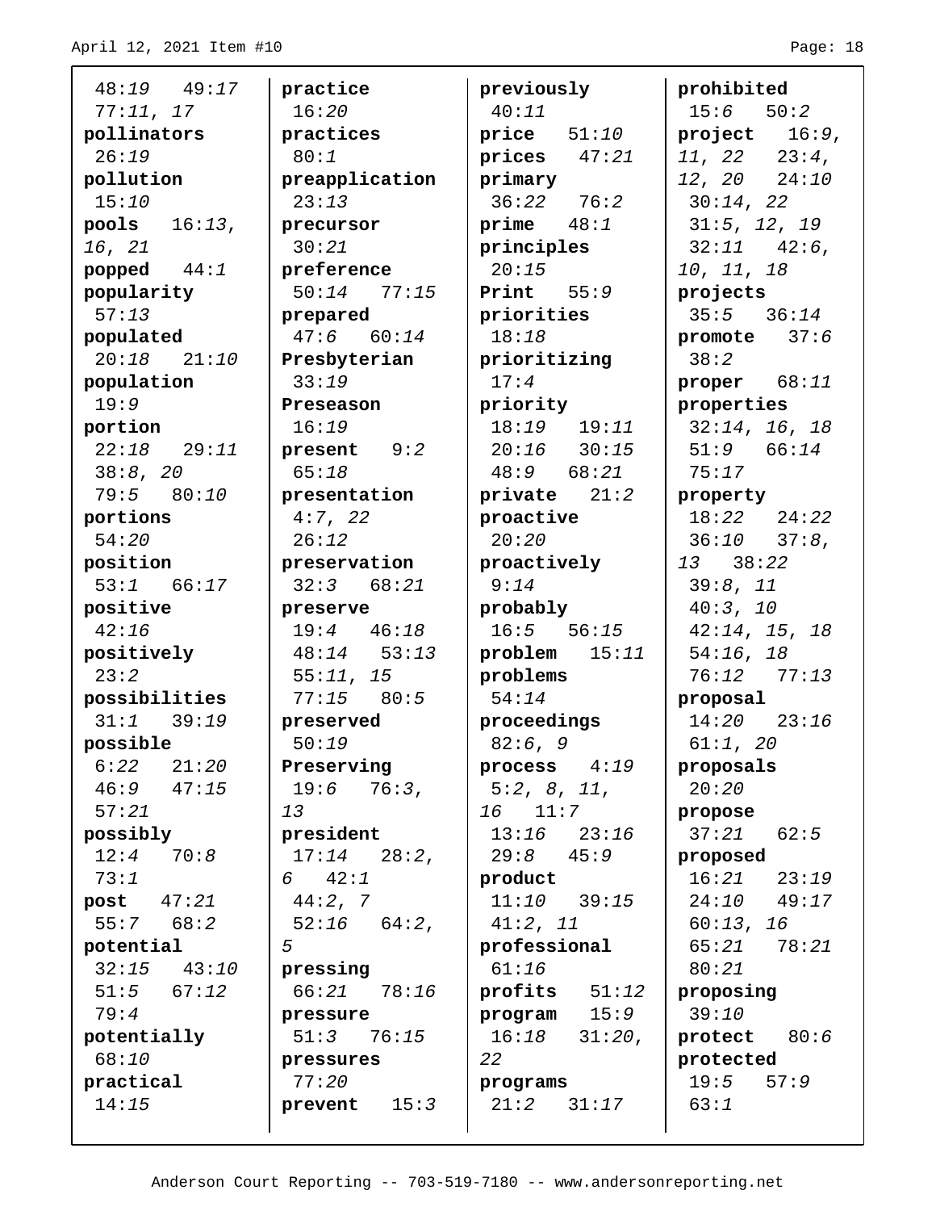48:19 49:17
77:11, 17

**pollinators** 26:19

**pollution** 15:10

**pools** 16:13, 16, 21

**popped** 44:1

**popularity** 57:13

**populated** 20:18 21:10

**population** 19:9

**portion** 22:18 29:11 38:8, 20 79:5 80:10

**portions** 54:20

**position** 53:1 66:17

**positive** 42:16

**positively** 23:2

**possibilities** 31:1 39:19

**possible** 6:22 21:20 46:9 47:15 57:21

**possibly** 12:4 70:8 73:1

**post** 47:21 55:7 68:2

**potential** 32:15 43:10 51:5 67:12 79:4

**potentially** 68:10

**practical** 14:15

**practice** 16:20

**practices** 80:1

**preapplication** 23:13

**precursor** 30:21

**preference** 50:14 77:15

**prepared** 47:6 60:14

**Presbyterian** 33:19

**Preseason** 16:19

**present** 9:2 65:18

**presentation** 4:7, 22 26:12

**preservation** 32:3 68:21

**preserve** 19:4 46:18 48:14 53:13 55:11, 15 77:15 80:5

**preserved** 50:19

**Preserving** 19:6 76:3, 13

**president** 17:14 28:2, 6 42:1 44:2, 7 52:16 64:2, 5

**pressing** 66:21 78:16

**pressure** 51:3 76:15

**pressures** 77:20

**prevent** 15:3

**previously** 40:11

**price** 51:10

**prices** 47:21

**primary** 36:22 76:2

**prime** 48:1

**principles** 20:15

**Print** 55:9

**priorities** 18:18

**prioritizing** 17:4

**priority** 18:19 19:11 20:16 30:15 48:9 68:21

**private** 21:2

**proactive** 20:20

**proactively** 9:14

**probably** 16:5 56:15

**problem** 15:11

**problems** 54:14

**proceedings** 82:6, 9

**process** 4:19 5:2, 8, 11, 16 11:7 13:16 23:16 29:8 45:9

**product** 11:10 39:15 41:2, 11

**professional** 61:16

**profits** 51:12

**program** 15:9 16:18 31:20, 22

**programs** 21:2 31:17

**prohibited** 15:6 50:2

**project** 16:9, 11, 22 23:4, 12, 20 24:10 30:14, 22 31:5, 12, 19 32:11 42:6, 10, 11, 18

**projects** 35:5 36:14

**promote** 37:6 38:2

**proper** 68:11

**properties** 32:14, 16, 18 51:9 66:14 75:17

**property** 18:22 24:22 36:10 37:8, 13 38:22 39:8, 11 40:3, 10 42:14, 15, 18 54:16, 18 76:12 77:13

**proposal** 14:20 23:16 61:1, 20

**proposals** 20:20

**propose** 37:21 62:5

**proposed** 16:21 23:19 24:10 49:17 60:13, 16 65:21 78:21 80:21

**proposing** 39:10

**protect** 80:6

**protected** 19:5 57:9 63:1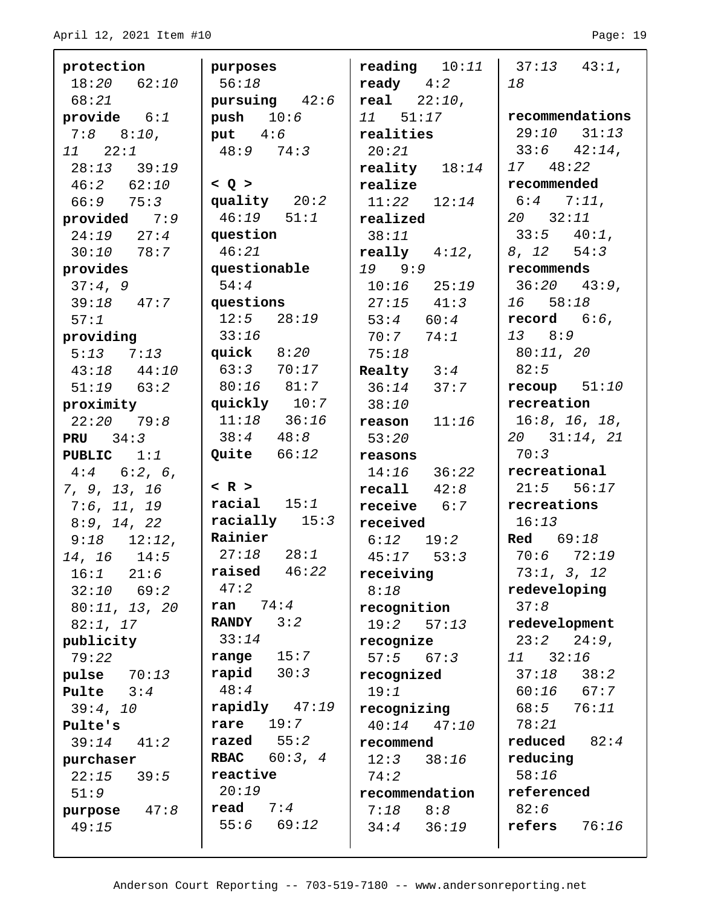**protection** 18:20 62:10 68:21
**provide** 6:1 7:8 8:10, 11 22:1 28:13 39:19 46:2 62:10 66:9 75:3
**provided** 7:9 24:19 27:4 30:10 78:7
**provides** 37:4, 9 39:18 47:7 57:1
**providing** 5:13 7:13 43:18 44:10 51:19 63:2
**proximity** 22:20 79:8
**PRU** 34:3
**PUBLIC** 1:1 4:4 6:2, 6, 7, 9, 13, 16 7:6, 11, 19 8:9, 14, 22 9:18 12:12, 14, 16 14:5 16:1 21:6 32:10 69:2 80:11, 13, 20 82:1, 17
**publicity** 79:22
**pulse** 70:13
**Pulte** 3:4 39:4, 10
**Pulte's** 39:14 41:2
**purchaser** 22:15 39:5 51:9
**purpose** 47:8 49:15
**purposes** 56:18
**pursuing** 42:6
**push** 10:6
**put** 4:6 48:9 74:3

**< Q >**
**quality** 20:2 46:19 51:1
**question** 46:21
**questionable** 54:4
**questions** 12:5 28:19 33:16
**quick** 8:20 63:3 70:17 80:16 81:7
**quickly** 10:7 11:18 36:16 38:4 48:8
**Quite** 66:12

**< R >**
**racial** 15:1
**racially** 15:3
**Rainier** 27:18 28:1
**raised** 46:22 47:2
**ran** 74:4
**RANDY** 3:2 33:14
**range** 15:7
**rapid** 30:3 48:4
**rapidly** 47:19
**rare** 19:7
**razed** 55:2
**RBAC** 60:3, 4
**reactive** 20:19
**read** 7:4 55:6 69:12
**reading** 10:11
**ready** 4:2
**real** 22:10, 11 51:17
**realities** 20:21
**reality** 18:14
**realize** 11:22 12:14
**realized** 38:11
**really** 4:12, 19 9:9 10:16 25:19 27:15 41:3 53:4 60:4 70:7 74:1 75:18
**Realty** 3:4 36:14 37:7 38:10
**reason** 11:16 53:20
**reasons** 14:16 36:22
**recall** 42:8
**receive** 6:7
**received** 6:12 19:2 45:17 53:3
**receiving** 8:18
**recognition** 19:2 57:13
**recognize** 57:5 67:3
**recognized** 19:1
**recognizing** 40:14 47:10
**recommend** 12:3 38:16 74:2
**recommendation** 7:18 8:8 34:4 36:19 37:13 43:1, 18
**recommendations** 29:10 31:13 33:6 42:14, 17 48:22
**recommended** 6:4 7:11, 20 32:11 33:5 40:1, 8, 12 54:3
**recommends** 36:20 43:9, 16 58:18
**record** 6:6, 13 8:9 80:11, 20 82:5
**recoup** 51:10
**recreation** 16:8, 16, 18, 20 31:14, 21 70:3
**recreational** 21:5 56:17
**recreations** 16:13
**Red** 69:18 70:6 72:19 73:1, 3, 12
**redeveloping** 37:8
**redevelopment** 23:2 24:9, 11 32:16 37:18 38:2 60:16 67:7 68:5 76:11 78:21
**reduced** 82:4
**reducing** 58:16
**referenced** 82:6
**refers** 76:16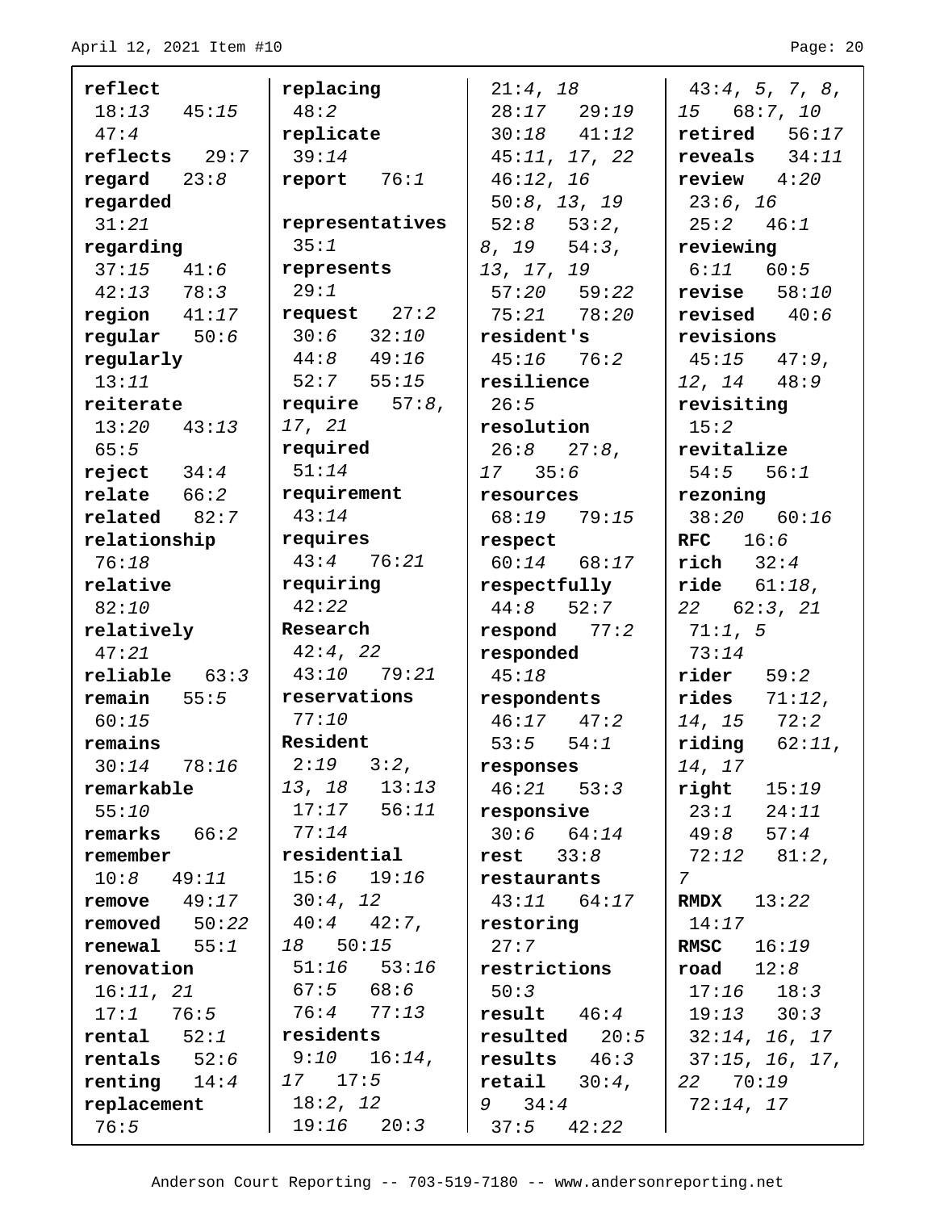**reflect** 18:*13* 45:*15* 47:*4*
**reflects** 29:*7*
**regard** 23:*8*
**regarded** 31:*21*
**regarding** 37:*15* 41:*6* 42:*13* 78:*3*
**region** 41:*17*
**regular** 50:*6*
**regularly** 13:*11*
**reiterate** 13:*20* 43:*13* 65:*5*
**reject** 34:*4*
**relate** 66:*2*
**related** 82:*7*
**relationship** 76:*18*
**relative** 82:*10*
**relatively** 47:*21*
**reliable** 63:*3*
**remain** 55:*5* 60:*15*
**remains** 30:*14* 78:*16*
**remarkable** 55:*10*
**remarks** 66:*2*
**remember** 10:*8* 49:*11*
**remove** 49:*17*
**removed** 50:*22*
**renewal** 55:*1*
**renovation** 16:*11*, *21* 17:*1* 76:*5*
**rental** 52:*1*
**rentals** 52:*6*
**renting** 14:*4*
**replacement** 76:*5*
**replacing** 48:*2*
**replicate** 39:*14*
**report** 76:*1*
**representatives** 35:*1*
**represents** 29:*1*
**request** 27:*2* 30:*6* 32:*10* 44:*8* 49:*16* 52:*7* 55:*15*
**require** 57:*8*, *17*, *21*
**required** 51:*14*
**requirement** 43:*14*
**requires** 43:*4* 76:*21*
**requiring** 42:*22*
**Research** 42:*4*, *22* 43:*10* 79:*21*
**reservations** 77:*10*
**Resident** 2:*19* 3:*2*, *13*, *18* 13:*13* 17:*17* 56:*11* 77:*14*
**residential** 15:*6* 19:*16* 30:*4*, *12* 40:*4* 42:*7*, *18* 50:*15* 51:*16* 53:*16* 67:*5* 68:*6* 76:*4* 77:*13*
**residents** 9:*10* 16:*14*, *17* 17:*5* 18:*2*, *12* 19:*16* 20:*3* 21:*4*, *18* 28:*17* 29:*19* 30:*18* 41:*12* 45:*11*, *17*, *22* 46:*12*, *16* 50:*8*, *13*, *19* 52:*8* 53:*2*, *8*, *19* 54:*3*, *13*, *17*, *19* 57:*20* 59:*22* 75:*21* 78:*20*
**resident's** 45:*16* 76:*2*
**resilience** 26:*5*
**resolution** 26:*8* 27:*8*, *17* 35:*6*
**resources** 68:*19* 79:*15*
**respect** 60:*14* 68:*17*
**respectfully** 44:*8* 52:*7*
**respond** 77:*2*
**responded** 45:*18*
**respondents** 46:*17* 47:*2* 53:*5* 54:*1*
**responses** 46:*21* 53:*3*
**responsive** 30:*6* 64:*14*
**rest** 33:*8*
**restaurants** 43:*11* 64:*17*
**restoring** 27:*7*
**restrictions** 50:*3*
**result** 46:*4*
**resulted** 20:*5*
**results** 46:*3*
**retail** 30:*4*, *9* 34:*4* 37:*5* 42:*22* 43:*4*, *5*, *7*, *8*, *15* 68:*7*, *10*
**retired** 56:*17*
**reveals** 34:*11*
**review** 4:*20* 23:*6*, *16* 25:*2* 46:*1*
**reviewing** 6:*11* 60:*5*
**revise** 58:*10*
**revised** 40:*6*
**revisions** 45:*15* 47:*9*, *12*, *14* 48:*9*
**revisiting** 15:*2*
**revitalize** 54:*5* 56:*1*
**rezoning** 38:*20* 60:*16*
**RFC** 16:*6*
**rich** 32:*4*
**ride** 61:*18*, *22* 62:*3*, *21* 71:*1*, *5* 73:*14*
**rider** 59:*2*
**rides** 71:*12*, *14*, *15* 72:*2*
**riding** 62:*11*, *14*, *17*
**right** 15:*19* 23:*1* 24:*11* 49:*8* 57:*4* 72:*12* 81:*2*, *7*
**RMDX** 13:*22* 14:*17*
**RMSC** 16:*19*
**road** 12:*8* 17:*16* 18:*3* 19:*13* 30:*3* 32:*14*, *16*, *17* 37:*15*, *16*, *17*, *22* 70:*19* 72:*14*, *17*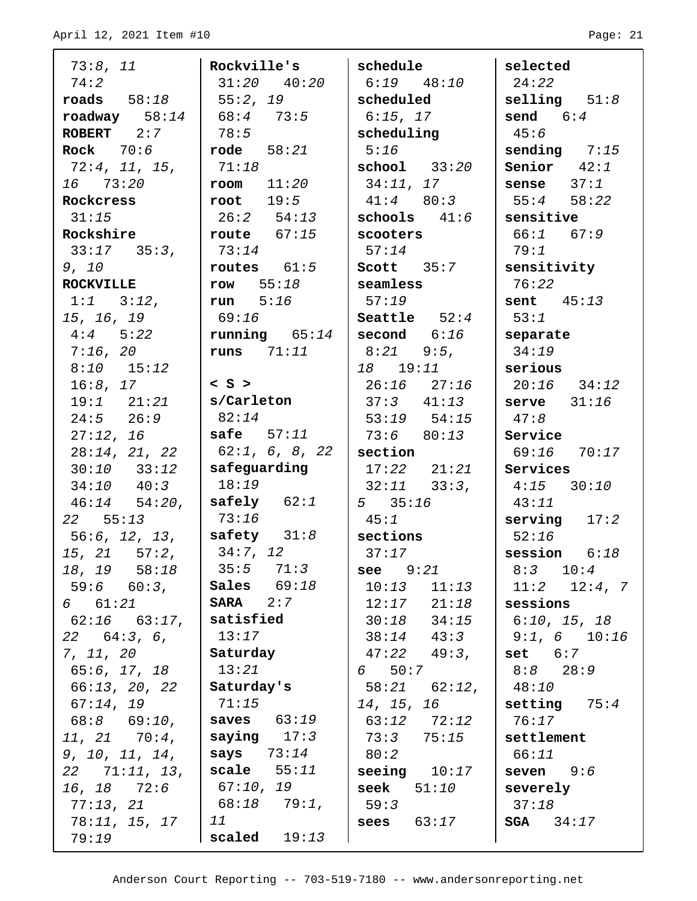73:8, 11
74:2
**roads** 58:18
**roadway** 58:14
**ROBERT** 2:7
**Rock** 70:6
72:4, 11, 15, 16 73:20
**Rockcress**
31:15
**Rockshire**
33:17 35:3, 9, 10
**ROCKVILLE**
1:1 3:12, 15, 16, 19
4:4 5:22
7:16, 20
8:10 15:12
16:8, 17
19:1 21:21
24:5 26:9
27:12, 16
28:14, 21, 22
30:10 33:12
34:10 40:3
46:14 54:20, 22 55:13
56:6, 12, 13, 15, 21 57:2, 18, 19 58:18
59:6 60:3, 6 61:21
62:16 63:17, 22 64:3, 6, 7, 11, 20
65:6, 17, 18
66:13, 20, 22
67:14, 19
68:8 69:10, 11, 21 70:4, 9, 10, 11, 14, 22 71:11, 13, 16, 18 72:6
77:13, 21
78:11, 15, 17
79:19

**Rockville's**
31:20 40:20
55:2, 19
68:4 73:5
78:5
**rode** 58:21
71:18
**room** 11:20
**root** 19:5
26:2 54:13
**route** 67:15
73:14
**routes** 61:5
**row** 55:18
**run** 5:16
69:16
**running** 65:14
**runs** 71:11

**< S >**
**s/Carleton**
82:14
**safe** 57:11
62:1, 6, 8, 22
**safeguarding**
18:19
**safely** 62:1
73:16
**safety** 31:8
34:7, 12
35:5 71:3
**Sales** 69:18
**SARA** 2:7
**satisfied**
13:17
**Saturday**
13:21
**Saturday's**
71:15
**saves** 63:19
**saying** 17:3
**says** 73:14
**scale** 55:11
67:10, 19
68:18 79:1, 11
**scaled** 19:13

**schedule**
6:19 48:10
**scheduled**
6:15, 17
**scheduling**
5:16
**school** 33:20
34:11, 17
41:4 80:3
**schools** 41:6
**scooters**
57:14
**Scott** 35:7
**seamless**
57:19
**Seattle** 52:4
**second** 6:16
8:21 9:5, 18 19:11
26:16 27:16
37:3 41:13
53:19 54:15
73:6 80:13
**section**
17:22 21:21
32:11 33:3, 5 35:16
45:1
**sections**
37:17
**see** 9:21
10:13 11:13
12:17 21:18
30:18 34:15
38:14 43:3
47:22 49:3, 6 50:7
58:21 62:12, 14, 15, 16
63:12 72:12
73:3 75:15
80:2
**seeing** 10:17
**seek** 51:10
59:3
**sees** 63:17

**selected**
24:22
**selling** 51:8
**send** 6:4
45:6
**sending** 7:15
**Senior** 42:1
**sense** 37:1
55:4 58:22
**sensitive**
66:1 67:9
79:1
**sensitivity**
76:22
**sent** 45:13
53:1
**separate**
34:19
**serious**
20:16 34:12
**serve** 31:16
47:8
**Service**
69:16 70:17
**Services**
4:15 30:10
43:11
**serving** 17:2
52:16
**session** 6:18
8:3 10:4
11:2 12:4, 7
**sessions**
6:10, 15, 18
9:1, 6 10:16
**set** 6:7
8:8 28:9
48:10
**setting** 75:4
76:17
**settlement**
66:11
**seven** 9:6
**severely**
37:18
**SGA** 34:17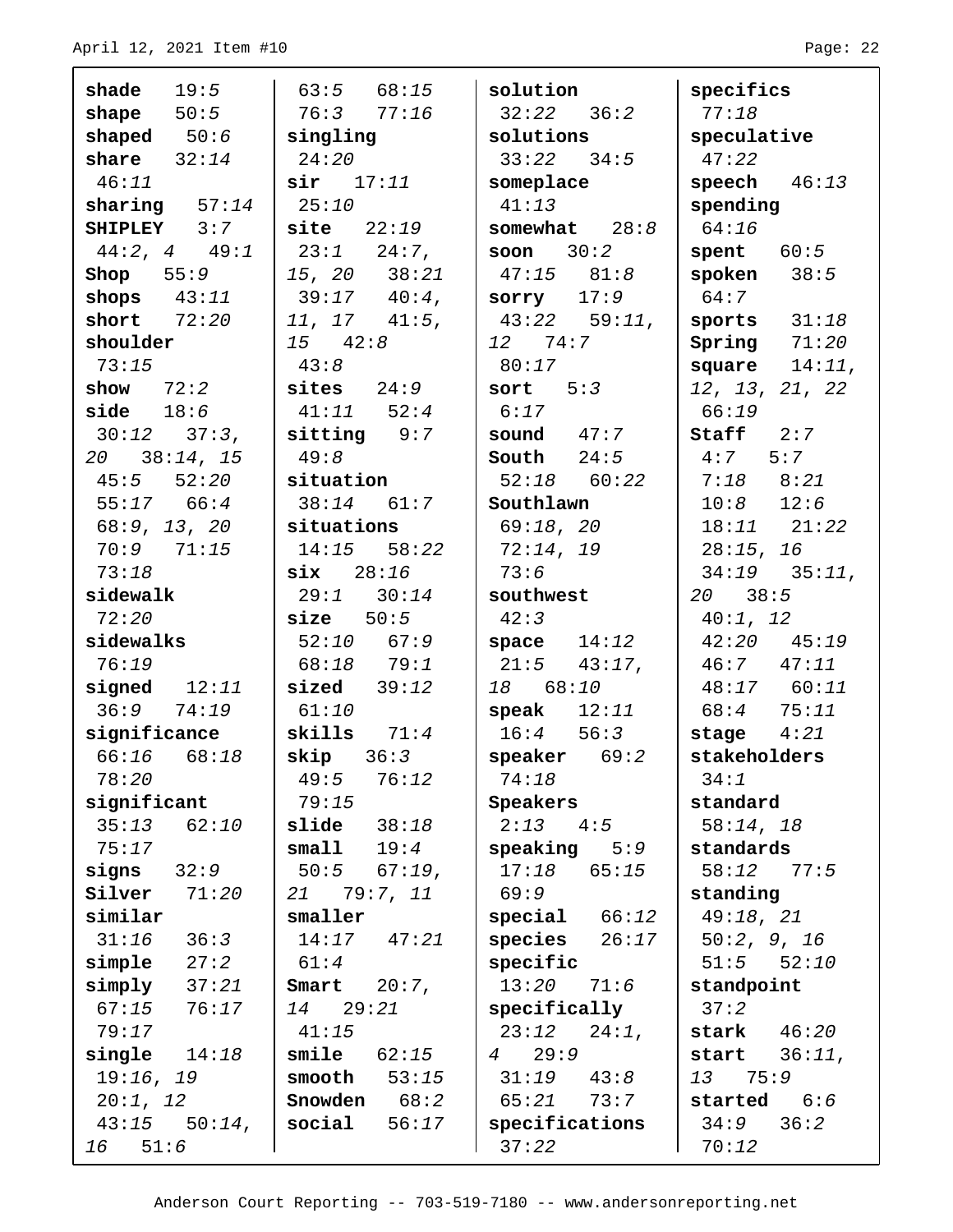**shade** 19:5
**shape** 50:5
**shaped** 50:6
**share** 32:14 46:11
**sharing** 57:14
**SHIPLEY** 3:7 44:2, 4 49:1
**Shop** 55:9
**shops** 43:11
**short** 72:20
**shoulder** 73:15
**show** 72:2
**side** 18:6 30:12 37:3, 20 38:14, 15 45:5 52:20 55:17 66:4 68:9, 13, 20 70:9 71:15 73:18
**sidewalk** 72:20
**sidewalks** 76:19
**signed** 12:11 36:9 74:19
**significance** 66:16 68:18 78:20
**significant** 35:13 62:10 75:17
**signs** 32:9
**Silver** 71:20
**similar** 31:16 36:3
**simple** 27:2
**simply** 37:21 67:15 76:17 79:17
**single** 14:18 19:16, 19 20:1, 12 43:15 50:14, 16 51:6 63:5 68:15 76:3 77:16
**singling** 24:20
**sir** 17:11 25:10
**site** 22:19 23:1 24:7, 15, 20 38:21 39:17 40:4, 11, 17 41:5, 15 42:8 43:8
**sites** 24:9 41:11 52:4
**sitting** 9:7 49:8
**situation** 38:14 61:7
**situations** 14:15 58:22
**six** 28:16 29:1 30:14
**size** 50:5 52:10 67:9 68:18 79:1
**sized** 39:12 61:10
**skills** 71:4
**skip** 36:3 49:5 76:12 79:15
**slide** 38:18
**small** 19:4 50:5 67:19, 21 79:7, 11
**smaller** 14:17 47:21 61:4
**Smart** 20:7, 14 29:21 41:15
**smile** 62:15
**smooth** 53:15
**Snowden** 68:2
**social** 56:17
**solution** 32:22 36:2
**solutions** 33:22 34:5
**someplace** 41:13
**somewhat** 28:8
**soon** 30:2 47:15 81:8
**sorry** 17:9 43:22 59:11, 12 74:7 80:17
**sort** 5:3 6:17
**sound** 47:7
**South** 24:5 52:18 60:22
**Southlawn** 69:18, 20 72:14, 19 73:6
**southwest** 42:3
**space** 14:12 21:5 43:17, 18 68:10
**speak** 12:11 16:4 56:3
**speaker** 69:2 74:18
**Speakers** 2:13 4:5
**speaking** 5:9 17:18 65:15 69:9
**special** 66:12
**species** 26:17
**specific** 13:20 71:6
**specifically** 23:12 24:1, 4 29:9 31:19 43:8 65:21 73:7
**specifications** 37:22
**specifics** 77:18
**speculative** 47:22
**speech** 46:13
**spending** 64:16
**spent** 60:5
**spoken** 38:5 64:7
**sports** 31:18
**Spring** 71:20
**square** 14:11, 12, 13, 21, 22 66:19
**Staff** 2:7 4:7 5:7 7:18 8:21 10:8 12:6 18:11 21:22 28:15, 16 34:19 35:11, 20 38:5 40:1, 12 42:20 45:19 46:7 47:11 48:17 60:11 68:4 75:11
**stage** 4:21
**stakeholders** 34:1
**standard** 58:14, 18
**standards** 58:12 77:5
**standing** 49:18, 21 50:2, 9, 16 51:5 52:10
**standpoint** 37:2
**stark** 46:20
**start** 36:11, 13 75:9
**started** 6:6 34:9 36:2 70:12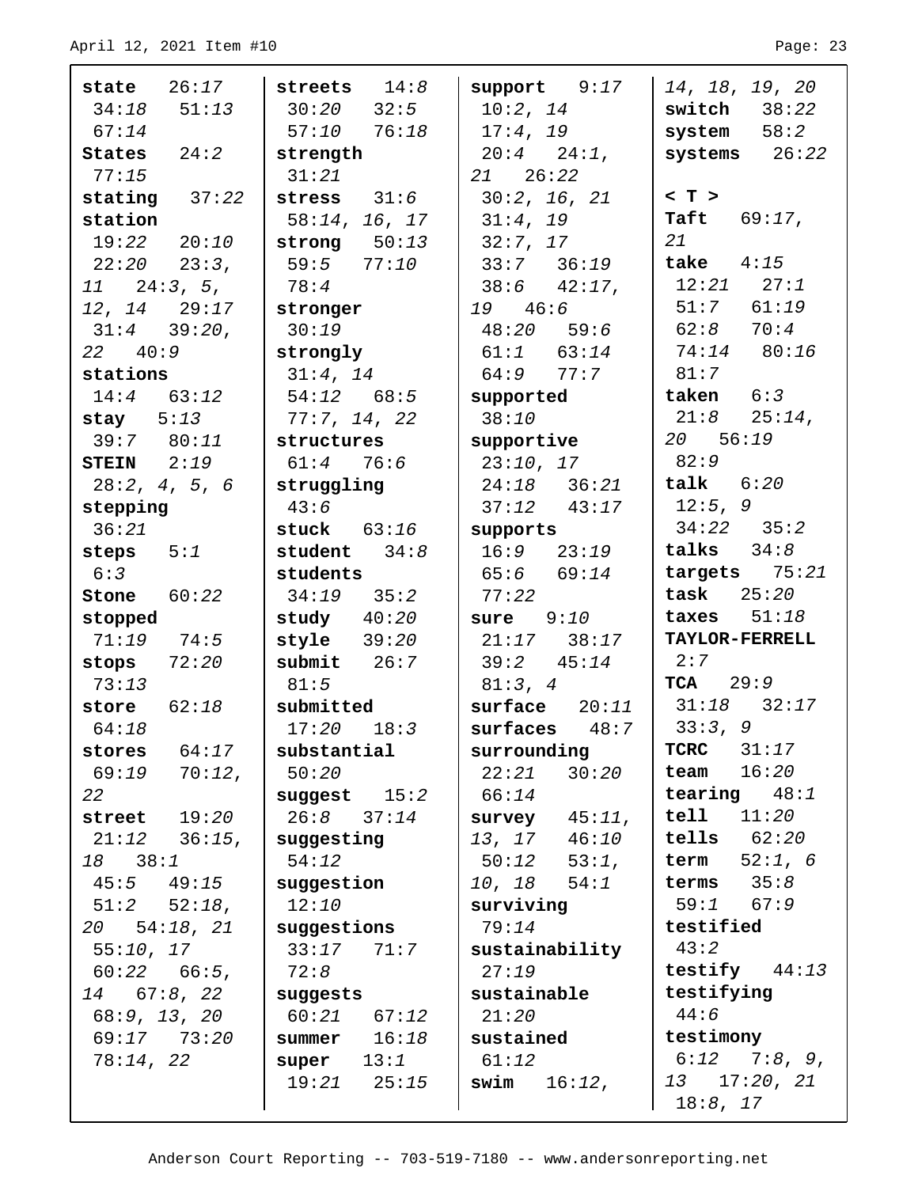**state** 26:*17* 34:*18* 51:*13* 67:*14*
**States** 24:*2* 77:*15*
**stating** 37:*22*
**station** 19:*22* 20:*10* 22:*20* 23:*3*, *11* 24:*3*, *5*, *12*, *14* 29:*17* 31:*4* 39:*20*, *22* 40:*9*
**stations** 14:*4* 63:*12*
**stay** 5:*13* 39:*7* 80:*11*
**STEIN** 2:*19* 28:*2*, *4*, *5*, *6*
**stepping** 36:*21*
**steps** 5:*1* 6:*3*
**Stone** 60:*22*
**stopped** 71:*19* 74:*5*
**stops** 72:*20* 73:*13*
**store** 62:*18* 64:*18*
**stores** 64:*17* 69:*19* 70:*12*, *22*
**street** 19:*20* 21:*12* 36:*15*, *18* 38:*1* 45:*5* 49:*15* 51:*2* 52:*18*, *20* 54:*18*, *21* 55:*10*, *17* 60:*22* 66:*5*, *14* 67:*8*, *22* 68:*9*, *13*, *20* 69:*17* 73:*20* 78:*14*, *22*

**streets** 14:*8* 30:*20* 32:*5* 57:*10* 76:*18*
**strength** 31:*21*
**stress** 31:*6* 58:*14*, *16*, *17*
**strong** 50:*13* 59:*5* 77:*10* 78:*4*
**stronger** 30:*19*
**strongly** 31:*4*, *14* 54:*12* 68:*5* 77:*7*, *14*, *22*
**structures** 61:*4* 76:*6*
**struggling** 43:*6*
**stuck** 63:*16*
**student** 34:*8*
**students** 34:*19* 35:*2*
**study** 40:*20*
**style** 39:*20*
**submit** 26:*7* 81:*5*
**submitted** 17:*20* 18:*3*
**substantial** 50:*20*
**suggest** 15:*2* 26:*8* 37:*14*
**suggesting** 54:*12*
**suggestion** 12:*10*
**suggestions** 33:*17* 71:*7* 72:*8*
**suggests** 60:*21* 67:*12*
**summer** 16:*18*
**super** 13:*1* 19:*21* 25:*15*

**support** 9:*17* 10:*2*, *14* 17:*4*, *19* 20:*4* 24:*1*, *21* 26:*22* 30:*2*, *16*, *21* 31:*4*, *19* 32:*7*, *17* 33:*7* 36:*19* 38:*6* 42:*17*, *19* 46:*6* 48:*20* 59:*6* 61:*1* 63:*14* 64:*9* 77:*7*
**supported** 38:*10*
**supportive** 23:*10*, *17* 24:*18* 36:*21* 37:*12* 43:*17*
**supports** 16:*9* 23:*19* 65:*6* 69:*14* 77:*22*
**sure** 9:*10* 21:*17* 38:*17* 39:*2* 45:*14* 81:*3*, *4*
**surface** 20:*11*
**surfaces** 48:*7*
**surrounding** 22:*21* 30:*20* 66:*14*
**survey** 45:*11*, *13*, *17* 46:*10* 50:*12* 53:*1*, *10*, *18* 54:*1*
**surviving** 79:*14*
**sustainability** 27:*19*
**sustainable** 21:*20*
**sustained** 61:*12*
**swim** 16:*12*, *14*, *18*, *19*, *20*
**switch** 38:*22*
**system** 58:*2*
**systems** 26:*22*

**< T >**
**Taft** 69:*17*, *21*
**take** 4:*15* 12:*21* 27:*1* 51:*7* 61:*19* 62:*8* 70:*4* 74:*14* 80:*16* 81:*7*
**taken** 6:*3* 21:*8* 25:*14*, *20* 56:*19* 82:*9*
**talk** 6:*20* 12:*5*, *9* 34:*22* 35:*2*
**talks** 34:*8*
**targets** 75:*21*
**task** 25:*20*
**taxes** 51:*18*
**TAYLOR-FERRELL** 2:*7*
**TCA** 29:*9* 31:*18* 32:*17* 33:*3*, *9*
**TCRC** 31:*17*
**team** 16:*20*
**tearing** 48:*1*
**tell** 11:*20*
**tells** 62:*20*
**term** 52:*1*, *6*
**terms** 35:*8* 59:*1* 67:*9*
**testified** 43:*2*
**testify** 44:*13*
**testifying** 44:*6*
**testimony** 6:*12* 7:*8*, *9*, *13* 17:*20*, *21* 18:*8*, *17*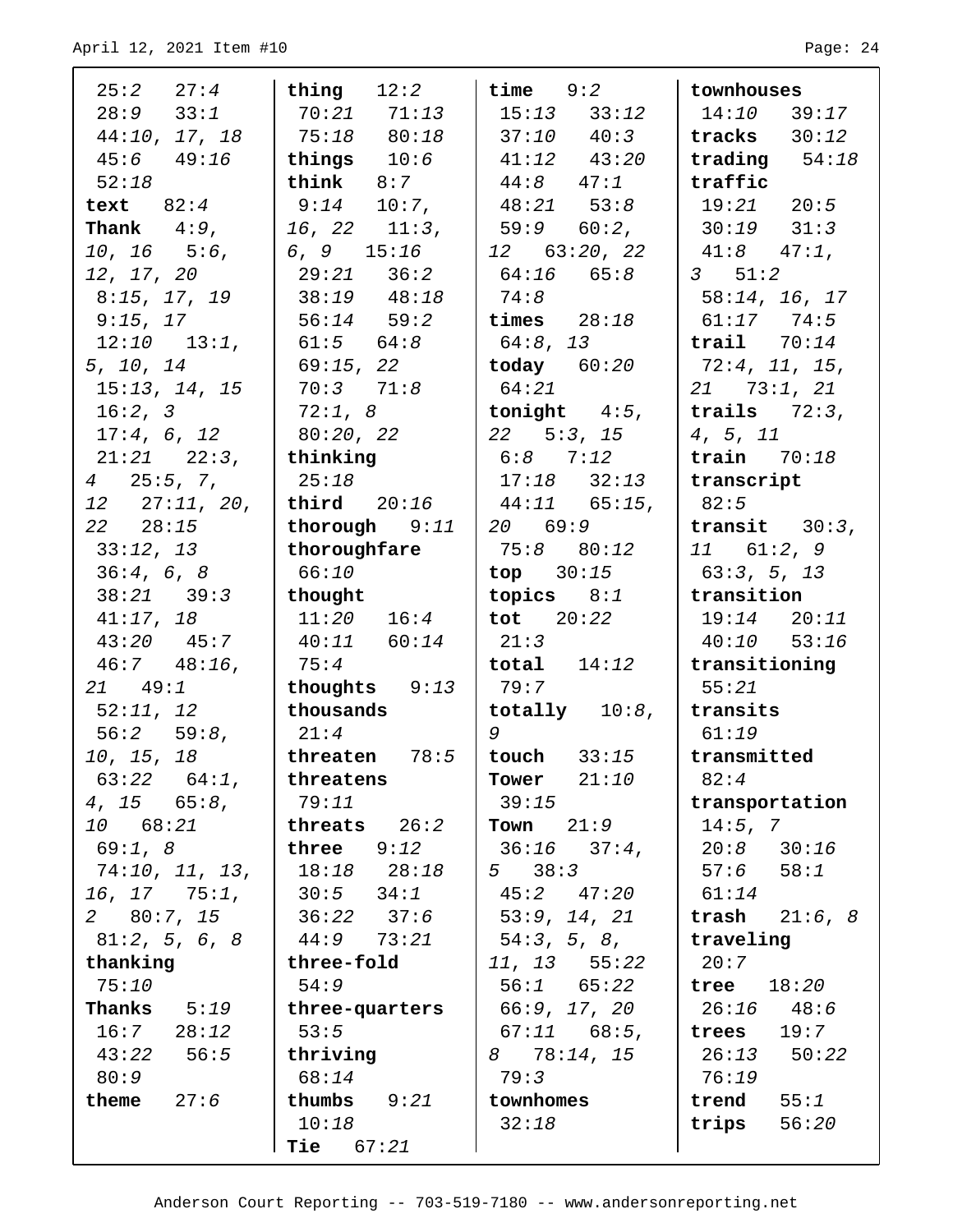25:2 27:4
28:9 33:1
44:10, 17, 18
45:6 49:16
52:18
**text** 82:4
**Thank** 4:9, 10, 16 5:6, 12, 17, 20
8:15, 17, 19
9:15, 17
12:10 13:1, 5, 10, 14
15:13, 14, 15
16:2, 3
17:4, 6, 12
21:21 22:3, 4 25:5, 7, 12 27:11, 20, 22 28:15
33:12, 13
36:4, 6, 8
38:21 39:3
41:17, 18
43:20 45:7
46:7 48:16, 21 49:1
52:11, 12
56:2 59:8, 10, 15, 18
63:22 64:1, 4, 15 65:8, 10 68:21
69:1, 8
74:10, 11, 13, 16, 17 75:1, 2 80:7, 15
81:2, 5, 6, 8
**thanking**
75:10
**Thanks** 5:19
16:7 28:12
43:22 56:5
80:9
**theme** 27:6

**thing** 12:2
70:21 71:13
75:18 80:18
**things** 10:6
**think** 8:7
9:14 10:7, 16, 22 11:3, 6, 9 15:16
29:21 36:2
38:19 48:18
56:14 59:2
61:5 64:8
69:15, 22
70:3 71:8
72:1, 8
80:20, 22
**thinking**
25:18
**third** 20:16
**thorough** 9:11
**thoroughfare**
66:10
**thought**
11:20 16:4
40:11 60:14
75:4
**thoughts** 9:13
**thousands**
21:4
**threaten** 78:5
**threatens**
79:11
**threats** 26:2
**three** 9:12
18:18 28:18
30:5 34:1
36:22 37:6
44:9 73:21
**three-fold**
54:9
**three-quarters**
53:5
**thriving**
68:14
**thumbs** 9:21
10:18
**Tie** 67:21

**time** 9:2
15:13 33:12
37:10 40:3
41:12 43:20
44:8 47:1
48:21 53:8
59:9 60:2, 12 63:20, 22
64:16 65:8
74:8
**times** 28:18
64:8, 13
**today** 60:20
64:21
**tonight** 4:5, 22 5:3, 15
6:8 7:12
17:18 32:13
44:11 65:15, 20 69:9
75:8 80:12
**top** 30:15
**topics** 8:1
**tot** 20:22
21:3
**total** 14:12
79:7
**totally** 10:8, 9
**touch** 33:15
**Tower** 21:10
39:15
**Town** 21:9
36:16 37:4, 5 38:3
45:2 47:20
53:9, 14, 21
54:3, 5, 8, 11, 13 55:22
56:1 65:22
66:9, 17, 20
67:11 68:5, 8 78:14, 15
79:3
**townhomes**
32:18

**townhouses**
14:10 39:17
**tracks** 30:12
**trading** 54:18
**traffic**
19:21 20:5
30:19 31:3
41:8 47:1, 3 51:2
58:14, 16, 17
61:17 74:5
**trail** 70:14
72:4, 11, 15, 21 73:1, 21
**trails** 72:3, 4, 5, 11
**train** 70:18
**transcript**
82:5
**transit** 30:3, 11 61:2, 9
63:3, 5, 13
**transition**
19:14 20:11
40:10 53:16
**transitioning**
55:21
**transits**
61:19
**transmitted**
82:4
**transportation**
14:5, 7
20:8 30:16
57:6 58:1
61:14
**trash** 21:6, 8
**traveling**
20:7
**tree** 18:20
26:16 48:6
**trees** 19:7
26:13 50:22
76:19
**trend** 55:1
**trips** 56:20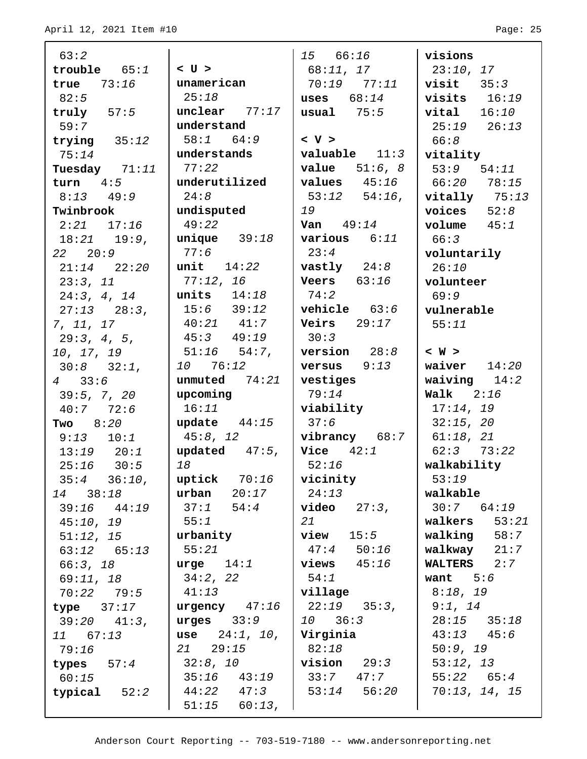63:2
**trouble** 65:1
**true** 73:16
82:5
**truly** 57:5
59:7
**trying** 35:12
75:14
**Tuesday** 71:11
**turn** 4:5
8:13 49:9
**Twinbrook**
2:21 17:16
18:21 19:9, 22 20:9
21:14 22:20
23:3, 11
24:3, 4, 14
27:13 28:3, 7, 11, 17
29:3, 4, 5, 10, 17, 19
30:8 32:1, 4 33:6
39:5, 7, 20
40:7 72:6
**Two** 8:20
9:13 10:1
13:19 20:1
25:16 30:5
35:4 36:10, 14 38:18
39:16 44:19
45:10, 19
51:12, 15
63:12 65:13
66:3, 18
69:11, 18
70:22 79:5
**type** 37:17
39:20 41:3, 11 67:13
79:16
**types** 57:4
60:15
**typical** 52:2

**< U >**
**unamerican**
25:18
**unclear** 77:17
**understand**
58:1 64:9
**understands**
77:22
**underutilized**
24:8
**undisputed**
49:22
**unique** 39:18
77:6
**unit** 14:22
77:12, 16
**units** 14:18
15:6 39:12
40:21 41:7
45:3 49:19
51:16 54:7, 10 76:12
**unmuted** 74:21
**upcoming**
16:11
**update** 44:15
45:8, 12
**updated** 47:5, 18
**uptick** 70:16
**urban** 20:17
37:1 54:4
55:1
**urbanity**
55:21
**urge** 14:1
34:2, 22
41:13
**urgency** 47:16
**urges** 33:9
**use** 24:1, 10, 21 29:15
32:8, 10
35:16 43:19
44:22 47:3
51:15 60:13, 15 66:16
68:11, 17
70:19 77:11
**uses** 68:14
**usual** 75:5

**< V >**
**valuable** 11:3
**value** 51:6, 8
**values** 45:16
53:12 54:16, 19
**Van** 49:14
**various** 6:11
23:4
**vastly** 24:8
**Veers** 63:16
74:2
**vehicle** 63:6
**Veirs** 29:17
30:3
**version** 28:8
**versus** 9:13
**vestiges**
79:14
**viability**
37:6
**vibrancy** 68:7
**Vice** 42:1
52:16
**vicinity**
24:13
**video** 27:3, 21
**view** 15:5
47:4 50:16
**views** 45:16
54:1
**village**
22:19 35:3, 10 36:3
**Virginia**
82:18
**vision** 29:3
33:7 47:7
53:14 56:20
**visions**
23:10, 17
**visit** 35:3
**visits** 16:19
**vital** 16:10
25:19 26:13
66:8
**vitality**
53:9 54:11
66:20 78:15
**vitally** 75:13
**voices** 52:8
**volume** 45:1
66:3
**voluntarily**
26:10
**volunteer**
69:9
**vulnerable**
55:11

**< W >**
**waiver** 14:20
**waiving** 14:2
**Walk** 2:16
17:14, 19
32:15, 20
61:18, 21
62:3 73:22
**walkability**
53:19
**walkable**
30:7 64:19
**walkers** 53:21
**walking** 58:7
**walkway** 21:7
**WALTERS** 2:7
**want** 5:6
8:18, 19
9:1, 14
28:15 35:18
43:13 45:6
50:9, 19
53:12, 13
55:22 65:4
70:13, 14, 15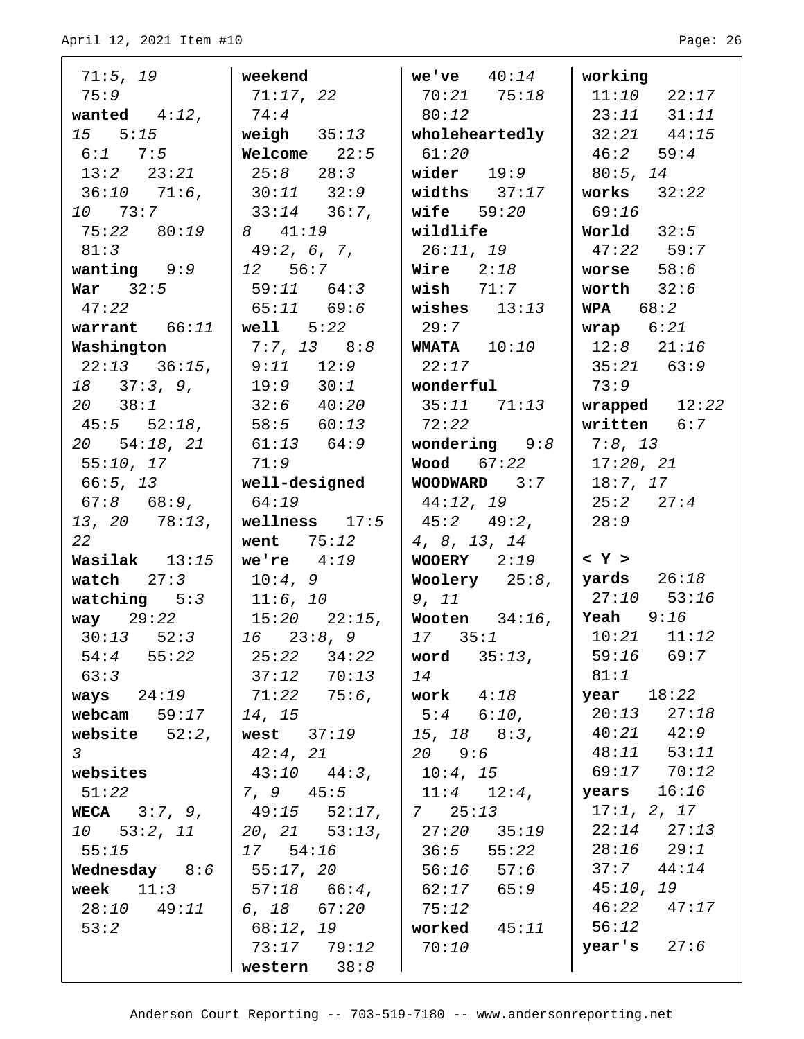71:5, 19
75:9
**wanted** 4:12, 15 5:15 6:1 7:5 13:2 23:21 36:10 71:6, 10 73:7 75:22 80:19 81:3
**wanting** 9:9
**War** 32:5 47:22
**warrant** 66:11
**Washington** 22:13 36:15, 18 37:3, 9, 20 38:1 45:5 52:18, 20 54:18, 21 55:10, 17 66:5, 13 67:8 68:9, 13, 20 78:13, 22
**Wasilak** 13:15
**watch** 27:3
**watching** 5:3
**way** 29:22 30:13 52:3 54:4 55:22 63:3
**ways** 24:19
**webcam** 59:17
**website** 52:2, 3
**websites** 51:22
**WECA** 3:7, 9, 10 53:2, 11 55:15
**Wednesday** 8:6
**week** 11:3 28:10 49:11 53:2

**weekend** 71:17, 22 74:4
**weigh** 35:13
**Welcome** 22:5 25:8 28:3 30:11 32:9 33:14 36:7, 8 41:19 49:2, 6, 7, 12 56:7 59:11 64:3 65:11 69:6
**well** 5:22 7:7, 13 8:8 9:11 12:9 19:9 30:1 32:6 40:20 58:5 60:13 61:13 64:9 71:9
**well-designed** 64:19
**wellness** 17:5
**went** 75:12
**we're** 4:19 10:4, 9 11:6, 10 15:20 22:15, 16 23:8, 9 25:22 34:22 37:12 70:13 71:22 75:6, 14, 15
**west** 37:19 42:4, 21 43:10 44:3, 7, 9 45:5 49:15 52:17, 20, 21 53:13, 17 54:16 55:17, 20 57:18 66:4, 6, 18 67:20 68:12, 19 73:17 79:12
**western** 38:8

**we've** 40:14 70:21 75:18 80:12
**wholeheartedly** 61:20
**wider** 19:9
**widths** 37:17
**wife** 59:20
**wildlife** 26:11, 19
**Wire** 2:18
**wish** 71:7
**wishes** 13:13 29:7
**WMATA** 10:10 22:17
**wonderful** 35:11 71:13 72:22
**wondering** 9:8
**Wood** 67:22
**WOODWARD** 3:7 44:12, 19 45:2 49:2, 4, 8, 13, 14
**WOOERY** 2:19
**Woolery** 25:8, 9, 11
**Wooten** 34:16, 17 35:1
**word** 35:13, 14
**work** 4:18 5:4 6:10, 15, 18 8:3, 20 9:6 10:4, 15 11:4 12:4, 7 25:13 27:20 35:19 36:5 55:22 56:16 57:6 62:17 65:9 75:12
**worked** 45:11 70:10

**working** 11:10 22:17 23:11 31:11 32:21 44:15 46:2 59:4 80:5, 14
**works** 32:22 69:16
**World** 32:5 47:22 59:7
**worse** 58:6
**worth** 32:6
**WPA** 68:2
**wrap** 6:21 12:8 21:16 35:21 63:9 73:9
**wrapped** 12:22
**written** 6:7 7:8, 13 17:20, 21 18:7, 17 25:2 27:4 28:9

**< Y >**
**yards** 26:18 27:10 53:16
**Yeah** 9:16 10:21 11:12 59:16 69:7 81:1
**year** 18:22 20:13 27:18 40:21 42:9 48:11 53:11 69:17 70:12
**years** 16:16 17:1, 2, 17 22:14 27:13 28:16 29:1 37:7 44:14 45:10, 19 46:22 47:17 56:12
**year's** 27:6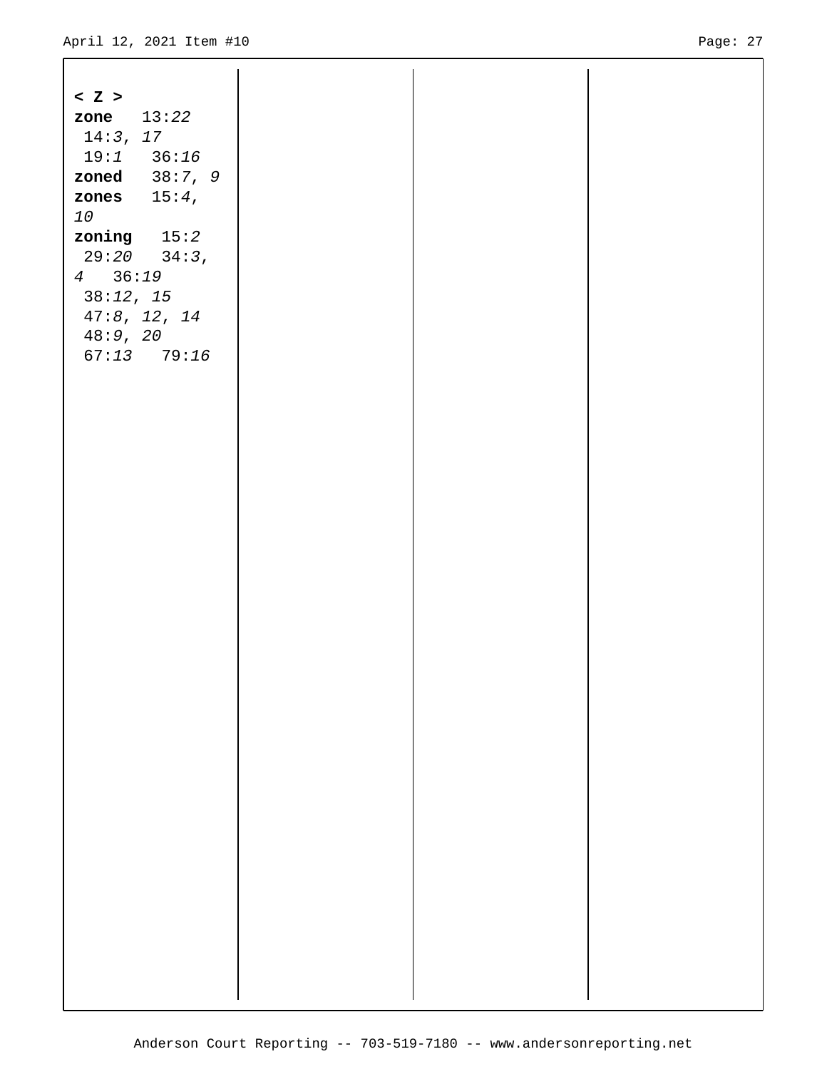**< Z >**

**zone** 13:*22* 14:*3*, *17* 19:*1* 36:*16*

**zoned** 38:*7*, *9*

**zones** 15:*4*, *10*

**zoning** 15:*2* 29:*20* 34:*3*, *4* 36:*19* 38:*12*, *15* 47:*8*, *12*, *14* 48:*9*, *20* 67:*13* 79:*16*